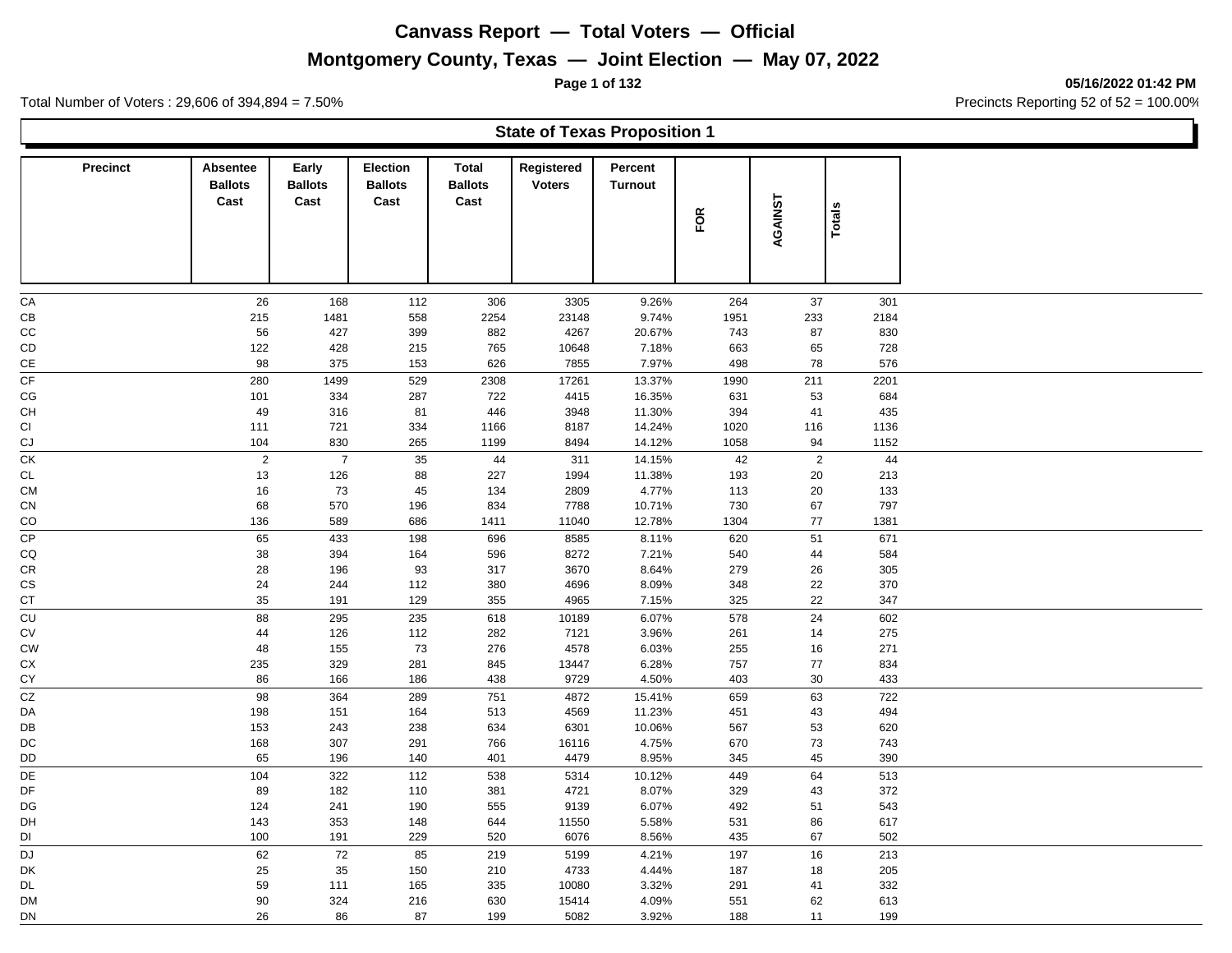# Canvass Report — Total Voters — Official

## Montgomery County, Texas — Joint Election — May 07, 2022

05/16/2022 01:42 PM

Total Number of Voters : 29,606 of 394,894 = 7.50%

Precincts Reporting 52 of 52 = 100.00%

### State of Texas Proposition 1

| Precinct | Absentee Ballots Cast | Early Ballots Cast | Election Ballots Cast | Total Ballots Cast | Registered Voters | Percent Turnout | FOR | AGAINST | Totals |
|---|---|---|---|---|---|---|---|---|---|
| CA | 26 | 168 | 112 | 306 | 3305 | 9.26% | 264 | 37 | 301 |
| CB | 215 | 1481 | 558 | 2254 | 23148 | 9.74% | 1951 | 233 | 2184 |
| CC | 56 | 427 | 399 | 882 | 4267 | 20.67% | 743 | 87 | 830 |
| CD | 122 | 428 | 215 | 765 | 10648 | 7.18% | 663 | 65 | 728 |
| CE | 98 | 375 | 153 | 626 | 7855 | 7.97% | 498 | 78 | 576 |
| CF | 280 | 1499 | 529 | 2308 | 17261 | 13.37% | 1990 | 211 | 2201 |
| CG | 101 | 334 | 287 | 722 | 4415 | 16.35% | 631 | 53 | 684 |
| CH | 49 | 316 | 81 | 446 | 3948 | 11.30% | 394 | 41 | 435 |
| CI | 111 | 721 | 334 | 1166 | 8187 | 14.24% | 1020 | 116 | 1136 |
| CJ | 104 | 830 | 265 | 1199 | 8494 | 14.12% | 1058 | 94 | 1152 |
| CK | 2 | 7 | 35 | 44 | 311 | 14.15% | 42 | 2 | 44 |
| CL | 13 | 126 | 88 | 227 | 1994 | 11.38% | 193 | 20 | 213 |
| CM | 16 | 73 | 45 | 134 | 2809 | 4.77% | 113 | 20 | 133 |
| CN | 68 | 570 | 196 | 834 | 7788 | 10.71% | 730 | 67 | 797 |
| CO | 136 | 589 | 686 | 1411 | 11040 | 12.78% | 1304 | 77 | 1381 |
| CP | 65 | 433 | 198 | 696 | 8585 | 8.11% | 620 | 51 | 671 |
| CQ | 38 | 394 | 164 | 596 | 8272 | 7.21% | 540 | 44 | 584 |
| CR | 28 | 196 | 93 | 317 | 3670 | 8.64% | 279 | 26 | 305 |
| CS | 24 | 244 | 112 | 380 | 4696 | 8.09% | 348 | 22 | 370 |
| CT | 35 | 191 | 129 | 355 | 4965 | 7.15% | 325 | 22 | 347 |
| CU | 88 | 295 | 235 | 618 | 10189 | 6.07% | 578 | 24 | 602 |
| CV | 44 | 126 | 112 | 282 | 7121 | 3.96% | 261 | 14 | 275 |
| CW | 48 | 155 | 73 | 276 | 4578 | 6.03% | 255 | 16 | 271 |
| CX | 235 | 329 | 281 | 845 | 13447 | 6.28% | 757 | 77 | 834 |
| CY | 86 | 166 | 186 | 438 | 9729 | 4.50% | 403 | 30 | 433 |
| CZ | 98 | 364 | 289 | 751 | 4872 | 15.41% | 659 | 63 | 722 |
| DA | 198 | 151 | 164 | 513 | 4569 | 11.23% | 451 | 43 | 494 |
| DB | 153 | 243 | 238 | 634 | 6301 | 10.06% | 567 | 53 | 620 |
| DC | 168 | 307 | 291 | 766 | 16116 | 4.75% | 670 | 73 | 743 |
| DD | 65 | 196 | 140 | 401 | 4479 | 8.95% | 345 | 45 | 390 |
| DE | 104 | 322 | 112 | 538 | 5314 | 10.12% | 449 | 64 | 513 |
| DF | 89 | 182 | 110 | 381 | 4721 | 8.07% | 329 | 43 | 372 |
| DG | 124 | 241 | 190 | 555 | 9139 | 6.07% | 492 | 51 | 543 |
| DH | 143 | 353 | 148 | 644 | 11550 | 5.58% | 531 | 86 | 617 |
| DI | 100 | 191 | 229 | 520 | 6076 | 8.56% | 435 | 67 | 502 |
| DJ | 62 | 72 | 85 | 219 | 5199 | 4.21% | 197 | 16 | 213 |
| DK | 25 | 35 | 150 | 210 | 4733 | 4.44% | 187 | 18 | 205 |
| DL | 59 | 111 | 165 | 335 | 10080 | 3.32% | 291 | 41 | 332 |
| DM | 90 | 324 | 216 | 630 | 15414 | 4.09% | 551 | 62 | 613 |
| DN | 26 | 86 | 87 | 199 | 5082 | 3.92% | 188 | 11 | 199 |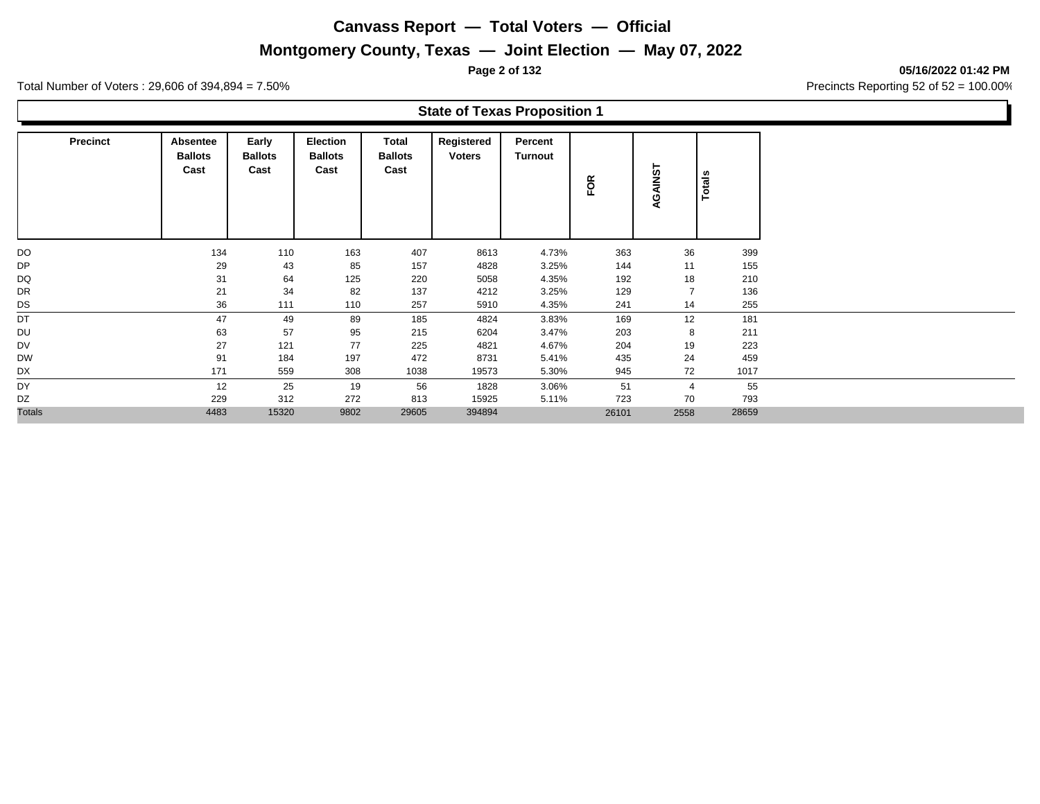# Canvass Report — Total Voters — Official

## Montgomery County, Texas — Joint Election — May 07, 2022

**05/16/2022 01:42 PM**

Total Number of Voters : 29,606 of 394,894 = 7.50%

Precincts Reporting 52 of 52 = 100.00%

### State of Texas Proposition 1

| Precinct | Absentee Ballots Cast | Early Ballots Cast | Election Ballots Cast | Total Ballots Cast | Registered Voters | Percent Turnout | FOR | AGAINST | Totals |
|---|---|---|---|---|---|---|---|---|---|
| DO | 134 | 110 | 163 | 407 | 8613 | 4.73% | 363 | 36 | 399 |
| DP | 29 | 43 | 85 | 157 | 4828 | 3.25% | 144 | 11 | 155 |
| DQ | 31 | 64 | 125 | 220 | 5058 | 4.35% | 192 | 18 | 210 |
| DR | 21 | 34 | 82 | 137 | 4212 | 3.25% | 129 | 7 | 136 |
| DS | 36 | 111 | 110 | 257 | 5910 | 4.35% | 241 | 14 | 255 |
| DT | 47 | 49 | 89 | 185 | 4824 | 3.83% | 169 | 12 | 181 |
| DU | 63 | 57 | 95 | 215 | 6204 | 3.47% | 203 | 8 | 211 |
| DV | 27 | 121 | 77 | 225 | 4821 | 4.67% | 204 | 19 | 223 |
| DW | 91 | 184 | 197 | 472 | 8731 | 5.41% | 435 | 24 | 459 |
| DX | 171 | 559 | 308 | 1038 | 19573 | 5.30% | 945 | 72 | 1017 |
| DY | 12 | 25 | 19 | 56 | 1828 | 3.06% | 51 | 4 | 55 |
| DZ | 229 | 312 | 272 | 813 | 15925 | 5.11% | 723 | 70 | 793 |
| Totals | 4483 | 15320 | 9802 | 29605 | 394894 | | 26101 | 2558 | 28659 |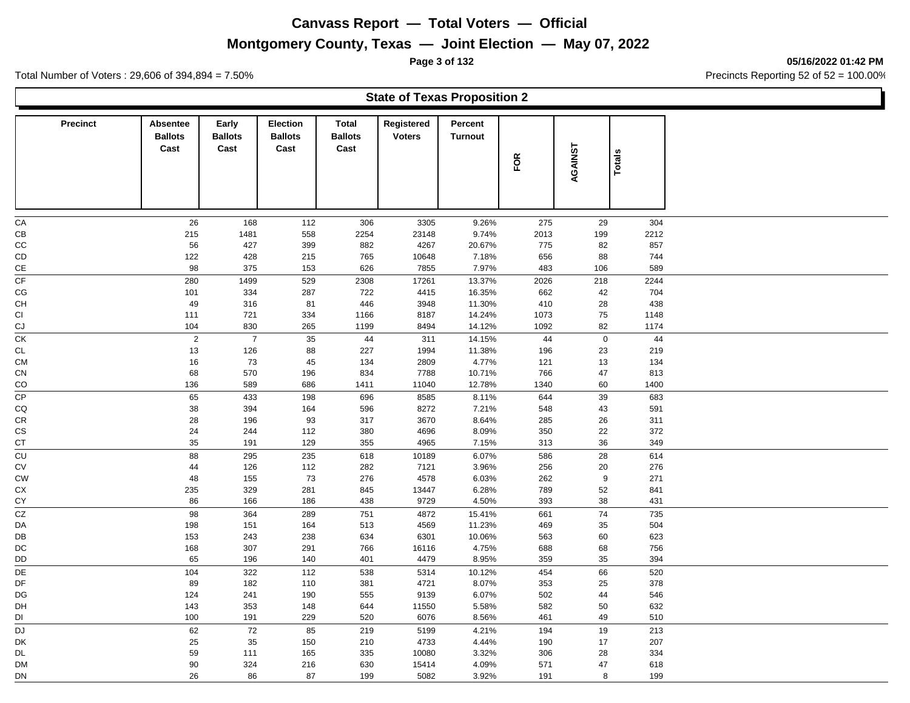# Canvass Report — Total Voters — Official

## Montgomery County, Texas — Joint Election — May 07, 2022

05/16/2022 01:42 PM

Total Number of Voters : 29,606 of 394,894 = 7.50%

Precincts Reporting 52 of 52 = 100.00%

### State of Texas Proposition 2

| Precinct | Absentee Ballots Cast | Early Ballots Cast | Election Ballots Cast | Total Ballots Cast | Registered Voters | Percent Turnout | FOR | AGAINST | Totals |
|---|---|---|---|---|---|---|---|---|---|
| CA | 26 | 168 | 112 | 306 | 3305 | 9.26% | 275 | 29 | 304 |
| CB | 215 | 1481 | 558 | 2254 | 23148 | 9.74% | 2013 | 199 | 2212 |
| CC | 56 | 427 | 399 | 882 | 4267 | 20.67% | 775 | 82 | 857 |
| CD | 122 | 428 | 215 | 765 | 10648 | 7.18% | 656 | 88 | 744 |
| CE | 98 | 375 | 153 | 626 | 7855 | 7.97% | 483 | 106 | 589 |
| CF | 280 | 1499 | 529 | 2308 | 17261 | 13.37% | 2026 | 218 | 2244 |
| CG | 101 | 334 | 287 | 722 | 4415 | 16.35% | 662 | 42 | 704 |
| CH | 49 | 316 | 81 | 446 | 3948 | 11.30% | 410 | 28 | 438 |
| CI | 111 | 721 | 334 | 1166 | 8187 | 14.24% | 1073 | 75 | 1148 |
| CJ | 104 | 830 | 265 | 1199 | 8494 | 14.12% | 1092 | 82 | 1174 |
| CK | 2 | 7 | 35 | 44 | 311 | 14.15% | 44 | 0 | 44 |
| CL | 13 | 126 | 88 | 227 | 1994 | 11.38% | 196 | 23 | 219 |
| CM | 16 | 73 | 45 | 134 | 2809 | 4.77% | 121 | 13 | 134 |
| CN | 68 | 570 | 196 | 834 | 7788 | 10.71% | 766 | 47 | 813 |
| CO | 136 | 589 | 686 | 1411 | 11040 | 12.78% | 1340 | 60 | 1400 |
| CP | 65 | 433 | 198 | 696 | 8585 | 8.11% | 644 | 39 | 683 |
| CQ | 38 | 394 | 164 | 596 | 8272 | 7.21% | 548 | 43 | 591 |
| CR | 28 | 196 | 93 | 317 | 3670 | 8.64% | 285 | 26 | 311 |
| CS | 24 | 244 | 112 | 380 | 4696 | 8.09% | 350 | 22 | 372 |
| CT | 35 | 191 | 129 | 355 | 4965 | 7.15% | 313 | 36 | 349 |
| CU | 88 | 295 | 235 | 618 | 10189 | 6.07% | 586 | 28 | 614 |
| CV | 44 | 126 | 112 | 282 | 7121 | 3.96% | 256 | 20 | 276 |
| CW | 48 | 155 | 73 | 276 | 4578 | 6.03% | 262 | 9 | 271 |
| CX | 235 | 329 | 281 | 845 | 13447 | 6.28% | 789 | 52 | 841 |
| CY | 86 | 166 | 186 | 438 | 9729 | 4.50% | 393 | 38 | 431 |
| CZ | 98 | 364 | 289 | 751 | 4872 | 15.41% | 661 | 74 | 735 |
| DA | 198 | 151 | 164 | 513 | 4569 | 11.23% | 469 | 35 | 504 |
| DB | 153 | 243 | 238 | 634 | 6301 | 10.06% | 563 | 60 | 623 |
| DC | 168 | 307 | 291 | 766 | 16116 | 4.75% | 688 | 68 | 756 |
| DD | 65 | 196 | 140 | 401 | 4479 | 8.95% | 359 | 35 | 394 |
| DE | 104 | 322 | 112 | 538 | 5314 | 10.12% | 454 | 66 | 520 |
| DF | 89 | 182 | 110 | 381 | 4721 | 8.07% | 353 | 25 | 378 |
| DG | 124 | 241 | 190 | 555 | 9139 | 6.07% | 502 | 44 | 546 |
| DH | 143 | 353 | 148 | 644 | 11550 | 5.58% | 582 | 50 | 632 |
| DI | 100 | 191 | 229 | 520 | 6076 | 8.56% | 461 | 49 | 510 |
| DJ | 62 | 72 | 85 | 219 | 5199 | 4.21% | 194 | 19 | 213 |
| DK | 25 | 35 | 150 | 210 | 4733 | 4.44% | 190 | 17 | 207 |
| DL | 59 | 111 | 165 | 335 | 10080 | 3.32% | 306 | 28 | 334 |
| DM | 90 | 324 | 216 | 630 | 15414 | 4.09% | 571 | 47 | 618 |
| DN | 26 | 86 | 87 | 199 | 5082 | 3.92% | 191 | 8 | 199 |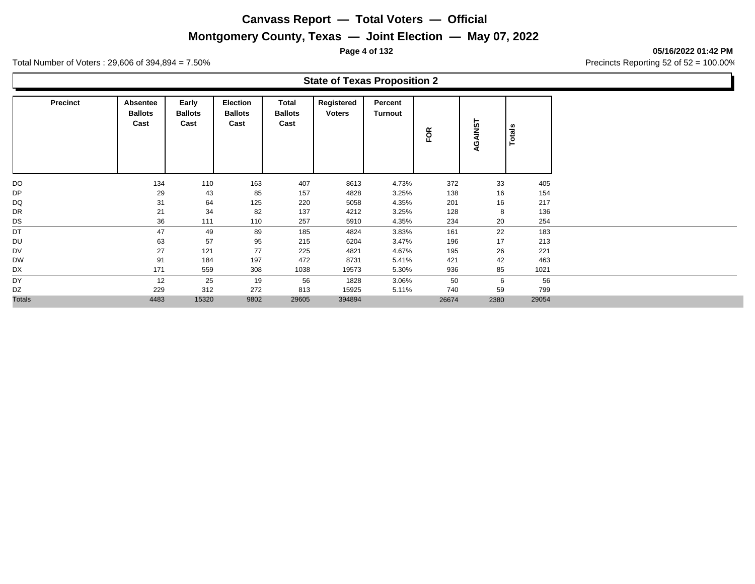# Canvass Report — Total Voters — Official

## Montgomery County, Texas — Joint Election — May 07, 2022

05/16/2022 01:42 PM

Total Number of Voters : 29,606 of 394,894 = 7.50%

Precincts Reporting 52 of 52 = 100.00%

### State of Texas Proposition 2

| Precinct | Absentee Ballots Cast | Early Ballots Cast | Election Ballots Cast | Total Ballots Cast | Registered Voters | Percent Turnout | FOR | AGAINST | Totals |
|---|---|---|---|---|---|---|---|---|---|
| DO | 134 | 110 | 163 | 407 | 8613 | 4.73% | 372 | 33 | 405 |
| DP | 29 | 43 | 85 | 157 | 4828 | 3.25% | 138 | 16 | 154 |
| DQ | 31 | 64 | 125 | 220 | 5058 | 4.35% | 201 | 16 | 217 |
| DR | 21 | 34 | 82 | 137 | 4212 | 3.25% | 128 | 8 | 136 |
| DS | 36 | 111 | 110 | 257 | 5910 | 4.35% | 234 | 20 | 254 |
| DT | 47 | 49 | 89 | 185 | 4824 | 3.83% | 161 | 22 | 183 |
| DU | 63 | 57 | 95 | 215 | 6204 | 3.47% | 196 | 17 | 213 |
| DV | 27 | 121 | 77 | 225 | 4821 | 4.67% | 195 | 26 | 221 |
| DW | 91 | 184 | 197 | 472 | 8731 | 5.41% | 421 | 42 | 463 |
| DX | 171 | 559 | 308 | 1038 | 19573 | 5.30% | 936 | 85 | 1021 |
| DY | 12 | 25 | 19 | 56 | 1828 | 3.06% | 50 | 6 | 56 |
| DZ | 229 | 312 | 272 | 813 | 15925 | 5.11% | 740 | 59 | 799 |
| Totals | 4483 | 15320 | 9802 | 29605 | 394894 | | 26674 | 2380 | 29054 |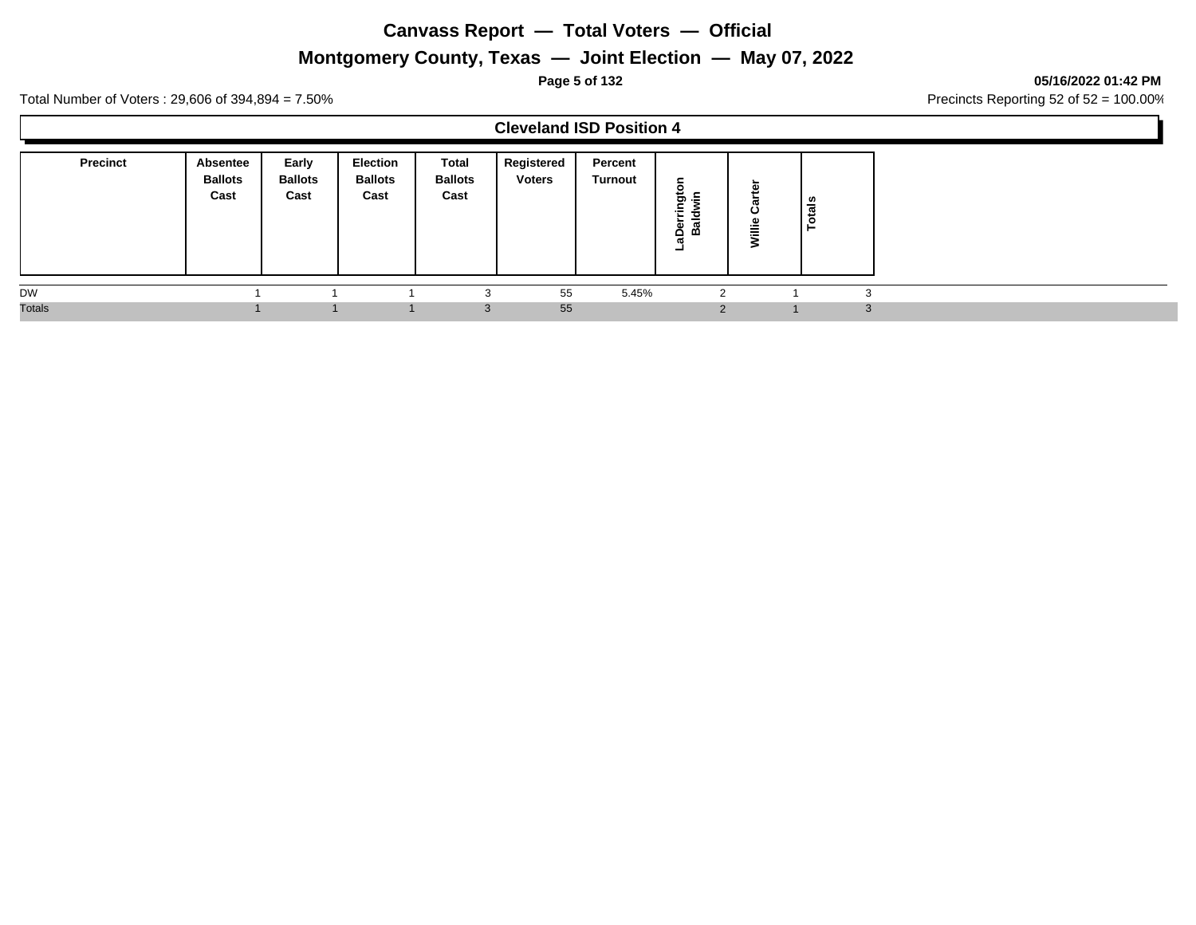# Canvass Report — Total Voters — Official

## Montgomery County, Texas — Joint Election — May 07, 2022

05/16/2022 01:42 PM

Total Number of Voters : 29,606 of 394,894 = 7.50%

Precincts Reporting 52 of 52 = 100.00%

### Cleveland ISD Position 4

| Precinct | Absentee Ballots Cast | Early Ballots Cast | Election Ballots Cast | Total Ballots Cast | Registered Voters | Percent Turnout | LaDerrington Baldwin | Willie Carter | Totals |
|---|---|---|---|---|---|---|---|---|---|
| DW | 1 | 1 | 1 | 3 | 55 | 5.45% | 2 | 1 | 3 |
| Totals | 1 | 1 | 1 | 3 | 55 | | 2 | 1 | 3 |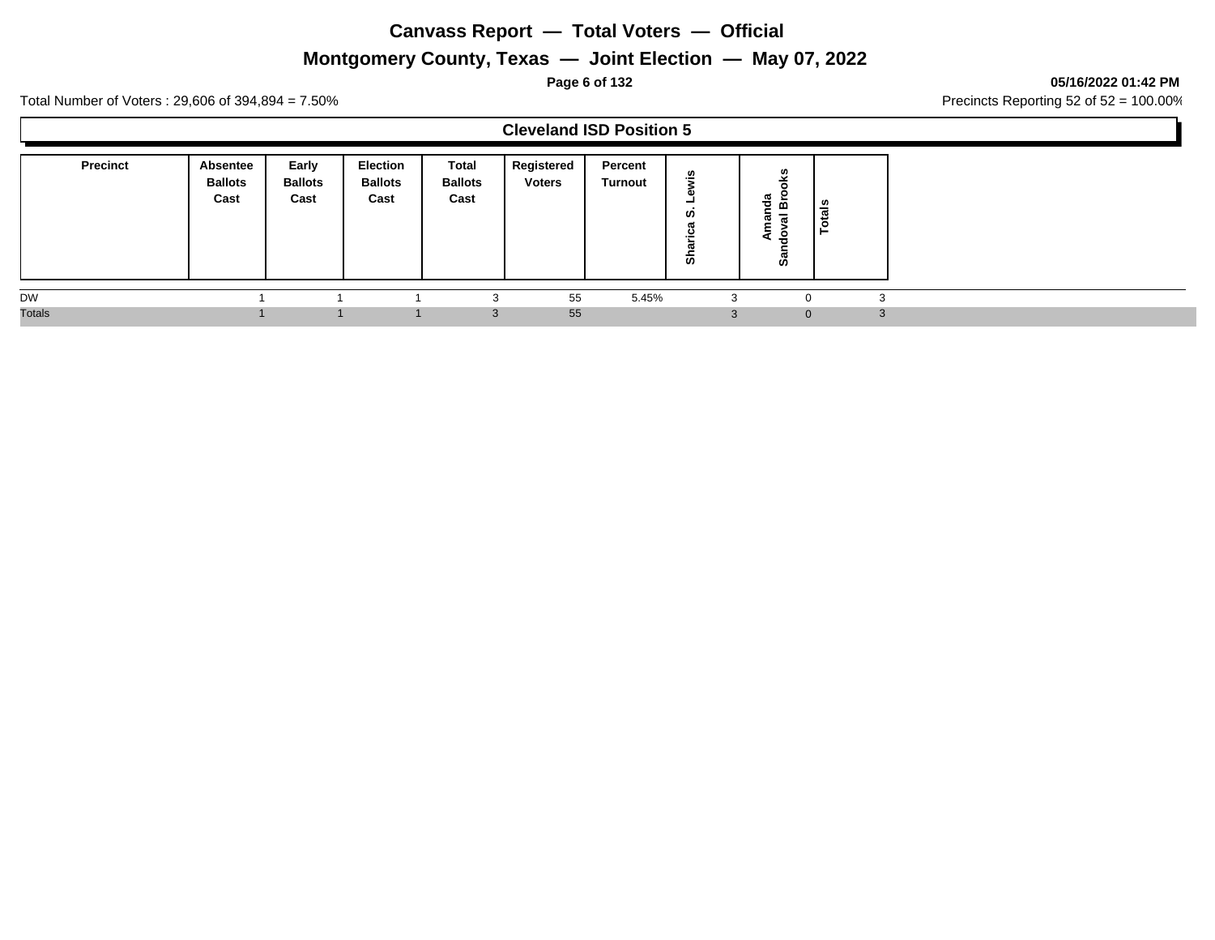# Canvass Report — Total Voters — Official

## Montgomery County, Texas — Joint Election — May 07, 2022

05/16/2022 01:42 PM

Total Number of Voters : 29,606 of 394,894 = 7.50%

Precincts Reporting 52 of 52 = 100.00%

### Cleveland ISD Position 5

| Precinct | Absentee Ballots Cast | Early Ballots Cast | Election Ballots Cast | Total Ballots Cast | Registered Voters | Percent Turnout | Sharica S. Lewis | Amanda Sandoval Brooks | Totals |
|---|---|---|---|---|---|---|---|---|---|
| DW | 1 | 1 | 1 | 3 | 55 | 5.45% | 3 | 0 | 3 |
| Totals | 1 | 1 | 1 | 3 | 55 | | 3 | 0 | 3 |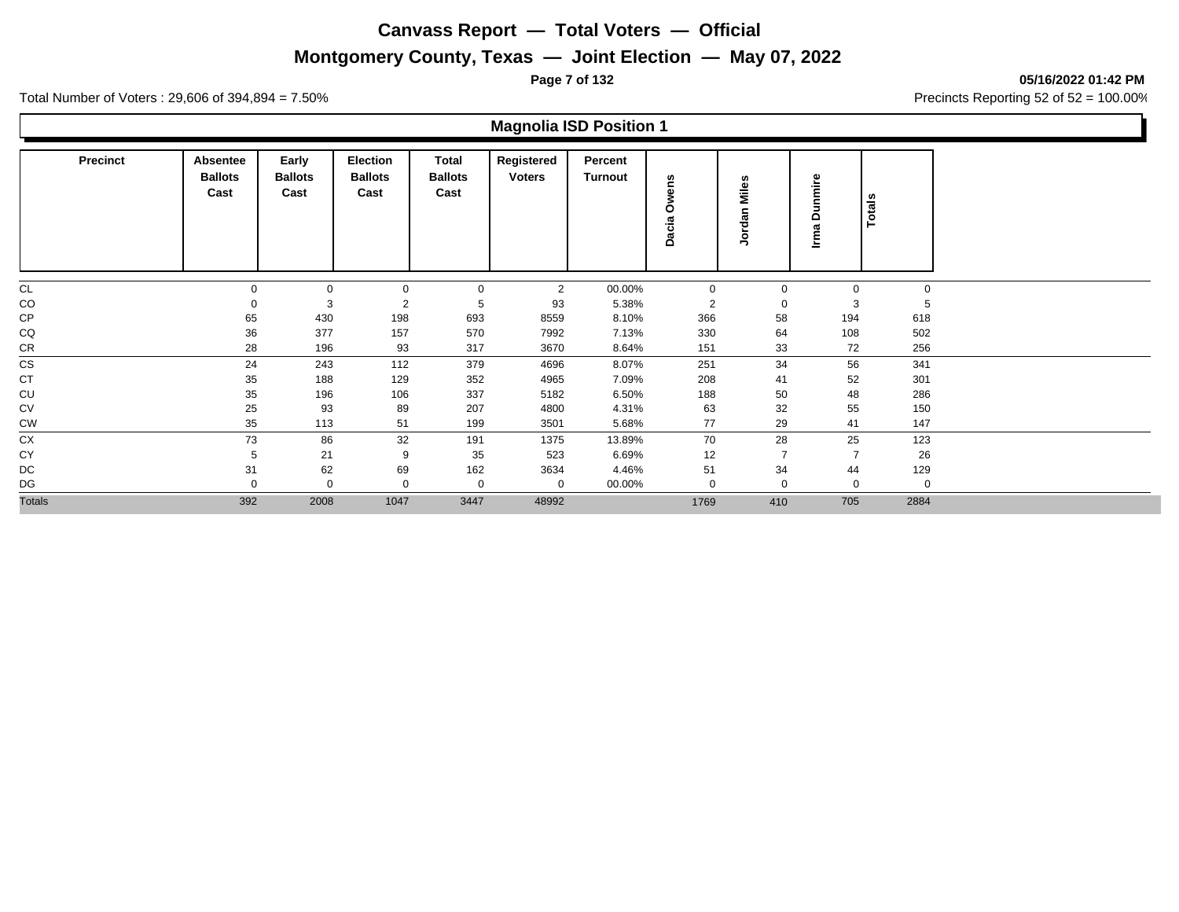# Canvass Report — Total Voters — Official

## Montgomery County, Texas — Joint Election — May 07, 2022

05/16/2022 01:42 PM

Total Number of Voters : 29,606 of 394,894 = 7.50%

Precincts Reporting 52 of 52 = 100.00%

### Magnolia ISD Position 1

| Precinct | Absentee Ballots Cast | Early Ballots Cast | Election Ballots Cast | Total Ballots Cast | Registered Voters | Percent Turnout | Dacia Owens | Jordan Miles | Irma Dunmire | Totals |
|---|---|---|---|---|---|---|---|---|---|---|
| CL | 0 | 0 | 0 | 0 | 2 | 00.00% | 0 | 0 | 0 | 0 |
| CO | 0 | 3 | 2 | 5 | 93 | 5.38% | 2 | 0 | 3 | 5 |
| CP | 65 | 430 | 198 | 693 | 8559 | 8.10% | 366 | 58 | 194 | 618 |
| CQ | 36 | 377 | 157 | 570 | 7992 | 7.13% | 330 | 64 | 108 | 502 |
| CR | 28 | 196 | 93 | 317 | 3670 | 8.64% | 151 | 33 | 72 | 256 |
| CS | 24 | 243 | 112 | 379 | 4696 | 8.07% | 251 | 34 | 56 | 341 |
| CT | 35 | 188 | 129 | 352 | 4965 | 7.09% | 208 | 41 | 52 | 301 |
| CU | 35 | 196 | 106 | 337 | 5182 | 6.50% | 188 | 50 | 48 | 286 |
| CV | 25 | 93 | 89 | 207 | 4800 | 4.31% | 63 | 32 | 55 | 150 |
| CW | 35 | 113 | 51 | 199 | 3501 | 5.68% | 77 | 29 | 41 | 147 |
| CX | 73 | 86 | 32 | 191 | 1375 | 13.89% | 70 | 28 | 25 | 123 |
| CY | 5 | 21 | 9 | 35 | 523 | 6.69% | 12 | 7 | 7 | 26 |
| DC | 31 | 62 | 69 | 162 | 3634 | 4.46% | 51 | 34 | 44 | 129 |
| DG | 0 | 0 | 0 | 0 | 0 | 00.00% | 0 | 0 | 0 | 0 |
| Totals | 392 | 2008 | 1047 | 3447 | 48992 | | 1769 | 410 | 705 | 2884 |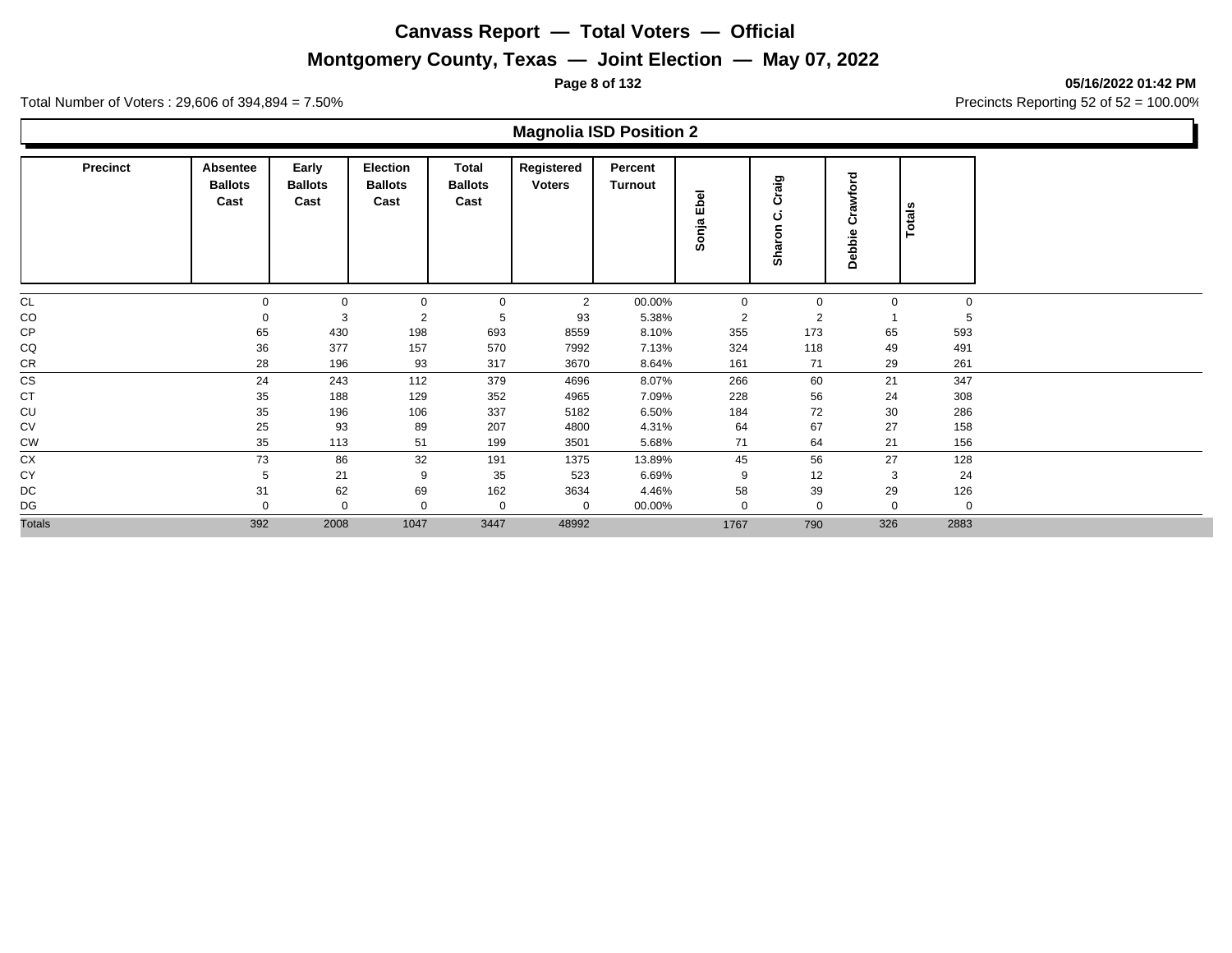# Canvass Report — Total Voters — Official

## Montgomery County, Texas — Joint Election — May 07, 2022

05/16/2022 01:42 PM

Total Number of Voters : 29,606 of 394,894 = 7.50%

Precincts Reporting 52 of 52 = 100.00%

### Magnolia ISD Position 2

| Precinct | Absentee Ballots Cast | Early Ballots Cast | Election Ballots Cast | Total Ballots Cast | Registered Voters | Percent Turnout | Sonja Ebel | Sharon C. Craig | Debbie Crawford | Totals |
|---|---|---|---|---|---|---|---|---|---|---|
| CL | 0 | 0 | 0 | 0 | 2 | 00.00% | 0 | 0 | 0 | 0 |
| CO | 0 | 3 | 2 | 5 | 93 | 5.38% | 2 | 2 | 1 | 5 |
| CP | 65 | 430 | 198 | 693 | 8559 | 8.10% | 355 | 173 | 65 | 593 |
| CQ | 36 | 377 | 157 | 570 | 7992 | 7.13% | 324 | 118 | 49 | 491 |
| CR | 28 | 196 | 93 | 317 | 3670 | 8.64% | 161 | 71 | 29 | 261 |
| CS | 24 | 243 | 112 | 379 | 4696 | 8.07% | 266 | 60 | 21 | 347 |
| CT | 35 | 188 | 129 | 352 | 4965 | 7.09% | 228 | 56 | 24 | 308 |
| CU | 35 | 196 | 106 | 337 | 5182 | 6.50% | 184 | 72 | 30 | 286 |
| CV | 25 | 93 | 89 | 207 | 4800 | 4.31% | 64 | 67 | 27 | 158 |
| CW | 35 | 113 | 51 | 199 | 3501 | 5.68% | 71 | 64 | 21 | 156 |
| CX | 73 | 86 | 32 | 191 | 1375 | 13.89% | 45 | 56 | 27 | 128 |
| CY | 5 | 21 | 9 | 35 | 523 | 6.69% | 9 | 12 | 3 | 24 |
| DC | 31 | 62 | 69 | 162 | 3634 | 4.46% | 58 | 39 | 29 | 126 |
| DG | 0 | 0 | 0 | 0 | 0 | 00.00% | 0 | 0 | 0 | 0 |
| Totals | 392 | 2008 | 1047 | 3447 | 48992 | | 1767 | 790 | 326 | 2883 |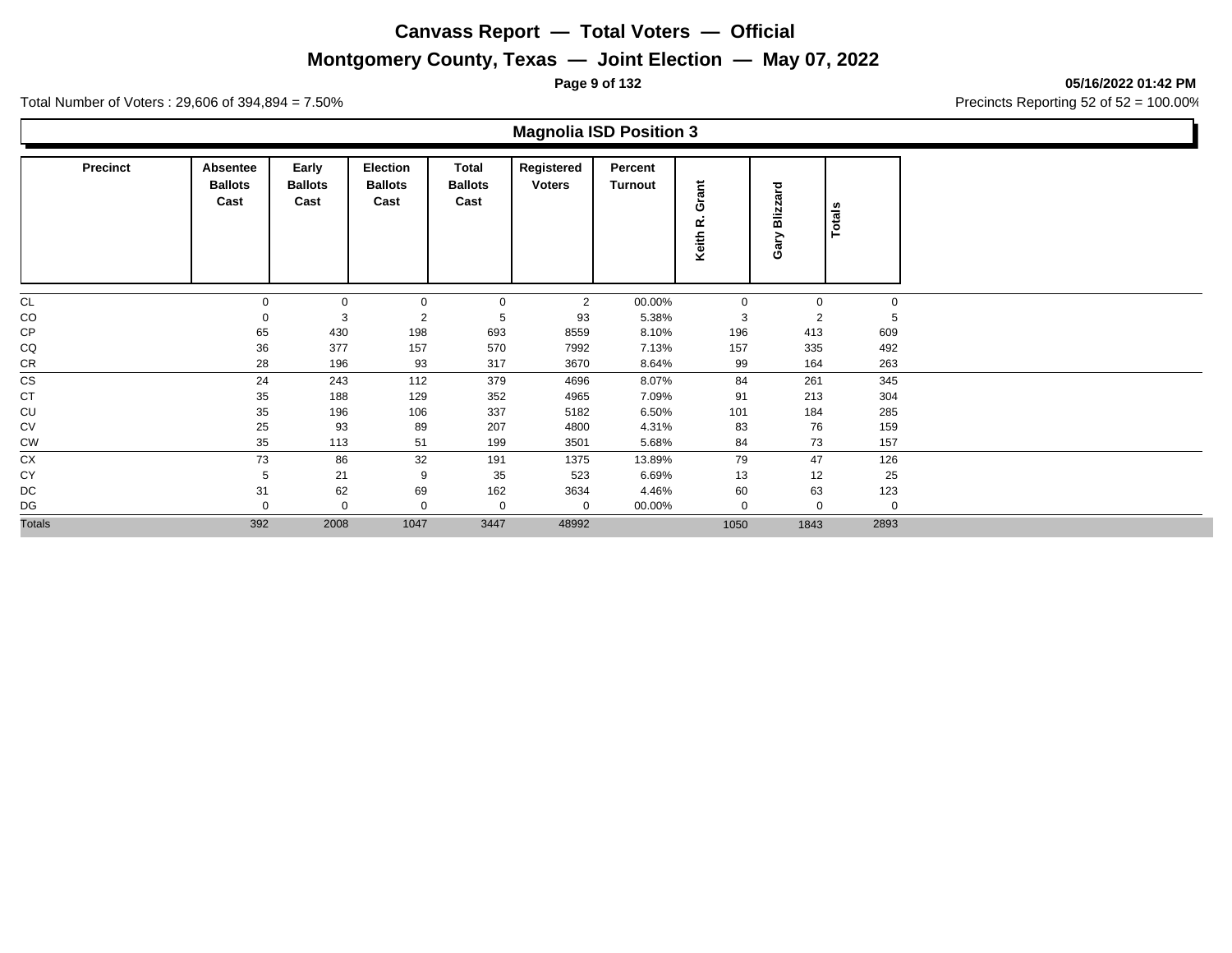# Canvass Report — Total Voters — Official

## Montgomery County, Texas — Joint Election — May 07, 2022

05/16/2022 01:42 PM

Total Number of Voters : 29,606 of 394,894 = 7.50%

Precincts Reporting 52 of 52 = 100.00%

### Magnolia ISD Position 3

| Precinct | Absentee Ballots Cast | Early Ballots Cast | Election Ballots Cast | Total Ballots Cast | Registered Voters | Percent Turnout | Keith R. Grant | Gary Blizzard | Totals |
|---|---|---|---|---|---|---|---|---|---|
| CL | 0 | 0 | 0 | 0 | 2 | 00.00% | 0 | 0 | 0 |
| CO | 0 | 3 | 2 | 5 | 93 | 5.38% | 3 | 2 | 5 |
| CP | 65 | 430 | 198 | 693 | 8559 | 8.10% | 196 | 413 | 609 |
| CQ | 36 | 377 | 157 | 570 | 7992 | 7.13% | 157 | 335 | 492 |
| CR | 28 | 196 | 93 | 317 | 3670 | 8.64% | 99 | 164 | 263 |
| CS | 24 | 243 | 112 | 379 | 4696 | 8.07% | 84 | 261 | 345 |
| CT | 35 | 188 | 129 | 352 | 4965 | 7.09% | 91 | 213 | 304 |
| CU | 35 | 196 | 106 | 337 | 5182 | 6.50% | 101 | 184 | 285 |
| CV | 25 | 93 | 89 | 207 | 4800 | 4.31% | 83 | 76 | 159 |
| CW | 35 | 113 | 51 | 199 | 3501 | 5.68% | 84 | 73 | 157 |
| CX | 73 | 86 | 32 | 191 | 1375 | 13.89% | 79 | 47 | 126 |
| CY | 5 | 21 | 9 | 35 | 523 | 6.69% | 13 | 12 | 25 |
| DC | 31 | 62 | 69 | 162 | 3634 | 4.46% | 60 | 63 | 123 |
| DG | 0 | 0 | 0 | 0 | 0 | 00.00% | 0 | 0 | 0 |
| Totals | 392 | 2008 | 1047 | 3447 | 48992 | | 1050 | 1843 | 2893 |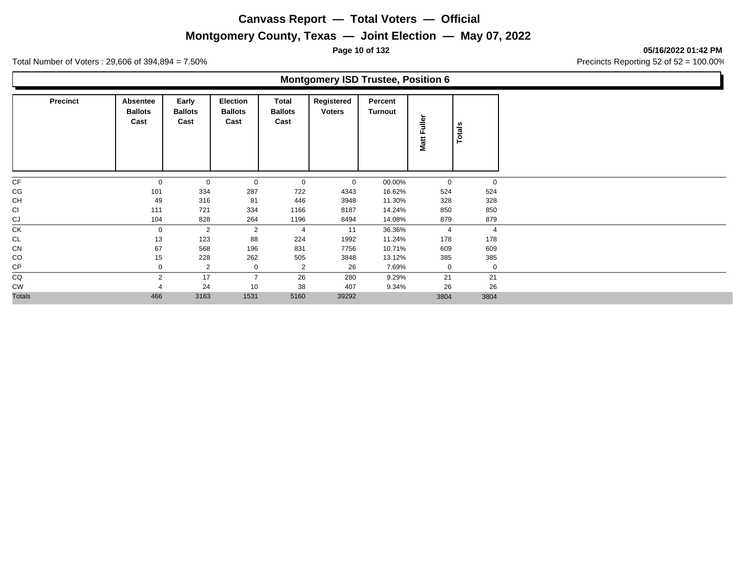# Canvass Report — Total Voters — Official

## Montgomery County, Texas — Joint Election — May 07, 2022

Total Number of Voters : 29,606 of 394,894 = 7.50%

Precincts Reporting 52 of 52 = 100.00%

### Montgomery ISD Trustee, Position 6

| Precinct | Absentee Ballots Cast | Early Ballots Cast | Election Ballots Cast | Total Ballots Cast | Registered Voters | Percent Turnout | Matt Fuller | Totals |
|---|---|---|---|---|---|---|---|---|
| CF | 0 | 0 | 0 | 0 | 0 | 00.00% | 0 | 0 |
| CG | 101 | 334 | 287 | 722 | 4343 | 16.62% | 524 | 524 |
| CH | 49 | 316 | 81 | 446 | 3948 | 11.30% | 328 | 328 |
| CI | 111 | 721 | 334 | 1166 | 8187 | 14.24% | 850 | 850 |
| CJ | 104 | 828 | 264 | 1196 | 8494 | 14.08% | 879 | 879 |
| CK | 0 | 2 | 2 | 4 | 11 | 36.36% | 4 | 4 |
| CL | 13 | 123 | 88 | 224 | 1992 | 11.24% | 178 | 178 |
| CN | 67 | 568 | 196 | 831 | 7756 | 10.71% | 609 | 609 |
| CO | 15 | 228 | 262 | 505 | 3848 | 13.12% | 385 | 385 |
| CP | 0 | 2 | 0 | 2 | 26 | 7.69% | 0 | 0 |
| CQ | 2 | 17 | 7 | 26 | 280 | 9.29% | 21 | 21 |
| CW | 4 | 24 | 10 | 38 | 407 | 9.34% | 26 | 26 |
| Totals | 466 | 3163 | 1531 | 5160 | 39292 | | 3804 | 3804 |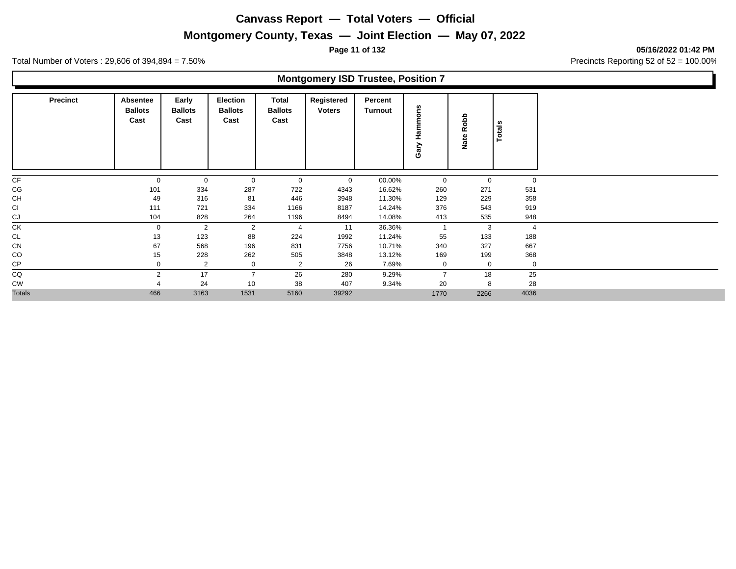# Canvass Report — Total Voters — Official

## Montgomery County, Texas — Joint Election — May 07, 2022

05/16/2022 01:42 PM

Total Number of Voters : 29,606 of 394,894 = 7.50%

Precincts Reporting 52 of 52 = 100.00%

### Montgomery ISD Trustee, Position 7

| Precinct | Absentee Ballots Cast | Early Ballots Cast | Election Ballots Cast | Total Ballots Cast | Registered Voters | Percent Turnout | Gary Hammons | Nate Robb | Totals |
|---|---|---|---|---|---|---|---|---|---|
| CF | 0 | 0 | 0 | 0 | 0 | 00.00% | 0 | 0 | 0 |
| CG | 101 | 334 | 287 | 722 | 4343 | 16.62% | 260 | 271 | 531 |
| CH | 49 | 316 | 81 | 446 | 3948 | 11.30% | 129 | 229 | 358 |
| CI | 111 | 721 | 334 | 1166 | 8187 | 14.24% | 376 | 543 | 919 |
| CJ | 104 | 828 | 264 | 1196 | 8494 | 14.08% | 413 | 535 | 948 |
| CK | 0 | 2 | 2 | 4 | 11 | 36.36% | 1 | 3 | 4 |
| CL | 13 | 123 | 88 | 224 | 1992 | 11.24% | 55 | 133 | 188 |
| CN | 67 | 568 | 196 | 831 | 7756 | 10.71% | 340 | 327 | 667 |
| CO | 15 | 228 | 262 | 505 | 3848 | 13.12% | 169 | 199 | 368 |
| CP | 0 | 2 | 0 | 2 | 26 | 7.69% | 0 | 0 | 0 |
| CQ | 2 | 17 | 7 | 26 | 280 | 9.29% | 7 | 18 | 25 |
| CW | 4 | 24 | 10 | 38 | 407 | 9.34% | 20 | 8 | 28 |
| Totals | 466 | 3163 | 1531 | 5160 | 39292 | | 1770 | 2266 | 4036 |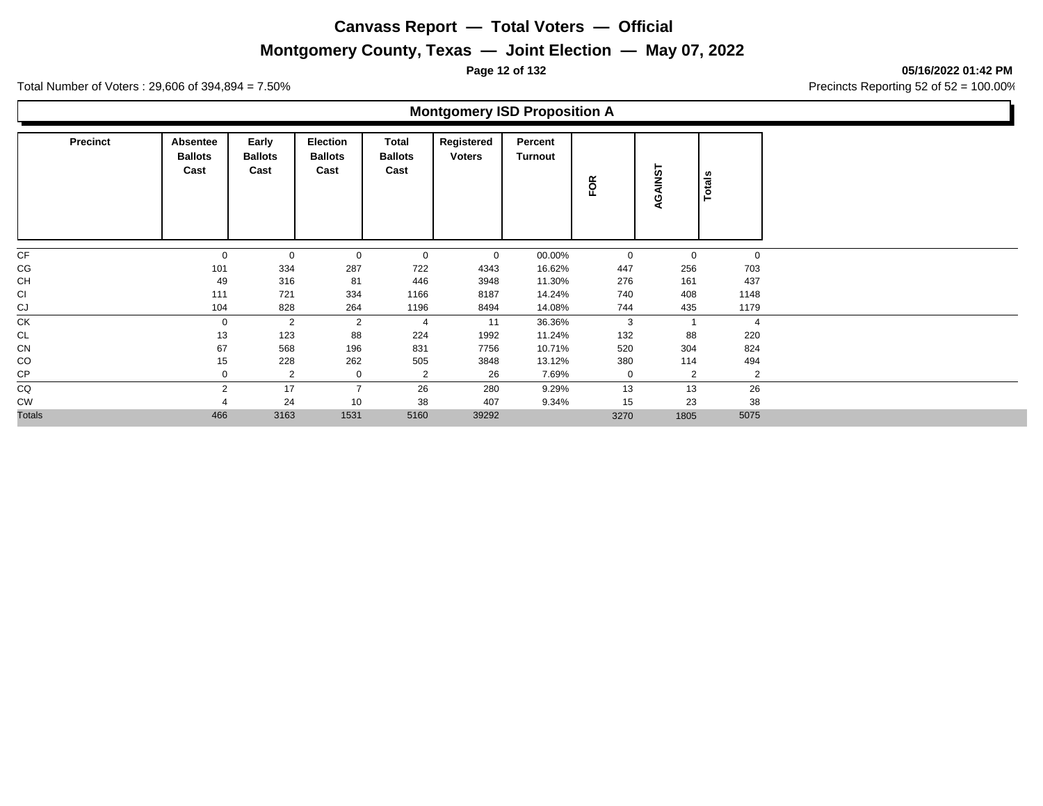# Canvass Report — Total Voters — Official

## Montgomery County, Texas — Joint Election — May 07, 2022

05/16/2022 01:42 PM

Total Number of Voters : 29,606 of 394,894 = 7.50%

Precincts Reporting 52 of 52 = 100.00%

### Montgomery ISD Proposition A

| Precinct | Absentee Ballots Cast | Early Ballots Cast | Election Ballots Cast | Total Ballots Cast | Registered Voters | Percent Turnout | FOR | AGAINST | Totals |
|---|---|---|---|---|---|---|---|---|---|
| CF | 0 | 0 | 0 | 0 | 0 | 00.00% | 0 | 0 | 0 |
| CG | 101 | 334 | 287 | 722 | 4343 | 16.62% | 447 | 256 | 703 |
| CH | 49 | 316 | 81 | 446 | 3948 | 11.30% | 276 | 161 | 437 |
| CI | 111 | 721 | 334 | 1166 | 8187 | 14.24% | 740 | 408 | 1148 |
| CJ | 104 | 828 | 264 | 1196 | 8494 | 14.08% | 744 | 435 | 1179 |
| CK | 0 | 2 | 2 | 4 | 11 | 36.36% | 3 | 1 | 4 |
| CL | 13 | 123 | 88 | 224 | 1992 | 11.24% | 132 | 88 | 220 |
| CN | 67 | 568 | 196 | 831 | 7756 | 10.71% | 520 | 304 | 824 |
| CO | 15 | 228 | 262 | 505 | 3848 | 13.12% | 380 | 114 | 494 |
| CP | 0 | 2 | 0 | 2 | 26 | 7.69% | 0 | 2 | 2 |
| CQ | 2 | 17 | 7 | 26 | 280 | 9.29% | 13 | 13 | 26 |
| CW | 4 | 24 | 10 | 38 | 407 | 9.34% | 15 | 23 | 38 |
| Totals | 466 | 3163 | 1531 | 5160 | 39292 | | 3270 | 1805 | 5075 |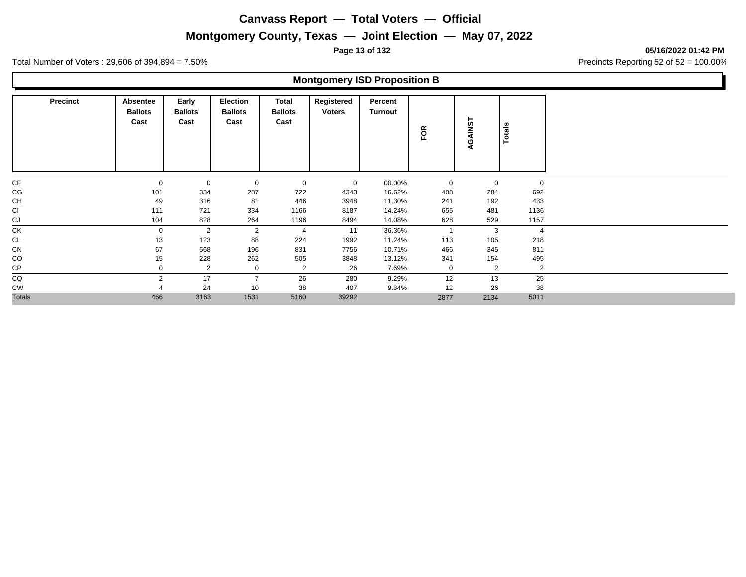# Canvass Report — Total Voters — Official

## Montgomery County, Texas — Joint Election — May 07, 2022

05/16/2022 01:42 PM

Total Number of Voters : 29,606 of 394,894 = 7.50%

Precincts Reporting 52 of 52 = 100.00%

### Montgomery ISD Proposition B

| Precinct | Absentee Ballots Cast | Early Ballots Cast | Election Ballots Cast | Total Ballots Cast | Registered Voters | Percent Turnout | FOR | AGAINST | Totals |
|---|---|---|---|---|---|---|---|---|---|
| CF | 0 | 0 | 0 | 0 | 0 | 00.00% | 0 | 0 | 0 |
| CG | 101 | 334 | 287 | 722 | 4343 | 16.62% | 408 | 284 | 692 |
| CH | 49 | 316 | 81 | 446 | 3948 | 11.30% | 241 | 192 | 433 |
| CI | 111 | 721 | 334 | 1166 | 8187 | 14.24% | 655 | 481 | 1136 |
| CJ | 104 | 828 | 264 | 1196 | 8494 | 14.08% | 628 | 529 | 1157 |
| CK | 0 | 2 | 2 | 4 | 11 | 36.36% | 1 | 3 | 4 |
| CL | 13 | 123 | 88 | 224 | 1992 | 11.24% | 113 | 105 | 218 |
| CN | 67 | 568 | 196 | 831 | 7756 | 10.71% | 466 | 345 | 811 |
| CO | 15 | 228 | 262 | 505 | 3848 | 13.12% | 341 | 154 | 495 |
| CP | 0 | 2 | 0 | 2 | 26 | 7.69% | 0 | 2 | 2 |
| CQ | 2 | 17 | 7 | 26 | 280 | 9.29% | 12 | 13 | 25 |
| CW | 4 | 24 | 10 | 38 | 407 | 9.34% | 12 | 26 | 38 |
| Totals | 466 | 3163 | 1531 | 5160 | 39292 | | 2877 | 2134 | 5011 |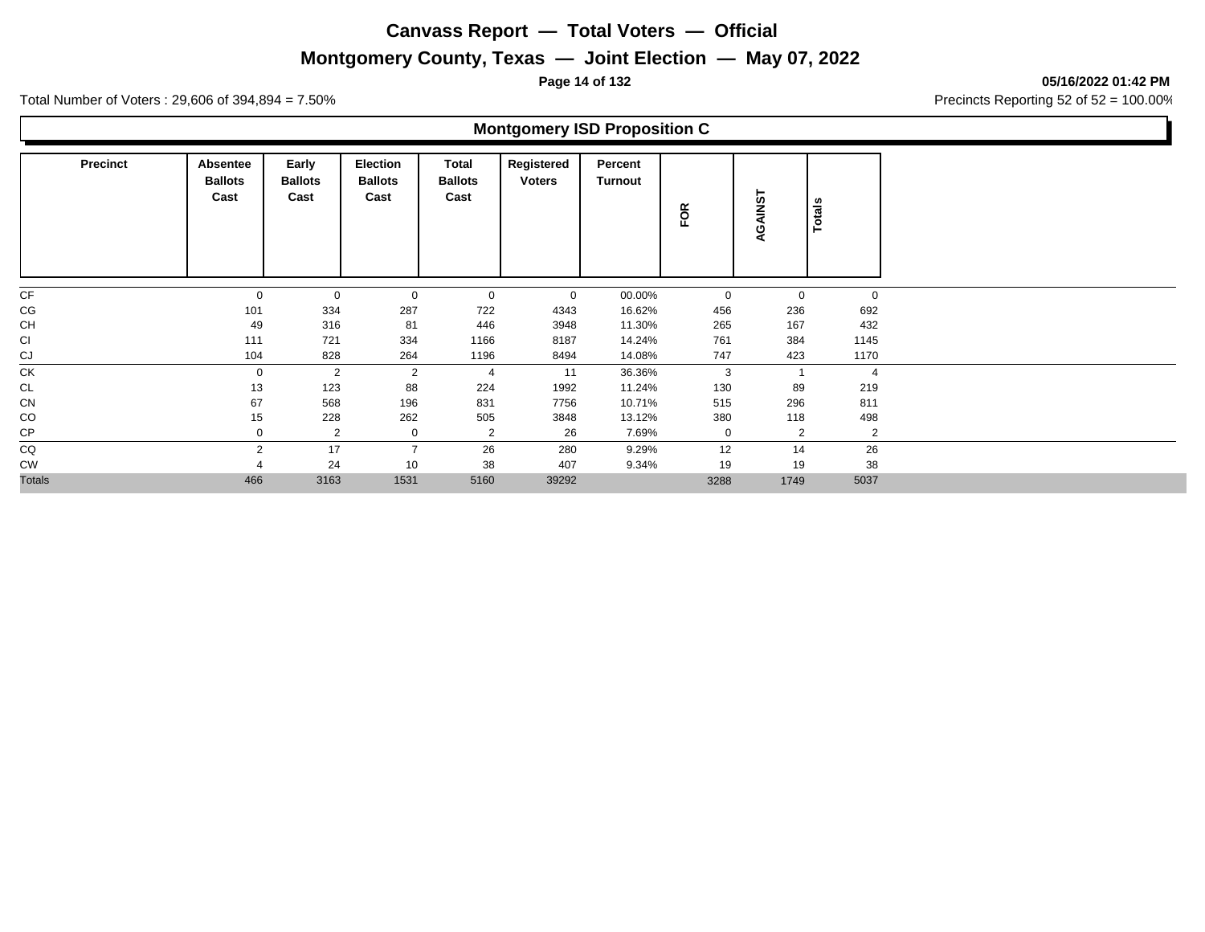# Canvass Report — Total Voters — Official

## Montgomery County, Texas — Joint Election — May 07, 2022

05/16/2022 01:42 PM

Total Number of Voters : 29,606 of 394,894 = 7.50%

Precincts Reporting 52 of 52 = 100.00%

### Montgomery ISD Proposition C

| Precinct | Absentee Ballots Cast | Early Ballots Cast | Election Ballots Cast | Total Ballots Cast | Registered Voters | Percent Turnout | FOR | AGAINST | Totals |
|---|---|---|---|---|---|---|---|---|---|
| CF | 0 | 0 | 0 | 0 | 0 | 00.00% | 0 | 0 | 0 |
| CG | 101 | 334 | 287 | 722 | 4343 | 16.62% | 456 | 236 | 692 |
| CH | 49 | 316 | 81 | 446 | 3948 | 11.30% | 265 | 167 | 432 |
| CI | 111 | 721 | 334 | 1166 | 8187 | 14.24% | 761 | 384 | 1145 |
| CJ | 104 | 828 | 264 | 1196 | 8494 | 14.08% | 747 | 423 | 1170 |
| CK | 0 | 2 | 2 | 4 | 11 | 36.36% | 3 | 1 | 4 |
| CL | 13 | 123 | 88 | 224 | 1992 | 11.24% | 130 | 89 | 219 |
| CN | 67 | 568 | 196 | 831 | 7756 | 10.71% | 515 | 296 | 811 |
| CO | 15 | 228 | 262 | 505 | 3848 | 13.12% | 380 | 118 | 498 |
| CP | 0 | 2 | 0 | 2 | 26 | 7.69% | 0 | 2 | 2 |
| CQ | 2 | 17 | 7 | 26 | 280 | 9.29% | 12 | 14 | 26 |
| CW | 4 | 24 | 10 | 38 | 407 | 9.34% | 19 | 19 | 38 |
| Totals | 466 | 3163 | 1531 | 5160 | 39292 | | 3288 | 1749 | 5037 |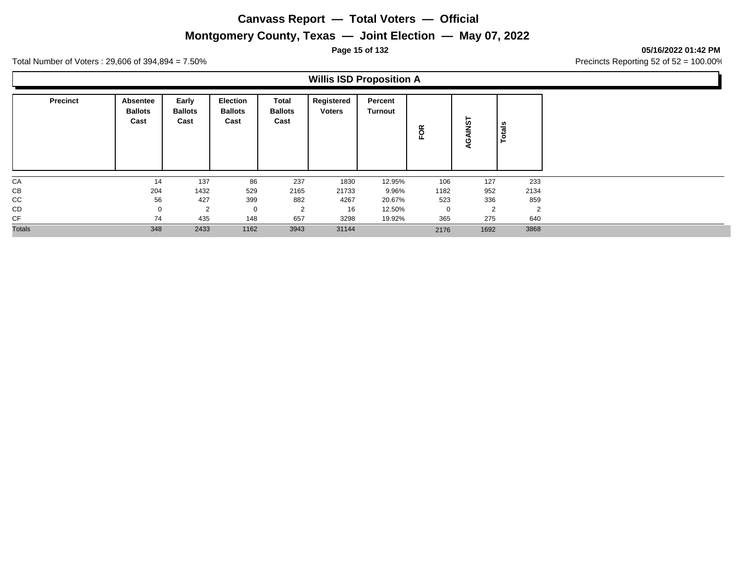# Canvass Report — Total Voters — Official

## Montgomery County, Texas — Joint Election — May 07, 2022

05/16/2022 01:42 PM

Total Number of Voters : 29,606 of 394,894 = 7.50%

Precincts Reporting 52 of 52 = 100.00%

### Willis ISD Proposition A

| Precinct | Absentee Ballots Cast | Early Ballots Cast | Election Ballots Cast | Total Ballots Cast | Registered Voters | Percent Turnout | FOR | AGAINST | Totals |
|---|---|---|---|---|---|---|---|---|---|
| CA | 14 | 137 | 86 | 237 | 1830 | 12.95% | 106 | 127 | 233 |
| CB | 204 | 1432 | 529 | 2165 | 21733 | 9.96% | 1182 | 952 | 2134 |
| CC | 56 | 427 | 399 | 882 | 4267 | 20.67% | 523 | 336 | 859 |
| CD | 0 | 2 | 0 | 2 | 16 | 12.50% | 0 | 2 | 2 |
| CF | 74 | 435 | 148 | 657 | 3298 | 19.92% | 365 | 275 | 640 |
| Totals | 348 | 2433 | 1162 | 3943 | 31144 | | 2176 | 1692 | 3868 |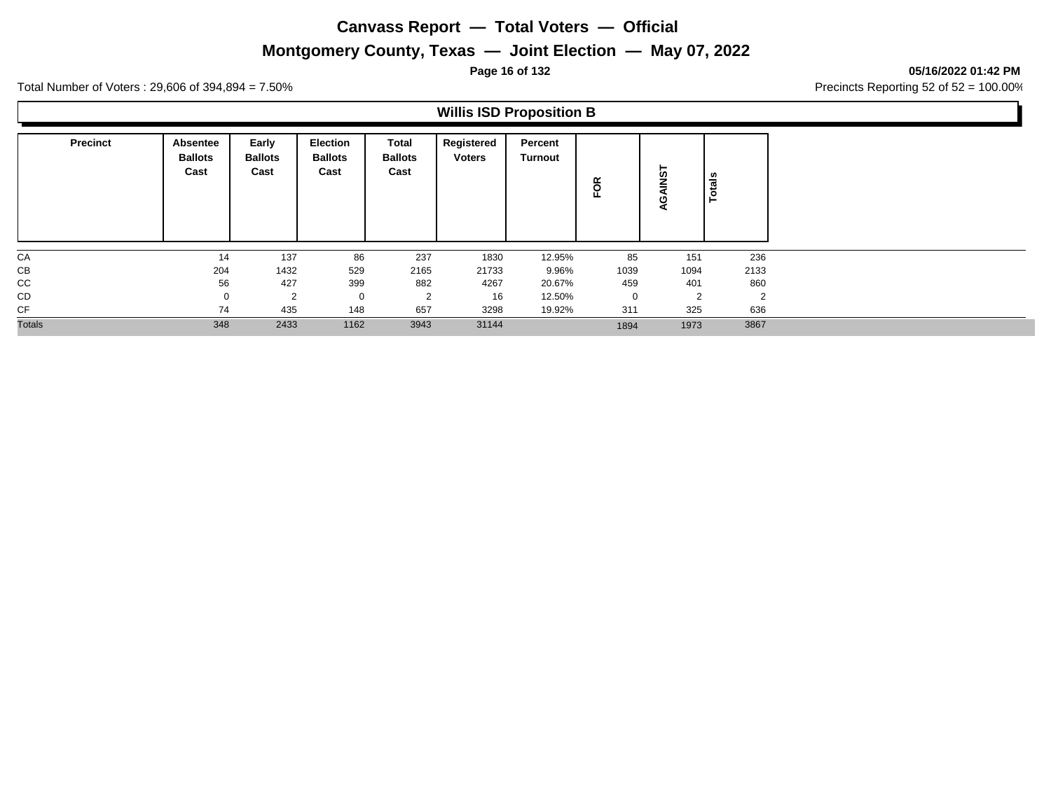# Canvass Report — Total Voters — Official

## Montgomery County, Texas — Joint Election — May 07, 2022

**05/16/2022 01:42 PM**

Total Number of Voters : 29,606 of 394,894 = 7.50%

Precincts Reporting 52 of 52 = 100.00%

### Willis ISD Proposition B

| Precinct | Absentee Ballots Cast | Early Ballots Cast | Election Ballots Cast | Total Ballots Cast | Registered Voters | Percent Turnout | FOR | AGAINST | Totals |
|---|---|---|---|---|---|---|---|---|---|
| CA | 14 | 137 | 86 | 237 | 1830 | 12.95% | 85 | 151 | 236 |
| CB | 204 | 1432 | 529 | 2165 | 21733 | 9.96% | 1039 | 1094 | 2133 |
| CC | 56 | 427 | 399 | 882 | 4267 | 20.67% | 459 | 401 | 860 |
| CD | 0 | 2 | 0 | 2 | 16 | 12.50% | 0 | 2 | 2 |
| CF | 74 | 435 | 148 | 657 | 3298 | 19.92% | 311 | 325 | 636 |
| Totals | 348 | 2433 | 1162 | 3943 | 31144 | | 1894 | 1973 | 3867 |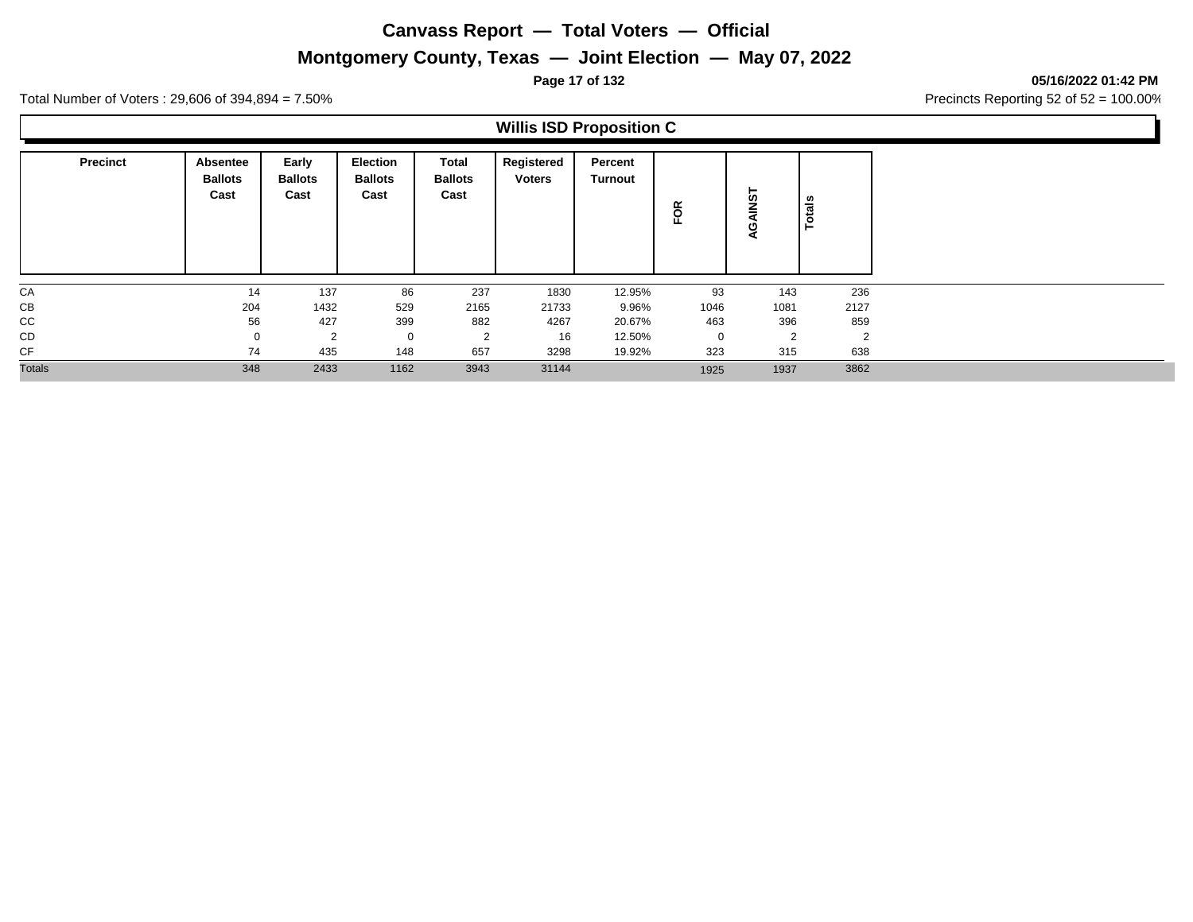# Canvass Report — Total Voters — Official

## Montgomery County, Texas — Joint Election — May 07, 2022

Total Number of Voters : 29,606 of 394,894 = 7.50%

Precincts Reporting 52 of 52 = 100.00%

05/16/2022 01:42 PM

### Willis ISD Proposition C

| Precinct | Absentee Ballots Cast | Early Ballots Cast | Election Ballots Cast | Total Ballots Cast | Registered Voters | Percent Turnout | FOR | AGAINST | Totals |
|---|---|---|---|---|---|---|---|---|---|
| CA | 14 | 137 | 86 | 237 | 1830 | 12.95% | 93 | 143 | 236 |
| CB | 204 | 1432 | 529 | 2165 | 21733 | 9.96% | 1046 | 1081 | 2127 |
| CC | 56 | 427 | 399 | 882 | 4267 | 20.67% | 463 | 396 | 859 |
| CD | 0 | 2 | 0 | 2 | 16 | 12.50% | 0 | 2 | 2 |
| CF | 74 | 435 | 148 | 657 | 3298 | 19.92% | 323 | 315 | 638 |
| Totals | 348 | 2433 | 1162 | 3943 | 31144 | | 1925 | 1937 | 3862 |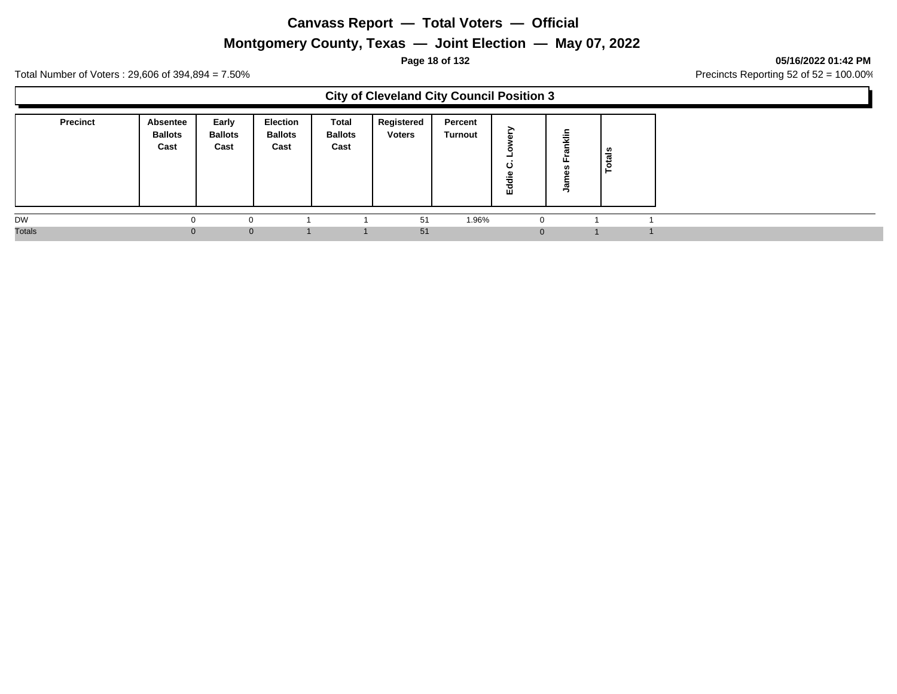# Canvass Report — Total Voters — Official

## Montgomery County, Texas — Joint Election — May 07, 2022

05/16/2022 01:42 PM

Total Number of Voters : 29,606 of 394,894 = 7.50%

Precincts Reporting 52 of 52 = 100.00%

### City of Cleveland City Council Position 3

| Precinct | Absentee Ballots Cast | Early Ballots Cast | Election Ballots Cast | Total Ballots Cast | Registered Voters | Percent Turnout | Eddie C. Lowery | James Franklin | Totals |
|---|---|---|---|---|---|---|---|---|---|
| DW | 0 | 0 | 1 | 1 | 51 | 1.96% | 0 | 1 | 1 |
| Totals | 0 | 0 | 1 | 1 | 51 | | 0 | 1 | 1 |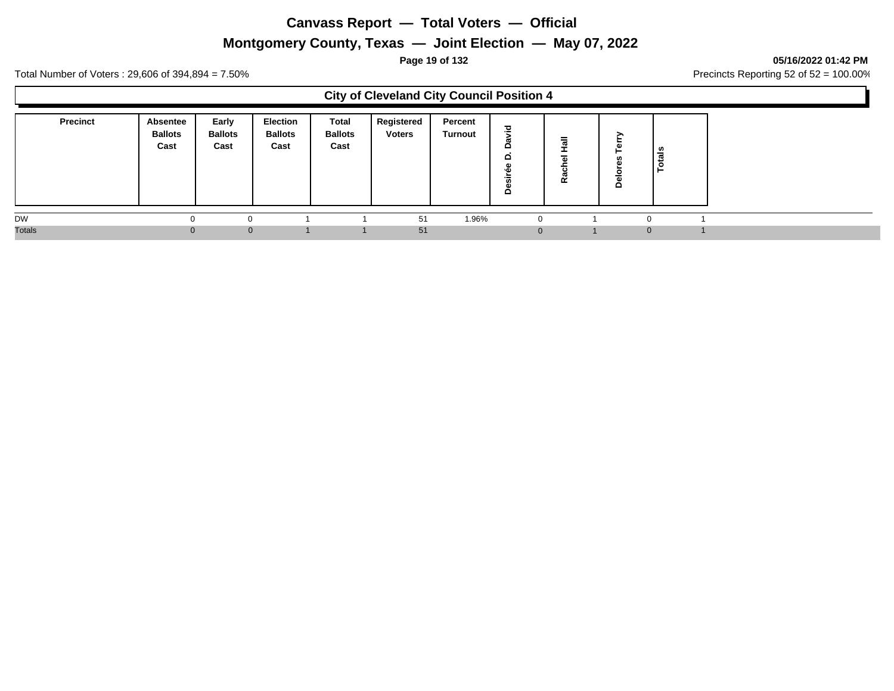# Canvass Report — Total Voters — Official

## Montgomery County, Texas — Joint Election — May 07, 2022

05/16/2022 01:42 PM

Total Number of Voters : 29,606 of 394,894 = 7.50%

Precincts Reporting 52 of 52 = 100.00%

### City of Cleveland City Council Position 4

| Precinct | Absentee Ballots Cast | Early Ballots Cast | Election Ballots Cast | Total Ballots Cast | Registered Voters | Percent Turnout | Desirée D. David | Rachel Hall | Delores Terry | Totals |
|---|---|---|---|---|---|---|---|---|---|---|
| DW | 0 | 0 | 1 | 1 | 51 | 1.96% | 0 | 1 | 0 | 1 |
| Totals | 0 | 0 | 1 | 1 | 51 | | 0 | 1 | 0 | 1 |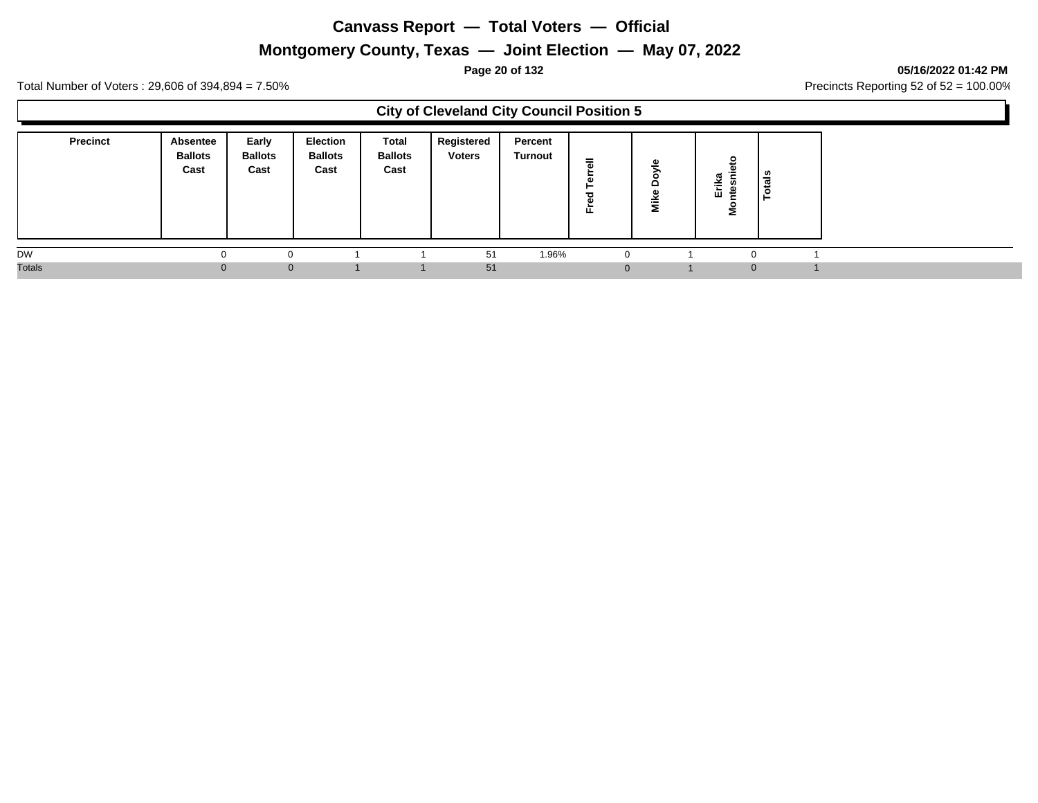# Canvass Report — Total Voters — Official

## Montgomery County, Texas — Joint Election — May 07, 2022

05/16/2022 01:42 PM

Total Number of Voters : 29,606 of 394,894 = 7.50%

Precincts Reporting 52 of 52 = 100.00%

### City of Cleveland City Council Position 5

| Precinct | Absentee Ballots Cast | Early Ballots Cast | Election Ballots Cast | Total Ballots Cast | Registered Voters | Percent Turnout | Fred Terrell | Mike Doyle | Erika Montesnieto | Totals |
|---|---|---|---|---|---|---|---|---|---|---|
| DW | 0 | 0 | 1 | 1 | 51 | 1.96% | 0 | 1 | 0 | 1 |
| Totals | 0 | 0 | 1 | 1 | 51 | | 0 | 1 | 0 | 1 |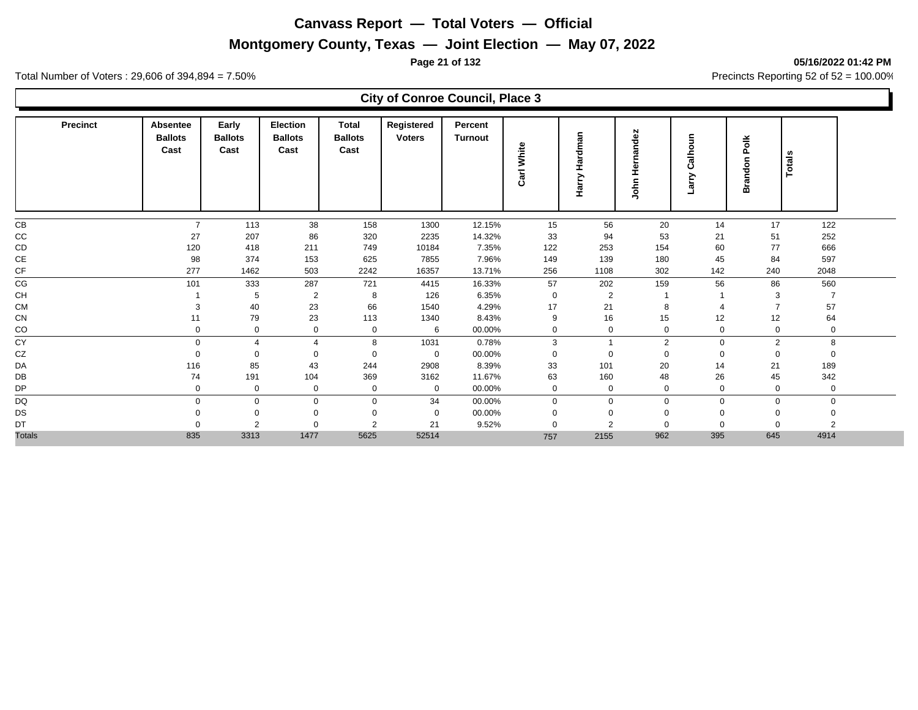# Canvass Report — Total Voters — Official

## Montgomery County, Texas — Joint Election — May 07, 2022

05/16/2022 01:42 PM

Total Number of Voters : 29,606 of 394,894 = 7.50%

Precincts Reporting 52 of 52 = 100.00%

### City of Conroe Council, Place 3

| Precinct | Absentee Ballots Cast | Early Ballots Cast | Election Ballots Cast | Total Ballots Cast | Registered Voters | Percent Turnout | Carl White | Harry Hardman | John Hernandez | Larry Calhoun | Brandon Polk | Totals |
|---|---|---|---|---|---|---|---|---|---|---|---|---|
| CB | 7 | 113 | 38 | 158 | 1300 | 12.15% | 15 | 56 | 20 | 14 | 17 | 122 |
| CC | 27 | 207 | 86 | 320 | 2235 | 14.32% | 33 | 94 | 53 | 21 | 51 | 252 |
| CD | 120 | 418 | 211 | 749 | 10184 | 7.35% | 122 | 253 | 154 | 60 | 77 | 666 |
| CE | 98 | 374 | 153 | 625 | 7855 | 7.96% | 149 | 139 | 180 | 45 | 84 | 597 |
| CF | 277 | 1462 | 503 | 2242 | 16357 | 13.71% | 256 | 1108 | 302 | 142 | 240 | 2048 |
| CG | 101 | 333 | 287 | 721 | 4415 | 16.33% | 57 | 202 | 159 | 56 | 86 | 560 |
| CH | 1 | 5 | 2 | 8 | 126 | 6.35% | 0 | 2 | 1 | 1 | 3 | 7 |
| CM | 3 | 40 | 23 | 66 | 1540 | 4.29% | 17 | 21 | 8 | 4 | 7 | 57 |
| CN | 11 | 79 | 23 | 113 | 1340 | 8.43% | 9 | 16 | 15 | 12 | 12 | 64 |
| CO | 0 | 0 | 0 | 0 | 6 | 00.00% | 0 | 0 | 0 | 0 | 0 | 0 |
| CY | 0 | 4 | 4 | 8 | 1031 | 0.78% | 3 | 1 | 2 | 0 | 2 | 8 |
| CZ | 0 | 0 | 0 | 0 | 0 | 00.00% | 0 | 0 | 0 | 0 | 0 | 0 |
| DA | 116 | 85 | 43 | 244 | 2908 | 8.39% | 33 | 101 | 20 | 14 | 21 | 189 |
| DB | 74 | 191 | 104 | 369 | 3162 | 11.67% | 63 | 160 | 48 | 26 | 45 | 342 |
| DP | 0 | 0 | 0 | 0 | 0 | 00.00% | 0 | 0 | 0 | 0 | 0 | 0 |
| DQ | 0 | 0 | 0 | 0 | 34 | 00.00% | 0 | 0 | 0 | 0 | 0 | 0 |
| DS | 0 | 0 | 0 | 0 | 0 | 00.00% | 0 | 0 | 0 | 0 | 0 | 0 |
| DT | 0 | 2 | 0 | 2 | 21 | 9.52% | 0 | 2 | 0 | 0 | 0 | 2 |
| Totals | 835 | 3313 | 1477 | 5625 | 52514 | | 757 | 2155 | 962 | 395 | 645 | 4914 |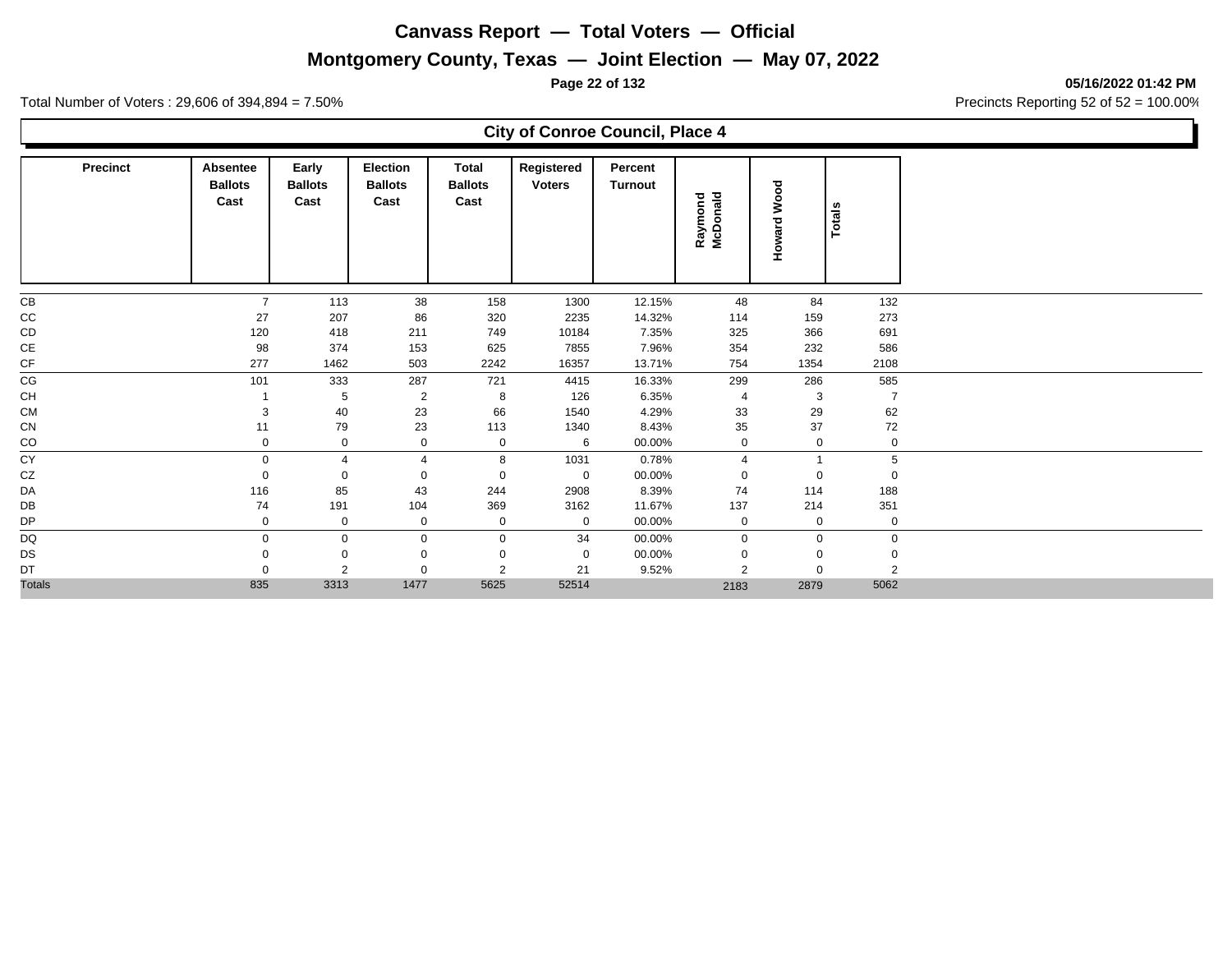# Canvass Report — Total Voters — Official

## Montgomery County, Texas — Joint Election — May 07, 2022

Total Number of Voters : 29,606 of 394,894 = 7.50%

Precincts Reporting 52 of 52 = 100.00%

### City of Conroe Council, Place 4

| Precinct | Absentee Ballots Cast | Early Ballots Cast | Election Ballots Cast | Total Ballots Cast | Registered Voters | Percent Turnout | Raymond McDonald | Howard Wood | Totals |
|---|---|---|---|---|---|---|---|---|---|
| CB | 7 | 113 | 38 | 158 | 1300 | 12.15% | 48 | 84 | 132 |
| CC | 27 | 207 | 86 | 320 | 2235 | 14.32% | 114 | 159 | 273 |
| CD | 120 | 418 | 211 | 749 | 10184 | 7.35% | 325 | 366 | 691 |
| CE | 98 | 374 | 153 | 625 | 7855 | 7.96% | 354 | 232 | 586 |
| CF | 277 | 1462 | 503 | 2242 | 16357 | 13.71% | 754 | 1354 | 2108 |
| CG | 101 | 333 | 287 | 721 | 4415 | 16.33% | 299 | 286 | 585 |
| CH | 1 | 5 | 2 | 8 | 126 | 6.35% | 4 | 3 | 7 |
| CM | 3 | 40 | 23 | 66 | 1540 | 4.29% | 33 | 29 | 62 |
| CN | 11 | 79 | 23 | 113 | 1340 | 8.43% | 35 | 37 | 72 |
| CO | 0 | 0 | 0 | 0 | 6 | 00.00% | 0 | 0 | 0 |
| CY | 0 | 4 | 4 | 8 | 1031 | 0.78% | 4 | 1 | 5 |
| CZ | 0 | 0 | 0 | 0 | 0 | 00.00% | 0 | 0 | 0 |
| DA | 116 | 85 | 43 | 244 | 2908 | 8.39% | 74 | 114 | 188 |
| DB | 74 | 191 | 104 | 369 | 3162 | 11.67% | 137 | 214 | 351 |
| DP | 0 | 0 | 0 | 0 | 0 | 00.00% | 0 | 0 | 0 |
| DQ | 0 | 0 | 0 | 0 | 34 | 00.00% | 0 | 0 | 0 |
| DS | 0 | 0 | 0 | 0 | 0 | 00.00% | 0 | 0 | 0 |
| DT | 0 | 2 | 0 | 2 | 21 | 9.52% | 2 | 0 | 2 |
| Totals | 835 | 3313 | 1477 | 5625 | 52514 | | 2183 | 2879 | 5062 |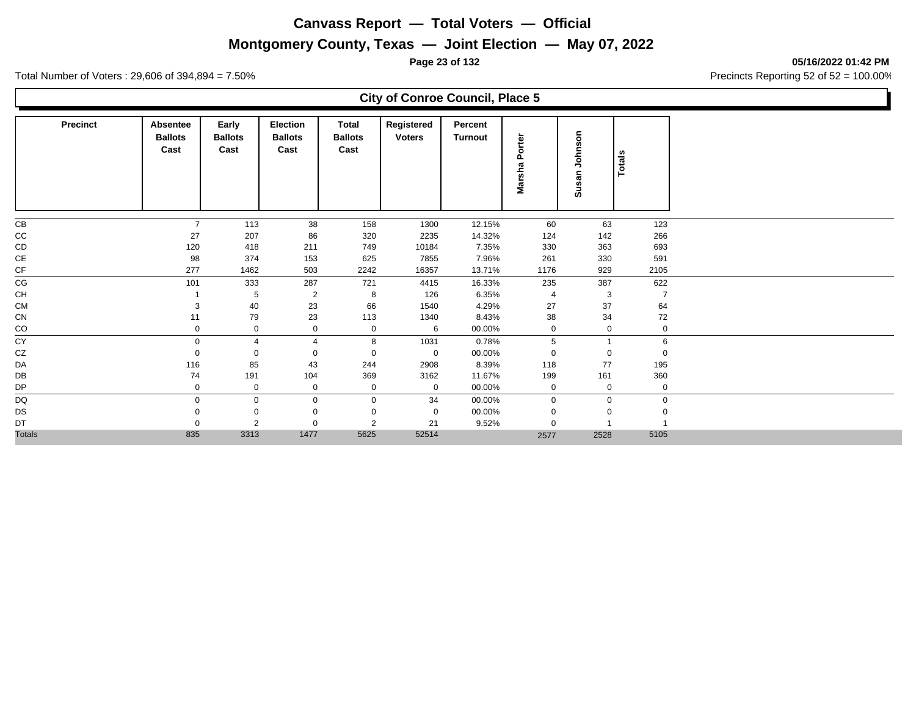# Canvass Report — Total Voters — Official

## Montgomery County, Texas — Joint Election — May 07, 2022

05/16/2022 01:42 PM

Total Number of Voters : 29,606 of 394,894 = 7.50%

Precincts Reporting 52 of 52 = 100.00%

### City of Conroe Council, Place 5

| Precinct | Absentee Ballots Cast | Early Ballots Cast | Election Ballots Cast | Total Ballots Cast | Registered Voters | Percent Turnout | Marsha Porter | Susan Johnson | Totals |
|---|---|---|---|---|---|---|---|---|---|
| CB | 7 | 113 | 38 | 158 | 1300 | 12.15% | 60 | 63 | 123 |
| CC | 27 | 207 | 86 | 320 | 2235 | 14.32% | 124 | 142 | 266 |
| CD | 120 | 418 | 211 | 749 | 10184 | 7.35% | 330 | 363 | 693 |
| CE | 98 | 374 | 153 | 625 | 7855 | 7.96% | 261 | 330 | 591 |
| CF | 277 | 1462 | 503 | 2242 | 16357 | 13.71% | 1176 | 929 | 2105 |
| CG | 101 | 333 | 287 | 721 | 4415 | 16.33% | 235 | 387 | 622 |
| CH | 1 | 5 | 2 | 8 | 126 | 6.35% | 4 | 3 | 7 |
| CM | 3 | 40 | 23 | 66 | 1540 | 4.29% | 27 | 37 | 64 |
| CN | 11 | 79 | 23 | 113 | 1340 | 8.43% | 38 | 34 | 72 |
| CO | 0 | 0 | 0 | 0 | 6 | 00.00% | 0 | 0 | 0 |
| CY | 0 | 4 | 4 | 8 | 1031 | 0.78% | 5 | 1 | 6 |
| CZ | 0 | 0 | 0 | 0 | 0 | 00.00% | 0 | 0 | 0 |
| DA | 116 | 85 | 43 | 244 | 2908 | 8.39% | 118 | 77 | 195 |
| DB | 74 | 191 | 104 | 369 | 3162 | 11.67% | 199 | 161 | 360 |
| DP | 0 | 0 | 0 | 0 | 0 | 00.00% | 0 | 0 | 0 |
| DQ | 0 | 0 | 0 | 0 | 34 | 00.00% | 0 | 0 | 0 |
| DS | 0 | 0 | 0 | 0 | 0 | 00.00% | 0 | 0 | 0 |
| DT | 0 | 2 | 0 | 2 | 21 | 9.52% | 0 | 1 | 1 |
| Totals | 835 | 3313 | 1477 | 5625 | 52514 | | 2577 | 2528 | 5105 |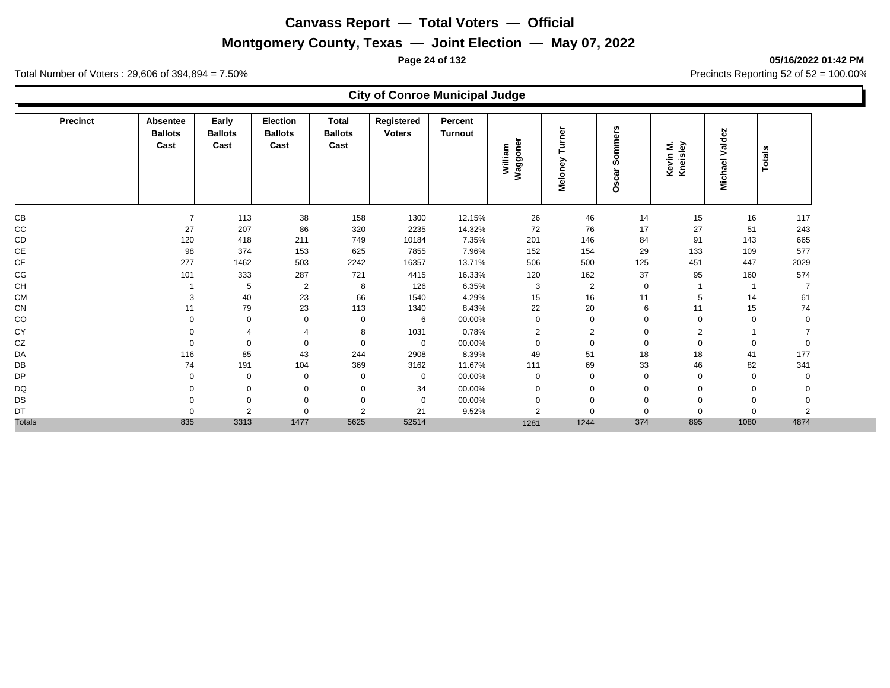# Canvass Report — Total Voters — Official

## Montgomery County, Texas — Joint Election — May 07, 2022

05/16/2022 01:42 PM

Total Number of Voters : 29,606 of 394,894 = 7.50%

Precincts Reporting 52 of 52 = 100.00%

### City of Conroe Municipal Judge

| Precinct | Absentee Ballots Cast | Early Ballots Cast | Election Ballots Cast | Total Ballots Cast | Registered Voters | Percent Turnout | William Waggoner | Meloney Turner | Oscar Sommers | Kevin M. Kneisley | Michael Valdez | Totals |
|---|---|---|---|---|---|---|---|---|---|---|---|---|
| CB | 7 | 113 | 38 | 158 | 1300 | 12.15% | 26 | 46 | 14 | 15 | 16 | 117 |
| CC | 27 | 207 | 86 | 320 | 2235 | 14.32% | 72 | 76 | 17 | 27 | 51 | 243 |
| CD | 120 | 418 | 211 | 749 | 10184 | 7.35% | 201 | 146 | 84 | 91 | 143 | 665 |
| CE | 98 | 374 | 153 | 625 | 7855 | 7.96% | 152 | 154 | 29 | 133 | 109 | 577 |
| CF | 277 | 1462 | 503 | 2242 | 16357 | 13.71% | 506 | 500 | 125 | 451 | 447 | 2029 |
| CG | 101 | 333 | 287 | 721 | 4415 | 16.33% | 120 | 162 | 37 | 95 | 160 | 574 |
| CH | 1 | 5 | 2 | 8 | 126 | 6.35% | 3 | 2 | 0 | 1 | 1 | 7 |
| CM | 3 | 40 | 23 | 66 | 1540 | 4.29% | 15 | 16 | 11 | 5 | 14 | 61 |
| CN | 11 | 79 | 23 | 113 | 1340 | 8.43% | 22 | 20 | 6 | 11 | 15 | 74 |
| CO | 0 | 0 | 0 | 0 | 6 | 00.00% | 0 | 0 | 0 | 0 | 0 | 0 |
| CY | 0 | 4 | 4 | 8 | 1031 | 0.78% | 2 | 2 | 0 | 2 | 1 | 7 |
| CZ | 0 | 0 | 0 | 0 | 0 | 00.00% | 0 | 0 | 0 | 0 | 0 | 0 |
| DA | 116 | 85 | 43 | 244 | 2908 | 8.39% | 49 | 51 | 18 | 18 | 41 | 177 |
| DB | 74 | 191 | 104 | 369 | 3162 | 11.67% | 111 | 69 | 33 | 46 | 82 | 341 |
| DP | 0 | 0 | 0 | 0 | 0 | 00.00% | 0 | 0 | 0 | 0 | 0 | 0 |
| DQ | 0 | 0 | 0 | 0 | 34 | 00.00% | 0 | 0 | 0 | 0 | 0 | 0 |
| DS | 0 | 0 | 0 | 0 | 0 | 00.00% | 0 | 0 | 0 | 0 | 0 | 0 |
| DT | 0 | 2 | 0 | 2 | 21 | 9.52% | 2 | 0 | 0 | 0 | 0 | 2 |
| Totals | 835 | 3313 | 1477 | 5625 | 52514 | | 1281 | 1244 | 374 | 895 | 1080 | 4874 |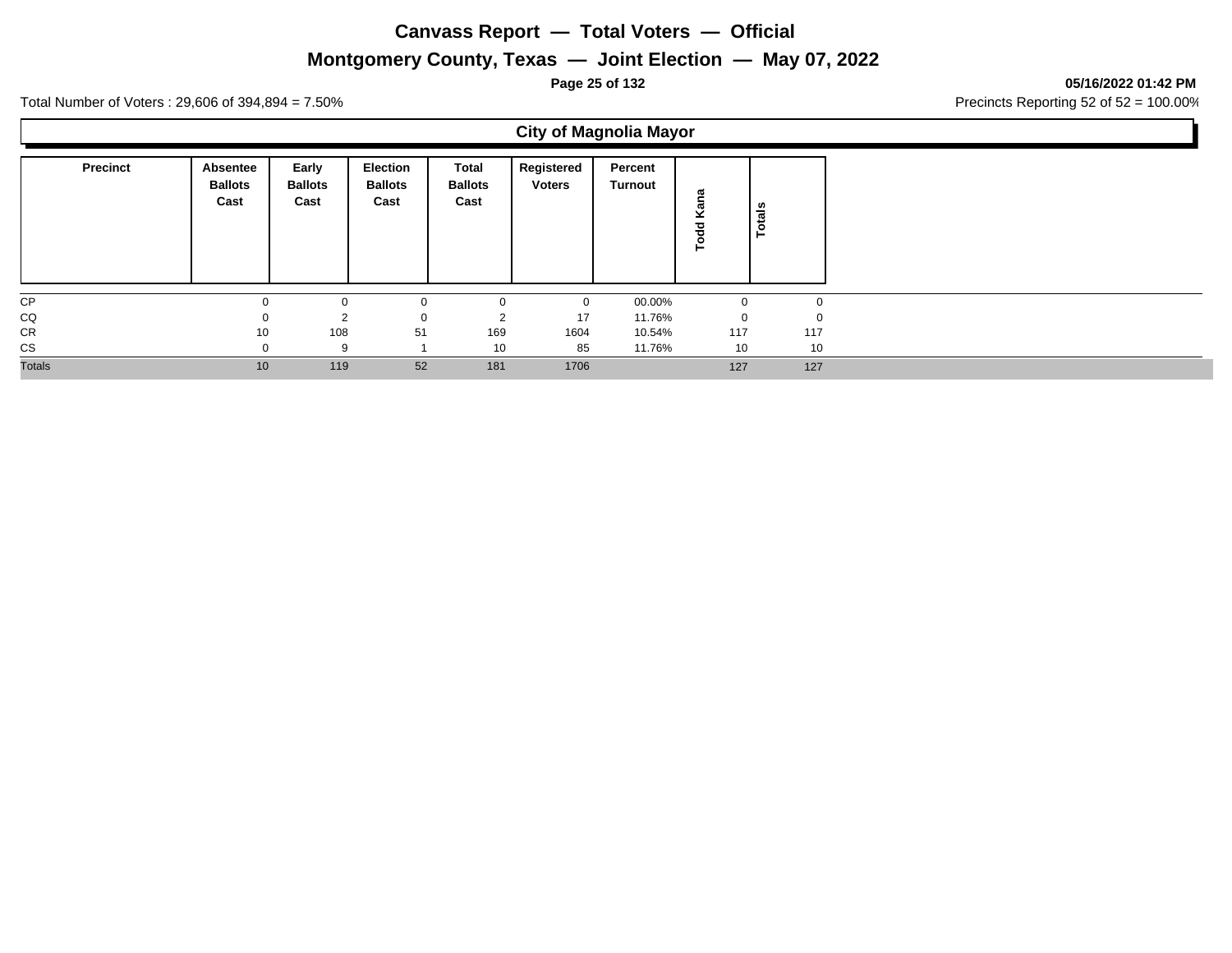# Canvass Report — Total Voters — Official

## Montgomery County, Texas — Joint Election — May 07, 2022

**05/16/2022 01:42 PM**

Total Number of Voters : 29,606 of 394,894 = 7.50%

Precincts Reporting 52 of 52 = 100.00%

### City of Magnolia Mayor

| Precinct | Absentee Ballots Cast | Early Ballots Cast | Election Ballots Cast | Total Ballots Cast | Registered Voters | Percent Turnout | Todd Kana | Totals |
|---|---|---|---|---|---|---|---|---|
| CP | 0 | 0 | 0 | 0 | 0 | 00.00% | 0 | 0 |
| CQ | 0 | 2 | 0 | 2 | 17 | 11.76% | 0 | 0 |
| CR | 10 | 108 | 51 | 169 | 1604 | 10.54% | 117 | 117 |
| CS | 0 | 9 | 1 | 10 | 85 | 11.76% | 10 | 10 |
| Totals | 10 | 119 | 52 | 181 | 1706 | | 127 | 127 |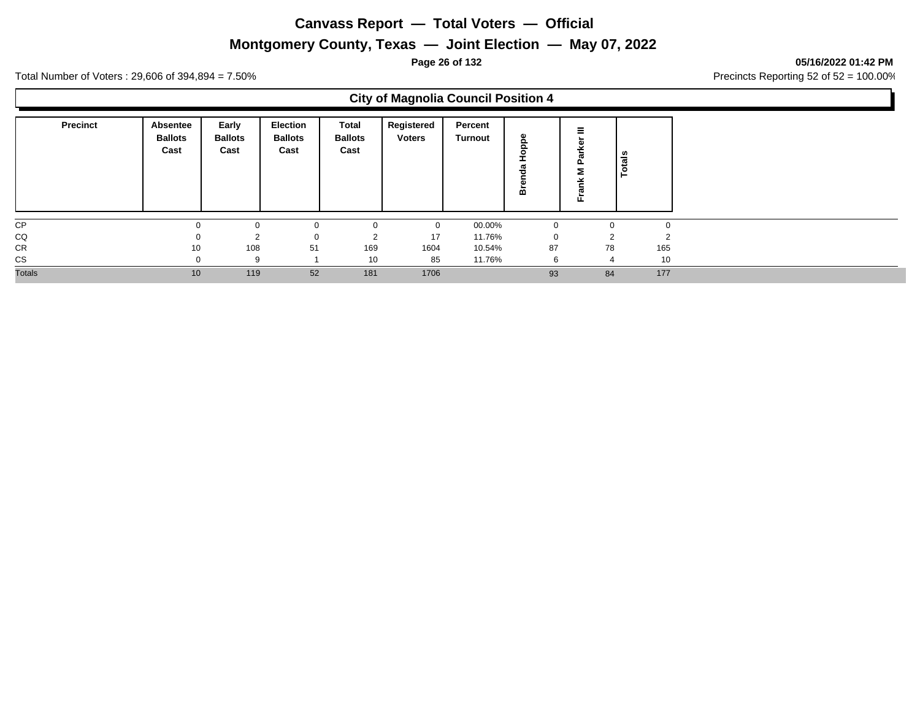# Canvass Report — Total Voters — Official

## Montgomery County, Texas — Joint Election — May 07, 2022

**05/16/2022 01:42 PM**

Total Number of Voters : 29,606 of 394,894 = 7.50%

Precincts Reporting 52 of 52 = 100.00%

### City of Magnolia Council Position 4

| Precinct | Absentee Ballots Cast | Early Ballots Cast | Election Ballots Cast | Total Ballots Cast | Registered Voters | Percent Turnout | Brenda Hoppe | Frank M Parker III | Totals |
|---|---|---|---|---|---|---|---|---|---|
| CP | 0 | 0 | 0 | 0 | 0 | 00.00% | 0 | 0 | 0 |
| CQ | 0 | 2 | 0 | 2 | 17 | 11.76% | 0 | 2 | 2 |
| CR | 10 | 108 | 51 | 169 | 1604 | 10.54% | 87 | 78 | 165 |
| CS | 0 | 9 | 1 | 10 | 85 | 11.76% | 6 | 4 | 10 |
| Totals | 10 | 119 | 52 | 181 | 1706 | | 93 | 84 | 177 |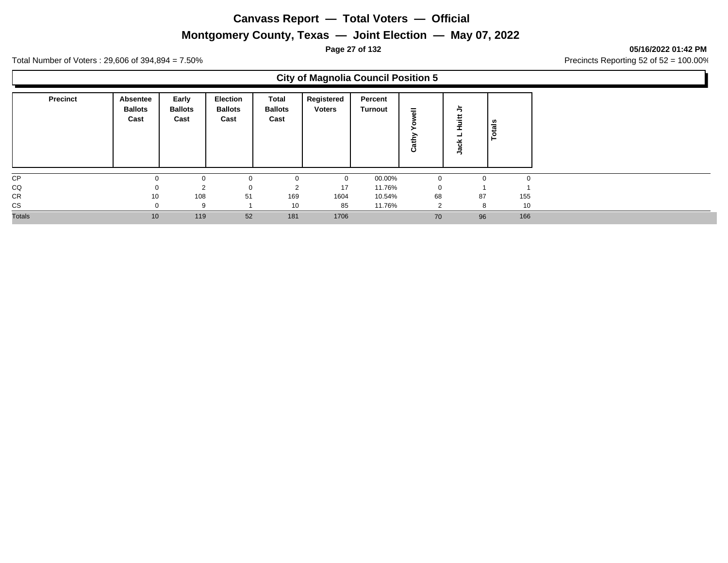# Canvass Report — Total Voters — Official

## Montgomery County, Texas — Joint Election — May 07, 2022

Total Number of Voters : 29,606 of 394,894 = 7.50%

Precincts Reporting 52 of 52 = 100.00%

### City of Magnolia Council Position 5

| Precinct | Absentee Ballots Cast | Early Ballots Cast | Election Ballots Cast | Total Ballots Cast | Registered Voters | Percent Turnout | Cathy Yowell | Jack L Huitt Jr | Totals |
|---|---|---|---|---|---|---|---|---|---|
| CP | 0 | 0 | 0 | 0 | 0 | 00.00% | 0 | 0 | 0 |
| CQ | 0 | 2 | 0 | 2 | 17 | 11.76% | 0 | 1 | 1 |
| CR | 10 | 108 | 51 | 169 | 1604 | 10.54% | 68 | 87 | 155 |
| CS | 0 | 9 | 1 | 10 | 85 | 11.76% | 2 | 8 | 10 |
| Totals | 10 | 119 | 52 | 181 | 1706 | | 70 | 96 | 166 |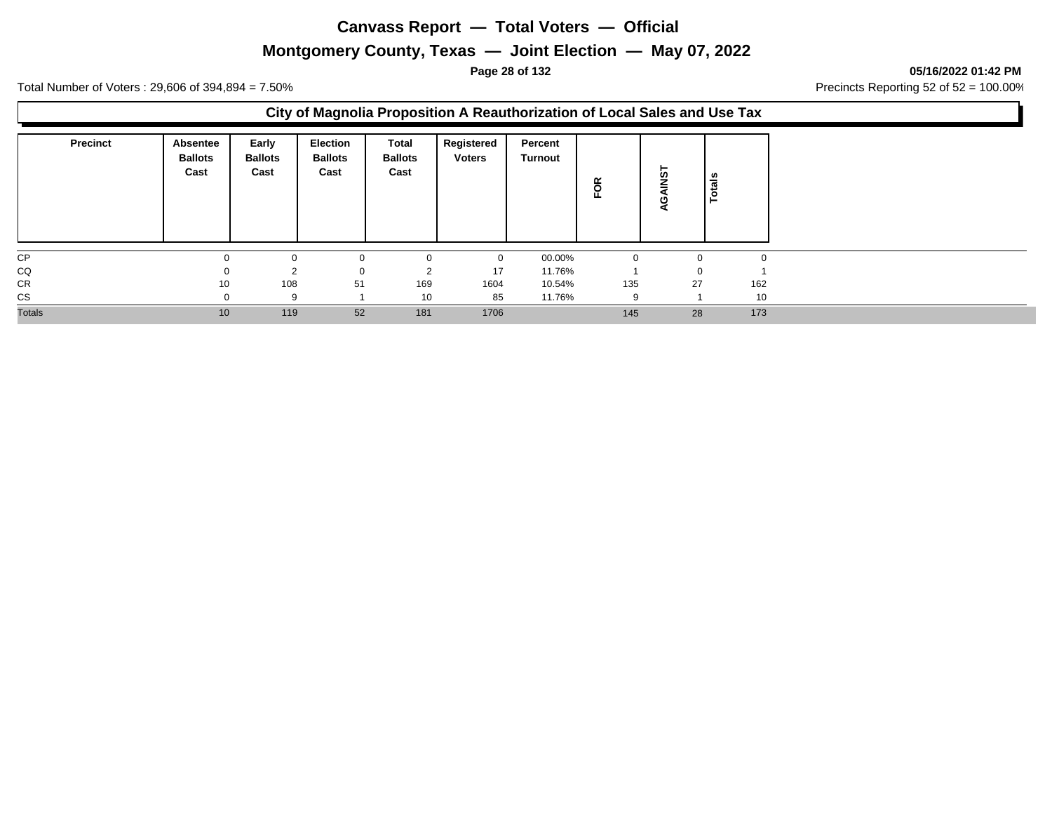# Canvass Report — Total Voters — Official

## Montgomery County, Texas — Joint Election — May 07, 2022

**05/16/2022 01:42 PM**

Total Number of Voters : 29,606 of 394,894 = 7.50%

Precincts Reporting 52 of 52 = 100.00%

### City of Magnolia Proposition A Reauthorization of Local Sales and Use Tax

| Precinct | Absentee Ballots Cast | Early Ballots Cast | Election Ballots Cast | Total Ballots Cast | Registered Voters | Percent Turnout | FOR | AGAINST | Totals |
|---|---|---|---|---|---|---|---|---|---|
| CP | 0 | 0 | 0 | 0 | 0 | 00.00% | 0 | 0 | 0 |
| CQ | 0 | 2 | 0 | 2 | 17 | 11.76% | 1 | 0 | 1 |
| CR | 10 | 108 | 51 | 169 | 1604 | 10.54% | 135 | 27 | 162 |
| CS | 0 | 9 | 1 | 10 | 85 | 11.76% | 9 | 1 | 10 |
| Totals | 10 | 119 | 52 | 181 | 1706 | | 145 | 28 | 173 |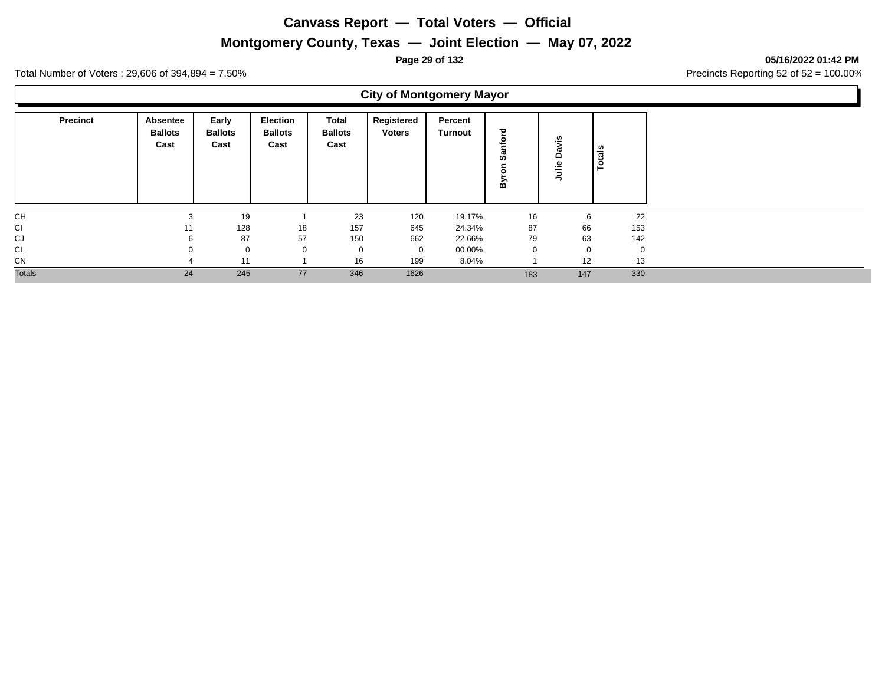# Canvass Report — Total Voters — Official

## Montgomery County, Texas — Joint Election — May 07, 2022

**05/16/2022 01:42 PM**

Total Number of Voters : 29,606 of 394,894 = 7.50%

Precincts Reporting 52 of 52 = 100.00%

### City of Montgomery Mayor

| Precinct | Absentee Ballots Cast | Early Ballots Cast | Election Ballots Cast | Total Ballots Cast | Registered Voters | Percent Turnout | Byron Sanford | Julie Davis | Totals |
|---|---|---|---|---|---|---|---|---|---|
| CH | 3 | 19 | 1 | 23 | 120 | 19.17% | 16 | 6 | 22 |
| CI | 11 | 128 | 18 | 157 | 645 | 24.34% | 87 | 66 | 153 |
| CJ | 6 | 87 | 57 | 150 | 662 | 22.66% | 79 | 63 | 142 |
| CL | 0 | 0 | 0 | 0 | 0 | 00.00% | 0 | 0 | 0 |
| CN | 4 | 11 | 1 | 16 | 199 | 8.04% | 1 | 12 | 13 |
| Totals | 24 | 245 | 77 | 346 | 1626 | | 183 | 147 | 330 |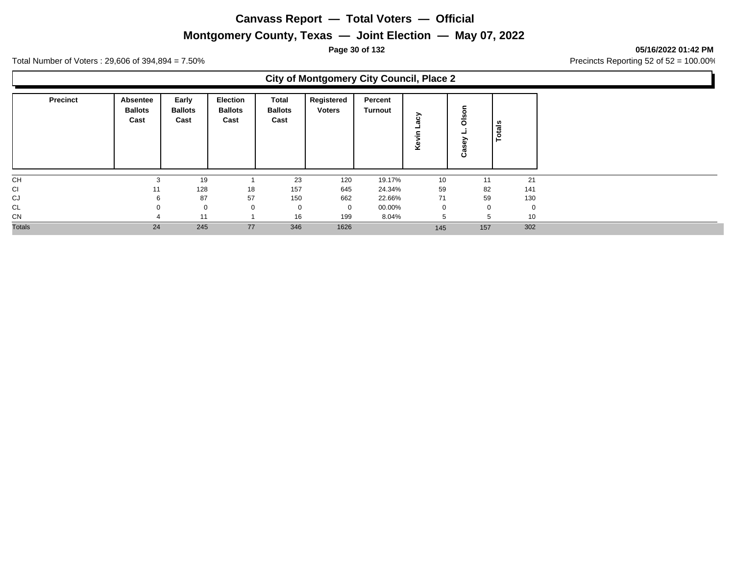# Canvass Report — Total Voters — Official

## Montgomery County, Texas — Joint Election — May 07, 2022

**05/16/2022 01:42 PM**

Total Number of Voters : 29,606 of 394,894 = 7.50%

Precincts Reporting 52 of 52 = 100.00%

### City of Montgomery City Council, Place 2

| Precinct | Absentee Ballots Cast | Early Ballots Cast | Election Ballots Cast | Total Ballots Cast | Registered Voters | Percent Turnout | Kevin Lacy | Casey L. Olson | Totals |
|---|---|---|---|---|---|---|---|---|---|
| CH | 3 | 19 | 1 | 23 | 120 | 19.17% | 10 | 11 | 21 |
| CI | 11 | 128 | 18 | 157 | 645 | 24.34% | 59 | 82 | 141 |
| CJ | 6 | 87 | 57 | 150 | 662 | 22.66% | 71 | 59 | 130 |
| CL | 0 | 0 | 0 | 0 | 0 | 00.00% | 0 | 0 | 0 |
| CN | 4 | 11 | 1 | 16 | 199 | 8.04% | 5 | 5 | 10 |
| Totals | 24 | 245 | 77 | 346 | 1626 | | 145 | 157 | 302 |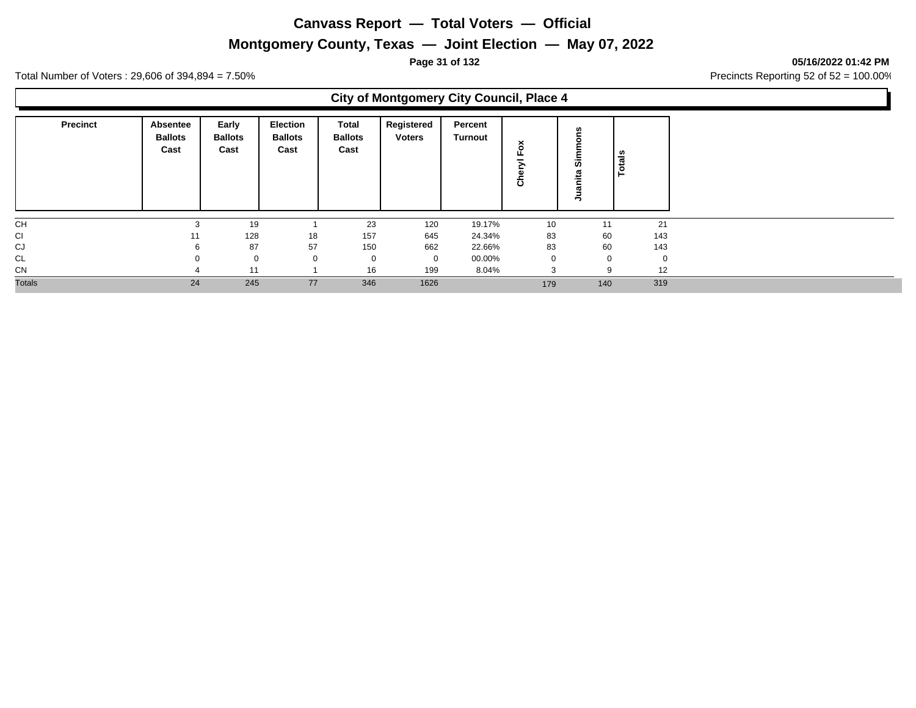# Canvass Report — Total Voters — Official

## Montgomery County, Texas — Joint Election — May 07, 2022

**05/16/2022 01:42 PM**

Total Number of Voters : 29,606 of 394,894 = 7.50%

Precincts Reporting 52 of 52 = 100.00%

### City of Montgomery City Council, Place 4

| Precinct | Absentee Ballots Cast | Early Ballots Cast | Election Ballots Cast | Total Ballots Cast | Registered Voters | Percent Turnout | Cheryl Fox | Juanita Simmons | Totals |
|---|---|---|---|---|---|---|---|---|---|
| CH | 3 | 19 | 1 | 23 | 120 | 19.17% | 10 | 11 | 21 |
| CI | 11 | 128 | 18 | 157 | 645 | 24.34% | 83 | 60 | 143 |
| CJ | 6 | 87 | 57 | 150 | 662 | 22.66% | 83 | 60 | 143 |
| CL | 0 | 0 | 0 | 0 | 0 | 00.00% | 0 | 0 | 0 |
| CN | 4 | 11 | 1 | 16 | 199 | 8.04% | 3 | 9 | 12 |
| Totals | 24 | 245 | 77 | 346 | 1626 | | 179 | 140 | 319 |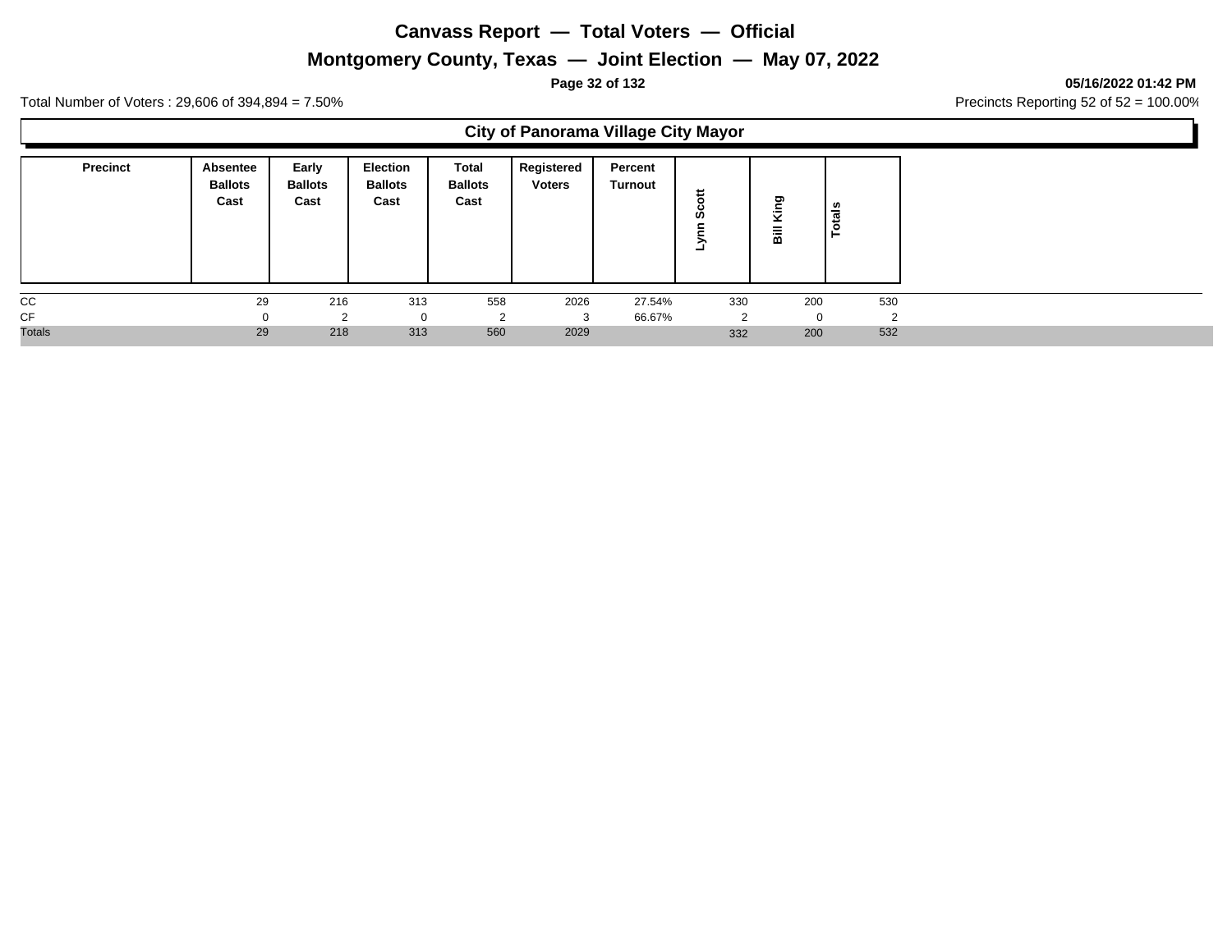# Canvass Report — Total Voters — Official

## Montgomery County, Texas — Joint Election — May 07, 2022

05/16/2022 01:42 PM

Total Number of Voters : 29,606 of 394,894 = 7.50%

Precincts Reporting 52 of 52 = 100.00%

### City of Panorama Village City Mayor

| Precinct | Absentee Ballots Cast | Early Ballots Cast | Election Ballots Cast | Total Ballots Cast | Registered Voters | Percent Turnout | Lynn Scott | Bill King | Totals |
|---|---|---|---|---|---|---|---|---|---|
| CC | 29 | 216 | 313 | 558 | 2026 | 27.54% | 330 | 200 | 530 |
| CF | 0 | 2 | 0 | 2 | 3 | 66.67% | 2 | 0 | 2 |
| Totals | 29 | 218 | 313 | 560 | 2029 | | 332 | 200 | 532 |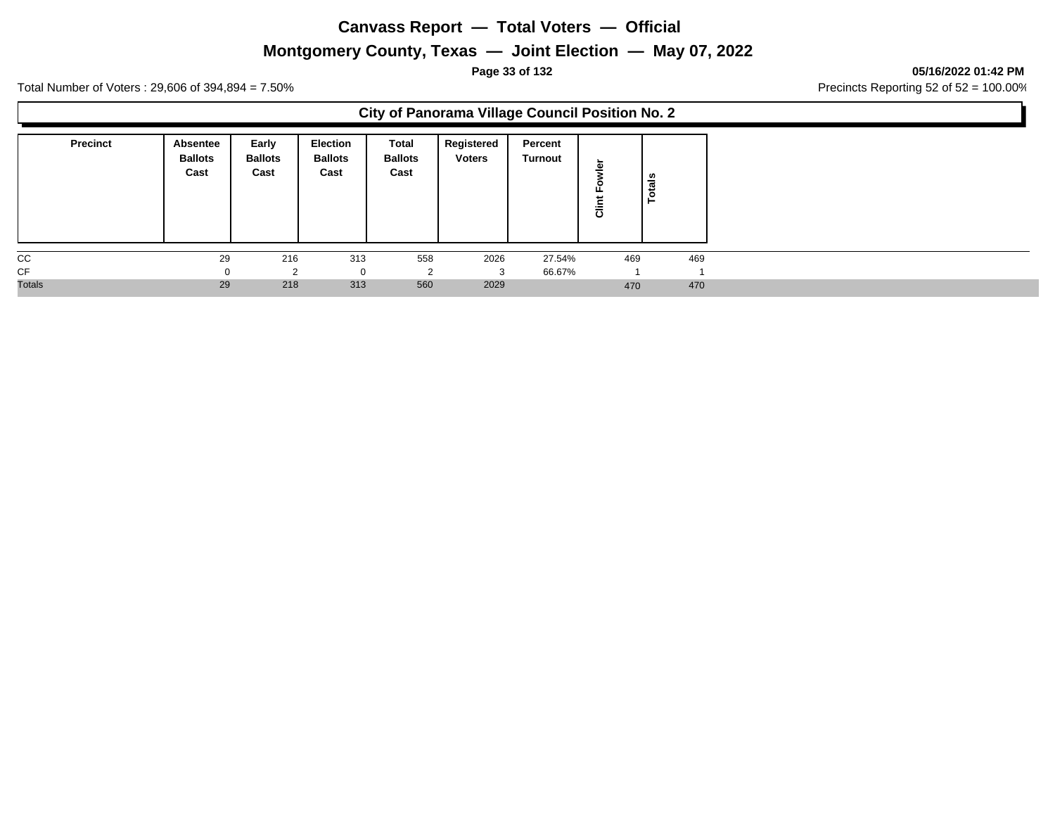# Canvass Report — Total Voters — Official

## Montgomery County, Texas — Joint Election — May 07, 2022

05/16/2022 01:42 PM

Total Number of Voters : 29,606 of 394,894 = 7.50%

Precincts Reporting 52 of 52 = 100.00%

### City of Panorama Village Council Position No. 2

| Precinct | Absentee Ballots Cast | Early Ballots Cast | Election Ballots Cast | Total Ballots Cast | Registered Voters | Percent Turnout | Clint Fowler | Totals |
|---|---|---|---|---|---|---|---|---|
| CC | 29 | 216 | 313 | 558 | 2026 | 27.54% | 469 | 469 |
| CF | 0 | 2 | 0 | 2 | 3 | 66.67% | 1 | 1 |
| Totals | 29 | 218 | 313 | 560 | 2029 | | 470 | 470 |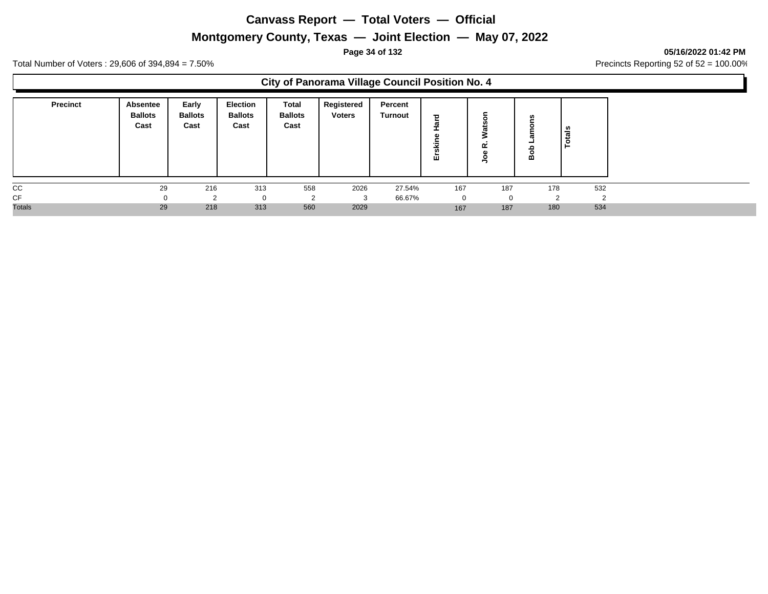# Canvass Report — Total Voters — Official

## Montgomery County, Texas — Joint Election — May 07, 2022

05/16/2022 01:42 PM

Total Number of Voters : 29,606 of 394,894 = 7.50%

Precincts Reporting 52 of 52 = 100.00%

### City of Panorama Village Council Position No. 4

| Precinct | Absentee Ballots Cast | Early Ballots Cast | Election Ballots Cast | Total Ballots Cast | Registered Voters | Percent Turnout | Erskine Hard | Joe R. Watson | Bob Lamons | Totals |
|---|---|---|---|---|---|---|---|---|---|---|
| CC | 29 | 216 | 313 | 558 | 2026 | 27.54% | 167 | 187 | 178 | 532 |
| CF | 0 | 2 | 0 | 2 | 3 | 66.67% | 0 | 0 | 2 | 2 |
| Totals | 29 | 218 | 313 | 560 | 2029 | | 167 | 187 | 180 | 534 |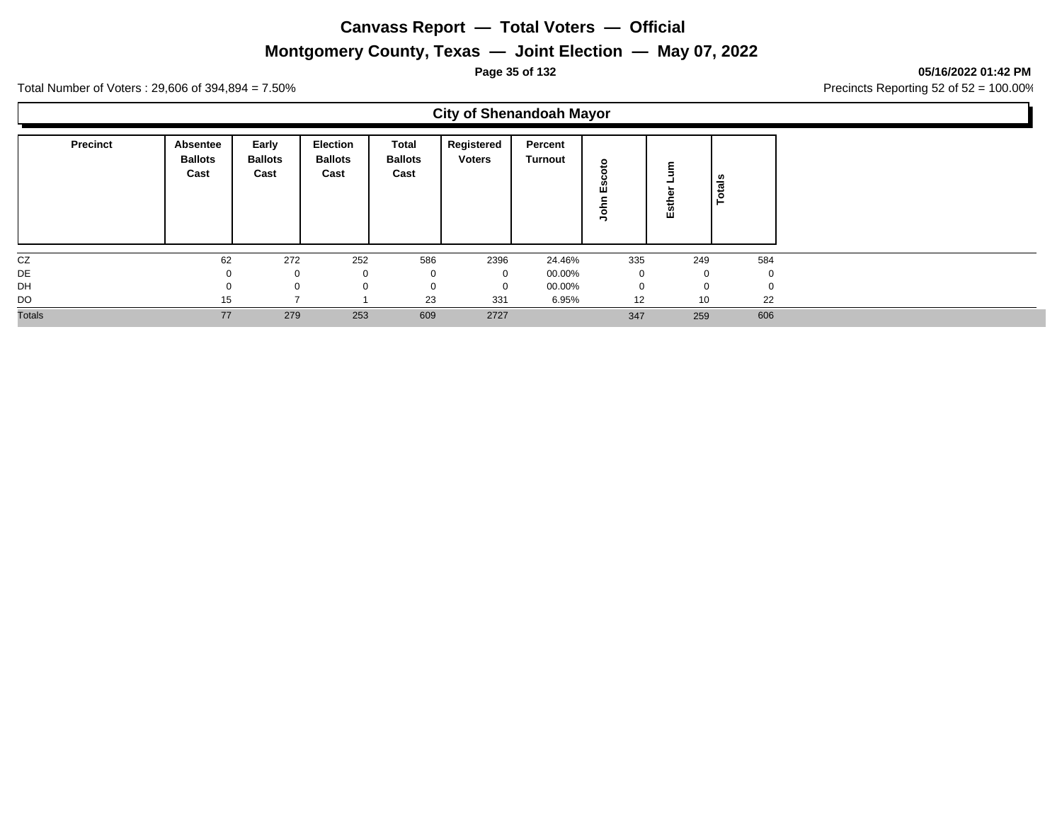# Canvass Report — Total Voters — Official

## Montgomery County, Texas — Joint Election — May 07, 2022

Total Number of Voters : 29,606 of 394,894 = 7.50%

Precincts Reporting 52 of 52 = 100.00%

### City of Shenandoah Mayor

| Precinct | Absentee Ballots Cast | Early Ballots Cast | Election Ballots Cast | Total Ballots Cast | Registered Voters | Percent Turnout | John Escoto | Esther Lum | Totals |
|---|---|---|---|---|---|---|---|---|---|
| CZ | 62 | 272 | 252 | 586 | 2396 | 24.46% | 335 | 249 | 584 |
| DE | 0 | 0 | 0 | 0 | 0 | 00.00% | 0 | 0 | 0 |
| DH | 0 | 0 | 0 | 0 | 0 | 00.00% | 0 | 0 | 0 |
| DO | 15 | 7 | 1 | 23 | 331 | 6.95% | 12 | 10 | 22 |
| Totals | 77 | 279 | 253 | 609 | 2727 | | 347 | 259 | 606 |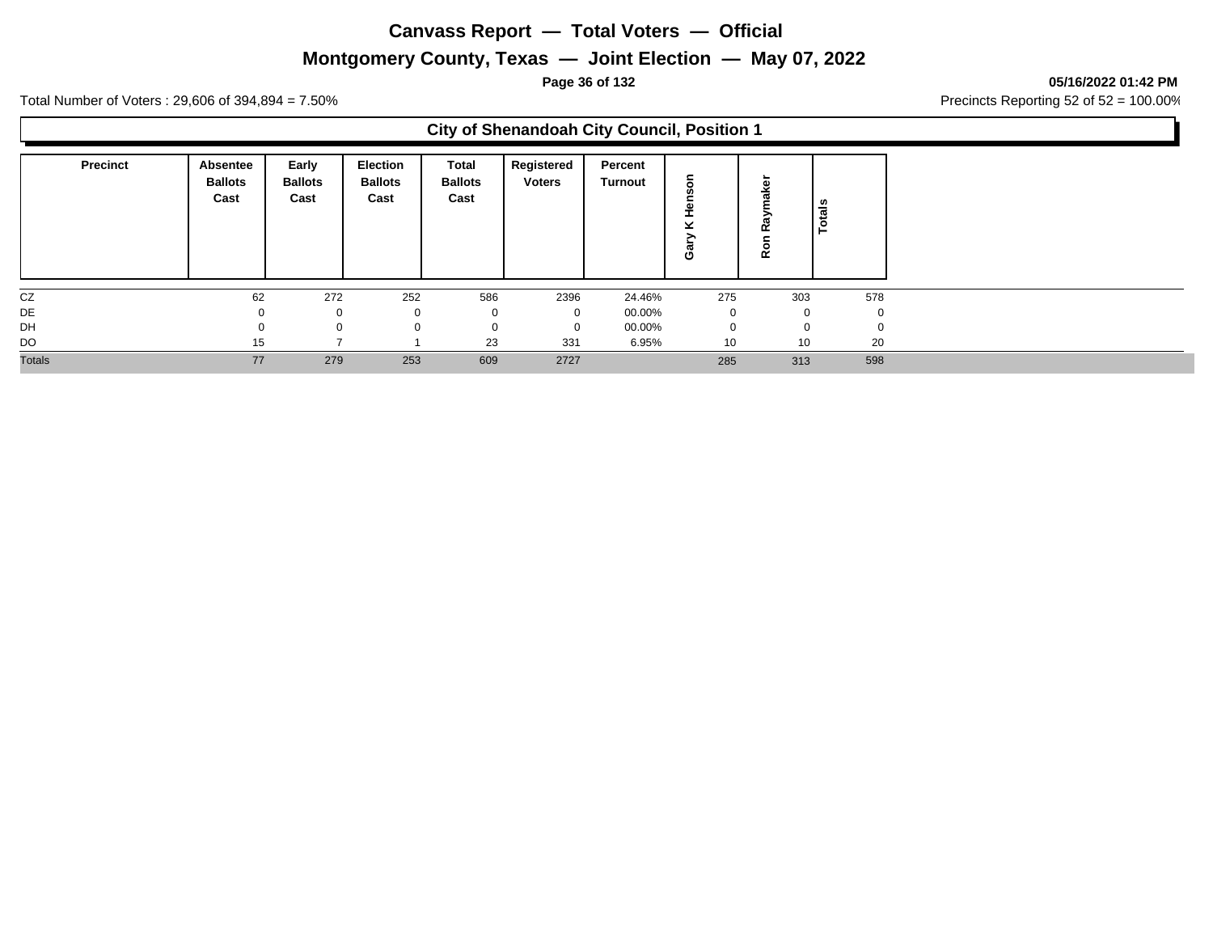# Canvass Report — Total Voters — Official

## Montgomery County, Texas — Joint Election — May 07, 2022

**05/16/2022 01:42 PM**

Total Number of Voters : 29,606 of 394,894 = 7.50%

Precincts Reporting 52 of 52 = 100.00%

### City of Shenandoah City Council, Position 1

| Precinct | Absentee Ballots Cast | Early Ballots Cast | Election Ballots Cast | Total Ballots Cast | Registered Voters | Percent Turnout | Gary K Henson | Ron Raymaker | Totals |
|---|---|---|---|---|---|---|---|---|---|
| CZ | 62 | 272 | 252 | 586 | 2396 | 24.46% | 275 | 303 | 578 |
| DE | 0 | 0 | 0 | 0 | 0 | 00.00% | 0 | 0 | 0 |
| DH | 0 | 0 | 0 | 0 | 0 | 00.00% | 0 | 0 | 0 |
| DO | 15 | 7 | 1 | 23 | 331 | 6.95% | 10 | 10 | 20 |
| Totals | 77 | 279 | 253 | 609 | 2727 | | 285 | 313 | 598 |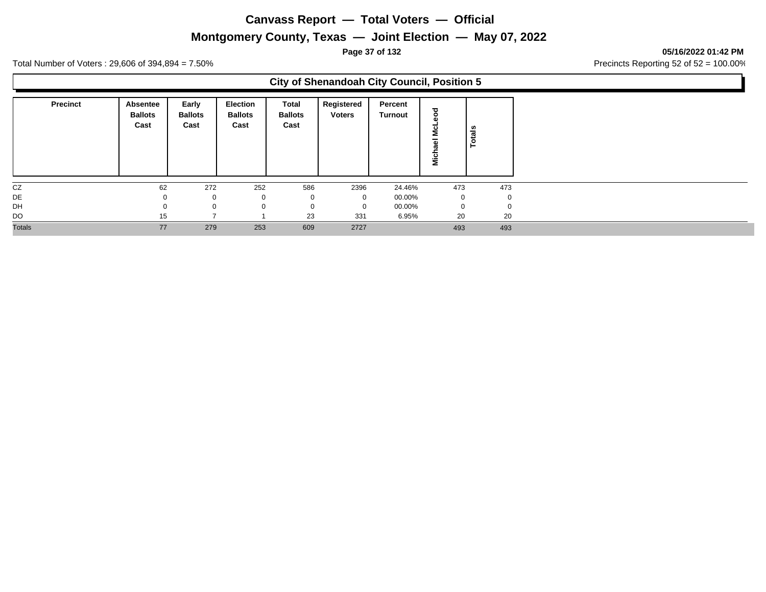# Canvass Report — Total Voters — Official

## Montgomery County, Texas — Joint Election — May 07, 2022

**05/16/2022 01:42 PM**

Total Number of Voters : 29,606 of 394,894 = 7.50%

Precincts Reporting 52 of 52 = 100.00%

### City of Shenandoah City Council, Position 5

| Precinct | Absentee Ballots Cast | Early Ballots Cast | Election Ballots Cast | Total Ballots Cast | Registered Voters | Percent Turnout | Michael McLeod | Totals |
|---|---|---|---|---|---|---|---|---|
| CZ | 62 | 272 | 252 | 586 | 2396 | 24.46% | 473 | 473 |
| DE | 0 | 0 | 0 | 0 | 0 | 00.00% | 0 | 0 |
| DH | 0 | 0 | 0 | 0 | 0 | 00.00% | 0 | 0 |
| DO | 15 | 7 | 1 | 23 | 331 | 6.95% | 20 | 20 |
| Totals | 77 | 279 | 253 | 609 | 2727 | | 493 | 493 |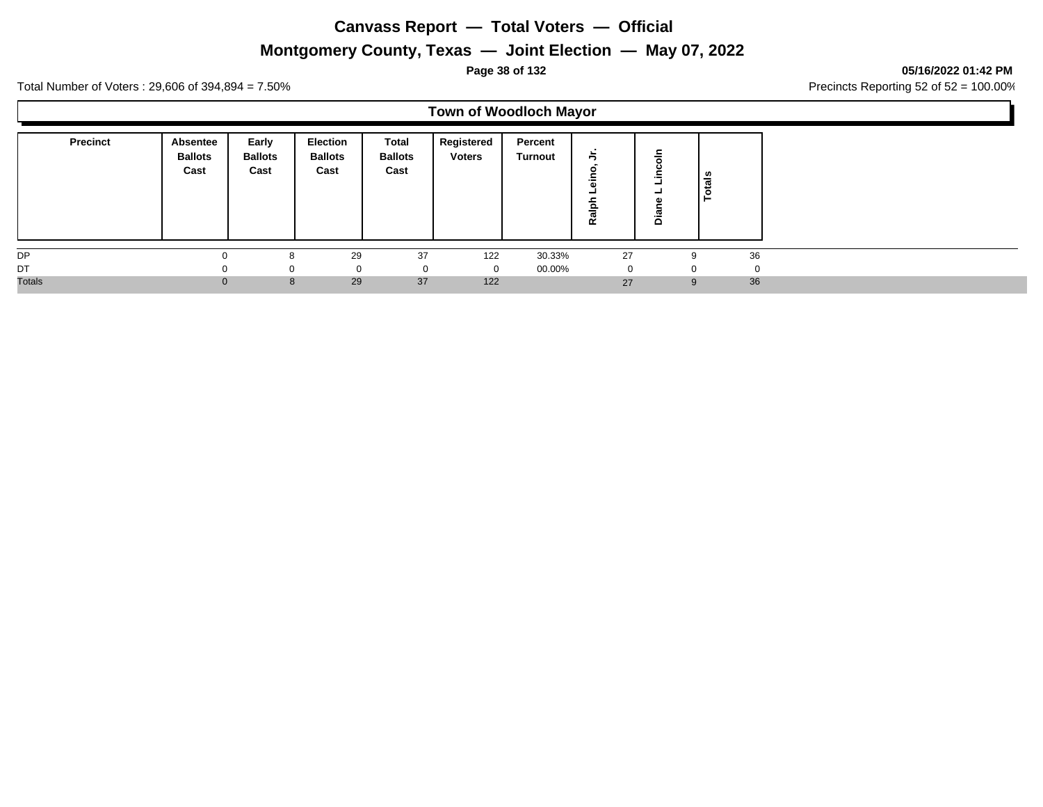# Canvass Report — Total Voters — Official

## Montgomery County, Texas — Joint Election — May 07, 2022

**05/16/2022 01:42 PM**

Total Number of Voters : 29,606 of 394,894 = 7.50%

Precincts Reporting 52 of 52 = 100.00%

### Town of Woodloch Mayor

| Precinct | Absentee Ballots Cast | Early Ballots Cast | Election Ballots Cast | Total Ballots Cast | Registered Voters | Percent Turnout | Ralph Leino, Jr. | Diane L Lincoln | Totals |
|---|---|---|---|---|---|---|---|---|---|
| DP | 0 | 8 | 29 | 37 | 122 | 30.33% | 27 | 9 | 36 |
| DT | 0 | 0 | 0 | 0 | 0 | 00.00% | 0 | 0 | 0 |
| Totals | 0 | 8 | 29 | 37 | 122 | | 27 | 9 | 36 |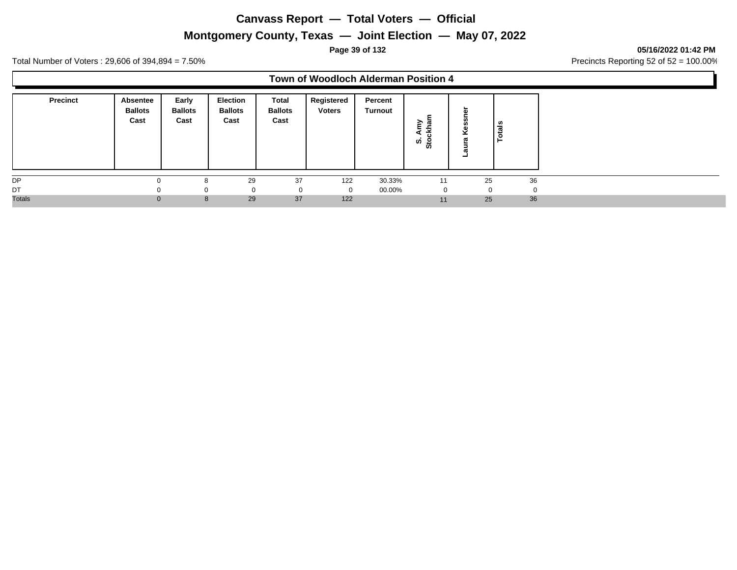# Canvass Report — Total Voters — Official

## Montgomery County, Texas — Joint Election — May 07, 2022

**05/16/2022 01:42 PM**

Total Number of Voters : 29,606 of 394,894 = 7.50%

Precincts Reporting 52 of 52 = 100.00%

### Town of Woodloch Alderman Position 4

| Precinct | Absentee Ballots Cast | Early Ballots Cast | Election Ballots Cast | Total Ballots Cast | Registered Voters | Percent Turnout | S. Amy Stockham | Laura Kessner | Totals |
|---|---|---|---|---|---|---|---|---|---|
| DP | 0 | 8 | 29 | 37 | 122 | 30.33% | 11 | 25 | 36 |
| DT | 0 | 0 | 0 | 0 | 0 | 00.00% | 0 | 0 | 0 |
| Totals | 0 | 8 | 29 | 37 | 122 | | 11 | 25 | 36 |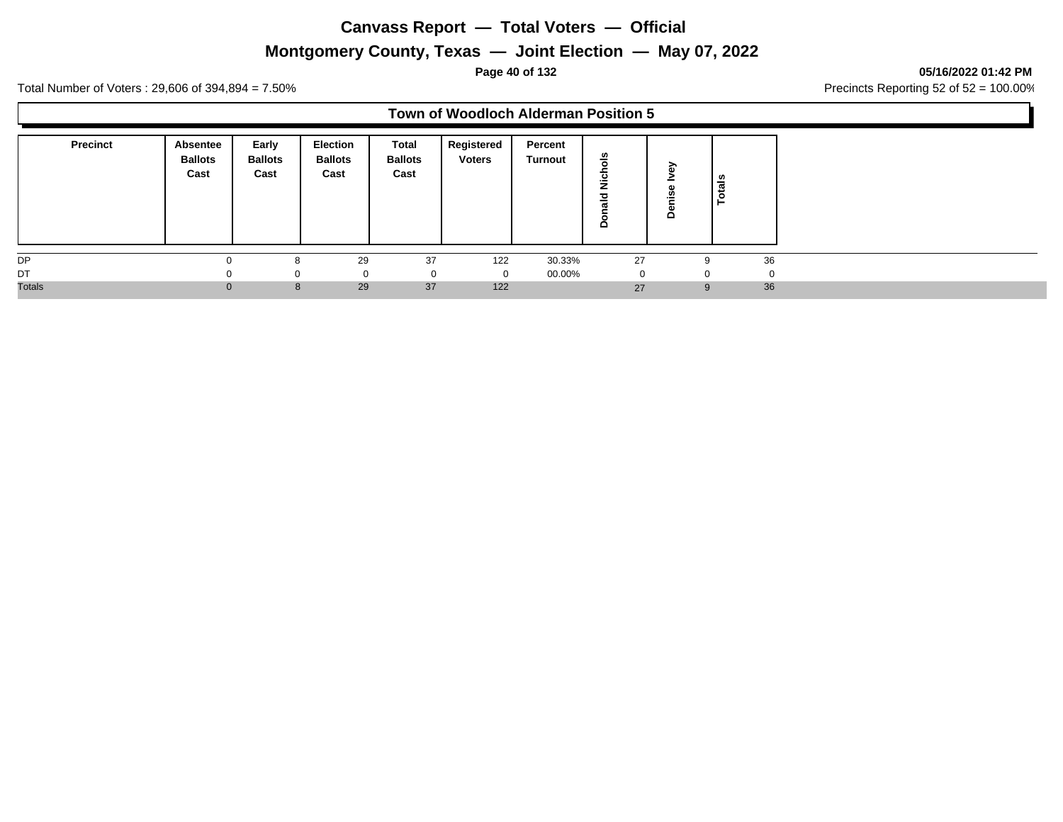# Canvass Report — Total Voters — Official

## Montgomery County, Texas — Joint Election — May 07, 2022

**05/16/2022 01:42 PM**

Total Number of Voters : 29,606 of 394,894 = 7.50%

Precincts Reporting 52 of 52 = 100.00%

### Town of Woodloch Alderman Position 5

| Precinct | Absentee Ballots Cast | Early Ballots Cast | Election Ballots Cast | Total Ballots Cast | Registered Voters | Percent Turnout | Donald Nichols | Denise Ivey | Totals |
|---|---|---|---|---|---|---|---|---|---|
| DP | 0 | 8 | 29 | 37 | 122 | 30.33% | 27 | 9 | 36 |
| DT | 0 | 0 | 0 | 0 | 0 | 00.00% | 0 | 0 | 0 |
| Totals | 0 | 8 | 29 | 37 | 122 | | 27 | 9 | 36 |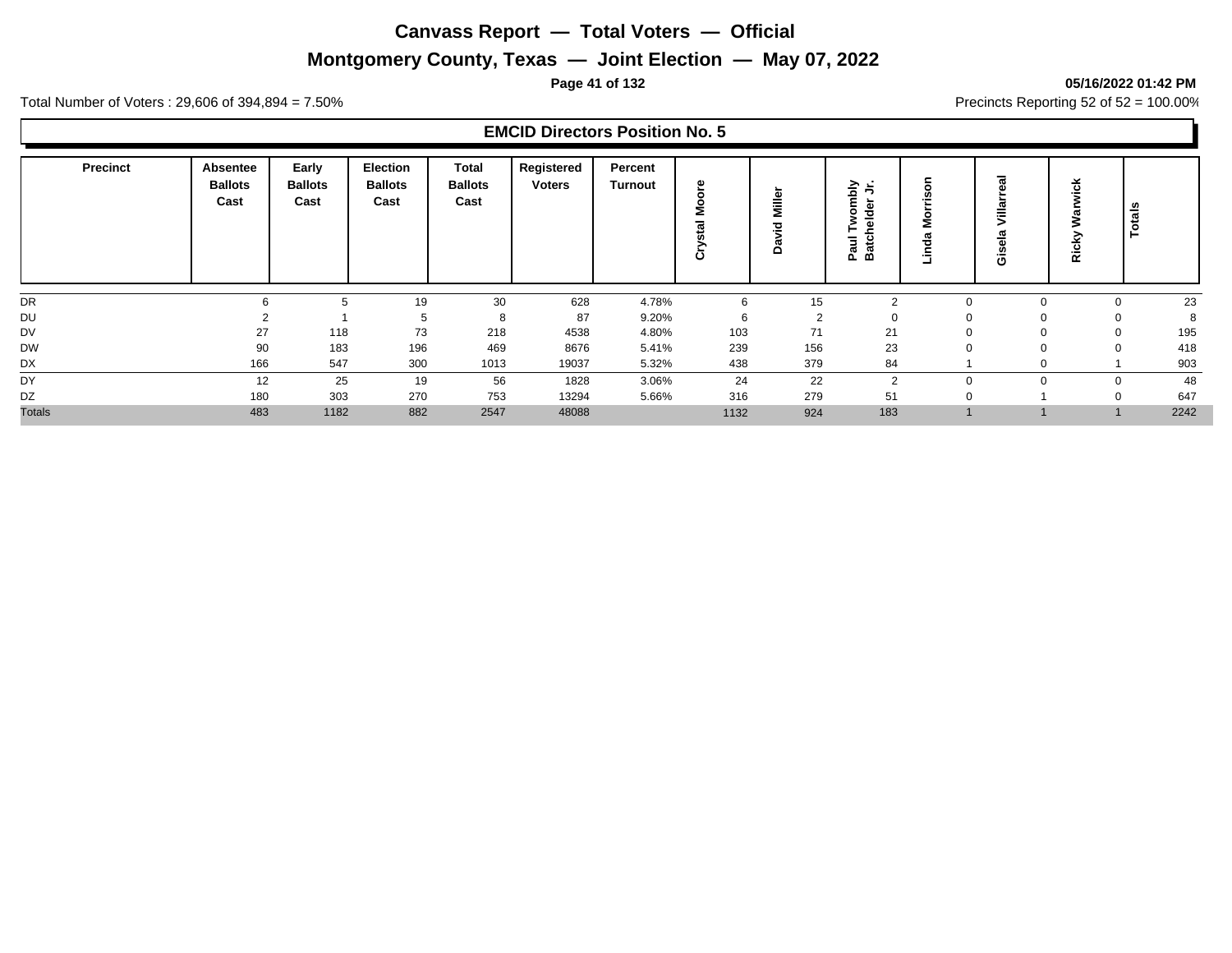# Canvass Report — Total Voters — Official

## Montgomery County, Texas — Joint Election — May 07, 2022

**05/16/2022 01:42 PM**

Total Number of Voters : 29,606 of 394,894 = 7.50%

Precincts Reporting 52 of 52 = 100.00%

### EMCID Directors Position No. 5

| Precinct | Absentee Ballots Cast | Early Ballots Cast | Election Ballots Cast | Total Ballots Cast | Registered Voters | Percent Turnout | Crystal Moore | David Miller | Paul Twombly Batchelder Jr. | Linda Morrison | Gisela Villarreal | Ricky Warwick | Totals |
|---|---|---|---|---|---|---|---|---|---|---|---|---|---|
| DR | 6 | 5 | 19 | 30 | 628 | 4.78% | 6 | 15 | 2 | 0 | 0 | 0 | 23 |
| DU | 2 | 1 | 5 | 8 | 87 | 9.20% | 6 | 2 | 0 | 0 | 0 | 0 | 8 |
| DV | 27 | 118 | 73 | 218 | 4538 | 4.80% | 103 | 71 | 21 | 0 | 0 | 0 | 195 |
| DW | 90 | 183 | 196 | 469 | 8676 | 5.41% | 239 | 156 | 23 | 0 | 0 | 0 | 418 |
| DX | 166 | 547 | 300 | 1013 | 19037 | 5.32% | 438 | 379 | 84 | 1 | 0 | 1 | 903 |
| DY | 12 | 25 | 19 | 56 | 1828 | 3.06% | 24 | 22 | 2 | 0 | 0 | 0 | 48 |
| DZ | 180 | 303 | 270 | 753 | 13294 | 5.66% | 316 | 279 | 51 | 0 | 1 | 0 | 647 |
| Totals | 483 | 1182 | 882 | 2547 | 48088 | | 1132 | 924 | 183 | 1 | 1 | 1 | 2242 |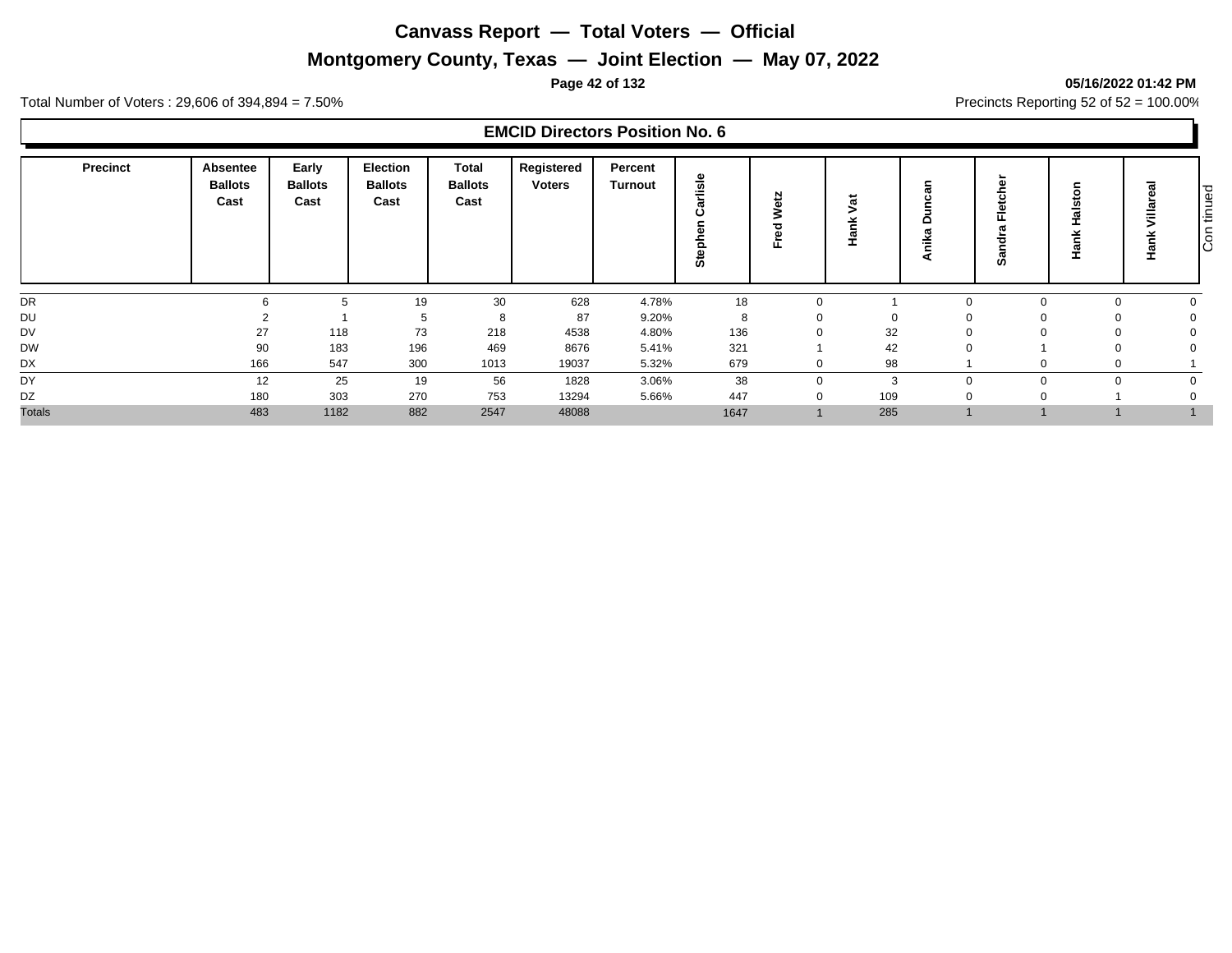# Canvass Report — Total Voters — Official

## Montgomery County, Texas — Joint Election — May 07, 2022

05/16/2022 01:42 PM

Total Number of Voters : 29,606 of 394,894 = 7.50%

Precincts Reporting 52 of 52 = 100.00%

### EMCID Directors Position No. 6

| Precinct | Absentee Ballots Cast | Early Ballots Cast | Election Ballots Cast | Total Ballots Cast | Registered Voters | Percent Turnout | Stephen Carlisle | Fred Wetz | Hank Vat | Anika Duncan | Sandra Fletcher | Hank Halston | Hank Villareal |
|---|---|---|---|---|---|---|---|---|---|---|---|---|---|
| DR | 6 | 5 | 19 | 30 | 628 | 4.78% | 18 | 0 | 1 | 0 | 0 | 0 | 0 |
| DU | 2 | 1 | 5 | 8 | 87 | 9.20% | 8 | 0 | 0 | 0 | 0 | 0 | 0 |
| DV | 27 | 118 | 73 | 218 | 4538 | 4.80% | 136 | 0 | 32 | 0 | 0 | 0 | 0 |
| DW | 90 | 183 | 196 | 469 | 8676 | 5.41% | 321 | 1 | 42 | 0 | 1 | 0 | 0 |
| DX | 166 | 547 | 300 | 1013 | 19037 | 5.32% | 679 | 0 | 98 | 1 | 0 | 0 | 1 |
| DY | 12 | 25 | 19 | 56 | 1828 | 3.06% | 38 | 0 | 3 | 0 | 0 | 0 | 0 |
| DZ | 180 | 303 | 270 | 753 | 13294 | 5.66% | 447 | 0 | 109 | 0 | 0 | 1 | 0 |
| Totals | 483 | 1182 | 882 | 2547 | 48088 | | 1647 | 1 | 285 | 1 | 1 | 1 | 1 |

Continued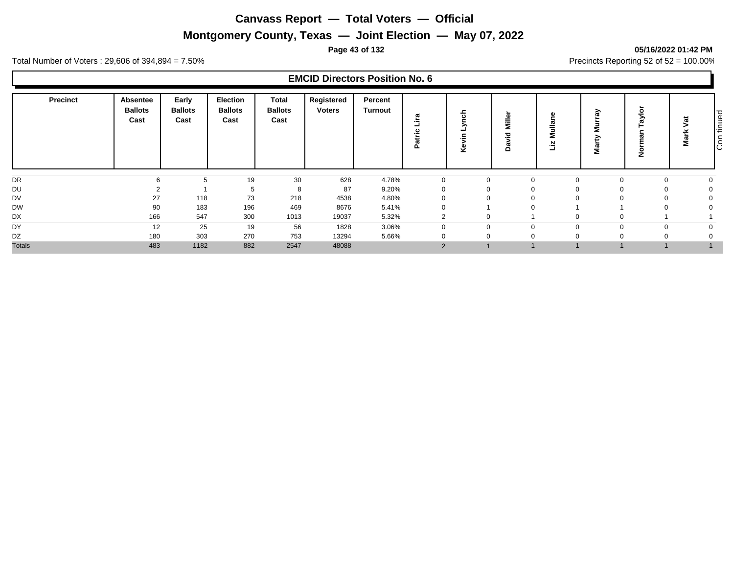# Canvass Report — Total Voters — Official

## Montgomery County, Texas — Joint Election — May 07, 2022

05/16/2022 01:42 PM

Total Number of Voters : 29,606 of 394,894 = 7.50%

Precincts Reporting 52 of 52 = 100.00%

### EMCID Directors Position No. 6

| Precinct | Absentee Ballots Cast | Early Ballots Cast | Election Ballots Cast | Total Ballots Cast | Registered Voters | Percent Turnout | Patric Lira | Kevin Lynch | David Miller | Liz Mullane | Marty Murray | Norman Taylor | Mark Vat |
|---|---|---|---|---|---|---|---|---|---|---|---|---|---|
| DR | 6 | 5 | 19 | 30 | 628 | 4.78% | 0 | 0 | 0 | 0 | 0 | 0 | 0 |
| DU | 2 | 1 | 5 | 8 | 87 | 9.20% | 0 | 0 | 0 | 0 | 0 | 0 | 0 |
| DV | 27 | 118 | 73 | 218 | 4538 | 4.80% | 0 | 0 | 0 | 0 | 0 | 0 | 0 |
| DW | 90 | 183 | 196 | 469 | 8676 | 5.41% | 0 | 1 | 0 | 1 | 1 | 0 | 0 |
| DX | 166 | 547 | 300 | 1013 | 19037 | 5.32% | 2 | 0 | 1 | 0 | 0 | 1 | 1 |
| DY | 12 | 25 | 19 | 56 | 1828 | 3.06% | 0 | 0 | 0 | 0 | 0 | 0 | 0 |
| DZ | 180 | 303 | 270 | 753 | 13294 | 5.66% | 0 | 0 | 0 | 0 | 0 | 0 | 0 |
| Totals | 483 | 1182 | 882 | 2547 | 48088 | | 2 | 1 | 1 | 1 | 1 | 1 | 1 |

Continued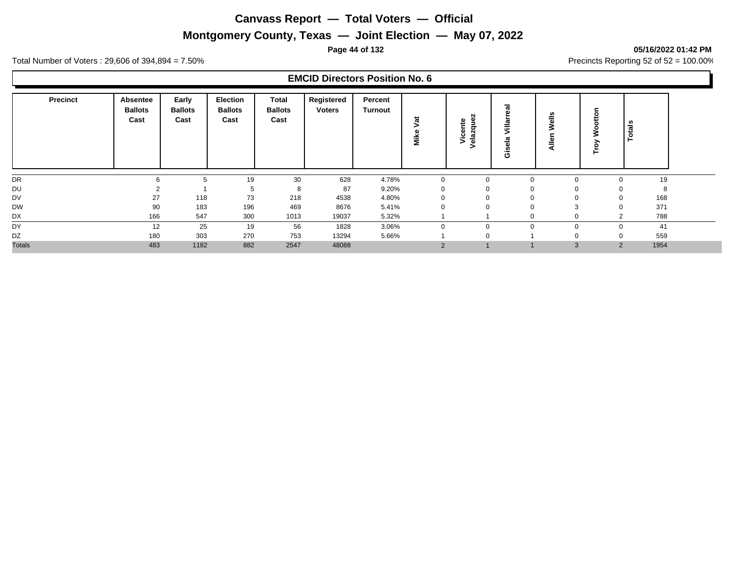# Canvass Report — Total Voters — Official

## Montgomery County, Texas — Joint Election — May 07, 2022

**05/16/2022 01:42 PM**

Total Number of Voters : 29,606 of 394,894 = 7.50%

Precincts Reporting 52 of 52 = 100.00%

### EMCID Directors Position No. 6

| Precinct | Absentee Ballots Cast | Early Ballots Cast | Election Ballots Cast | Total Ballots Cast | Registered Voters | Percent Turnout | Mike Vat | Vicente Velazquez | Gisela Villarreal | Allen Wells | Troy Wootton | Totals |
|---|---|---|---|---|---|---|---|---|---|---|---|---|
| DR | 6 | 5 | 19 | 30 | 628 | 4.78% | 0 | 0 | 0 | 0 | 0 | 19 |
| DU | 2 | 1 | 5 | 8 | 87 | 9.20% | 0 | 0 | 0 | 0 | 0 | 8 |
| DV | 27 | 118 | 73 | 218 | 4538 | 4.80% | 0 | 0 | 0 | 0 | 0 | 168 |
| DW | 90 | 183 | 196 | 469 | 8676 | 5.41% | 0 | 0 | 0 | 3 | 0 | 371 |
| DX | 166 | 547 | 300 | 1013 | 19037 | 5.32% | 1 | 1 | 0 | 0 | 2 | 788 |
| DY | 12 | 25 | 19 | 56 | 1828 | 3.06% | 0 | 0 | 0 | 0 | 0 | 41 |
| DZ | 180 | 303 | 270 | 753 | 13294 | 5.66% | 1 | 0 | 1 | 0 | 0 | 559 |
| Totals | 483 | 1182 | 882 | 2547 | 48088 | | 2 | 1 | 1 | 3 | 2 | 1954 |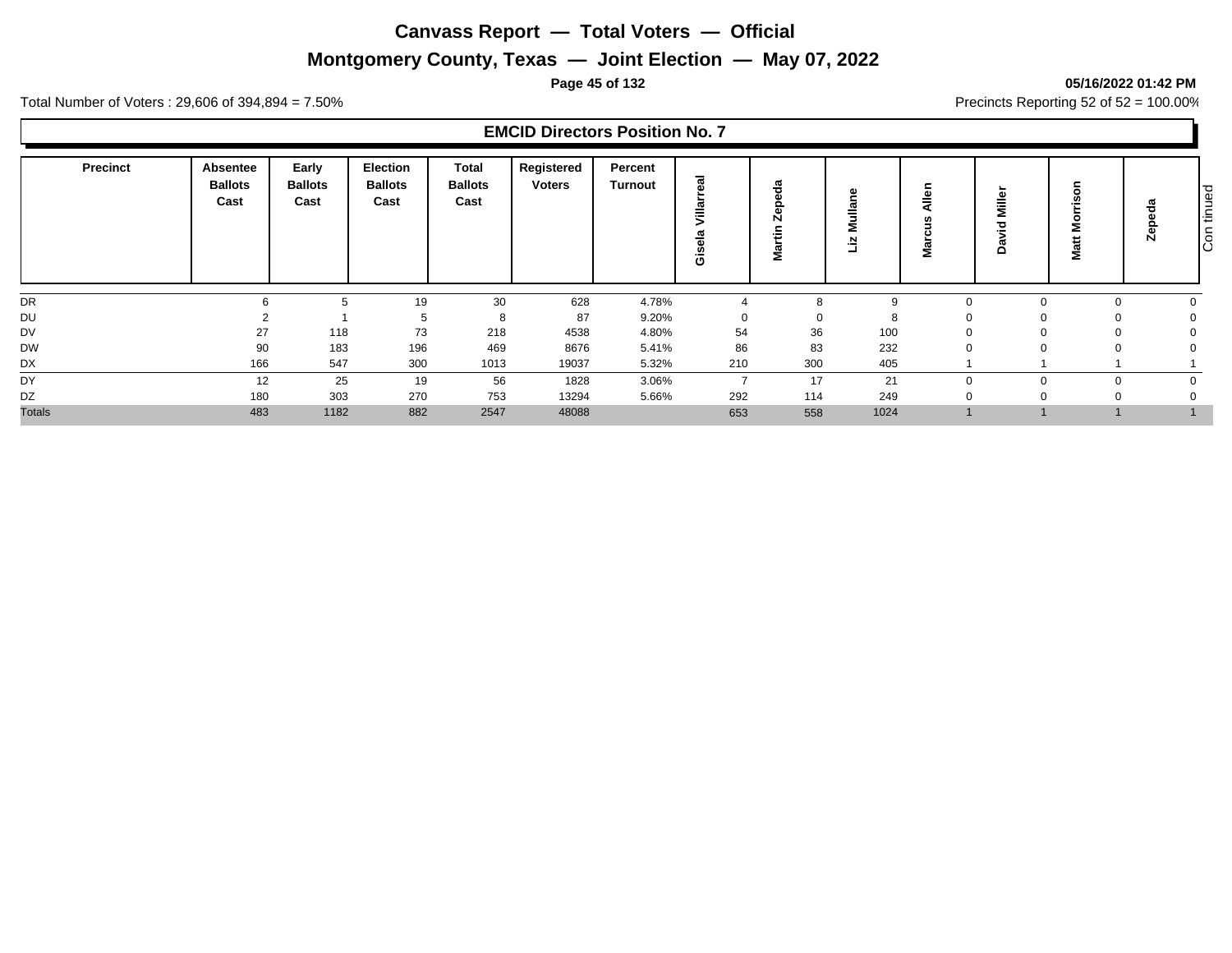# Canvass Report — Total Voters — Official

## Montgomery County, Texas — Joint Election — May 07, 2022

05/16/2022 01:42 PM

Total Number of Voters : 29,606 of 394,894 = 7.50%

Precincts Reporting 52 of 52 = 100.00%

### EMCID Directors Position No. 7

| Precinct | Absentee Ballots Cast | Early Ballots Cast | Election Ballots Cast | Total Ballots Cast | Registered Voters | Percent Turnout | Gisela Villarreal | Martin Zepeda | Liz Mullane | Marcus Allen | David Miller | Matt Morrison | Zepeda |
|---|---|---|---|---|---|---|---|---|---|---|---|---|---|
| DR | 6 | 5 | 19 | 30 | 628 | 4.78% | 4 | 8 | 9 | 0 | 0 | 0 | 0 |
| DU | 2 | 1 | 5 | 8 | 87 | 9.20% | 0 | 0 | 8 | 0 | 0 | 0 | 0 |
| DV | 27 | 118 | 73 | 218 | 4538 | 4.80% | 54 | 36 | 100 | 0 | 0 | 0 | 0 |
| DW | 90 | 183 | 196 | 469 | 8676 | 5.41% | 86 | 83 | 232 | 0 | 0 | 0 | 0 |
| DX | 166 | 547 | 300 | 1013 | 19037 | 5.32% | 210 | 300 | 405 | 1 | 1 | 1 | 1 |
| DY | 12 | 25 | 19 | 56 | 1828 | 3.06% | 7 | 17 | 21 | 0 | 0 | 0 | 0 |
| DZ | 180 | 303 | 270 | 753 | 13294 | 5.66% | 292 | 114 | 249 | 0 | 0 | 0 | 0 |
| Totals | 483 | 1182 | 882 | 2547 | 48088 | | 653 | 558 | 1024 | 1 | 1 | 1 | 1 |

Continued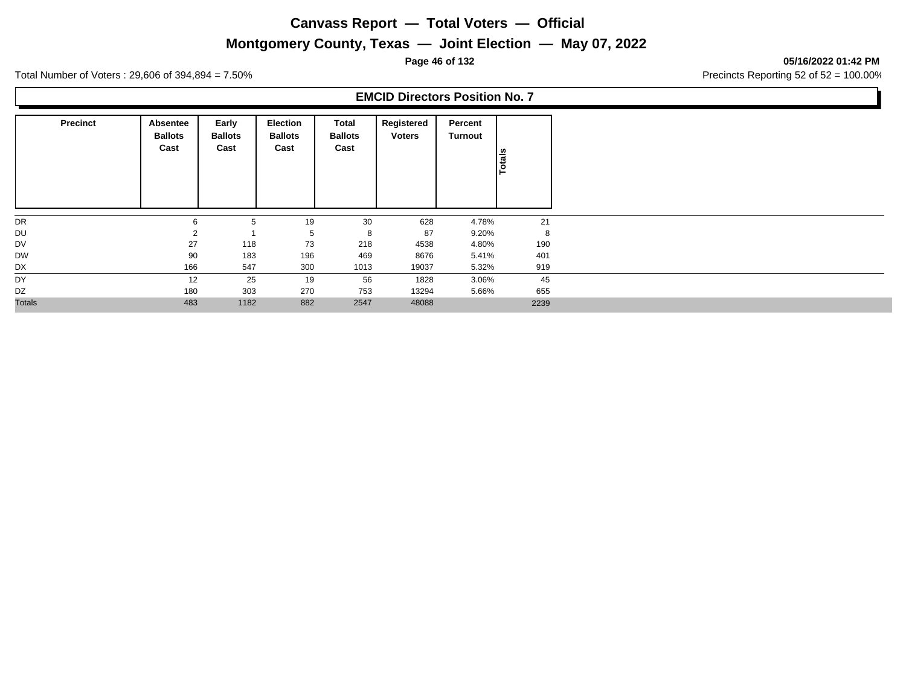# Canvass Report — Total Voters — Official

## Montgomery County, Texas — Joint Election — May 07, 2022

**05/16/2022 01:42 PM**

Total Number of Voters : 29,606 of 394,894 = 7.50%

Precincts Reporting 52 of 52 = 100.00%

### EMCID Directors Position No. 7

| Precinct | Absentee Ballots Cast | Early Ballots Cast | Election Ballots Cast | Total Ballots Cast | Registered Voters | Percent Turnout | Totals |
|---|---|---|---|---|---|---|---|
| DR | 6 | 5 | 19 | 30 | 628 | 4.78% | 21 |
| DU | 2 | 1 | 5 | 8 | 87 | 9.20% | 8 |
| DV | 27 | 118 | 73 | 218 | 4538 | 4.80% | 190 |
| DW | 90 | 183 | 196 | 469 | 8676 | 5.41% | 401 |
| DX | 166 | 547 | 300 | 1013 | 19037 | 5.32% | 919 |
| DY | 12 | 25 | 19 | 56 | 1828 | 3.06% | 45 |
| DZ | 180 | 303 | 270 | 753 | 13294 | 5.66% | 655 |
| Totals | 483 | 1182 | 882 | 2547 | 48088 | | 2239 |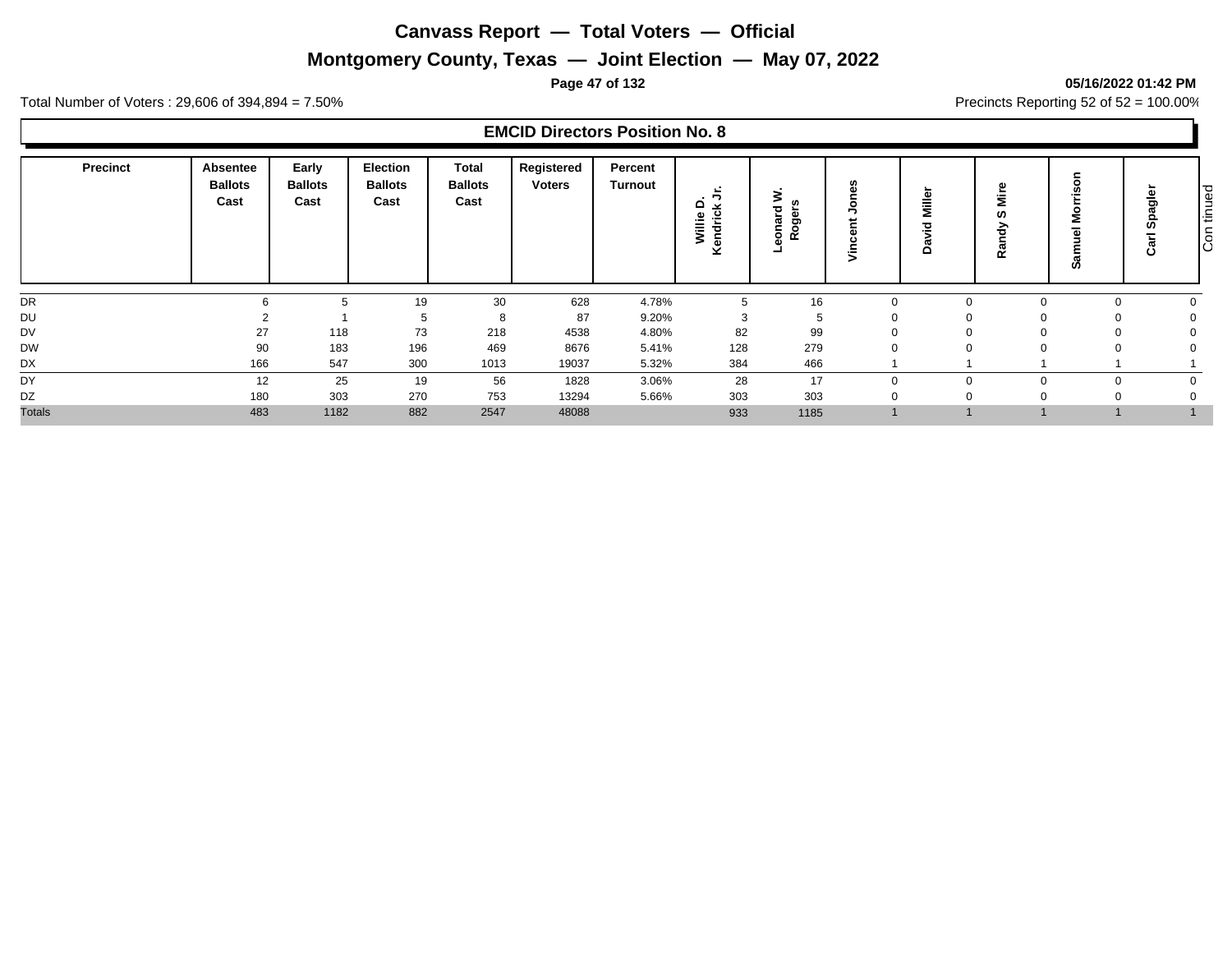# Canvass Report — Total Voters — Official

## Montgomery County, Texas — Joint Election — May 07, 2022

05/16/2022 01:42 PM

Total Number of Voters : 29,606 of 394,894 = 7.50%

Precincts Reporting 52 of 52 = 100.00%

### EMCID Directors Position No. 8

| Precinct | Absentee Ballots Cast | Early Ballots Cast | Election Ballots Cast | Total Ballots Cast | Registered Voters | Percent Turnout | Willie D. Kendrick Jr. | Leonard W. Rogers | Vincent Jones | David Miller | Randy S Mire | Samuel Morrison | Carl Spagler |
|---|---|---|---|---|---|---|---|---|---|---|---|---|---|
| DR | 6 | 5 | 19 | 30 | 628 | 4.78% | 5 | 16 | 0 | 0 | 0 | 0 | 0 |
| DU | 2 | 1 | 5 | 8 | 87 | 9.20% | 3 | 5 | 0 | 0 | 0 | 0 | 0 |
| DV | 27 | 118 | 73 | 218 | 4538 | 4.80% | 82 | 99 | 0 | 0 | 0 | 0 | 0 |
| DW | 90 | 183 | 196 | 469 | 8676 | 5.41% | 128 | 279 | 0 | 0 | 0 | 0 | 0 |
| DX | 166 | 547 | 300 | 1013 | 19037 | 5.32% | 384 | 466 | 1 | 1 | 1 | 1 | 1 |
| DY | 12 | 25 | 19 | 56 | 1828 | 3.06% | 28 | 17 | 0 | 0 | 0 | 0 | 0 |
| DZ | 180 | 303 | 270 | 753 | 13294 | 5.66% | 303 | 303 | 0 | 0 | 0 | 0 | 0 |
| Totals | 483 | 1182 | 882 | 2547 | 48088 | | 933 | 1185 | 1 | 1 | 1 | 1 | 1 |

Continued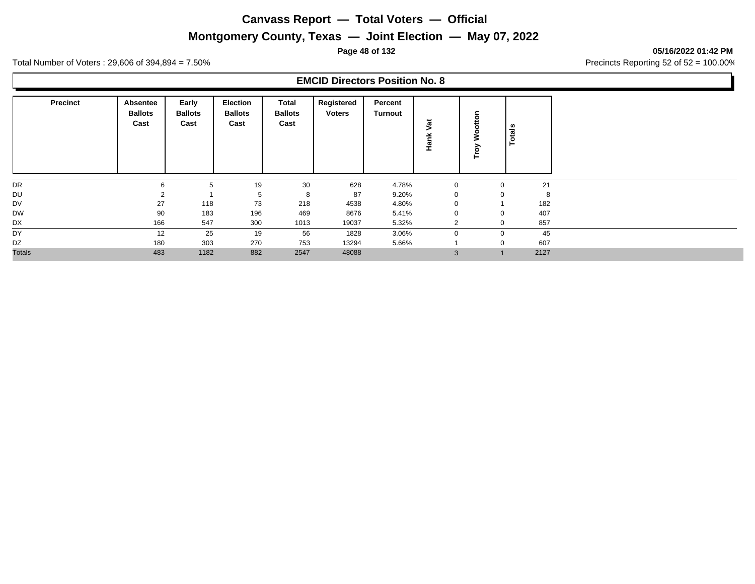# Canvass Report — Total Voters — Official

## Montgomery County, Texas — Joint Election — May 07, 2022

**05/16/2022 01:42 PM**

Total Number of Voters : 29,606 of 394,894 = 7.50%

Precincts Reporting 52 of 52 = 100.00%

### EMCID Directors Position No. 8

| Precinct | Absentee Ballots Cast | Early Ballots Cast | Election Ballots Cast | Total Ballots Cast | Registered Voters | Percent Turnout | Hank Vat | Troy Wootton | Totals |
|---|---|---|---|---|---|---|---|---|---|
| DR | 6 | 5 | 19 | 30 | 628 | 4.78% | 0 | 0 | 21 |
| DU | 2 | 1 | 5 | 8 | 87 | 9.20% | 0 | 0 | 8 |
| DV | 27 | 118 | 73 | 218 | 4538 | 4.80% | 0 | 1 | 182 |
| DW | 90 | 183 | 196 | 469 | 8676 | 5.41% | 0 | 0 | 407 |
| DX | 166 | 547 | 300 | 1013 | 19037 | 5.32% | 2 | 0 | 857 |
| DY | 12 | 25 | 19 | 56 | 1828 | 3.06% | 0 | 0 | 45 |
| DZ | 180 | 303 | 270 | 753 | 13294 | 5.66% | 1 | 0 | 607 |
| Totals | 483 | 1182 | 882 | 2547 | 48088 | | 3 | 1 | 2127 |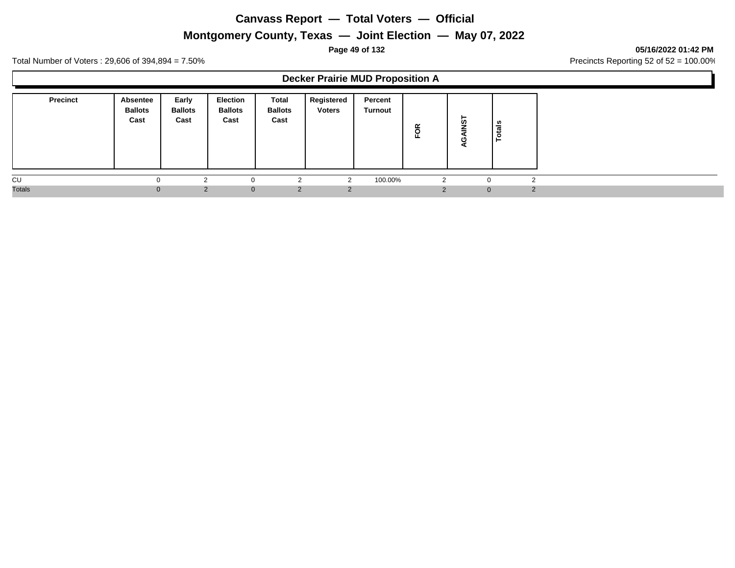# Canvass Report — Total Voters — Official

## Montgomery County, Texas — Joint Election — May 07, 2022

**05/16/2022 01:42 PM**

Total Number of Voters : 29,606 of 394,894 = 7.50%

Precincts Reporting 52 of 52 = 100.00%

### Decker Prairie MUD Proposition A

| Precinct | Absentee Ballots Cast | Early Ballots Cast | Election Ballots Cast | Total Ballots Cast | Registered Voters | Percent Turnout | FOR | AGAINST | Totals |
|---|---|---|---|---|---|---|---|---|---|
| CU | 0 | 2 | 0 | 2 | 2 | 100.00% | 2 | 0 | 2 |
| Totals | 0 | 2 | 0 | 2 | 2 | | 2 | 0 | 2 |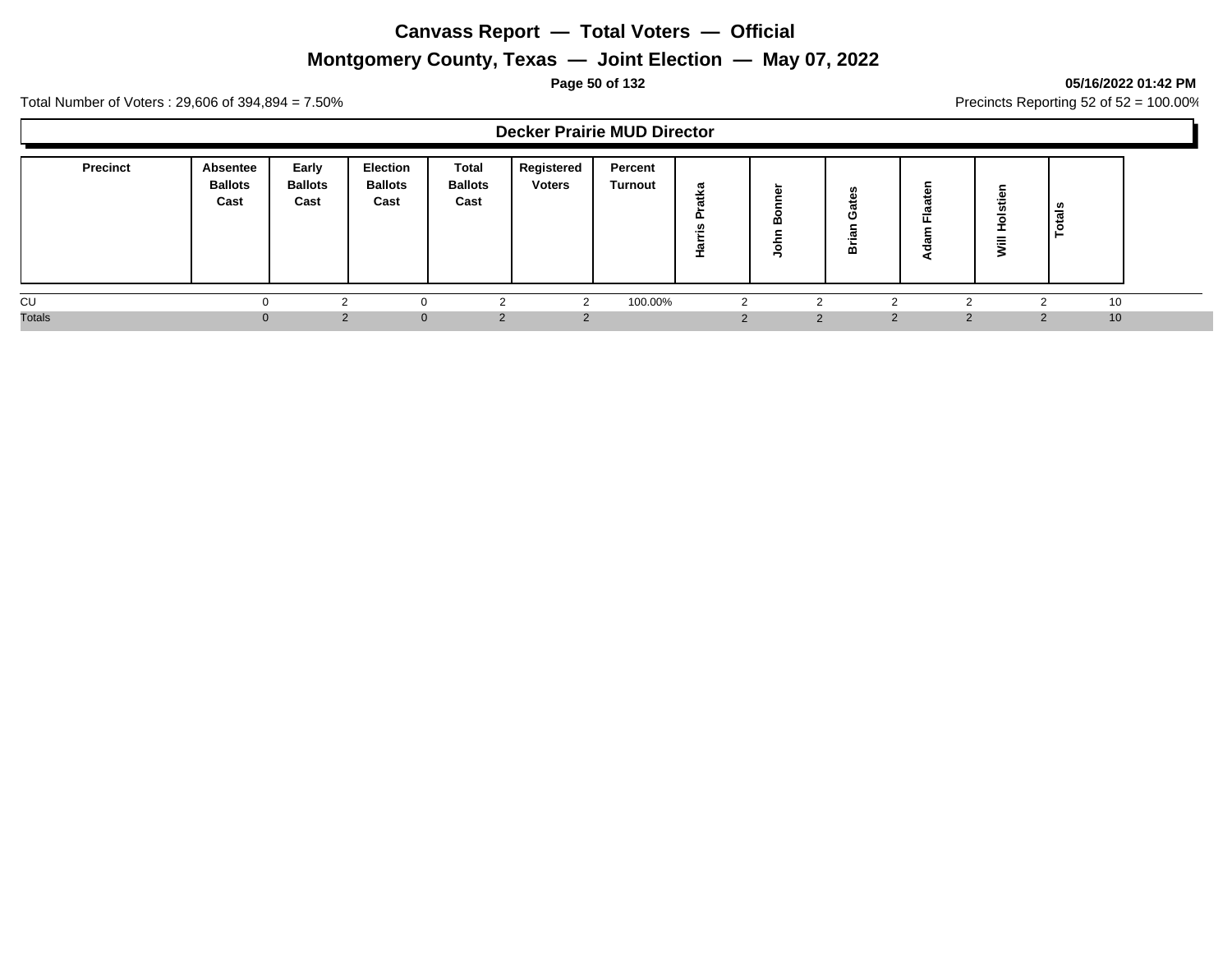# Canvass Report — Total Voters — Official

## Montgomery County, Texas — Joint Election — May 07, 2022

**05/16/2022 01:42 PM**

Total Number of Voters : 29,606 of 394,894 = 7.50%

Precincts Reporting 52 of 52 = 100.00%

### Decker Prairie MUD Director

| Precinct | Absentee Ballots Cast | Early Ballots Cast | Election Ballots Cast | Total Ballots Cast | Registered Voters | Percent Turnout | Harris Pratka | John Bonner | Brian Gates | Adam Flaaten | Will Holstien | Totals |
|---|---|---|---|---|---|---|---|---|---|---|---|---|
| CU | 0 | 2 | 0 | 2 | 2 | 100.00% | 2 | 2 | 2 | 2 | 2 | 10 |
| Totals | 0 | 2 | 0 | 2 | 2 | | 2 | 2 | 2 | 2 | 2 | 10 |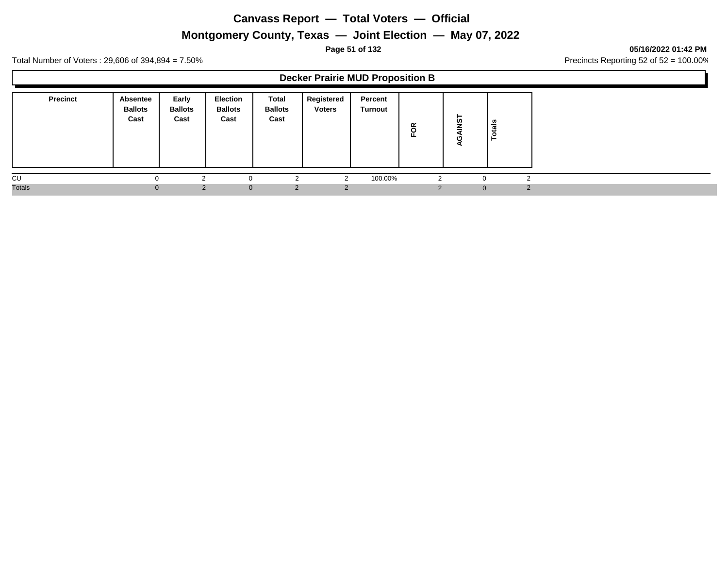# Canvass Report — Total Voters — Official

## Montgomery County, Texas — Joint Election — May 07, 2022

05/16/2022 01:42 PM

Total Number of Voters : 29,606 of 394,894 = 7.50%

Precincts Reporting 52 of 52 = 100.00%

### Decker Prairie MUD Proposition B

| Precinct | Absentee Ballots Cast | Early Ballots Cast | Election Ballots Cast | Total Ballots Cast | Registered Voters | Percent Turnout | FOR | AGAINST | Totals |
|---|---|---|---|---|---|---|---|---|---|
| CU | 0 | 2 | 0 | 2 | 2 | 100.00% | 2 | 0 | 2 |
| Totals | 0 | 2 | 0 | 2 | 2 | | 2 | 0 | 2 |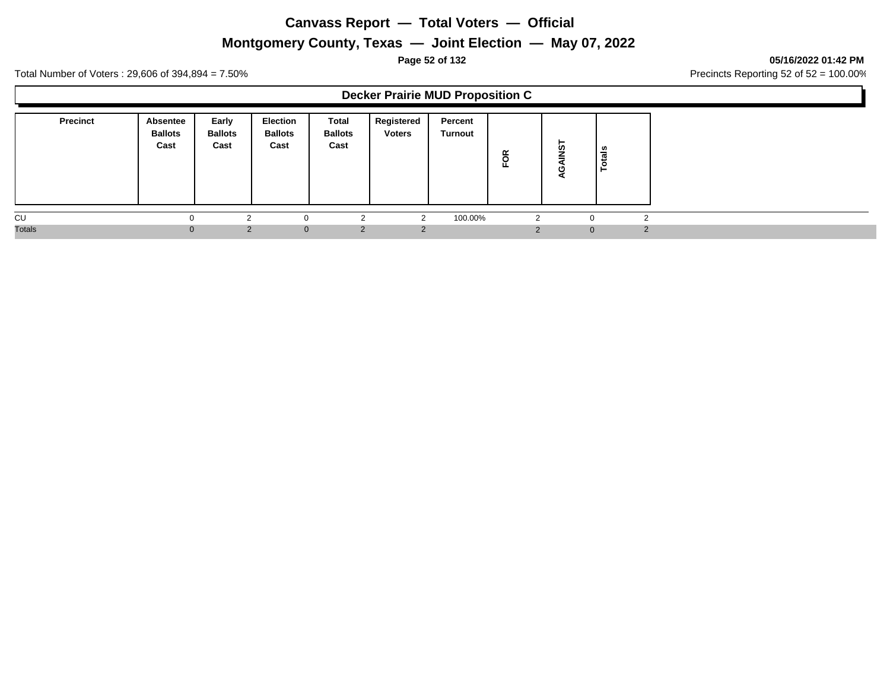# Canvass Report — Total Voters — Official

## Montgomery County, Texas — Joint Election — May 07, 2022

**05/16/2022 01:42 PM**

Total Number of Voters : 29,606 of 394,894 = 7.50%

Precincts Reporting 52 of 52 = 100.00%

### Decker Prairie MUD Proposition C

| Precinct | Absentee Ballots Cast | Early Ballots Cast | Election Ballots Cast | Total Ballots Cast | Registered Voters | Percent Turnout | FOR | AGAINST | Totals |
|---|---|---|---|---|---|---|---|---|---|
| CU | 0 | 2 | 0 | 2 | 2 | 100.00% | 2 | 0 | 2 |
| Totals | 0 | 2 | 0 | 2 | 2 | | 2 | 0 | 2 |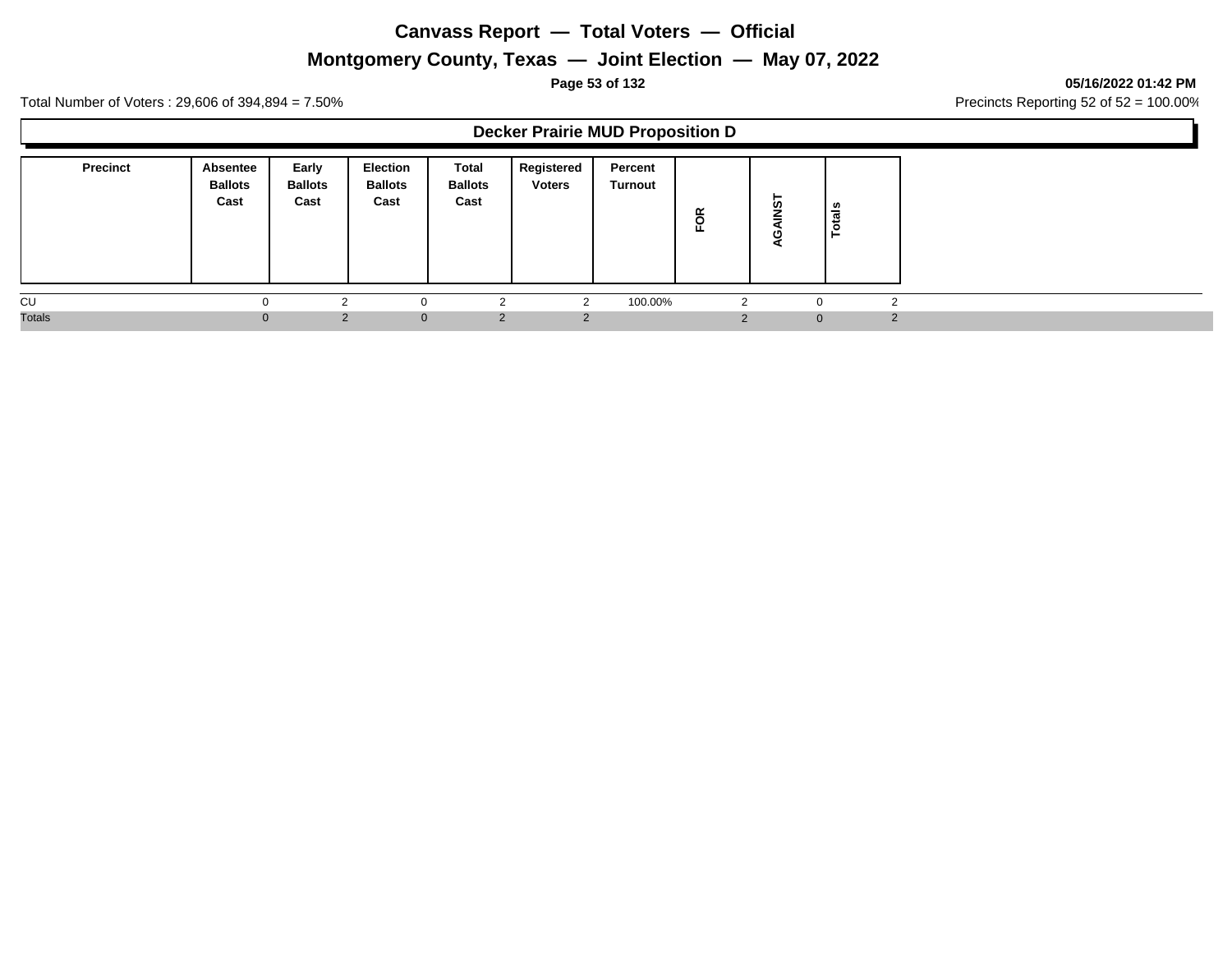# Canvass Report — Total Voters — Official

## Montgomery County, Texas — Joint Election — May 07, 2022

05/16/2022 01:42 PM

Total Number of Voters : 29,606 of 394,894 = 7.50%

Precincts Reporting 52 of 52 = 100.00%

### Decker Prairie MUD Proposition D

| Precinct | Absentee Ballots Cast | Early Ballots Cast | Election Ballots Cast | Total Ballots Cast | Registered Voters | Percent Turnout | FOR | AGAINST | Totals |
|---|---|---|---|---|---|---|---|---|---|
| CU | 0 | 2 | 0 | 2 | 2 | 100.00% | 2 | 0 | 2 |
| Totals | 0 | 2 | 0 | 2 | 2 | | 2 | 0 | 2 |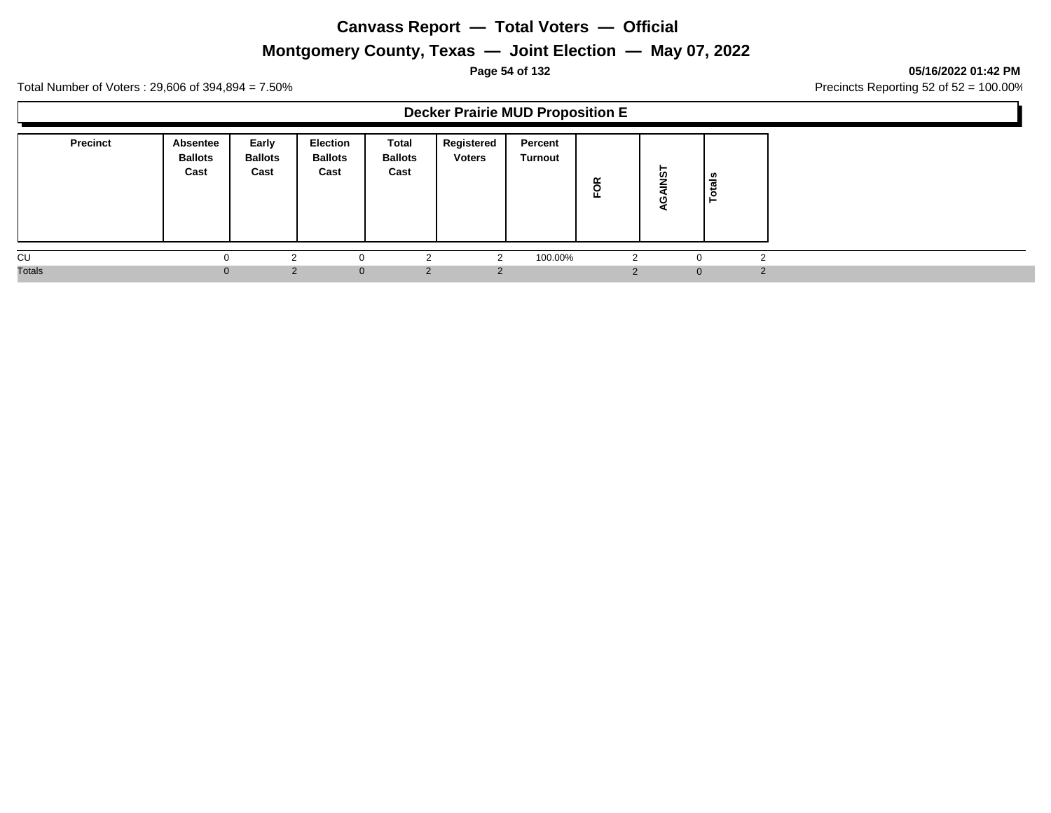# Canvass Report — Total Voters — Official

## Montgomery County, Texas — Joint Election — May 07, 2022

05/16/2022 01:42 PM

Total Number of Voters : 29,606 of 394,894 = 7.50%

Precincts Reporting 52 of 52 = 100.00%

### Decker Prairie MUD Proposition E

| Precinct | Absentee Ballots Cast | Early Ballots Cast | Election Ballots Cast | Total Ballots Cast | Registered Voters | Percent Turnout | FOR | AGAINST | Totals |
|---|---|---|---|---|---|---|---|---|---|
| CU | 0 | 2 | 0 | 2 | 2 | 100.00% | 2 | 0 | 2 |
| Totals | 0 | 2 | 0 | 2 | 2 | | 2 | 0 | 2 |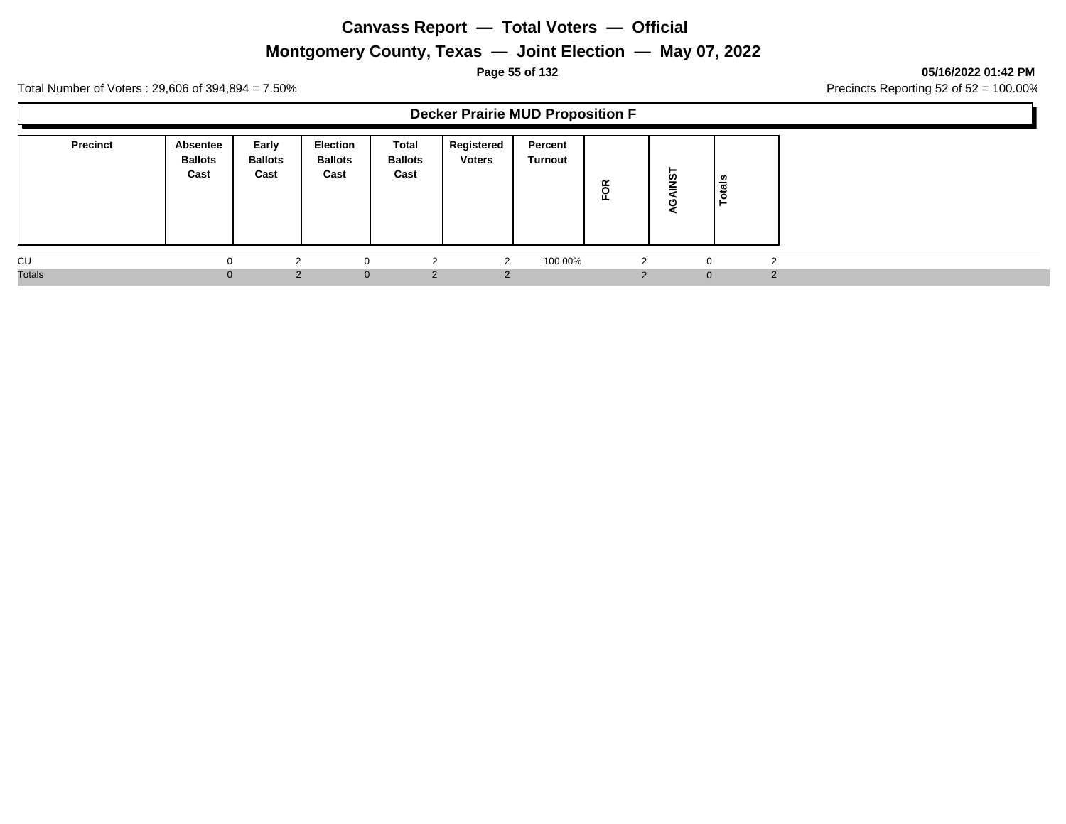# Canvass Report — Total Voters — Official

## Montgomery County, Texas — Joint Election — May 07, 2022

05/16/2022 01:42 PM

Total Number of Voters : 29,606 of 394,894 = 7.50%

Precincts Reporting 52 of 52 = 100.00%

### Decker Prairie MUD Proposition F

| Precinct | Absentee Ballots Cast | Early Ballots Cast | Election Ballots Cast | Total Ballots Cast | Registered Voters | Percent Turnout | FOR | AGAINST | Totals |
|---|---|---|---|---|---|---|---|---|---|
| CU | 0 | 2 | 0 | 2 | 2 | 100.00% | 2 | 0 | 2 |
| Totals | 0 | 2 | 0 | 2 | 2 | | 2 | 0 | 2 |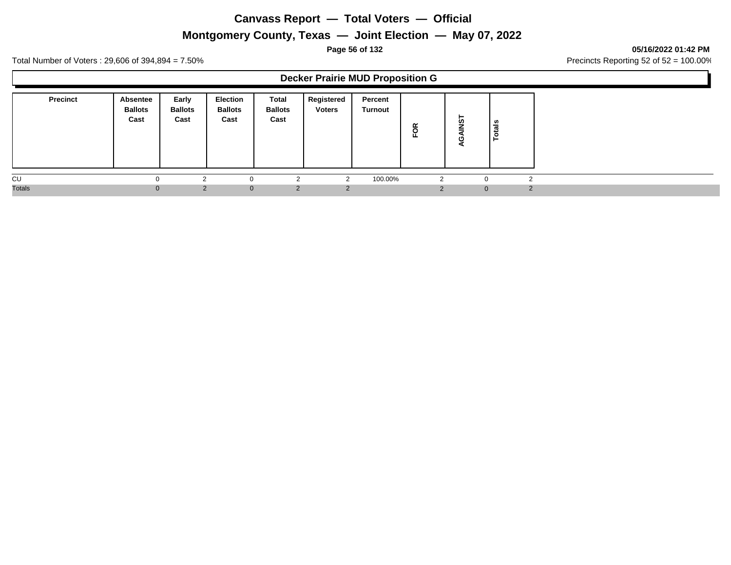# Canvass Report — Total Voters — Official

## Montgomery County, Texas — Joint Election — May 07, 2022

05/16/2022 01:42 PM

Total Number of Voters : 29,606 of 394,894 = 7.50%

Precincts Reporting 52 of 52 = 100.00%

### Decker Prairie MUD Proposition G

| Precinct | Absentee Ballots Cast | Early Ballots Cast | Election Ballots Cast | Total Ballots Cast | Registered Voters | Percent Turnout | FOR | AGAINST | Totals |
|---|---|---|---|---|---|---|---|---|---|
| CU | 0 | 2 | 0 | 2 | 2 | 100.00% | 2 | 0 | 2 |
| Totals | 0 | 2 | 0 | 2 | 2 | | 2 | 0 | 2 |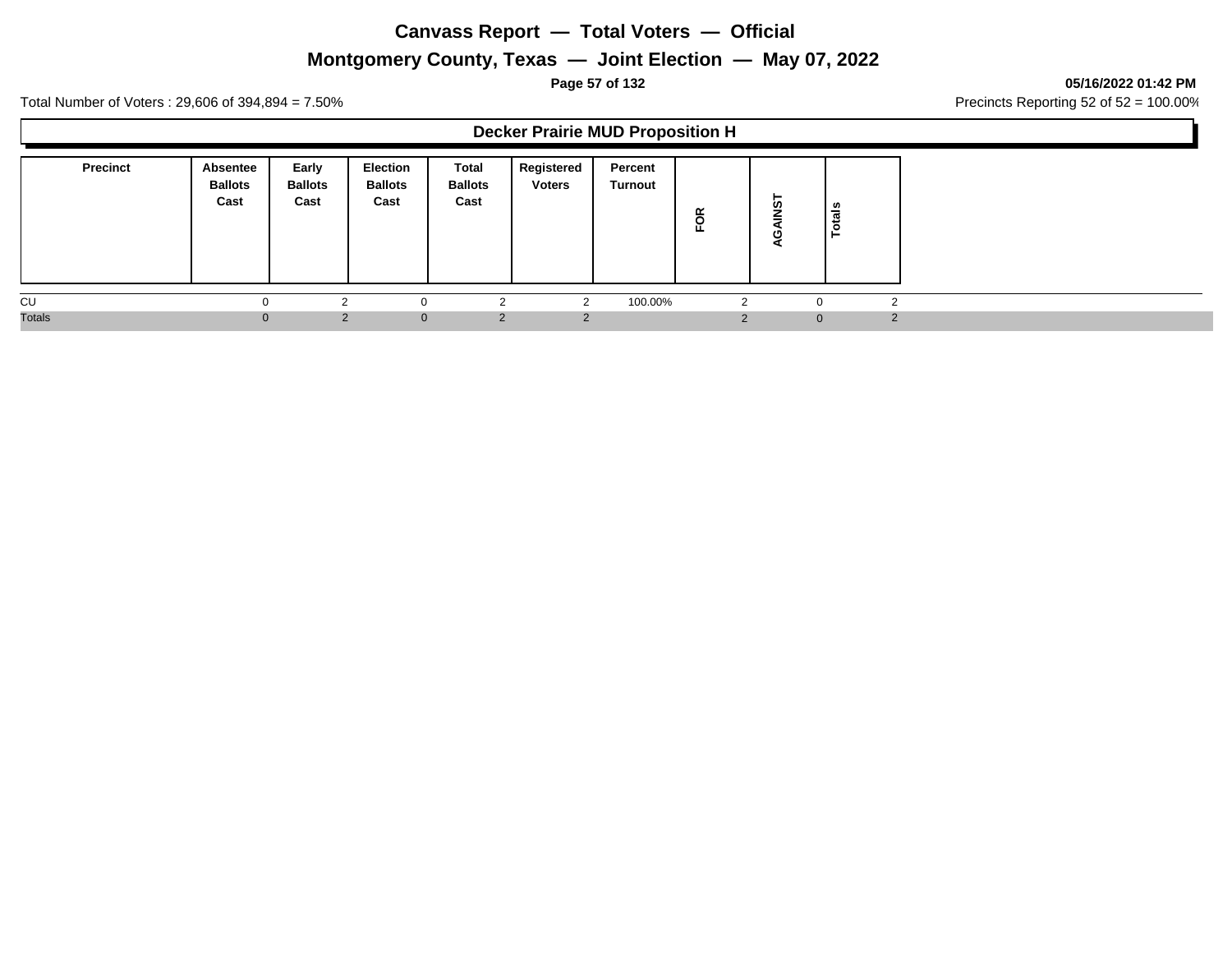# Canvass Report — Total Voters — Official

## Montgomery County, Texas — Joint Election — May 07, 2022

05/16/2022 01:42 PM

Total Number of Voters : 29,606 of 394,894 = 7.50%

Precincts Reporting 52 of 52 = 100.00%

### Decker Prairie MUD Proposition H

| Precinct | Absentee Ballots Cast | Early Ballots Cast | Election Ballots Cast | Total Ballots Cast | Registered Voters | Percent Turnout | FOR | AGAINST | Totals |
|---|---|---|---|---|---|---|---|---|---|
| CU | 0 | 2 | 0 | 2 | 2 | 100.00% | 2 | 0 | 2 |
| Totals | 0 | 2 | 0 | 2 | 2 | | 2 | 0 | 2 |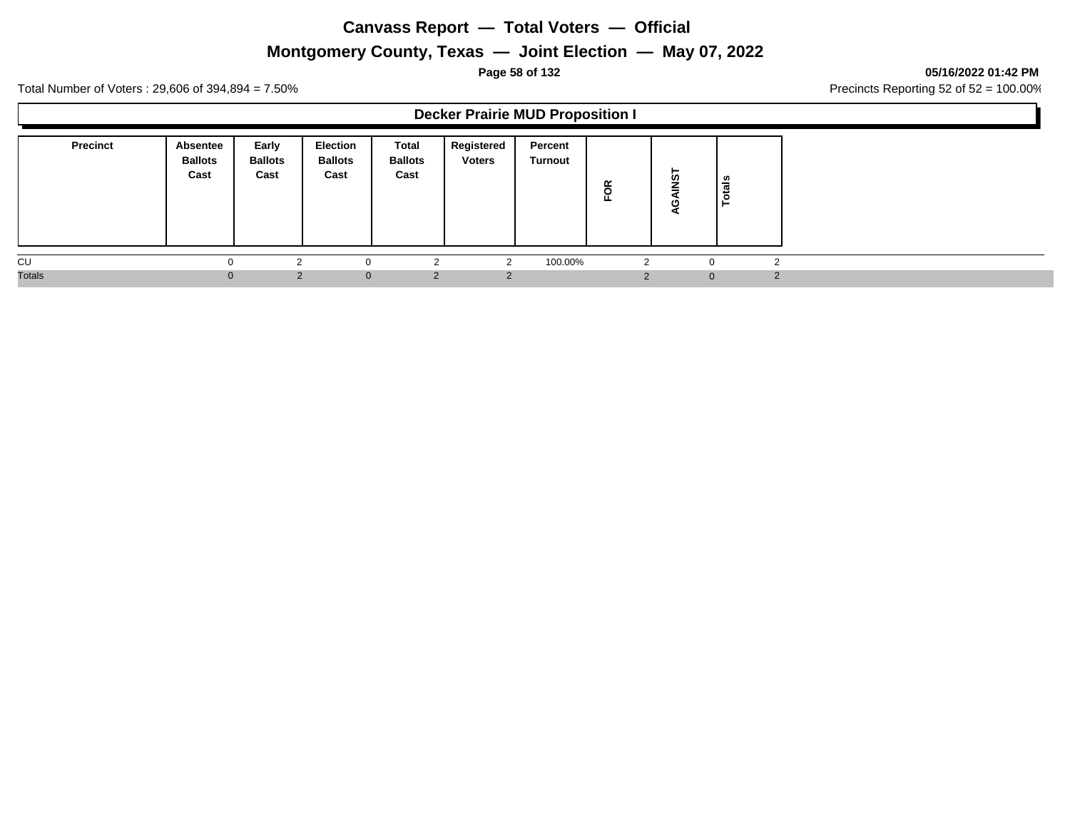# Canvass Report — Total Voters — Official

## Montgomery County, Texas — Joint Election — May 07, 2022

**05/16/2022 01:42 PM**

Total Number of Voters : 29,606 of 394,894 = 7.50%

Precincts Reporting 52 of 52 = 100.00%

### Decker Prairie MUD Proposition I

| Precinct | Absentee Ballots Cast | Early Ballots Cast | Election Ballots Cast | Total Ballots Cast | Registered Voters | Percent Turnout | FOR | AGAINST | Totals |
|---|---|---|---|---|---|---|---|---|---|
| CU | 0 | 2 | 0 | 2 | 2 | 100.00% | 2 | 0 | 2 |
| Totals | 0 | 2 | 0 | 2 | 2 | | 2 | 0 | 2 |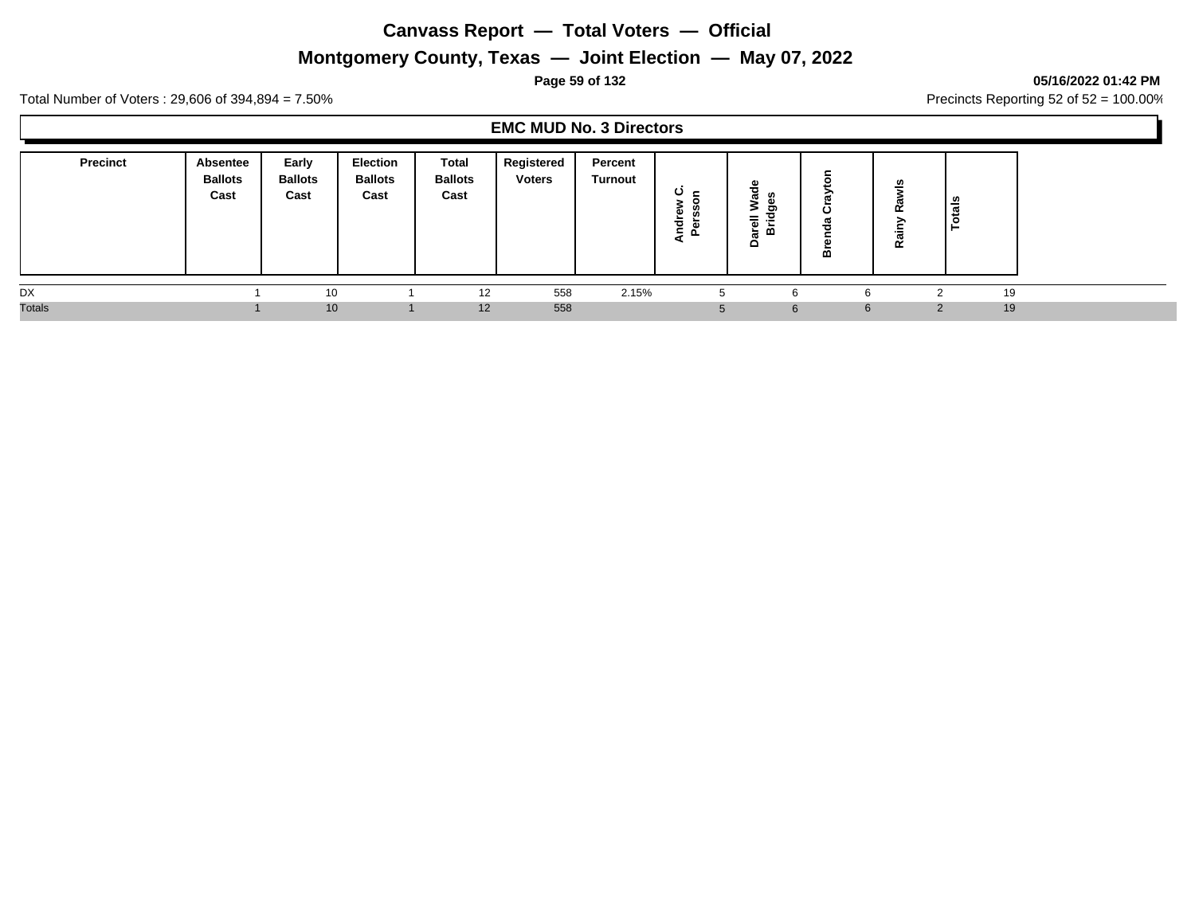# Canvass Report — Total Voters — Official

## Montgomery County, Texas — Joint Election — May 07, 2022

**05/16/2022 01:42 PM**

Total Number of Voters : 29,606 of 394,894 = 7.50%

Precincts Reporting 52 of 52 = 100.00%

### EMC MUD No. 3 Directors

| Precinct | Absentee Ballots Cast | Early Ballots Cast | Election Ballots Cast | Total Ballots Cast | Registered Voters | Percent Turnout | Andrew C. Persson | Darell Wade Bridges | Brenda Crayton | Rainy Rawls | Totals |
|---|---|---|---|---|---|---|---|---|---|---|---|
| DX | 1 | 10 | 1 | 12 | 558 | 2.15% | 5 | 6 | 6 | 2 | 19 |
| Totals | 1 | 10 | 1 | 12 | 558 | | 5 | 6 | 6 | 2 | 19 |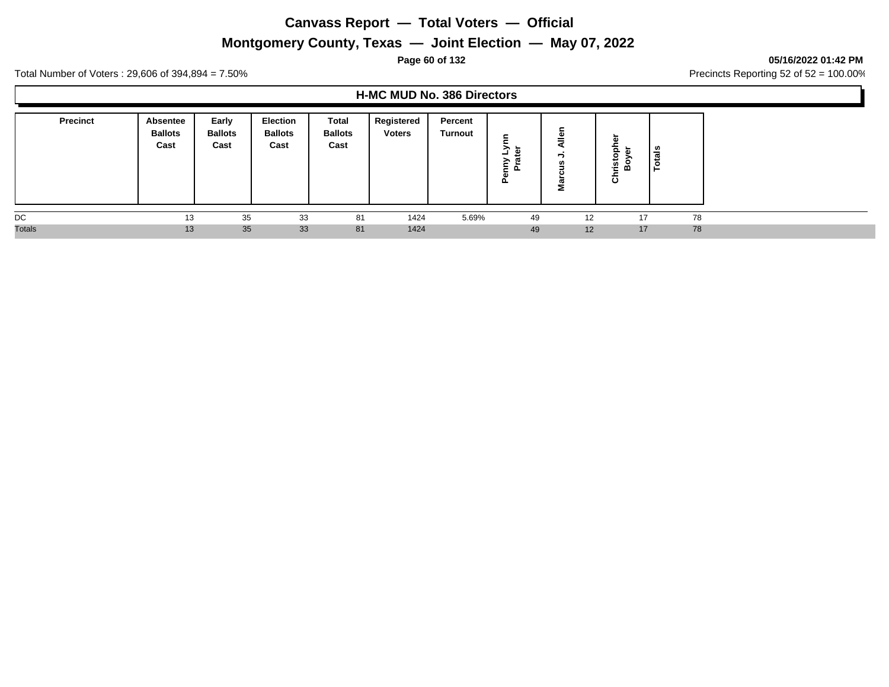# Canvass Report — Total Voters — Official

## Montgomery County, Texas — Joint Election — May 07, 2022

**05/16/2022 01:42 PM**

Total Number of Voters : 29,606 of 394,894 = 7.50%

Precincts Reporting 52 of 52 = 100.00%

### H-MC MUD No. 386 Directors

| Precinct | Absentee Ballots Cast | Early Ballots Cast | Election Ballots Cast | Total Ballots Cast | Registered Voters | Percent Turnout | Penny Lynn Prater | Marcus J. Allen | Christopher Boyer | Totals |
|---|---|---|---|---|---|---|---|---|---|---|
| DC | 13 | 35 | 33 | 81 | 1424 | 5.69% | 49 | 12 | 17 | 78 |
| Totals | 13 | 35 | 33 | 81 | 1424 | | 49 | 12 | 17 | 78 |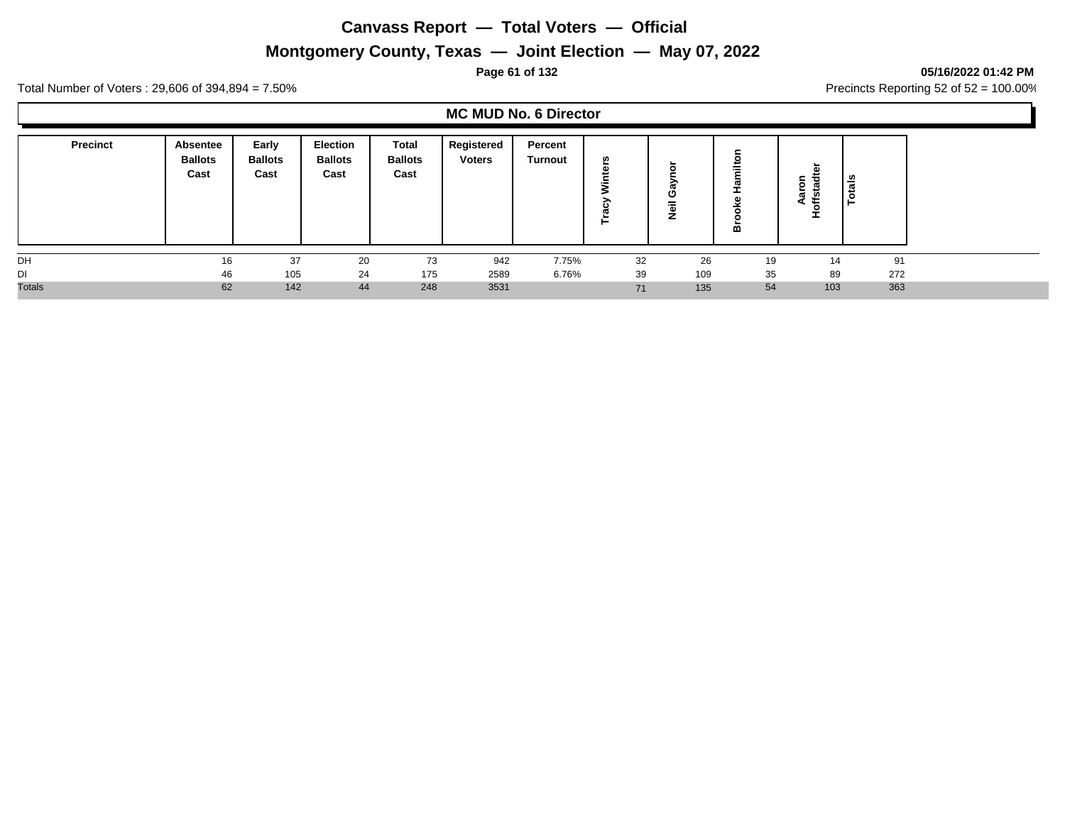# Canvass Report — Total Voters — Official

## Montgomery County, Texas — Joint Election — May 07, 2022

**05/16/2022 01:42 PM**

Total Number of Voters : 29,606 of 394,894 = 7.50%

Precincts Reporting 52 of 52 = 100.00%

### MC MUD No. 6 Director

| Precinct | Absentee Ballots Cast | Early Ballots Cast | Election Ballots Cast | Total Ballots Cast | Registered Voters | Percent Turnout | Tracy Winters | Neil Gaynor | Brooke Hamilton | Aaron Hoffstadter | Totals |
|---|---|---|---|---|---|---|---|---|---|---|---|
| DH | 16 | 37 | 20 | 73 | 942 | 7.75% | 32 | 26 | 19 | 14 | 91 |
| DI | 46 | 105 | 24 | 175 | 2589 | 6.76% | 39 | 109 | 35 | 89 | 272 |
| Totals | 62 | 142 | 44 | 248 | 3531 | | 71 | 135 | 54 | 103 | 363 |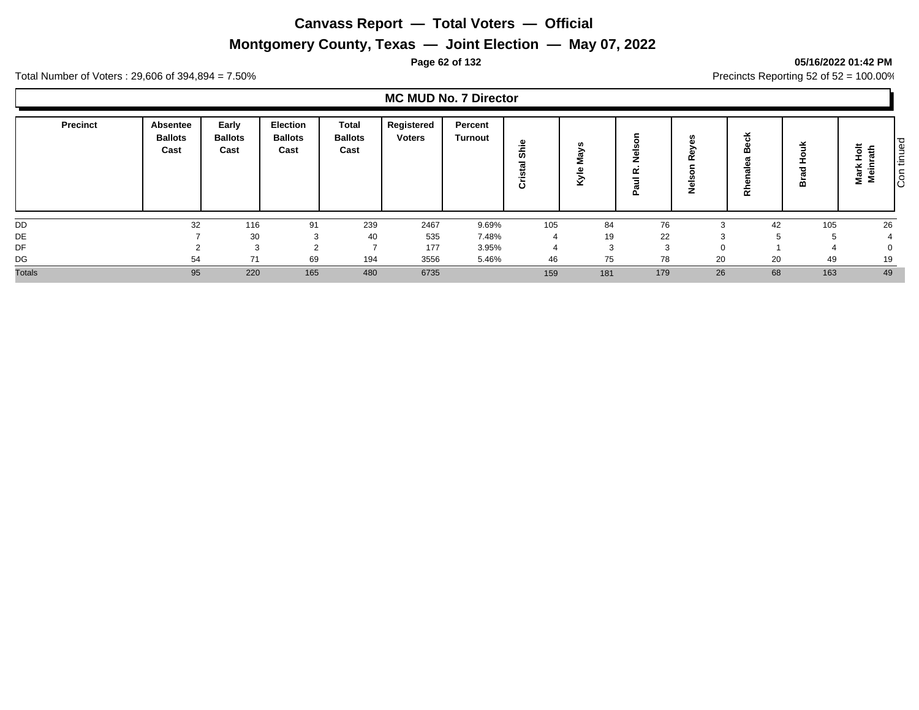# Canvass Report — Total Voters — Official

## Montgomery County, Texas — Joint Election — May 07, 2022

05/16/2022 01:42 PM

Total Number of Voters : 29,606 of 394,894 = 7.50%

Precincts Reporting 52 of 52 = 100.00%

### MC MUD No. 7 Director

| Precinct | Absentee Ballots Cast | Early Ballots Cast | Election Ballots Cast | Total Ballots Cast | Registered Voters | Percent Turnout | Cristal Shie | Kyle Mays | Paul R. Nelson | Nelson Reyes | Rhenalea Beck | Brad Houk | Mark Holt Meinrath |
|---|---|---|---|---|---|---|---|---|---|---|---|---|---|
| DD | 32 | 116 | 91 | 239 | 2467 | 9.69% | 105 | 84 | 76 | 3 | 42 | 105 | 26 |
| DE | 7 | 30 | 3 | 40 | 535 | 7.48% | 4 | 19 | 22 | 3 | 5 | 5 | 4 |
| DF | 2 | 3 | 2 | 7 | 177 | 3.95% | 4 | 3 | 3 | 0 | 1 | 4 | 0 |
| DG | 54 | 71 | 69 | 194 | 3556 | 5.46% | 46 | 75 | 78 | 20 | 20 | 49 | 19 |
| Totals | 95 | 220 | 165 | 480 | 6735 | | 159 | 181 | 179 | 26 | 68 | 163 | 49 |

Continued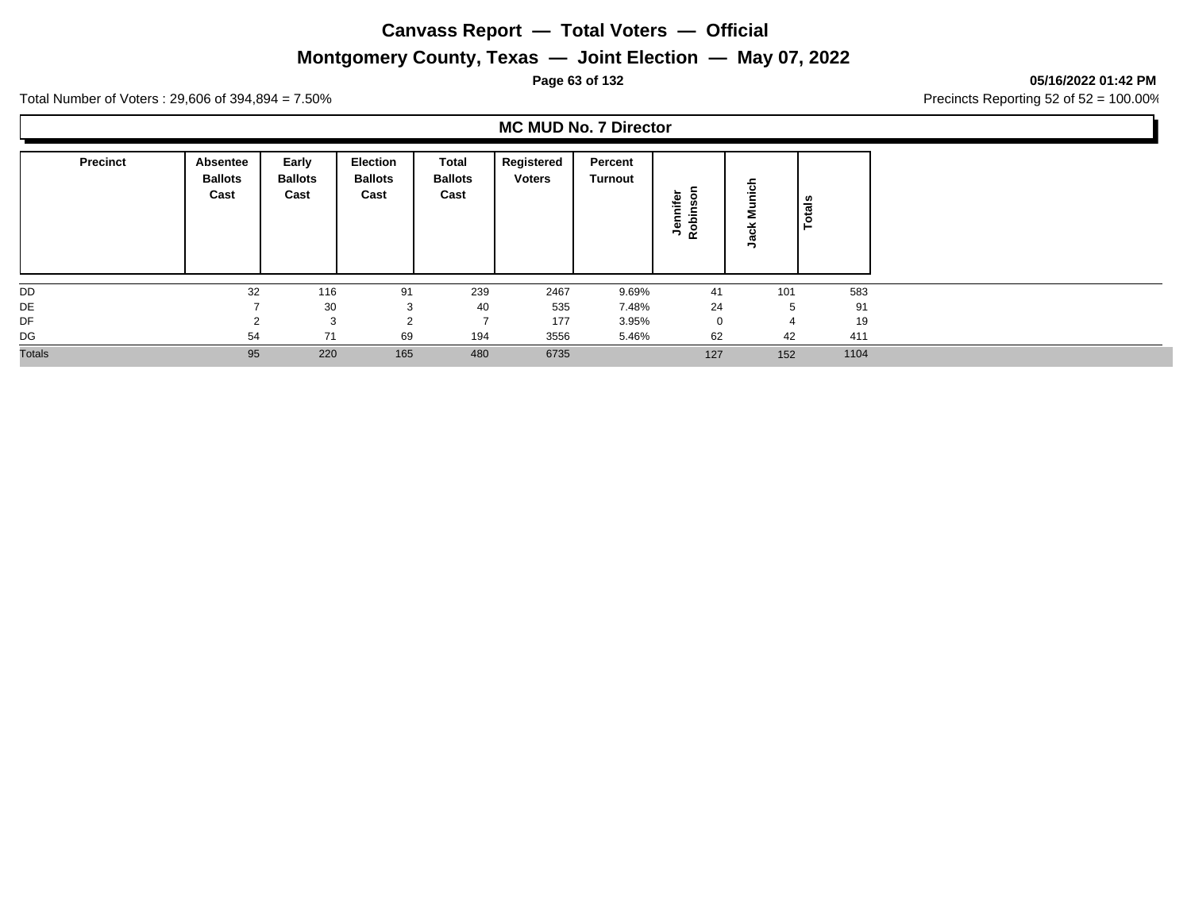# Canvass Report — Total Voters — Official

## Montgomery County, Texas — Joint Election — May 07, 2022

**05/16/2022 01:42 PM**

Total Number of Voters : 29,606 of 394,894 = 7.50%

Precincts Reporting 52 of 52 = 100.00%

### MC MUD No. 7 Director

| Precinct | Absentee Ballots Cast | Early Ballots Cast | Election Ballots Cast | Total Ballots Cast | Registered Voters | Percent Turnout | Jennifer Robinson | Jack Munich | Totals |
|---|---|---|---|---|---|---|---|---|---|
| DD | 32 | 116 | 91 | 239 | 2467 | 9.69% | 41 | 101 | 583 |
| DE | 7 | 30 | 3 | 40 | 535 | 7.48% | 24 | 5 | 91 |
| DF | 2 | 3 | 2 | 7 | 177 | 3.95% | 0 | 4 | 19 |
| DG | 54 | 71 | 69 | 194 | 3556 | 5.46% | 62 | 42 | 411 |
| Totals | 95 | 220 | 165 | 480 | 6735 | | 127 | 152 | 1104 |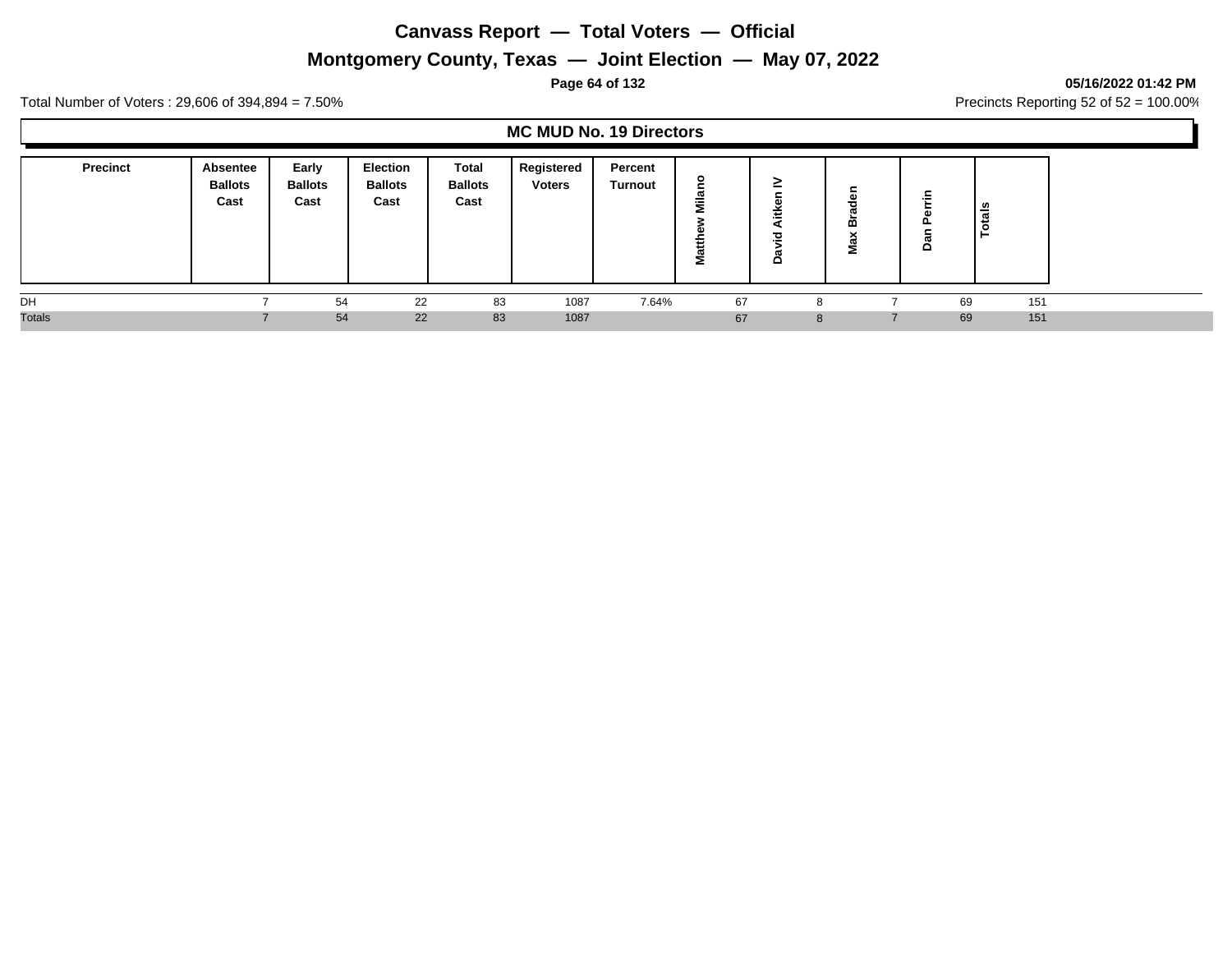# Canvass Report — Total Voters — Official

## Montgomery County, Texas — Joint Election — May 07, 2022

05/16/2022 01:42 PM

Total Number of Voters : 29,606 of 394,894 = 7.50%

Precincts Reporting 52 of 52 = 100.00%

### MC MUD No. 19 Directors

| Precinct | Absentee Ballots Cast | Early Ballots Cast | Election Ballots Cast | Total Ballots Cast | Registered Voters | Percent Turnout | Matthew Milano | David Aitken IV | Max Braden | Dan Perrin | Totals |
|---|---|---|---|---|---|---|---|---|---|---|---|
| DH | 7 | 54 | 22 | 83 | 1087 | 7.64% | 67 | 8 | 7 | 69 | 151 |
| Totals | 7 | 54 | 22 | 83 | 1087 | | 67 | 8 | 7 | 69 | 151 |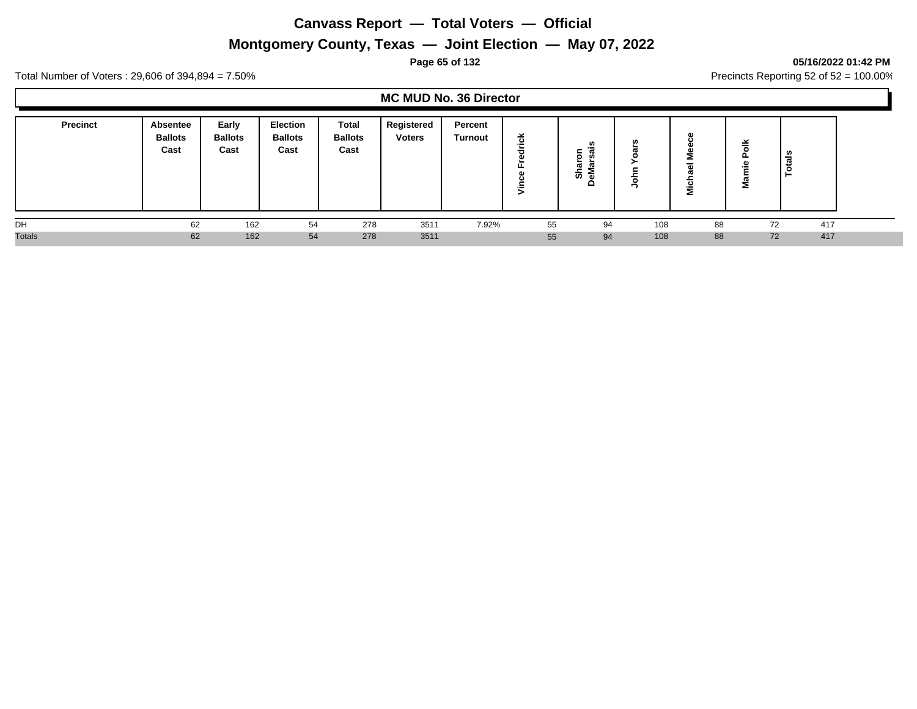# Canvass Report — Total Voters — Official

## Montgomery County, Texas — Joint Election — May 07, 2022

05/16/2022 01:42 PM

Total Number of Voters : 29,606 of 394,894 = 7.50%

Precincts Reporting 52 of 52 = 100.00%

### MC MUD No. 36 Director

| Precinct | Absentee Ballots Cast | Early Ballots Cast | Election Ballots Cast | Total Ballots Cast | Registered Voters | Percent Turnout | Vince Fredrick | Sharon DeMarsais | John Yoars | Michael Meece | Mamie Polk | Totals |
|---|---|---|---|---|---|---|---|---|---|---|---|---|
| DH | 62 | 162 | 54 | 278 | 3511 | 7.92% | 55 | 94 | 108 | 88 | 72 | 417 |
| Totals | 62 | 162 | 54 | 278 | 3511 | | 55 | 94 | 108 | 88 | 72 | 417 |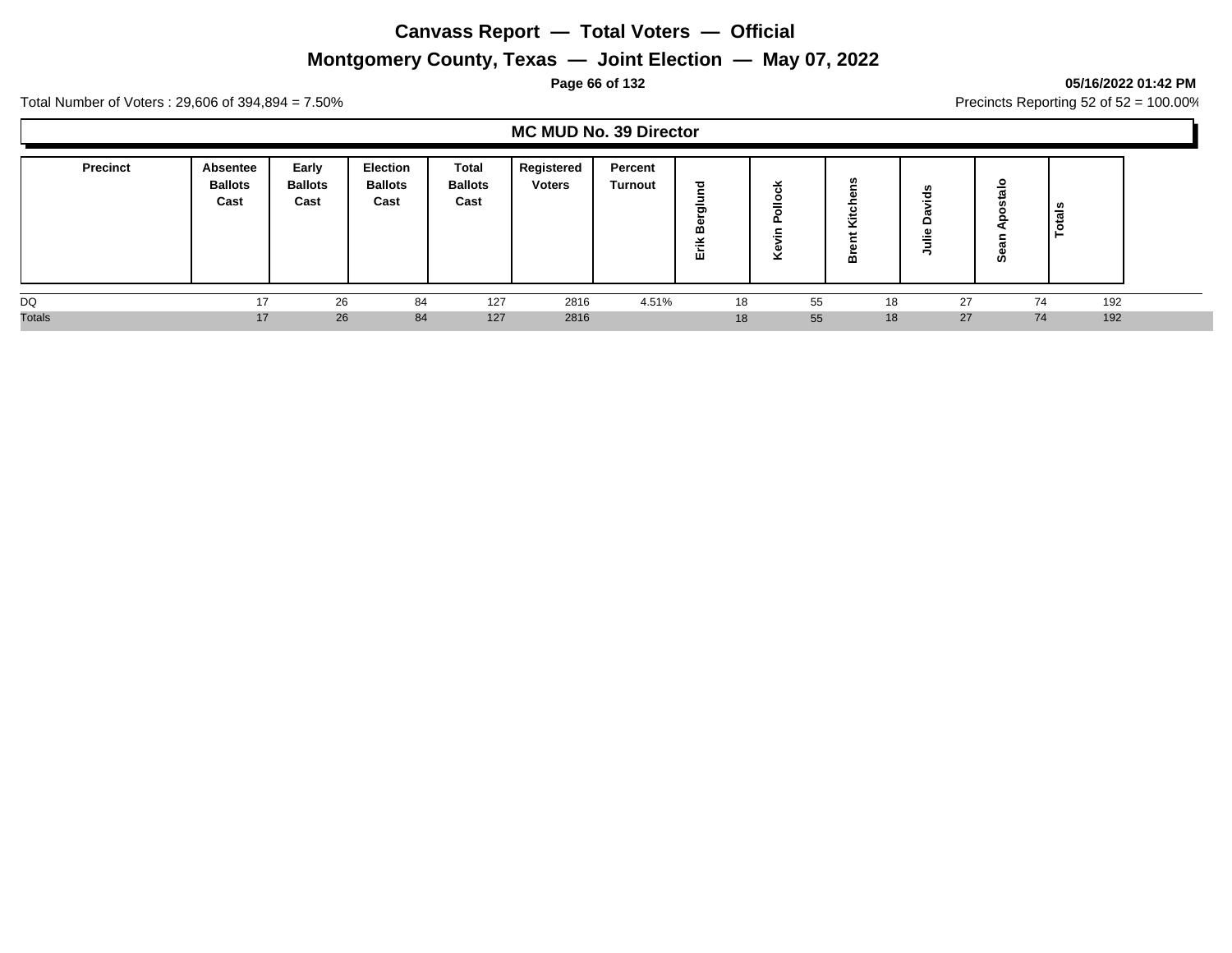# Canvass Report — Total Voters — Official

## Montgomery County, Texas — Joint Election — May 07, 2022

05/16/2022 01:42 PM

Total Number of Voters : 29,606 of 394,894 = 7.50%

Precincts Reporting 52 of 52 = 100.00%

### MC MUD No. 39 Director

| Precinct | Absentee Ballots Cast | Early Ballots Cast | Election Ballots Cast | Total Ballots Cast | Registered Voters | Percent Turnout | Erik Berglund | Kevin Pollock | Brent Kitchens | Julie Davids | Sean Apostalo | Totals |
|---|---|---|---|---|---|---|---|---|---|---|---|---|
| DQ | 17 | 26 | 84 | 127 | 2816 | 4.51% | 18 | 55 | 18 | 27 | 74 | 192 |
| Totals | 17 | 26 | 84 | 127 | 2816 | | 18 | 55 | 18 | 27 | 74 | 192 |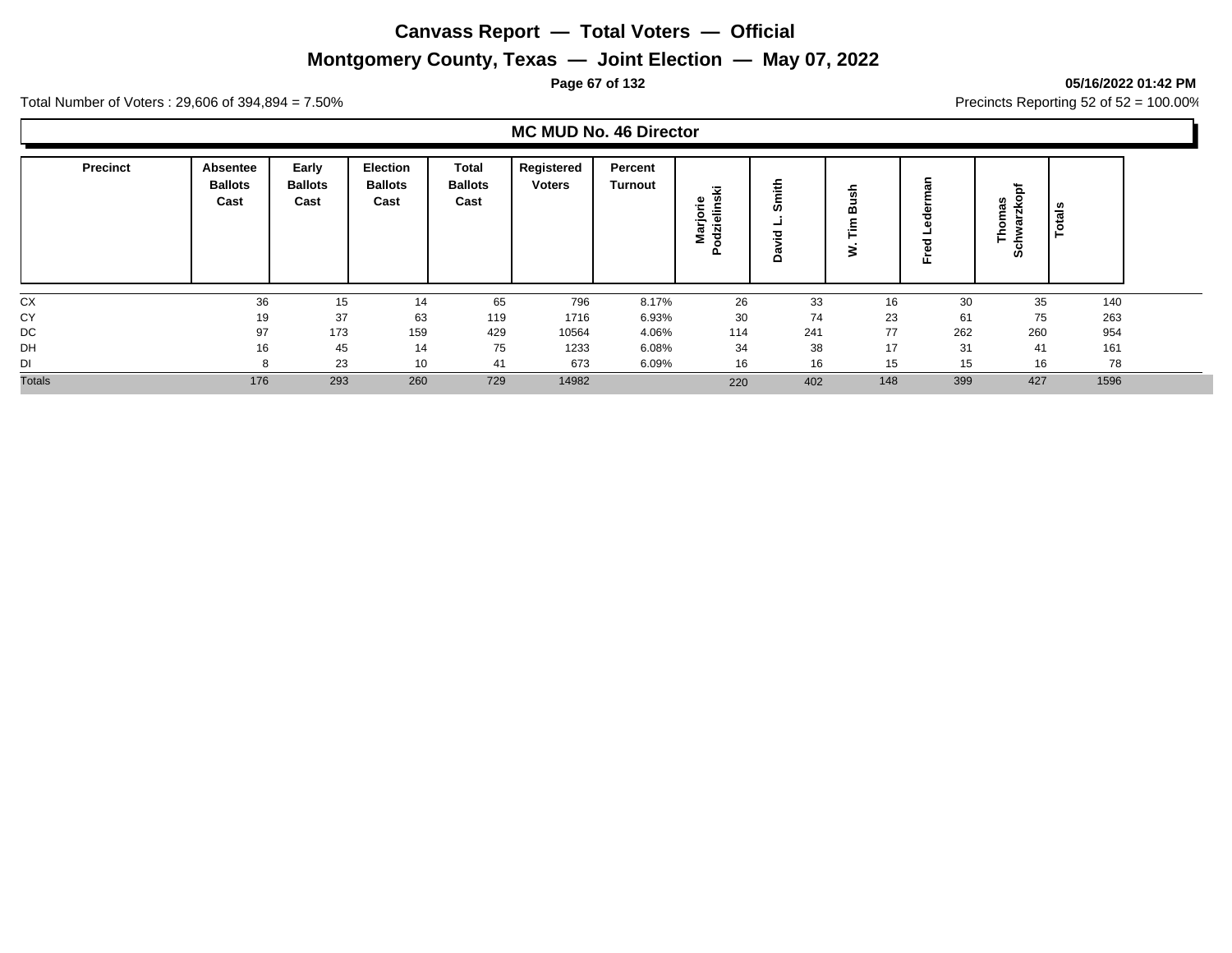# Canvass Report — Total Voters — Official

## Montgomery County, Texas — Joint Election — May 07, 2022

**05/16/2022 01:42 PM**

Total Number of Voters : 29,606 of 394,894 = 7.50%

Precincts Reporting 52 of 52 = 100.00%

### MC MUD No. 46 Director

| Precinct | Absentee Ballots Cast | Early Ballots Cast | Election Ballots Cast | Total Ballots Cast | Registered Voters | Percent Turnout | Marjorie Podzielinski | David L. Smith | W. Tim Bush | Fred Lederman | Thomas Schwarzkopf | Totals |
|---|---|---|---|---|---|---|---|---|---|---|---|---|
| CX | 36 | 15 | 14 | 65 | 796 | 8.17% | 26 | 33 | 16 | 30 | 35 | 140 |
| CY | 19 | 37 | 63 | 119 | 1716 | 6.93% | 30 | 74 | 23 | 61 | 75 | 263 |
| DC | 97 | 173 | 159 | 429 | 10564 | 4.06% | 114 | 241 | 77 | 262 | 260 | 954 |
| DH | 16 | 45 | 14 | 75 | 1233 | 6.08% | 34 | 38 | 17 | 31 | 41 | 161 |
| DI | 8 | 23 | 10 | 41 | 673 | 6.09% | 16 | 16 | 15 | 15 | 16 | 78 |
| Totals | 176 | 293 | 260 | 729 | 14982 | | 220 | 402 | 148 | 399 | 427 | 1596 |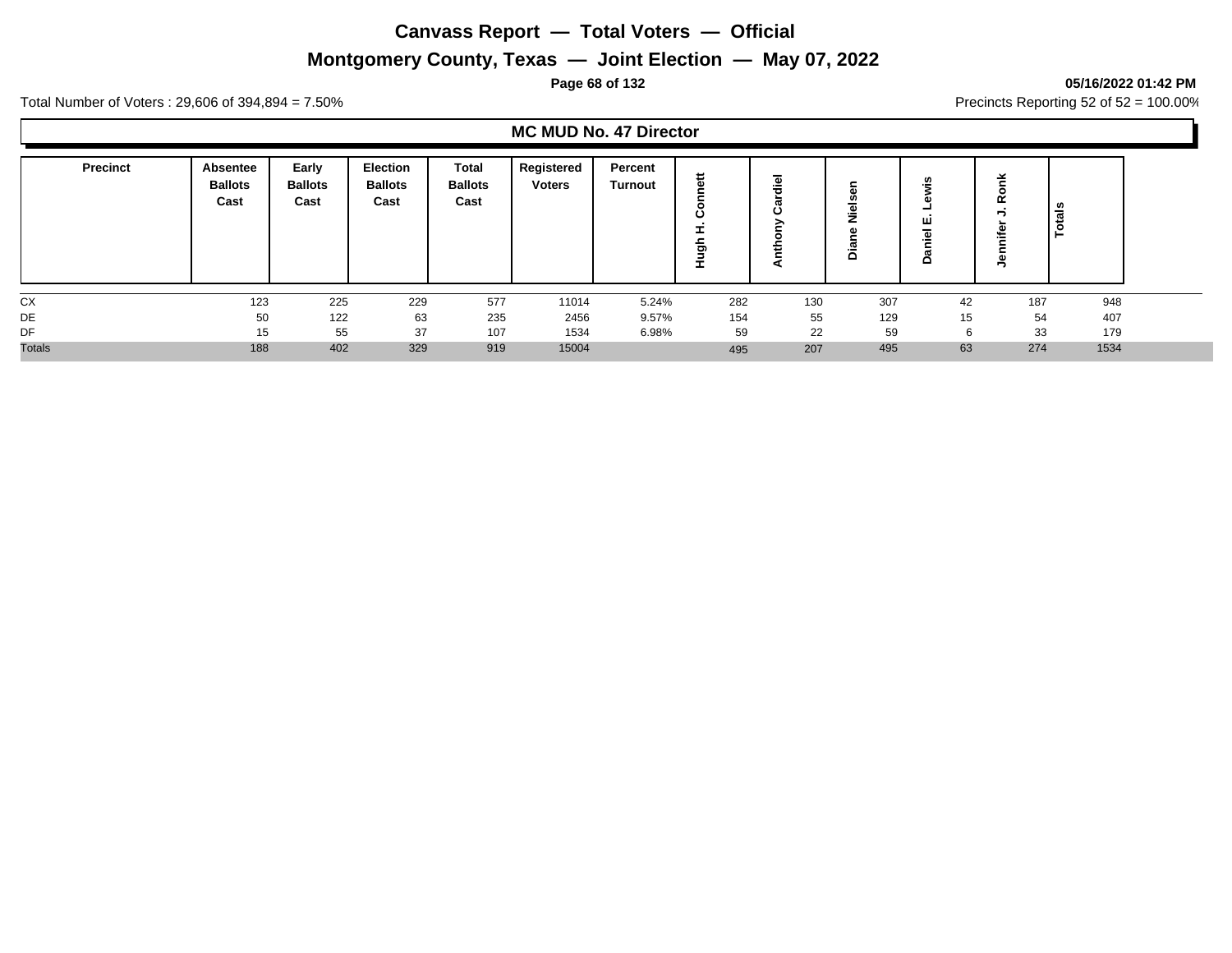# Canvass Report — Total Voters — Official

## Montgomery County, Texas — Joint Election — May 07, 2022

05/16/2022 01:42 PM

Total Number of Voters : 29,606 of 394,894 = 7.50%

Precincts Reporting 52 of 52 = 100.00%

### MC MUD No. 47 Director

| Precinct | Absentee Ballots Cast | Early Ballots Cast | Election Ballots Cast | Total Ballots Cast | Registered Voters | Percent Turnout | Hugh H. Connett | Anthony Cardiel | Diane Nielsen | Daniel E. Lewis | Jennifer J. Ronk | Totals |
|---|---|---|---|---|---|---|---|---|---|---|---|---|
| CX | 123 | 225 | 229 | 577 | 11014 | 5.24% | 282 | 130 | 307 | 42 | 187 | 948 |
| DE | 50 | 122 | 63 | 235 | 2456 | 9.57% | 154 | 55 | 129 | 15 | 54 | 407 |
| DF | 15 | 55 | 37 | 107 | 1534 | 6.98% | 59 | 22 | 59 | 6 | 33 | 179 |
| Totals | 188 | 402 | 329 | 919 | 15004 | | 495 | 207 | 495 | 63 | 274 | 1534 |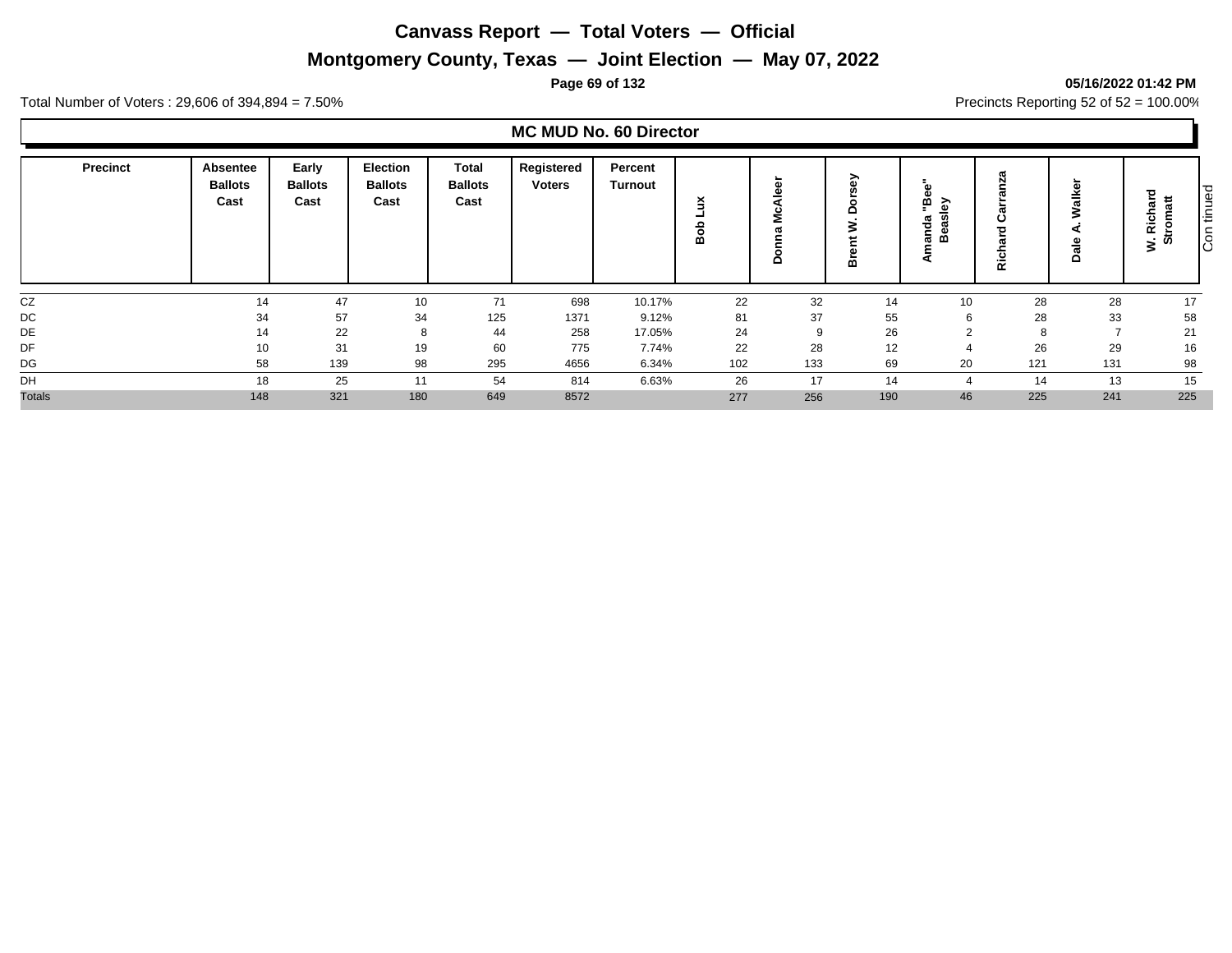# Canvass Report — Total Voters — Official

## Montgomery County, Texas — Joint Election — May 07, 2022

**05/16/2022 01:42 PM**

Total Number of Voters : 29,606 of 394,894 = 7.50%

Precincts Reporting 52 of 52 = 100.00%

### MC MUD No. 60 Director

| Precinct | Absentee Ballots Cast | Early Ballots Cast | Election Ballots Cast | Total Ballots Cast | Registered Voters | Percent Turnout | Bob Lux | Donna McAleer | Brent W. Dorsey | Amanda "Bee" Beasley | Richard Carranza | Dale A. Walker | W. Richard Stromatt |
|---|---|---|---|---|---|---|---|---|---|---|---|---|---|
| CZ | 14 | 47 | 10 | 71 | 698 | 10.17% | 22 | 32 | 14 | 10 | 28 | 28 | 17 |
| DC | 34 | 57 | 34 | 125 | 1371 | 9.12% | 81 | 37 | 55 | 6 | 28 | 33 | 58 |
| DE | 14 | 22 | 8 | 44 | 258 | 17.05% | 24 | 9 | 26 | 2 | 8 | 7 | 21 |
| DF | 10 | 31 | 19 | 60 | 775 | 7.74% | 22 | 28 | 12 | 4 | 26 | 29 | 16 |
| DG | 58 | 139 | 98 | 295 | 4656 | 6.34% | 102 | 133 | 69 | 20 | 121 | 131 | 98 |
| DH | 18 | 25 | 11 | 54 | 814 | 6.63% | 26 | 17 | 14 | 4 | 14 | 13 | 15 |
| Totals | 148 | 321 | 180 | 649 | 8572 | | 277 | 256 | 190 | 46 | 225 | 241 | 225 |

Continued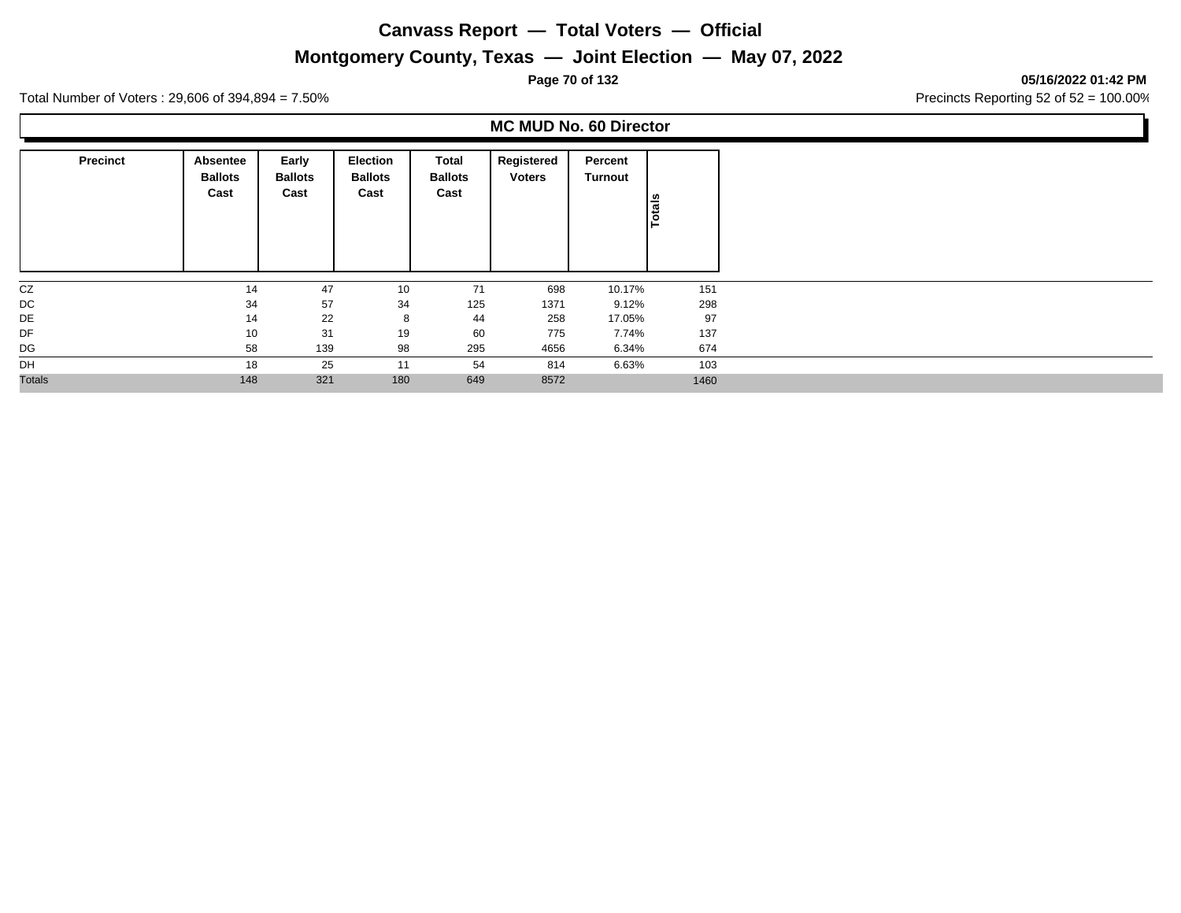# Canvass Report — Total Voters — Official

## Montgomery County, Texas — Joint Election — May 07, 2022

05/16/2022 01:42 PM

Total Number of Voters : 29,606 of 394,894 = 7.50%

Precincts Reporting 52 of 52 = 100.00%

### MC MUD No. 60 Director

| Precinct | Absentee Ballots Cast | Early Ballots Cast | Election Ballots Cast | Total Ballots Cast | Registered Voters | Percent Turnout | Totals |
|---|---|---|---|---|---|---|---|
| CZ | 14 | 47 | 10 | 71 | 698 | 10.17% | 151 |
| DC | 34 | 57 | 34 | 125 | 1371 | 9.12% | 298 |
| DE | 14 | 22 | 8 | 44 | 258 | 17.05% | 97 |
| DF | 10 | 31 | 19 | 60 | 775 | 7.74% | 137 |
| DG | 58 | 139 | 98 | 295 | 4656 | 6.34% | 674 |
| DH | 18 | 25 | 11 | 54 | 814 | 6.63% | 103 |
| Totals | 148 | 321 | 180 | 649 | 8572 | | 1460 |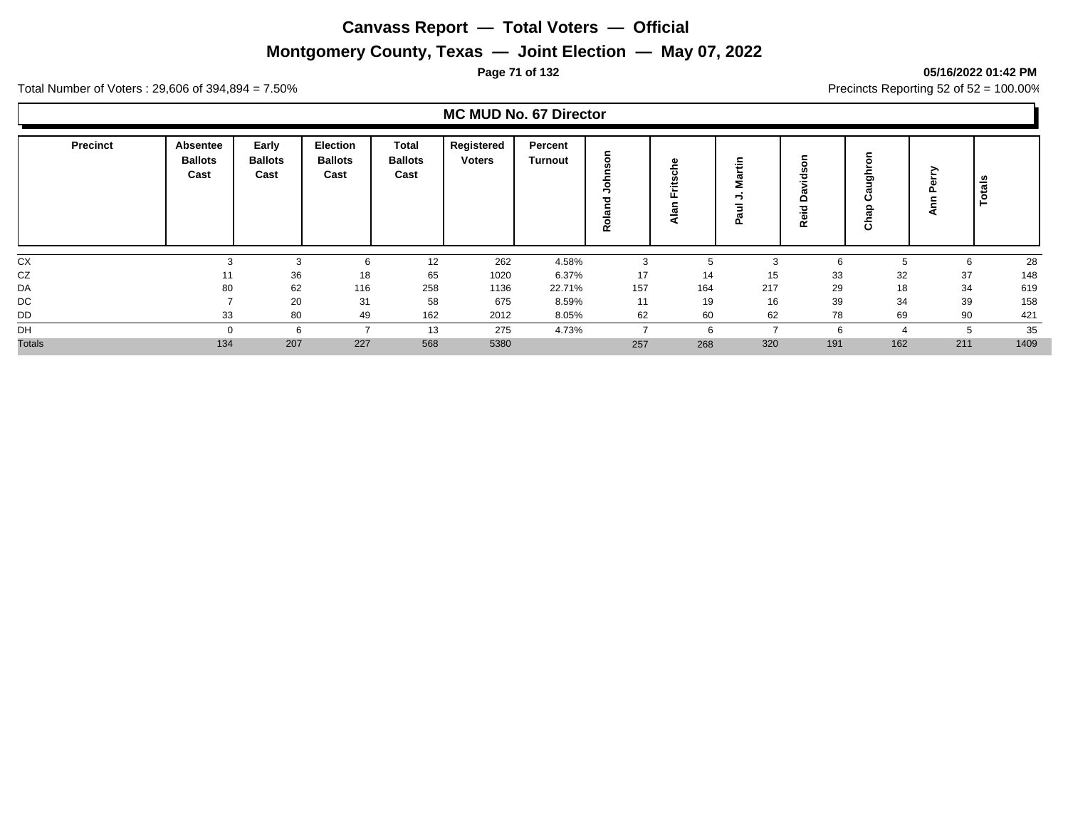# Canvass Report — Total Voters — Official

## Montgomery County, Texas — Joint Election — May 07, 2022

05/16/2022 01:42 PM

Total Number of Voters : 29,606 of 394,894 = 7.50%

Precincts Reporting 52 of 52 = 100.00%

### MC MUD No. 67 Director

| Precinct | Absentee Ballots Cast | Early Ballots Cast | Election Ballots Cast | Total Ballots Cast | Registered Voters | Percent Turnout | Roland Johnson | Alan Fritsche | Paul J. Martin | Reid Davidson | Chap Caughron | Ann Perry | Totals |
|---|---|---|---|---|---|---|---|---|---|---|---|---|---|
| CX | 3 | 3 | 6 | 12 | 262 | 4.58% | 3 | 5 | 3 | 6 | 5 | 6 | 28 |
| CZ | 11 | 36 | 18 | 65 | 1020 | 6.37% | 17 | 14 | 15 | 33 | 32 | 37 | 148 |
| DA | 80 | 62 | 116 | 258 | 1136 | 22.71% | 157 | 164 | 217 | 29 | 18 | 34 | 619 |
| DC | 7 | 20 | 31 | 58 | 675 | 8.59% | 11 | 19 | 16 | 39 | 34 | 39 | 158 |
| DD | 33 | 80 | 49 | 162 | 2012 | 8.05% | 62 | 60 | 62 | 78 | 69 | 90 | 421 |
| DH | 0 | 6 | 7 | 13 | 275 | 4.73% | 7 | 6 | 7 | 6 | 4 | 5 | 35 |
| Totals | 134 | 207 | 227 | 568 | 5380 | | 257 | 268 | 320 | 191 | 162 | 211 | 1409 |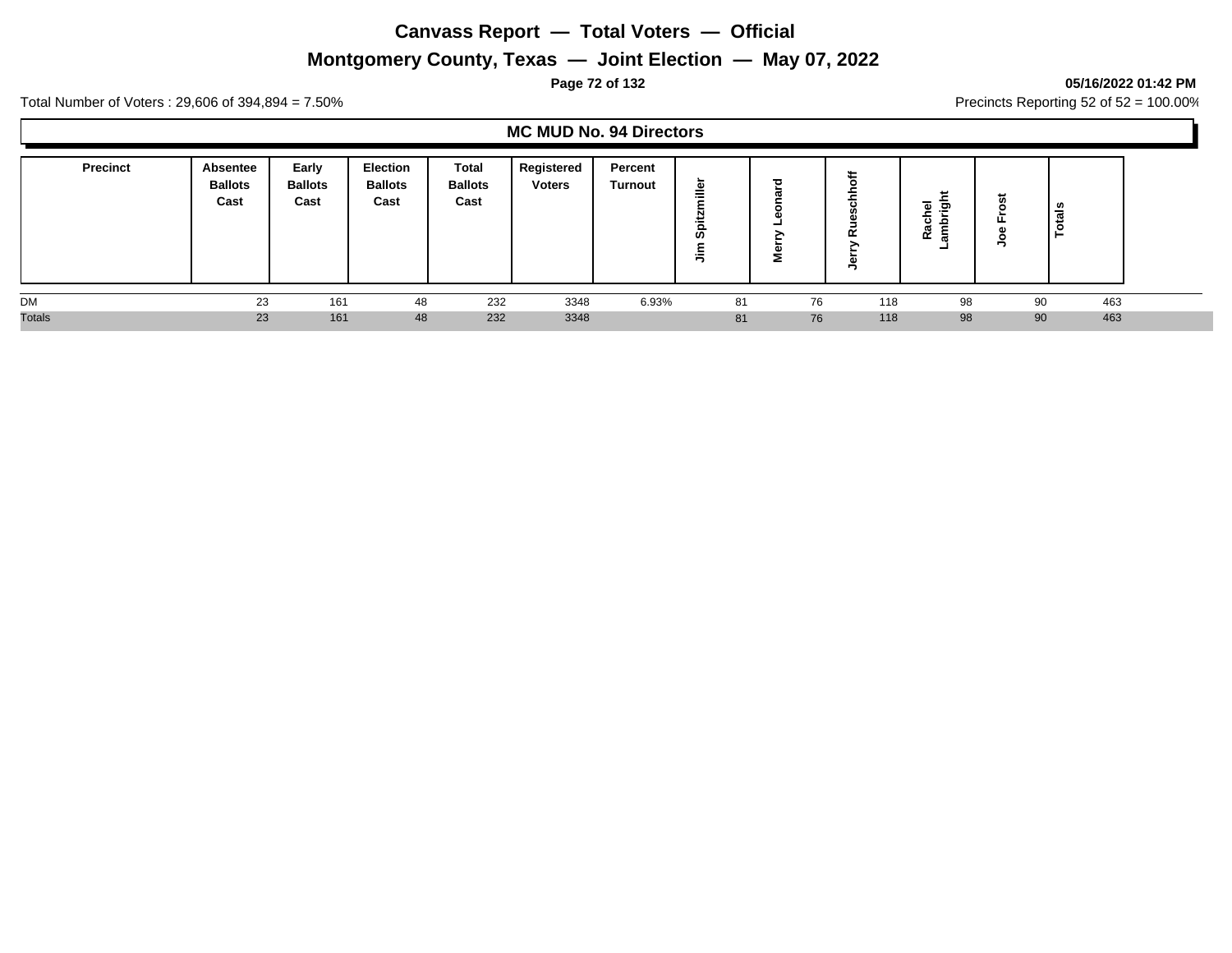# Canvass Report — Total Voters — Official

## Montgomery County, Texas — Joint Election — May 07, 2022

05/16/2022 01:42 PM

Total Number of Voters : 29,606 of 394,894 = 7.50%

Precincts Reporting 52 of 52 = 100.00%

### MC MUD No. 94 Directors

| Precinct | Absentee Ballots Cast | Early Ballots Cast | Election Ballots Cast | Total Ballots Cast | Registered Voters | Percent Turnout | Jim Spitzmiller | Merry Leonard | Jerry Rueschhoff | Rachel Lambright | Joe Frost | Totals |
|---|---|---|---|---|---|---|---|---|---|---|---|---|
| DM | 23 | 161 | 48 | 232 | 3348 | 6.93% | 81 | 76 | 118 | 98 | 90 | 463 |
| Totals | 23 | 161 | 48 | 232 | 3348 | | 81 | 76 | 118 | 98 | 90 | 463 |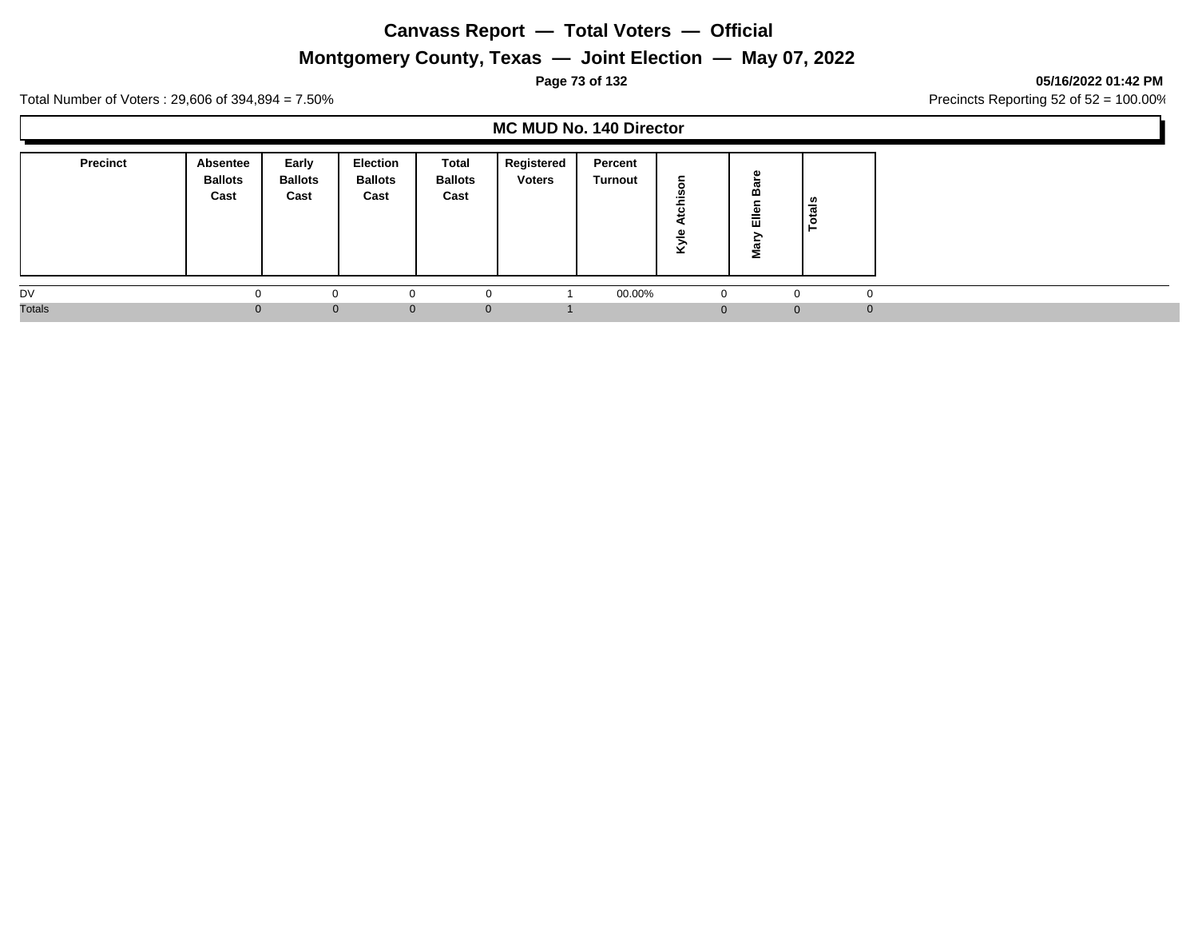# Canvass Report — Total Voters — Official

## Montgomery County, Texas — Joint Election — May 07, 2022

**05/16/2022 01:42 PM**

Total Number of Voters : 29,606 of 394,894 = 7.50%

Precincts Reporting 52 of 52 = 100.00%

### MC MUD No. 140 Director

| Precinct | Absentee Ballots Cast | Early Ballots Cast | Election Ballots Cast | Total Ballots Cast | Registered Voters | Percent Turnout | Kyle Atchison | Mary Ellen Bare | Totals |
|---|---|---|---|---|---|---|---|---|---|
| DV | 0 | 0 | 0 | 0 | 1 | 00.00% | 0 | 0 | 0 |
| Totals | 0 | 0 | 0 | 0 | 1 | | 0 | 0 | 0 |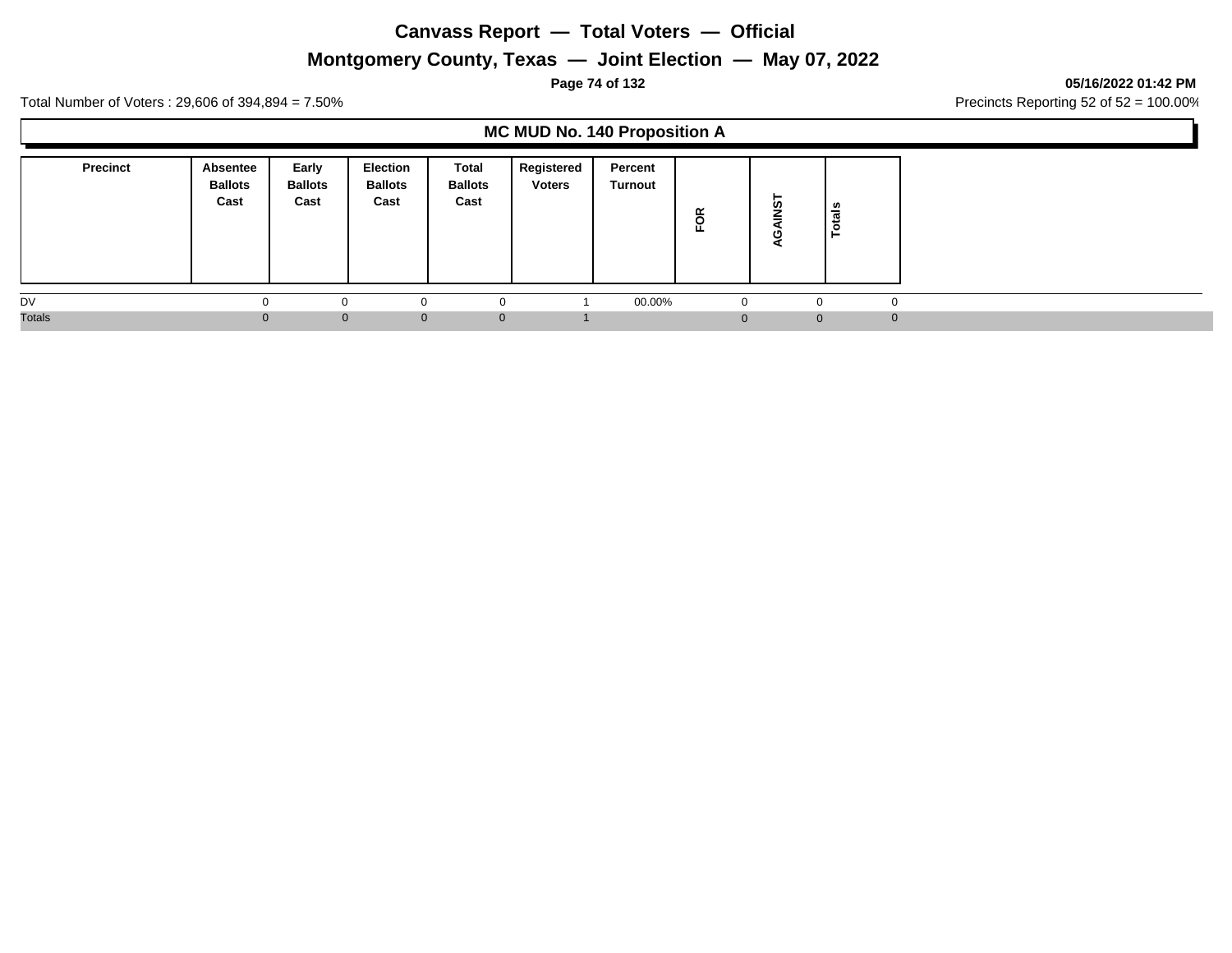# Canvass Report — Total Voters — Official

## Montgomery County, Texas — Joint Election — May 07, 2022

**05/16/2022 01:42 PM**

Total Number of Voters : 29,606 of 394,894 = 7.50%

Precincts Reporting 52 of 52 = 100.00%

### MC MUD No. 140 Proposition A

| Precinct | Absentee Ballots Cast | Early Ballots Cast | Election Ballots Cast | Total Ballots Cast | Registered Voters | Percent Turnout | FOR | AGAINST | Totals |
|---|---|---|---|---|---|---|---|---|---|
| DV | 0 | 0 | 0 | 0 | 1 | 00.00% | 0 | 0 | 0 |
| Totals | 0 | 0 | 0 | 0 | 1 | | 0 | 0 | 0 |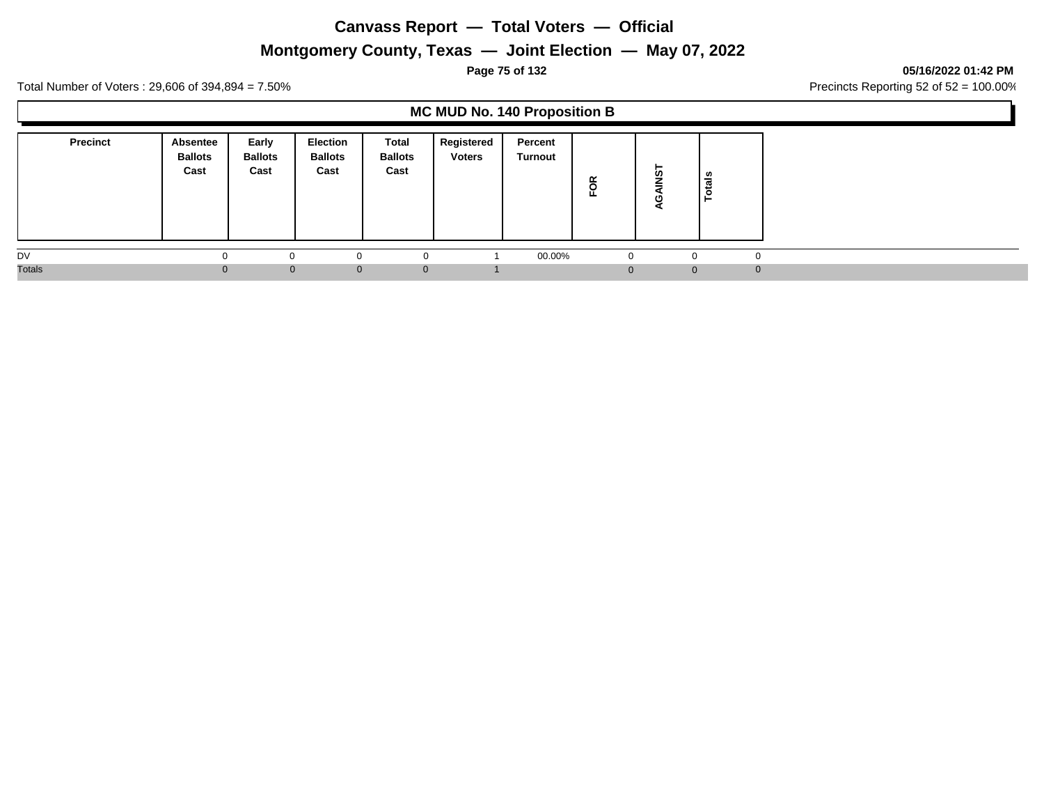# Canvass Report — Total Voters — Official

## Montgomery County, Texas — Joint Election — May 07, 2022

05/16/2022 01:42 PM

Total Number of Voters : 29,606 of 394,894 = 7.50%

Precincts Reporting 52 of 52 = 100.00%

### MC MUD No. 140 Proposition B

| Precinct | Absentee Ballots Cast | Early Ballots Cast | Election Ballots Cast | Total Ballots Cast | Registered Voters | Percent Turnout | FOR | AGAINST | Totals |
|---|---|---|---|---|---|---|---|---|---|
| DV | 0 | 0 | 0 | 0 | 1 | 00.00% | 0 | 0 | 0 |
| Totals | 0 | 0 | 0 | 0 | 1 | | 0 | 0 | 0 |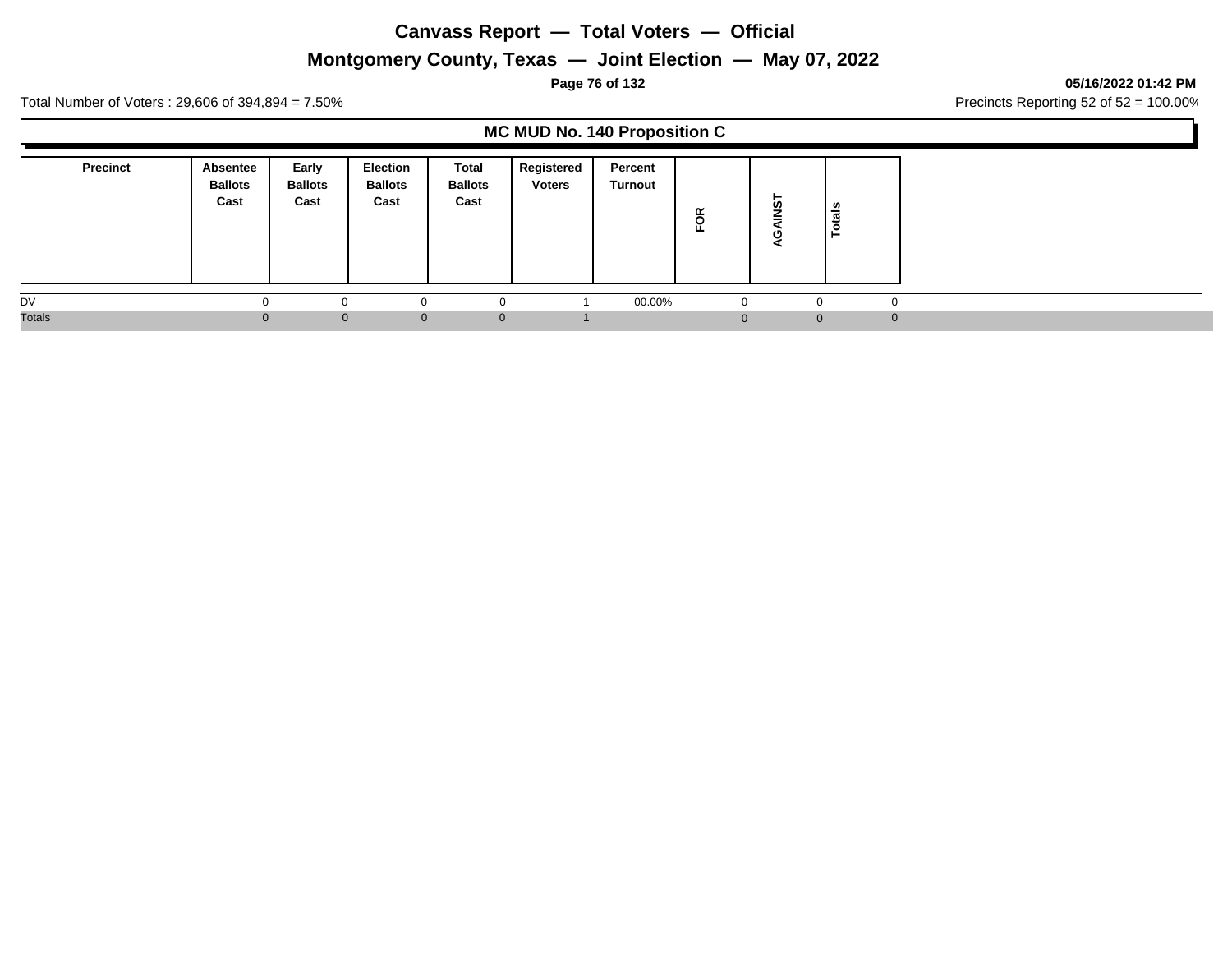# Canvass Report — Total Voters — Official

## Montgomery County, Texas — Joint Election — May 07, 2022

Total Number of Voters : 29,606 of 394,894 = 7.50%

Precincts Reporting 52 of 52 = 100.00%

### MC MUD No. 140 Proposition C

| Precinct | Absentee Ballots Cast | Early Ballots Cast | Election Ballots Cast | Total Ballots Cast | Registered Voters | Percent Turnout | FOR | AGAINST | Totals |
|---|---|---|---|---|---|---|---|---|---|
| DV | 0 | 0 | 0 | 0 | 1 | 00.00% | 0 | 0 | 0 |
| Totals | 0 | 0 | 0 | 0 | 1 | | 0 | 0 | 0 |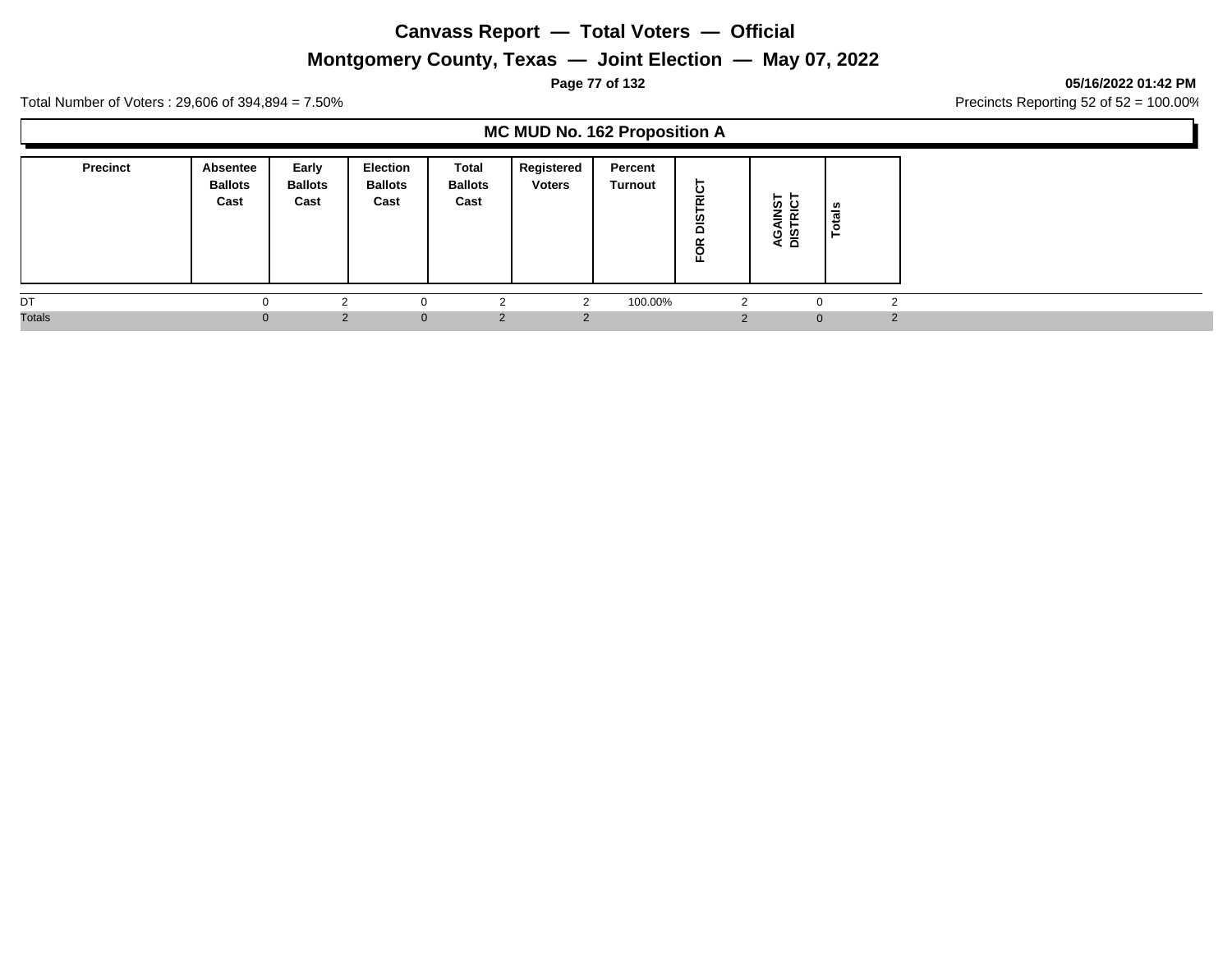# Canvass Report — Total Voters — Official

## Montgomery County, Texas — Joint Election — May 07, 2022

05/16/2022 01:42 PM

Total Number of Voters : 29,606 of 394,894 = 7.50%

Precincts Reporting 52 of 52 = 100.00%

### MC MUD No. 162 Proposition A

| Precinct | Absentee Ballots Cast | Early Ballots Cast | Election Ballots Cast | Total Ballots Cast | Registered Voters | Percent Turnout | FOR DISTRICT | AGAINST DISTRICT | Totals |
|---|---|---|---|---|---|---|---|---|---|
| DT | 0 | 2 | 0 | 2 | 2 | 100.00% | 2 | 0 | 2 |
| Totals | 0 | 2 | 0 | 2 | 2 | | 2 | 0 | 2 |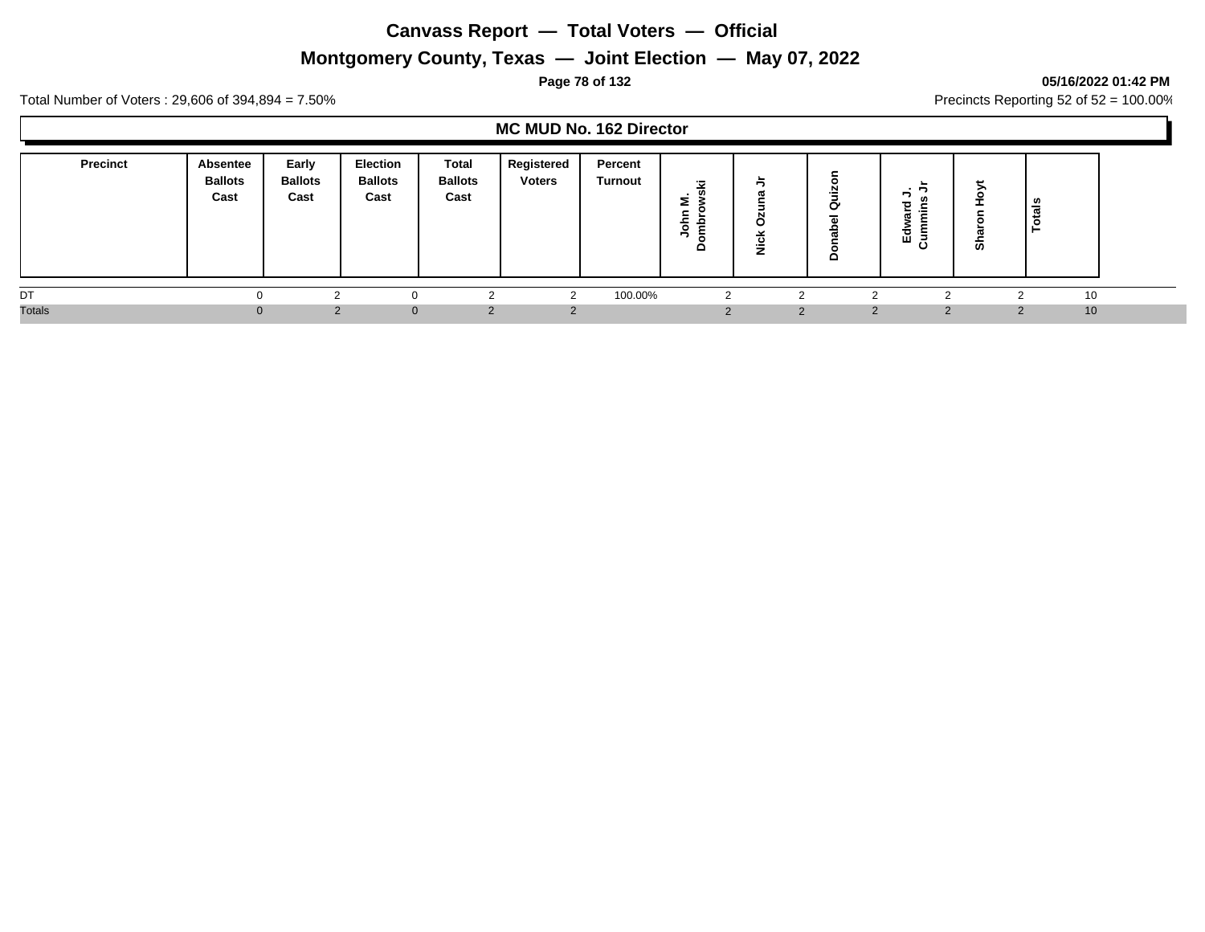# Canvass Report — Total Voters — Official

## Montgomery County, Texas — Joint Election — May 07, 2022

Total Number of Voters : 29,606 of 394,894 = 7.50%

Precincts Reporting 52 of 52 = 100.00%

### MC MUD No. 162 Director

| Precinct | Absentee Ballots Cast | Early Ballots Cast | Election Ballots Cast | Total Ballots Cast | Registered Voters | Percent Turnout | John M. Dombrowski | Nick Ozuna Jr | Donabel Quizon | Edward J. Cummins Jr | Sharon Hoyt | Totals |
|---|---|---|---|---|---|---|---|---|---|---|---|---|
| DT | 0 | 2 | 0 | 2 | 2 | 100.00% | 2 | 2 | 2 | 2 | 2 | 10 |
| Totals | 0 | 2 | 0 | 2 | 2 | | 2 | 2 | 2 | 2 | 2 | 10 |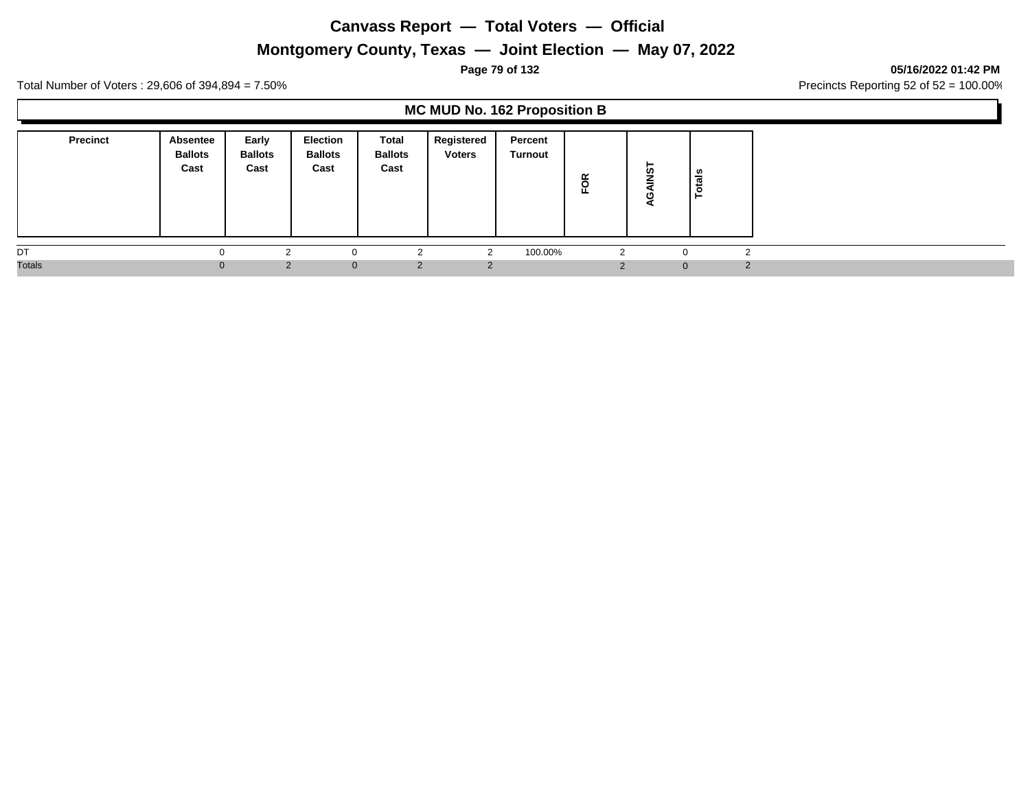# Canvass Report — Total Voters — Official

## Montgomery County, Texas — Joint Election — May 07, 2022

05/16/2022 01:42 PM

Total Number of Voters : 29,606 of 394,894 = 7.50%

Precincts Reporting 52 of 52 = 100.00%

### MC MUD No. 162 Proposition B

| Precinct | Absentee Ballots Cast | Early Ballots Cast | Election Ballots Cast | Total Ballots Cast | Registered Voters | Percent Turnout | FOR | AGAINST | Totals |
|---|---|---|---|---|---|---|---|---|---|
| DT | 0 | 2 | 0 | 2 | 2 | 100.00% | 2 | 0 | 2 |
| Totals | 0 | 2 | 0 | 2 | 2 | | 2 | 0 | 2 |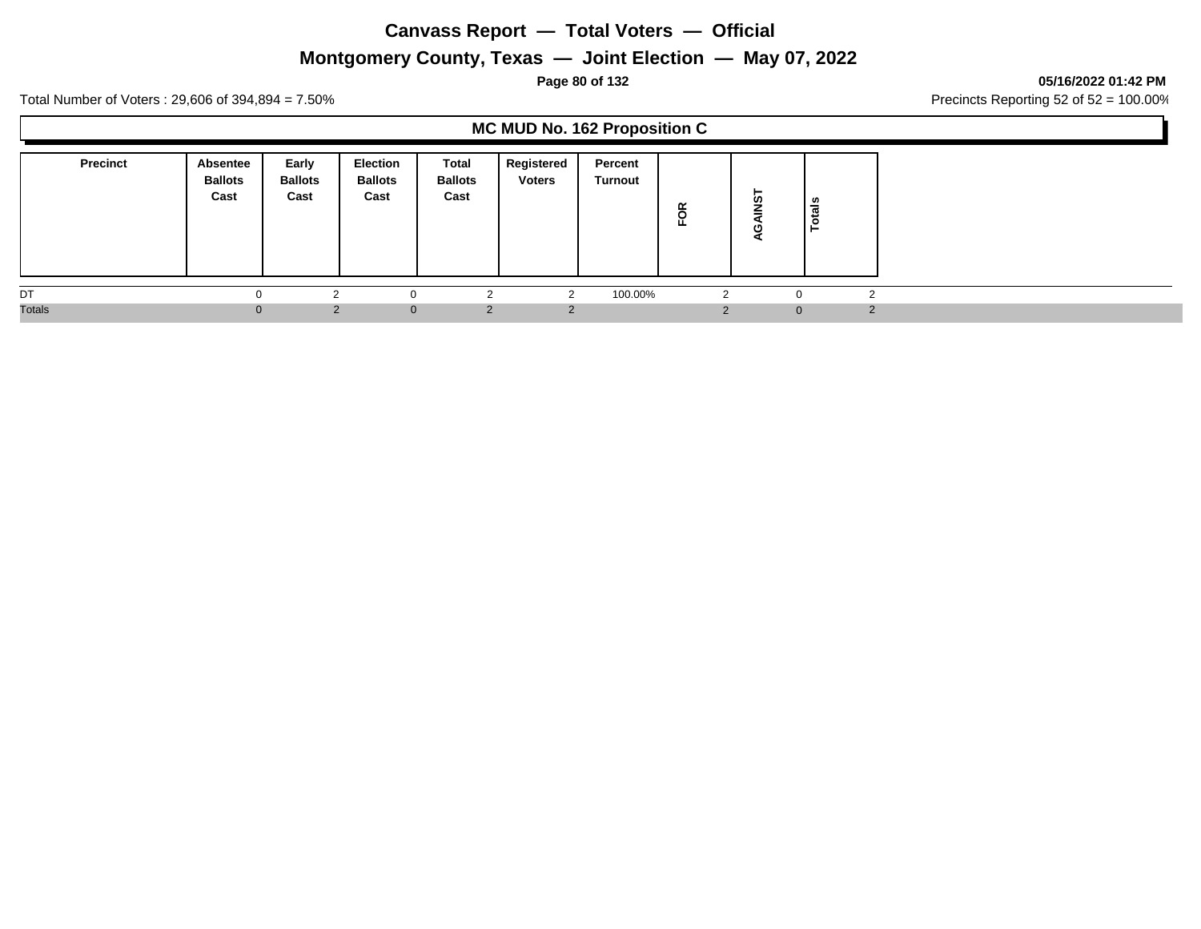# Canvass Report — Total Voters — Official

## Montgomery County, Texas — Joint Election — May 07, 2022

05/16/2022 01:42 PM

Total Number of Voters : 29,606 of 394,894 = 7.50%

Precincts Reporting 52 of 52 = 100.00%

### MC MUD No. 162 Proposition C

| Precinct | Absentee Ballots Cast | Early Ballots Cast | Election Ballots Cast | Total Ballots Cast | Registered Voters | Percent Turnout | FOR | AGAINST | Totals |
|---|---|---|---|---|---|---|---|---|---|
| DT | 0 | 2 | 0 | 2 | 2 | 100.00% | 2 | 0 | 2 |
| Totals | 0 | 2 | 0 | 2 | 2 | | 2 | 0 | 2 |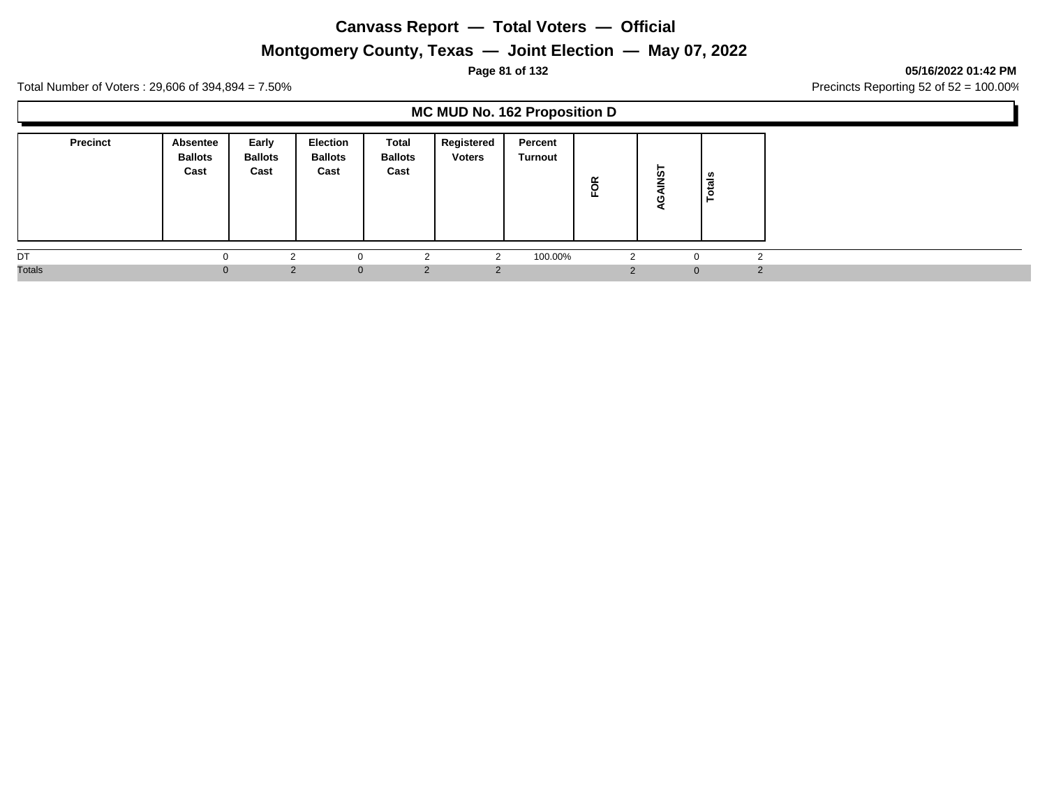# Canvass Report — Total Voters — Official

## Montgomery County, Texas — Joint Election — May 07, 2022

05/16/2022 01:42 PM

Total Number of Voters : 29,606 of 394,894 = 7.50%

Precincts Reporting 52 of 52 = 100.00%

### MC MUD No. 162 Proposition D

| Precinct | Absentee Ballots Cast | Early Ballots Cast | Election Ballots Cast | Total Ballots Cast | Registered Voters | Percent Turnout | FOR | AGAINST | Totals |
|---|---|---|---|---|---|---|---|---|---|
| DT | 0 | 2 | 0 | 2 | 2 | 100.00% | 2 | 0 | 2 |
| Totals | 0 | 2 | 0 | 2 | 2 | | 2 | 0 | 2 |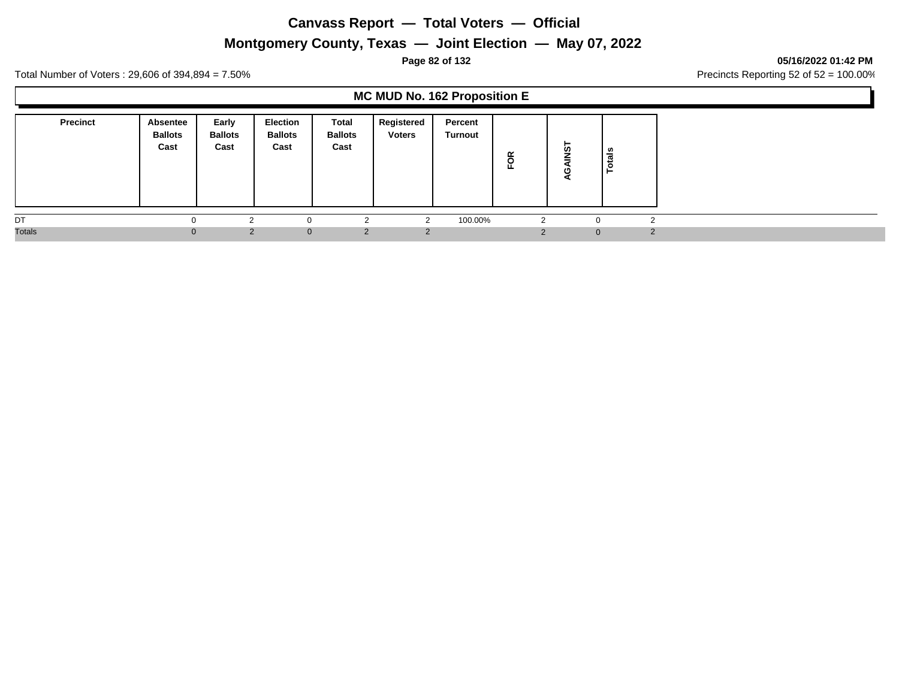# Canvass Report — Total Voters — Official

## Montgomery County, Texas — Joint Election — May 07, 2022

**05/16/2022 01:42 PM**

Total Number of Voters : 29,606 of 394,894 = 7.50%

Precincts Reporting 52 of 52 = 100.00%

### MC MUD No. 162 Proposition E

| Precinct | Absentee Ballots Cast | Early Ballots Cast | Election Ballots Cast | Total Ballots Cast | Registered Voters | Percent Turnout | FOR | AGAINST | Totals |
|---|---|---|---|---|---|---|---|---|---|
| DT | 0 | 2 | 0 | 2 | 2 | 100.00% | 2 | 0 | 2 |
| Totals | 0 | 2 | 0 | 2 | 2 | | 2 | 0 | 2 |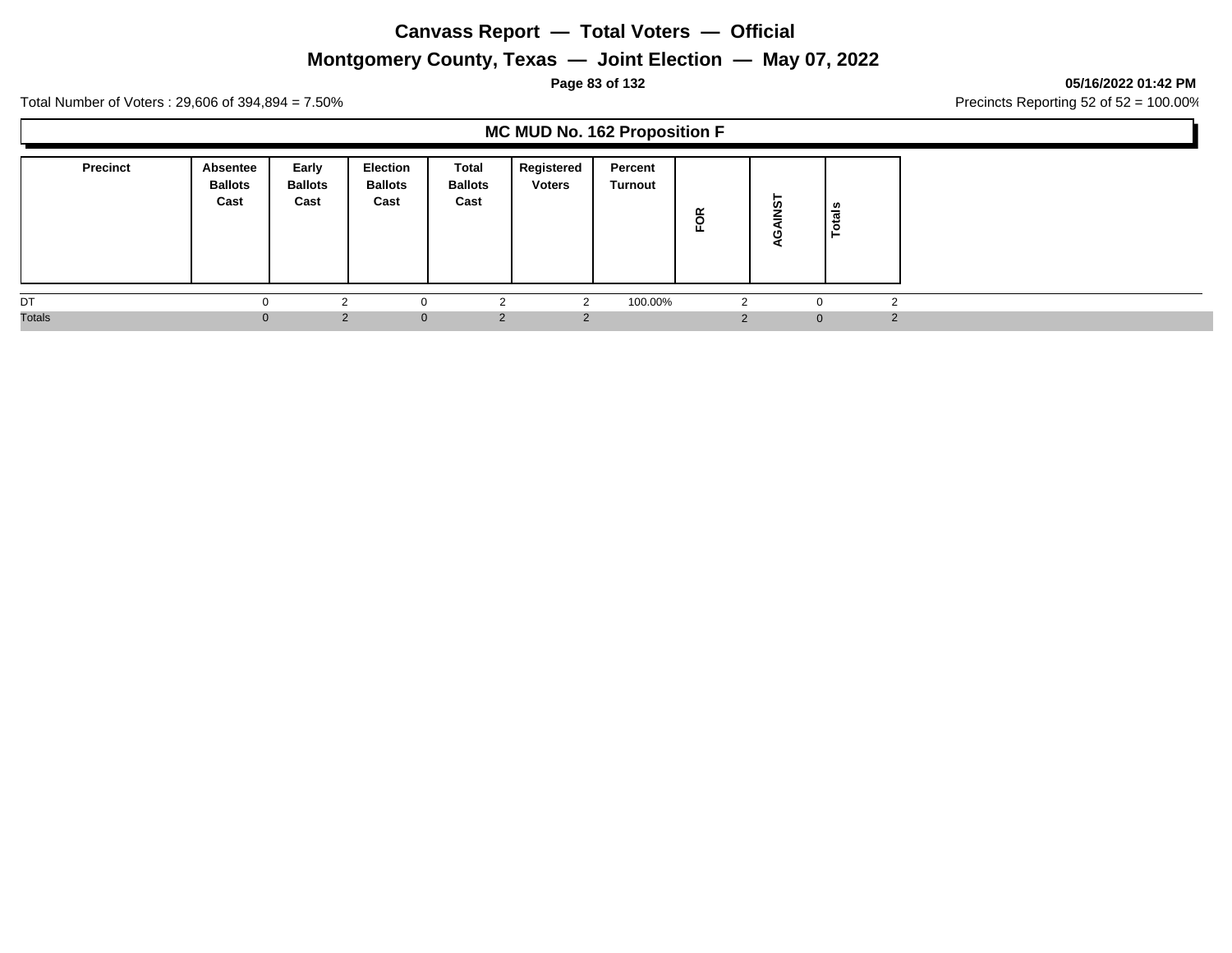# Canvass Report — Total Voters — Official

## Montgomery County, Texas — Joint Election — May 07, 2022

05/16/2022 01:42 PM

Total Number of Voters : 29,606 of 394,894 = 7.50%

Precincts Reporting 52 of 52 = 100.00%

### MC MUD No. 162 Proposition F

| Precinct | Absentee Ballots Cast | Early Ballots Cast | Election Ballots Cast | Total Ballots Cast | Registered Voters | Percent Turnout | FOR | AGAINST | Totals |
|---|---|---|---|---|---|---|---|---|---|
| DT | 0 | 2 | 0 | 2 | 2 | 100.00% | 2 | 0 | 2 |
| Totals | 0 | 2 | 0 | 2 | 2 | | 2 | 0 | 2 |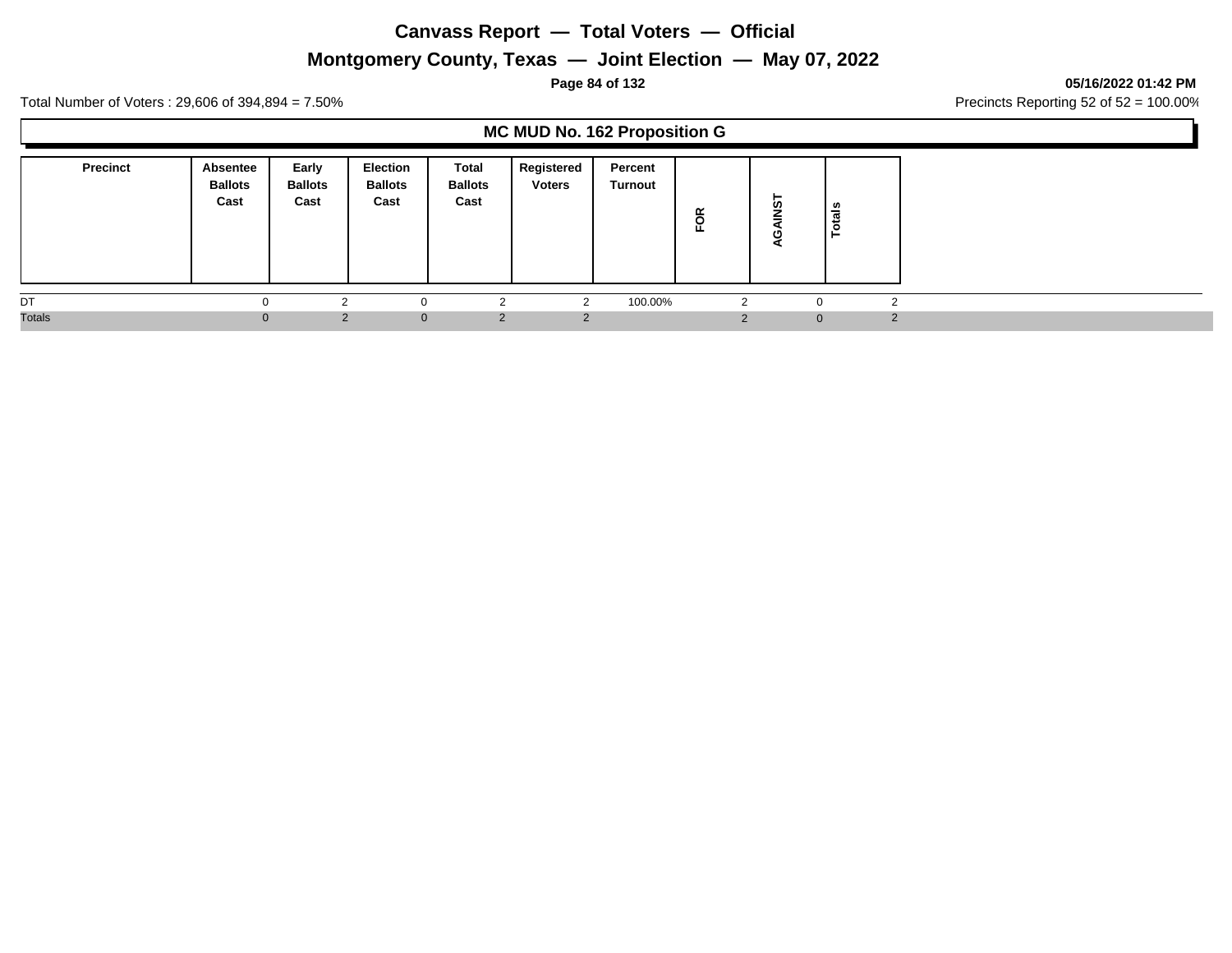# Canvass Report — Total Voters — Official

## Montgomery County, Texas — Joint Election — May 07, 2022

**05/16/2022 01:42 PM**

Total Number of Voters : 29,606 of 394,894 = 7.50%

Precincts Reporting 52 of 52 = 100.00%

### MC MUD No. 162 Proposition G

| Precinct | Absentee Ballots Cast | Early Ballots Cast | Election Ballots Cast | Total Ballots Cast | Registered Voters | Percent Turnout | FOR | AGAINST | Totals |
|---|---|---|---|---|---|---|---|---|---|
| DT | 0 | 2 | 0 | 2 | 2 | 100.00% | 2 | 0 | 2 |
| Totals | 0 | 2 | 0 | 2 | 2 | | 2 | 0 | 2 |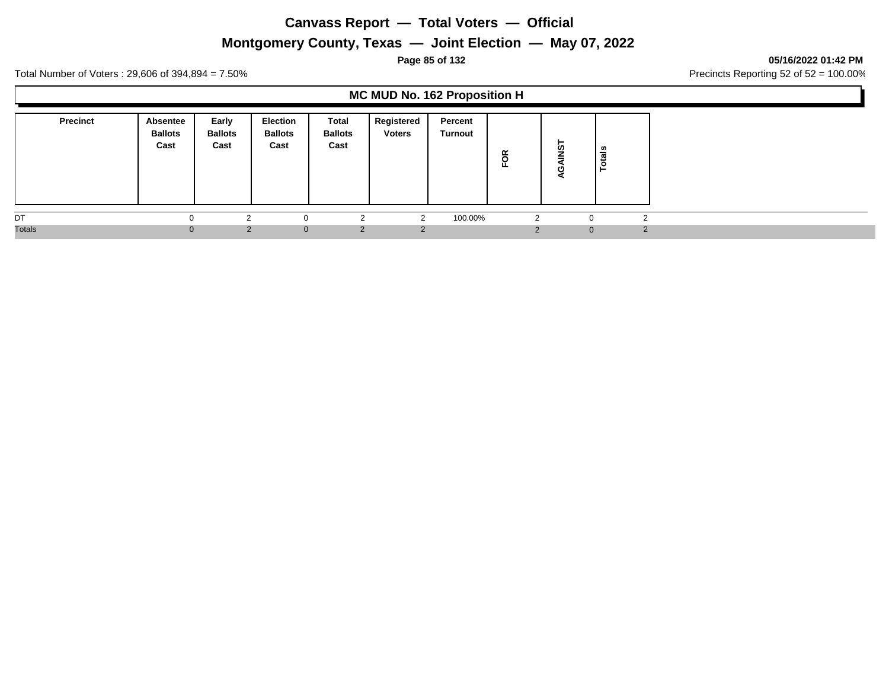# Canvass Report — Total Voters — Official

## Montgomery County, Texas — Joint Election — May 07, 2022

**05/16/2022 01:42 PM**

Total Number of Voters : 29,606 of 394,894 = 7.50%

Precincts Reporting 52 of 52 = 100.00%

### MC MUD No. 162 Proposition H

| Precinct | Absentee Ballots Cast | Early Ballots Cast | Election Ballots Cast | Total Ballots Cast | Registered Voters | Percent Turnout | FOR | AGAINST | Totals |
|---|---|---|---|---|---|---|---|---|---|
| DT | 0 | 2 | 0 | 2 | 2 | 100.00% | 2 | 0 | 2 |
| Totals | 0 | 2 | 0 | 2 | 2 | | 2 | 0 | 2 |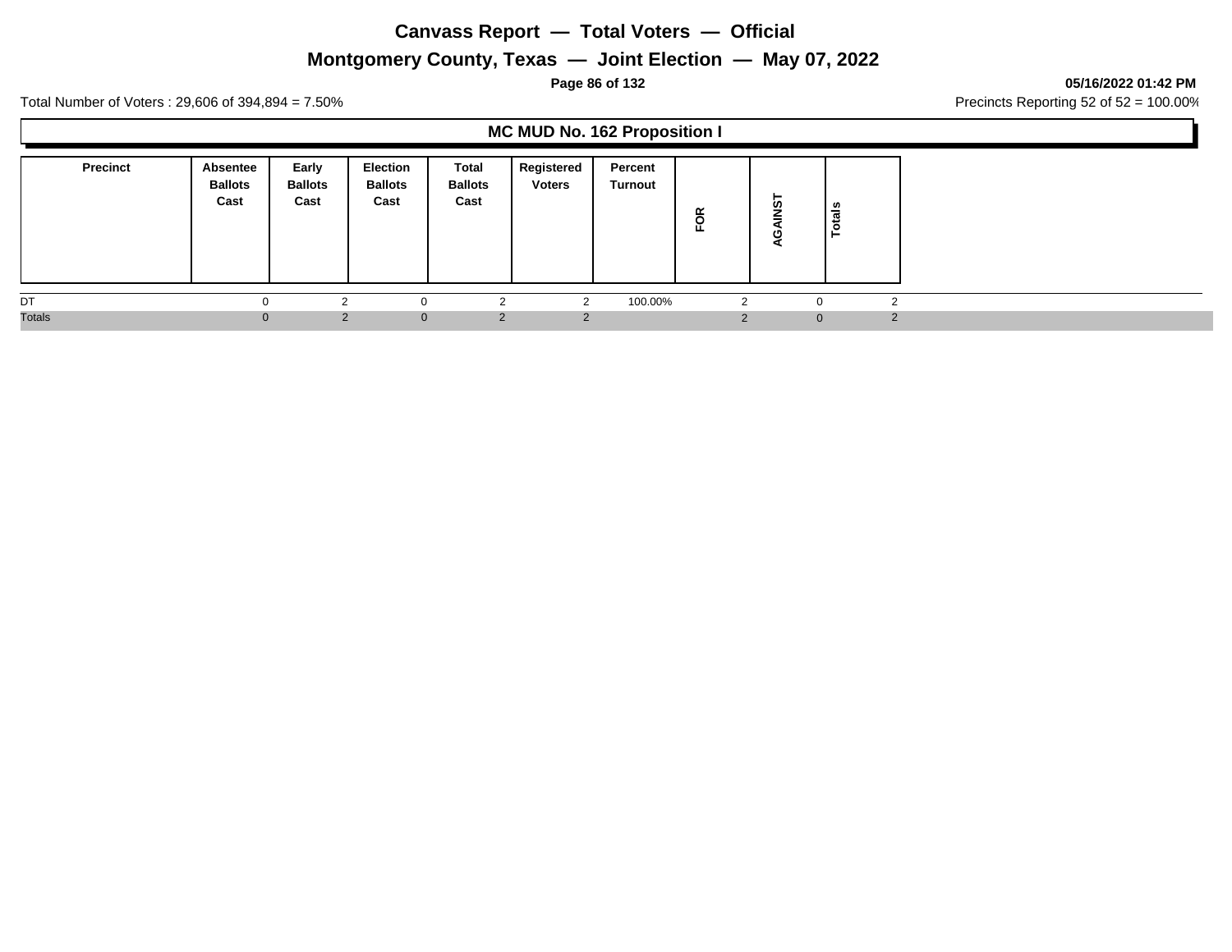# Canvass Report — Total Voters — Official

## Montgomery County, Texas — Joint Election — May 07, 2022

**05/16/2022 01:42 PM**

Total Number of Voters : 29,606 of 394,894 = 7.50%

Precincts Reporting 52 of 52 = 100.00%

### MC MUD No. 162 Proposition I

| Precinct | Absentee Ballots Cast | Early Ballots Cast | Election Ballots Cast | Total Ballots Cast | Registered Voters | Percent Turnout | FOR | AGAINST | Totals |
|---|---|---|---|---|---|---|---|---|---|
| DT | 0 | 2 | 0 | 2 | 2 | 100.00% | 2 | 0 | 2 |
| Totals | 0 | 2 | 0 | 2 | 2 | | 2 | 0 | 2 |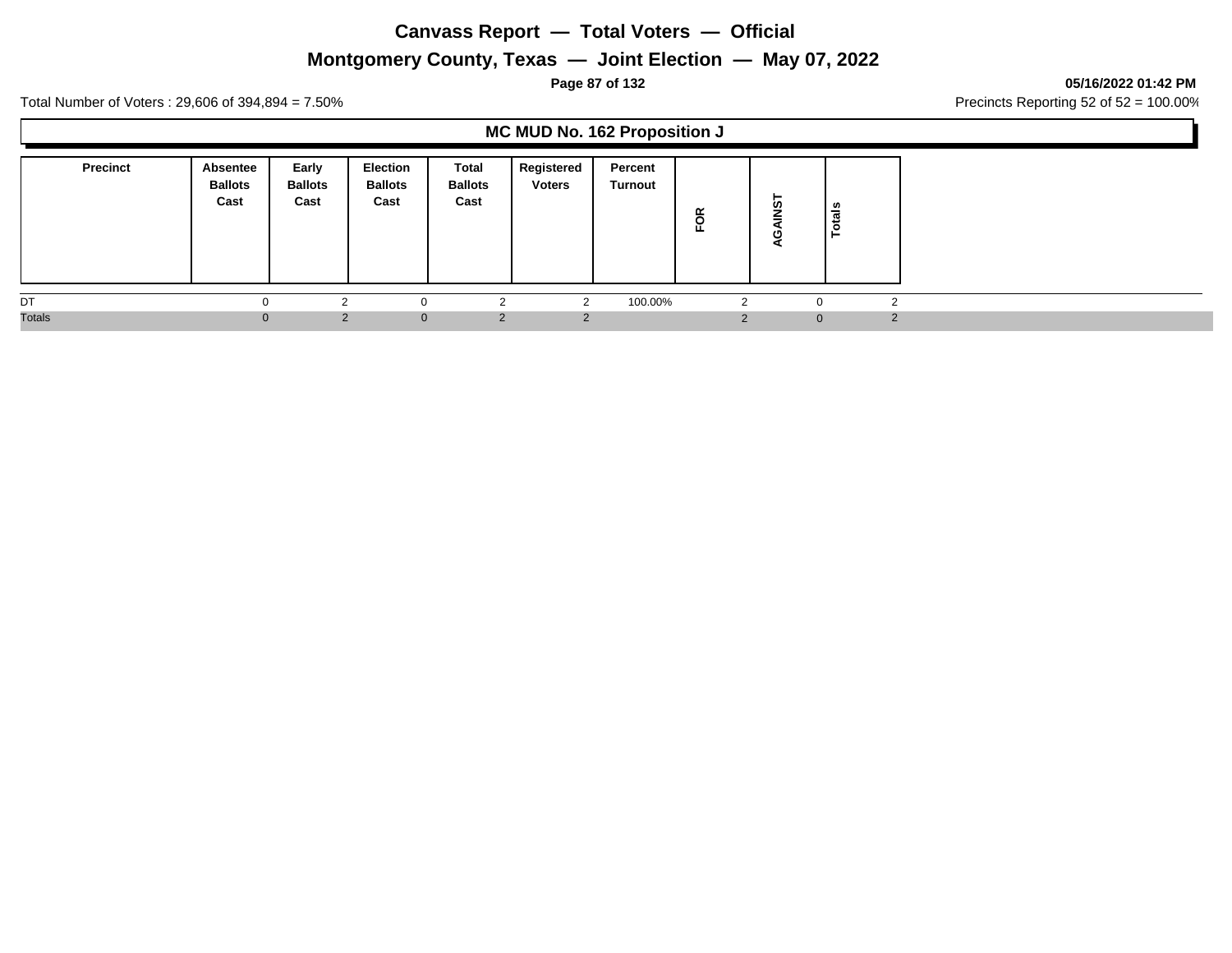# Canvass Report — Total Voters — Official

## Montgomery County, Texas — Joint Election — May 07, 2022

**05/16/2022 01:42 PM**

Total Number of Voters : 29,606 of 394,894 = 7.50%

Precincts Reporting 52 of 52 = 100.00%

### MC MUD No. 162 Proposition J

| Precinct | Absentee Ballots Cast | Early Ballots Cast | Election Ballots Cast | Total Ballots Cast | Registered Voters | Percent Turnout | FOR | AGAINST | Totals |
|---|---|---|---|---|---|---|---|---|---|
| DT | 0 | 2 | 0 | 2 | 2 | 100.00% | 2 | 0 | 2 |
| Totals | 0 | 2 | 0 | 2 | 2 | | 2 | 0 | 2 |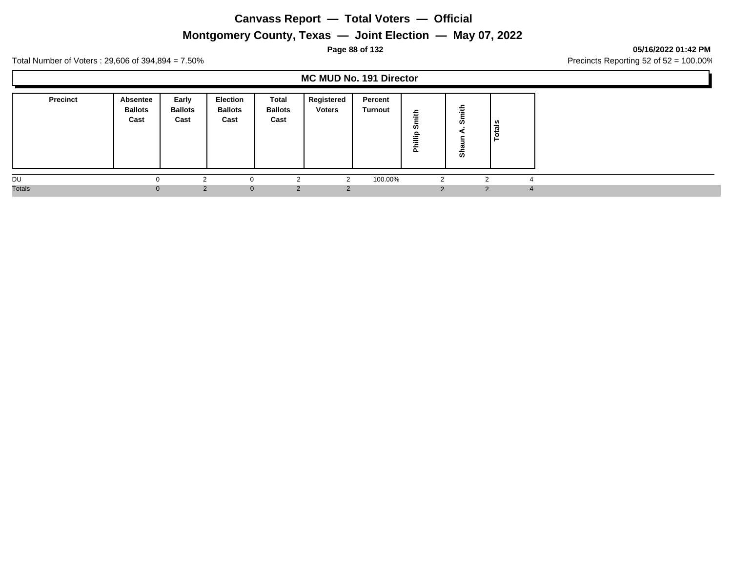# Canvass Report — Total Voters — Official

## Montgomery County, Texas — Joint Election — May 07, 2022

**05/16/2022 01:42 PM**

Total Number of Voters : 29,606 of 394,894 = 7.50%

Precincts Reporting 52 of 52 = 100.00%

### MC MUD No. 191 Director

| Precinct | Absentee Ballots Cast | Early Ballots Cast | Election Ballots Cast | Total Ballots Cast | Registered Voters | Percent Turnout | Phillip Smith | Shaun A. Smith | Totals |
|---|---|---|---|---|---|---|---|---|---|
| DU | 0 | 2 | 0 | 2 | 2 | 100.00% | 2 | 2 | 4 |
| Totals | 0 | 2 | 0 | 2 | 2 | | 2 | 2 | 4 |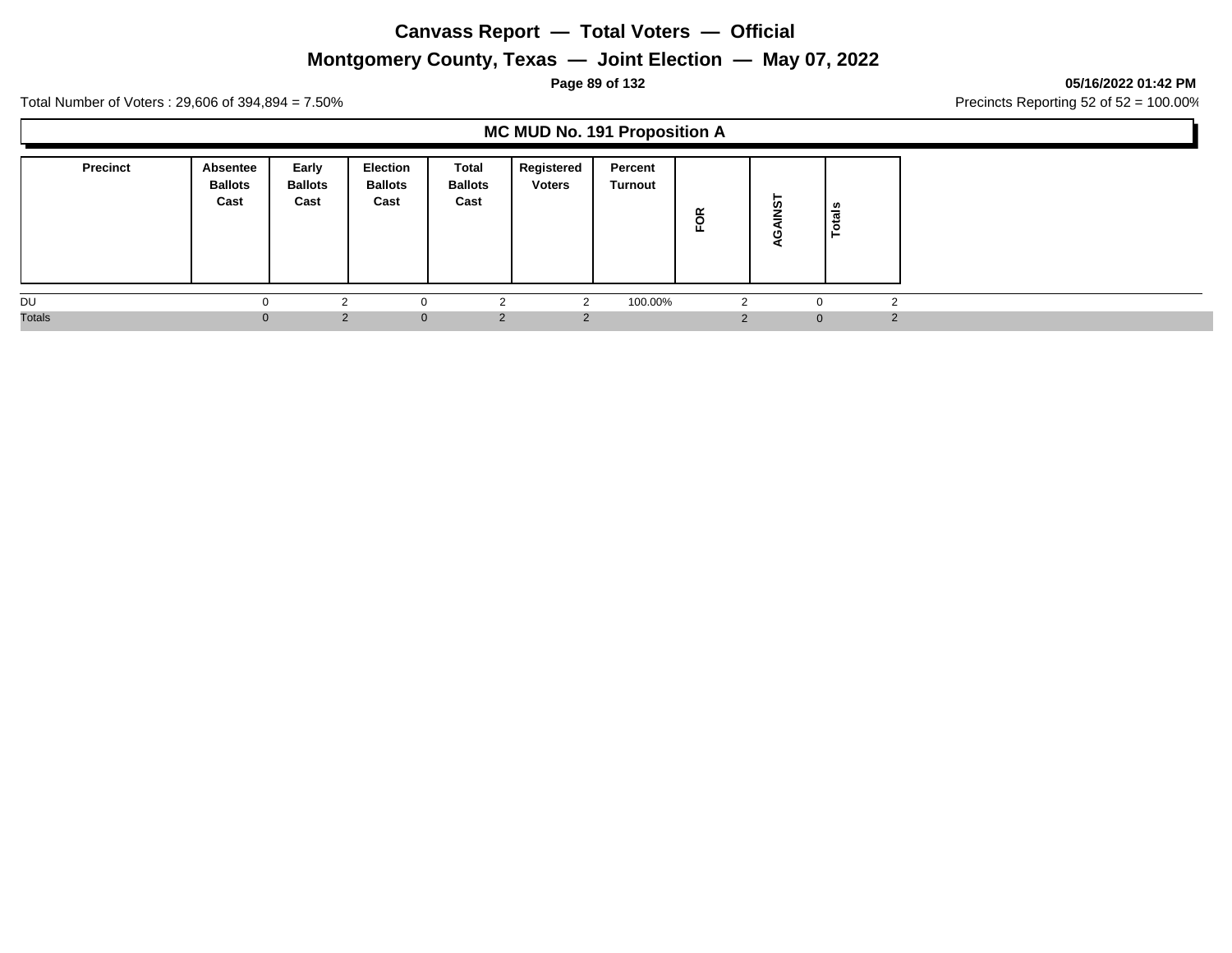# Canvass Report — Total Voters — Official

## Montgomery County, Texas — Joint Election — May 07, 2022

05/16/2022 01:42 PM

Total Number of Voters : 29,606 of 394,894 = 7.50%

Precincts Reporting 52 of 52 = 100.00%

### MC MUD No. 191 Proposition A

| Precinct | Absentee Ballots Cast | Early Ballots Cast | Election Ballots Cast | Total Ballots Cast | Registered Voters | Percent Turnout | FOR | AGAINST | Totals |
|---|---|---|---|---|---|---|---|---|---|
| DU | 0 | 2 | 0 | 2 | 2 | 100.00% | 2 | 0 | 2 |
| Totals | 0 | 2 | 0 | 2 | 2 | | 2 | 0 | 2 |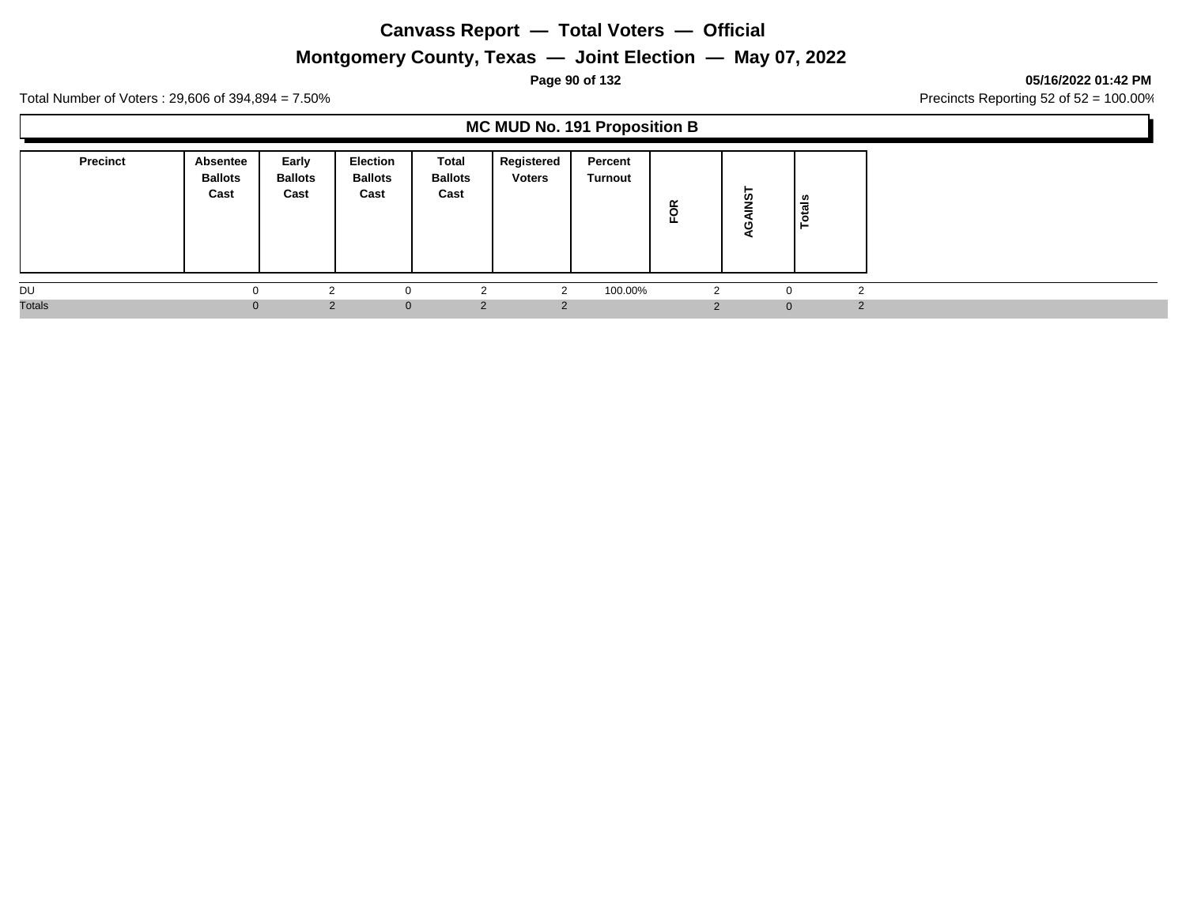# Canvass Report — Total Voters — Official

## Montgomery County, Texas — Joint Election — May 07, 2022

**05/16/2022 01:42 PM**

Total Number of Voters : 29,606 of 394,894 = 7.50%

Precincts Reporting 52 of 52 = 100.00%

### MC MUD No. 191 Proposition B

| Precinct | Absentee Ballots Cast | Early Ballots Cast | Election Ballots Cast | Total Ballots Cast | Registered Voters | Percent Turnout | FOR | AGAINST | Totals |
|---|---|---|---|---|---|---|---|---|---|
| DU | 0 | 2 | 0 | 2 | 2 | 100.00% | 2 | 0 | 2 |
| Totals | 0 | 2 | 0 | 2 | 2 | | 2 | 0 | 2 |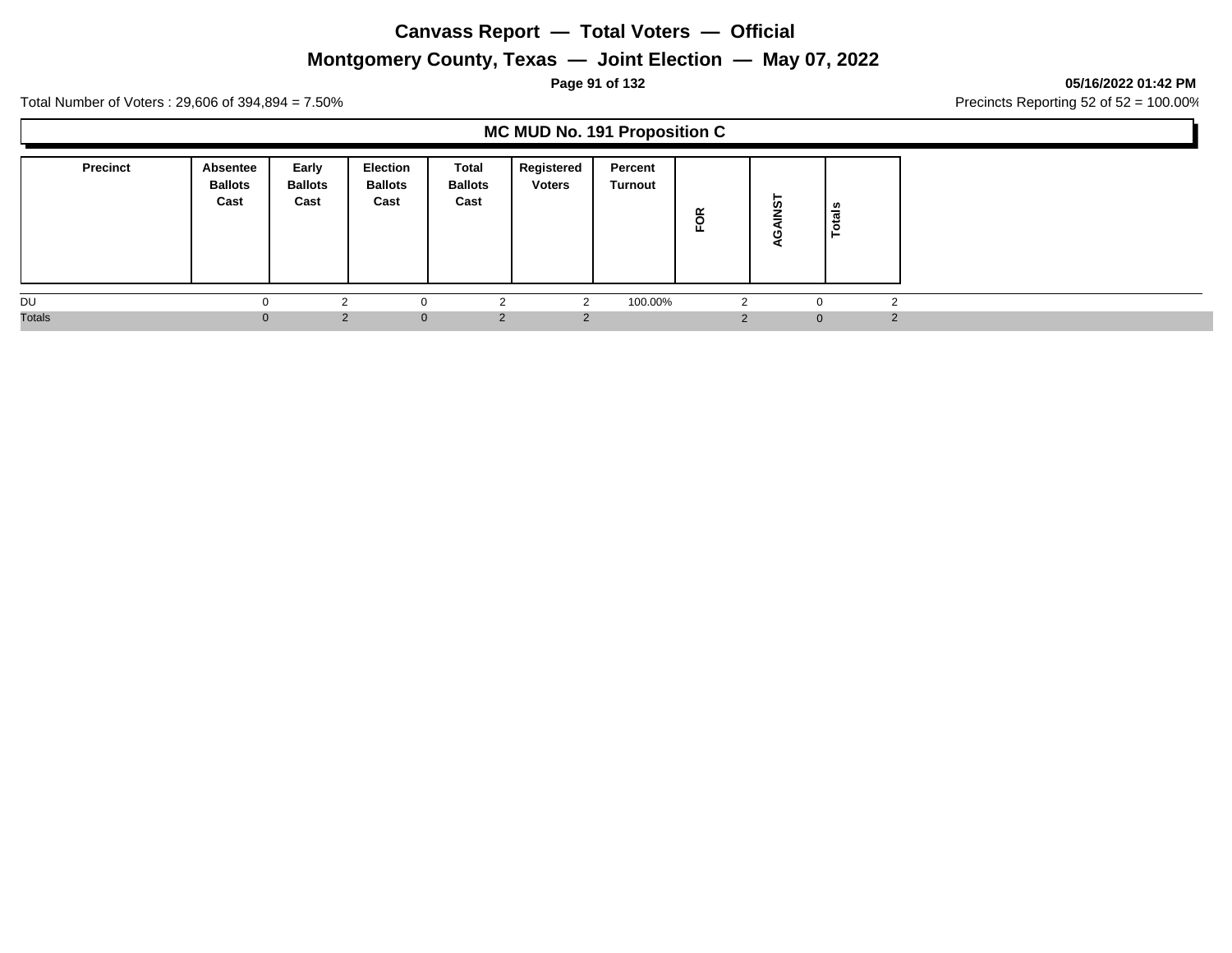# Canvass Report — Total Voters — Official

## Montgomery County, Texas — Joint Election — May 07, 2022

05/16/2022 01:42 PM

Total Number of Voters : 29,606 of 394,894 = 7.50%

Precincts Reporting 52 of 52 = 100.00%

### MC MUD No. 191 Proposition C

| Precinct | Absentee Ballots Cast | Early Ballots Cast | Election Ballots Cast | Total Ballots Cast | Registered Voters | Percent Turnout | FOR | AGAINST | Totals |
|---|---|---|---|---|---|---|---|---|---|
| DU | 0 | 2 | 0 | 2 | 2 | 100.00% | 2 | 0 | 2 |
| Totals | 0 | 2 | 0 | 2 | 2 | | 2 | 0 | 2 |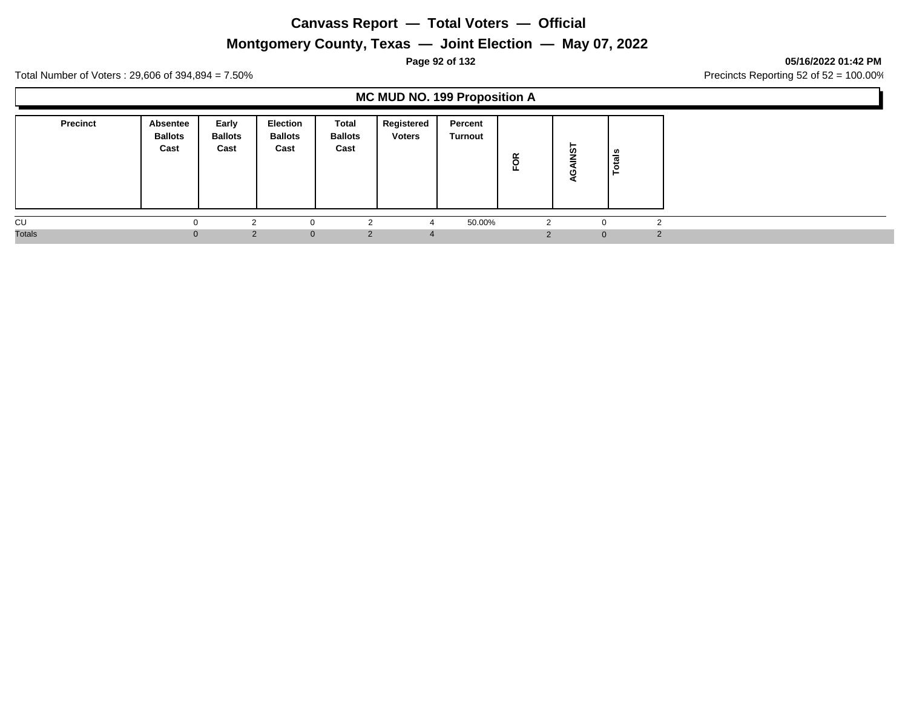# Canvass Report — Total Voters — Official

## Montgomery County, Texas — Joint Election — May 07, 2022

**05/16/2022 01:42 PM**

Total Number of Voters : 29,606 of 394,894 = 7.50%

Precincts Reporting 52 of 52 = 100.00%

### MC MUD NO. 199 Proposition A

| Precinct | Absentee Ballots Cast | Early Ballots Cast | Election Ballots Cast | Total Ballots Cast | Registered Voters | Percent Turnout | FOR | AGAINST | Totals |
|---|---|---|---|---|---|---|---|---|---|
| CU | 0 | 2 | 0 | 2 | 4 | 50.00% | 2 | 0 | 2 |
| Totals | 0 | 2 | 0 | 2 | 4 | | 2 | 0 | 2 |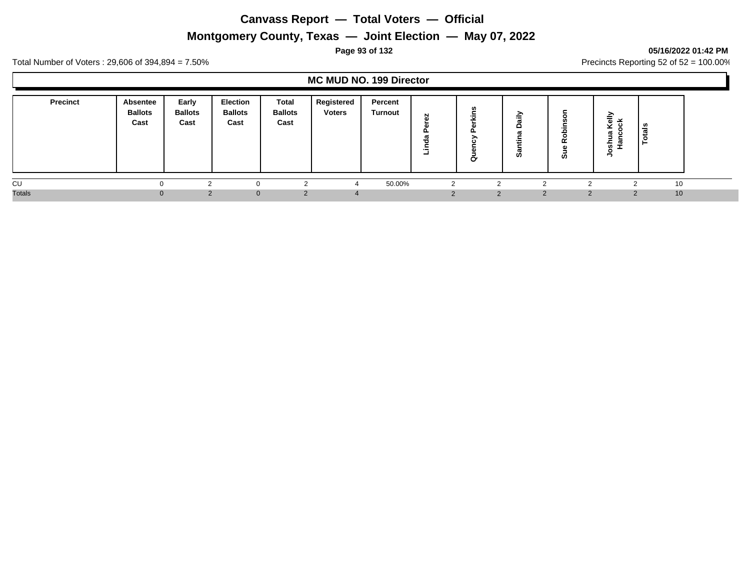# Canvass Report — Total Voters — Official

## Montgomery County, Texas — Joint Election — May 07, 2022

05/16/2022 01:42 PM

Total Number of Voters : 29,606 of 394,894 = 7.50%

Precincts Reporting 52 of 52 = 100.00%

### MC MUD NO. 199 Director

| Precinct | Absentee Ballots Cast | Early Ballots Cast | Election Ballots Cast | Total Ballots Cast | Registered Voters | Percent Turnout | Linda Perez | Quency Perkins | Santina Daily | Sue Robinson | Joshua Kelly Hancock | Totals |
|---|---|---|---|---|---|---|---|---|---|---|---|---|
| CU | 0 | 2 | 0 | 2 | 4 | 50.00% | 2 | 2 | 2 | 2 | 2 | 10 |
| Totals | 0 | 2 | 0 | 2 | 4 | | 2 | 2 | 2 | 2 | 2 | 10 |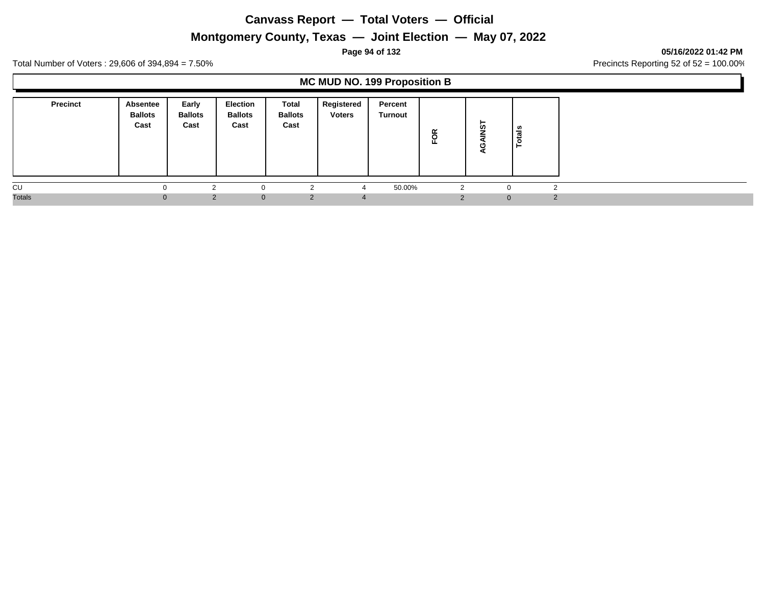# Canvass Report — Total Voters — Official

## Montgomery County, Texas — Joint Election — May 07, 2022

Total Number of Voters : 29,606 of 394,894 = 7.50%

Precincts Reporting 52 of 52 = 100.00%

05/16/2022 01:42 PM

### MC MUD NO. 199 Proposition B

| Precinct | Absentee Ballots Cast | Early Ballots Cast | Election Ballots Cast | Total Ballots Cast | Registered Voters | Percent Turnout | FOR | AGAINST | Totals |
|---|---|---|---|---|---|---|---|---|---|
| CU | 0 | 2 | 0 | 2 | 4 | 50.00% | 2 | 0 | 2 |
| Totals | 0 | 2 | 0 | 2 | 4 | | 2 | 0 | 2 |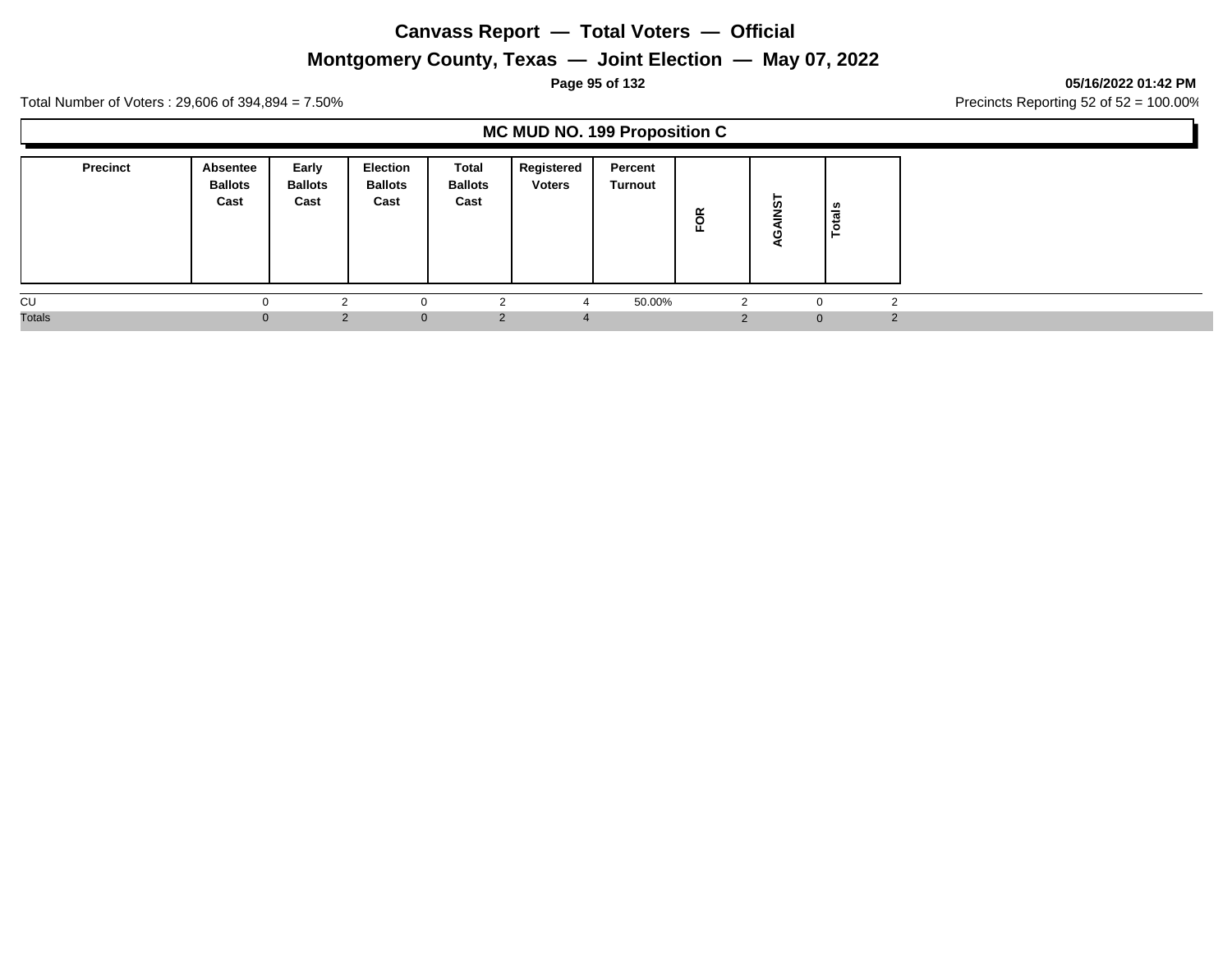# Canvass Report — Total Voters — Official

## Montgomery County, Texas — Joint Election — May 07, 2022

05/16/2022 01:42 PM

Total Number of Voters : 29,606 of 394,894 = 7.50%

Precincts Reporting 52 of 52 = 100.00%

### MC MUD NO. 199 Proposition C

| Precinct | Absentee Ballots Cast | Early Ballots Cast | Election Ballots Cast | Total Ballots Cast | Registered Voters | Percent Turnout | FOR | AGAINST | Totals |
|---|---|---|---|---|---|---|---|---|---|
| CU | 0 | 2 | 0 | 2 | 4 | 50.00% | 2 | 0 | 2 |
| Totals | 0 | 2 | 0 | 2 | 4 | | 2 | 0 | 2 |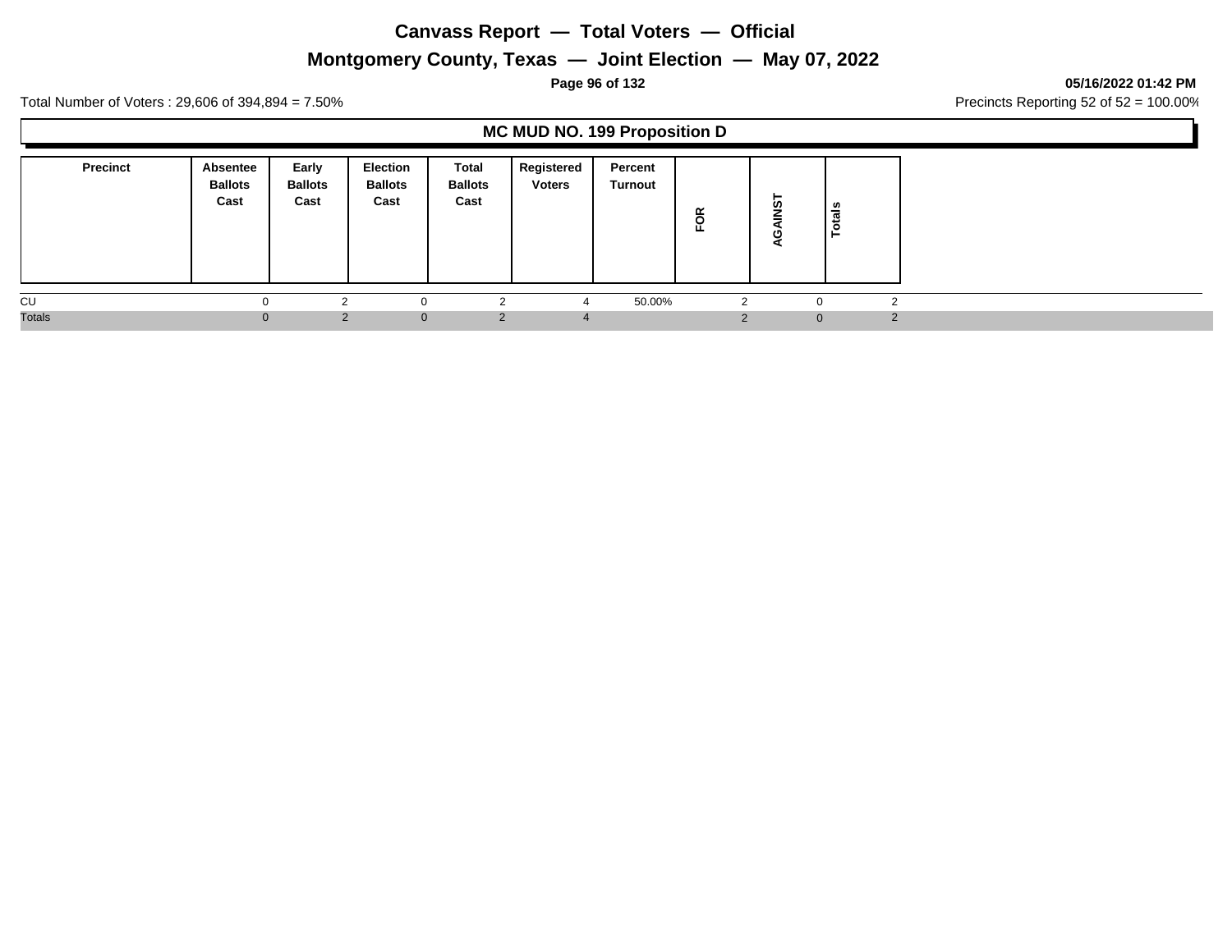# Canvass Report — Total Voters — Official

## Montgomery County, Texas — Joint Election — May 07, 2022

Total Number of Voters : 29,606 of 394,894 = 7.50%

05/16/2022 01:42 PM

Precincts Reporting 52 of 52 = 100.00%

### MC MUD NO. 199 Proposition D

| Precinct | Absentee Ballots Cast | Early Ballots Cast | Election Ballots Cast | Total Ballots Cast | Registered Voters | Percent Turnout | FOR | AGAINST | Totals |
|---|---|---|---|---|---|---|---|---|---|
| CU | 0 | 2 | 0 | 2 | 4 | 50.00% | 2 | 0 | 2 |
| Totals | 0 | 2 | 0 | 2 | 4 | | 2 | 0 | 2 |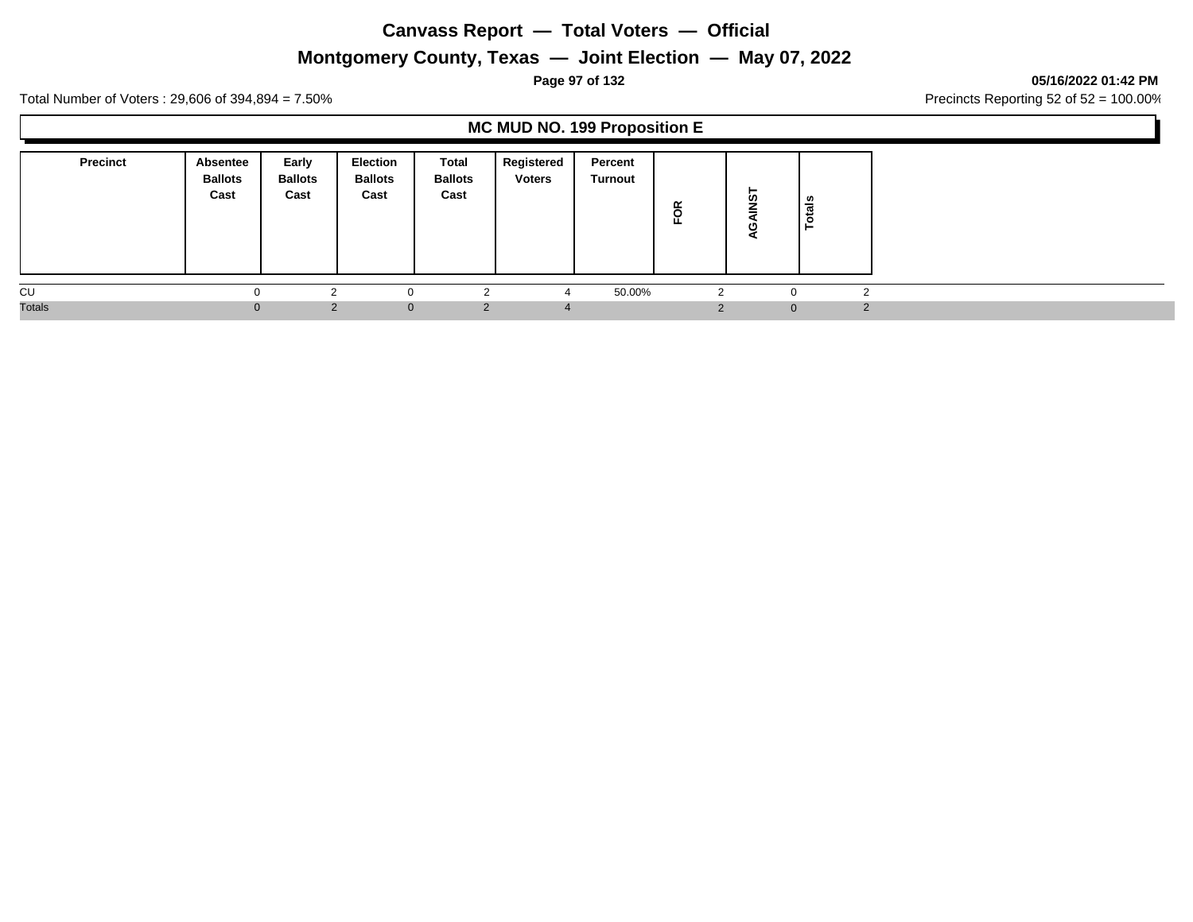# Canvass Report — Total Voters — Official

## Montgomery County, Texas — Joint Election — May 07, 2022

Total Number of Voters : 29,606 of 394,894 = 7.50%

Precincts Reporting 52 of 52 = 100.00%

05/16/2022 01:42 PM

### MC MUD NO. 199 Proposition E

| Precinct | Absentee Ballots Cast | Early Ballots Cast | Election Ballots Cast | Total Ballots Cast | Registered Voters | Percent Turnout | FOR | AGAINST | Totals |
|---|---|---|---|---|---|---|---|---|---|
| CU | 0 | 2 | 0 | 2 | 4 | 50.00% | 2 | 0 | 2 |
| Totals | 0 | 2 | 0 | 2 | 4 | | 2 | 0 | 2 |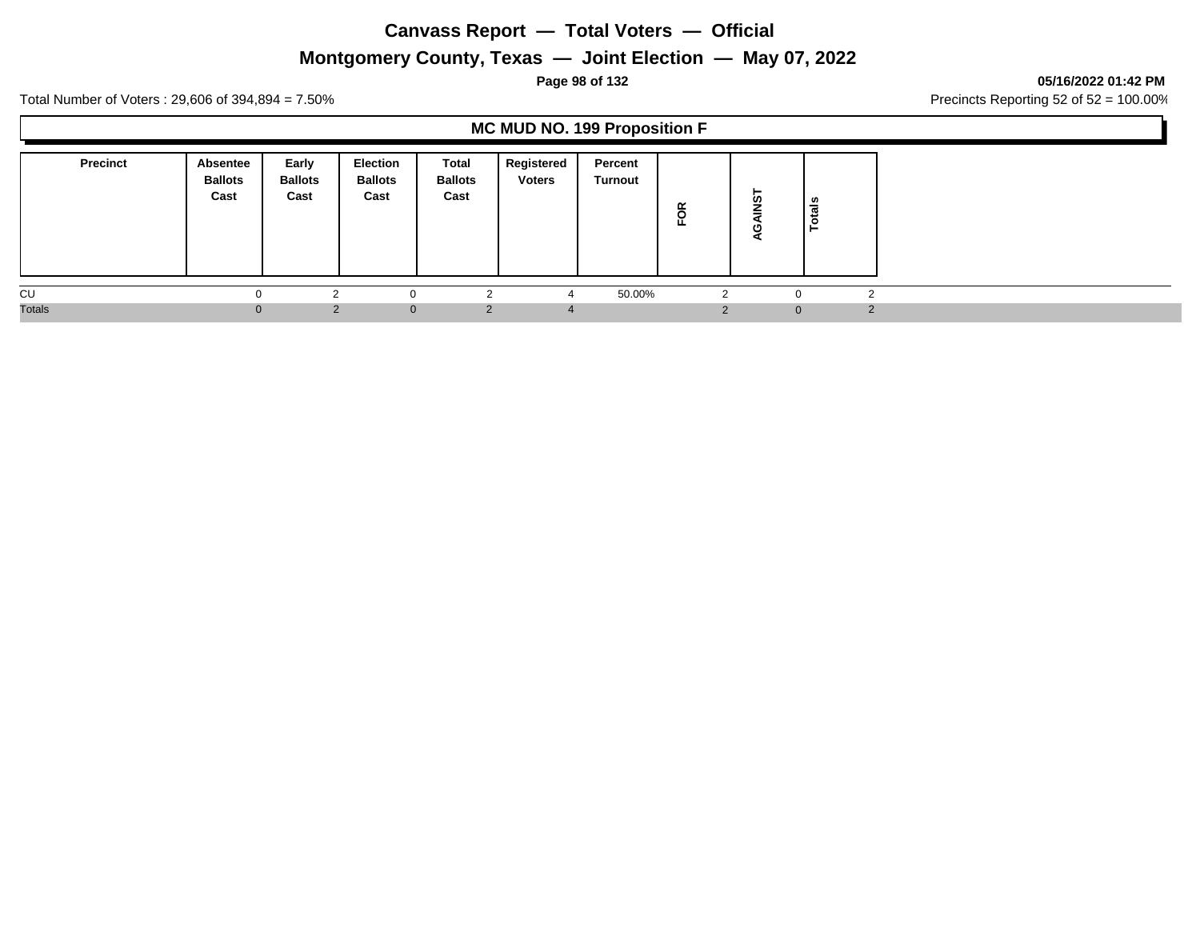# Canvass Report — Total Voters — Official

## Montgomery County, Texas — Joint Election — May 07, 2022

05/16/2022 01:42 PM

Total Number of Voters : 29,606 of 394,894 = 7.50%

Precincts Reporting 52 of 52 = 100.00%

### MC MUD NO. 199 Proposition F

| Precinct | Absentee Ballots Cast | Early Ballots Cast | Election Ballots Cast | Total Ballots Cast | Registered Voters | Percent Turnout | FOR | AGAINST | Totals |
|---|---|---|---|---|---|---|---|---|---|
| CU | 0 | 2 | 0 | 2 | 4 | 50.00% | 2 | 0 | 2 |
| Totals | 0 | 2 | 0 | 2 | 4 | | 2 | 0 | 2 |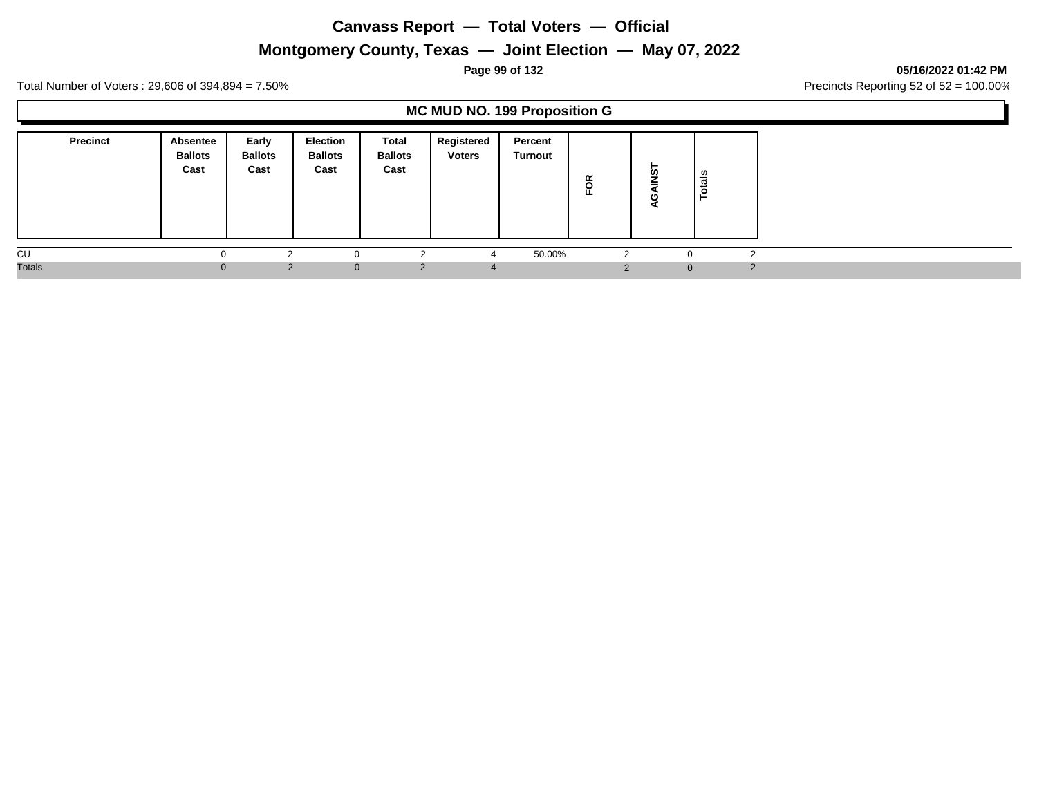# Canvass Report — Total Voters — Official

## Montgomery County, Texas — Joint Election — May 07, 2022

**05/16/2022 01:42 PM**

Total Number of Voters : 29,606 of 394,894 = 7.50%

Precincts Reporting 52 of 52 = 100.00%

### MC MUD NO. 199 Proposition G

| Precinct | Absentee Ballots Cast | Early Ballots Cast | Election Ballots Cast | Total Ballots Cast | Registered Voters | Percent Turnout | FOR | AGAINST | Totals |
|---|---|---|---|---|---|---|---|---|---|
| CU | 0 | 2 | 0 | 2 | 4 | 50.00% | 2 | 0 | 2 |
| Totals | 0 | 2 | 0 | 2 | 4 | | 2 | 0 | 2 |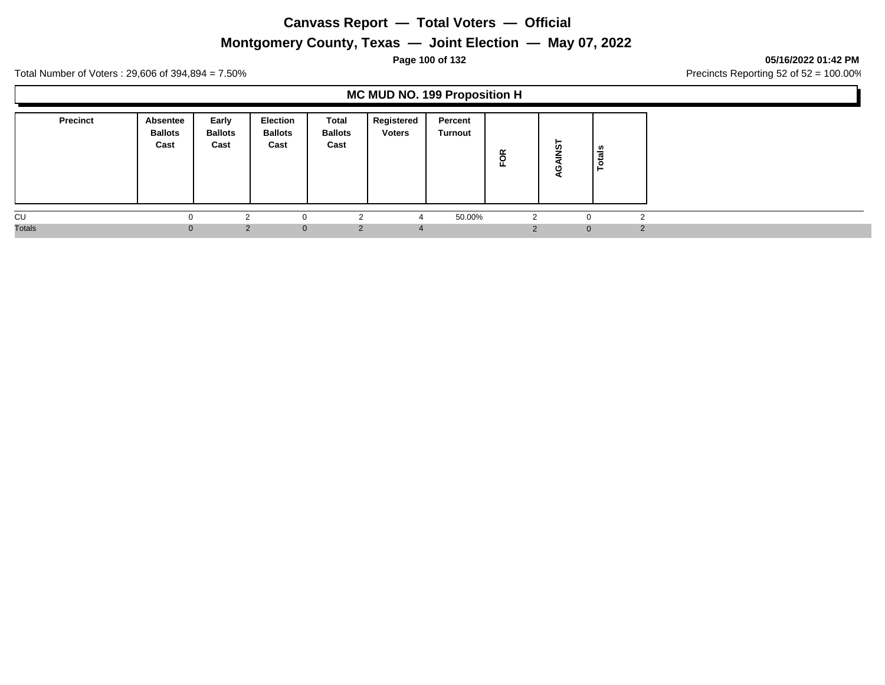# Canvass Report — Total Voters — Official

## Montgomery County, Texas — Joint Election — May 07, 2022

05/16/2022 01:42 PM

Total Number of Voters : 29,606 of 394,894 = 7.50%

Precincts Reporting 52 of 52 = 100.00%

### MC MUD NO. 199 Proposition H

| Precinct | Absentee Ballots Cast | Early Ballots Cast | Election Ballots Cast | Total Ballots Cast | Registered Voters | Percent Turnout | FOR | AGAINST | Totals |
|---|---|---|---|---|---|---|---|---|---|
| CU | 0 | 2 | 0 | 2 | 4 | 50.00% | 2 | 0 | 2 |
| Totals | 0 | 2 | 0 | 2 | 4 | | 2 | 0 | 2 |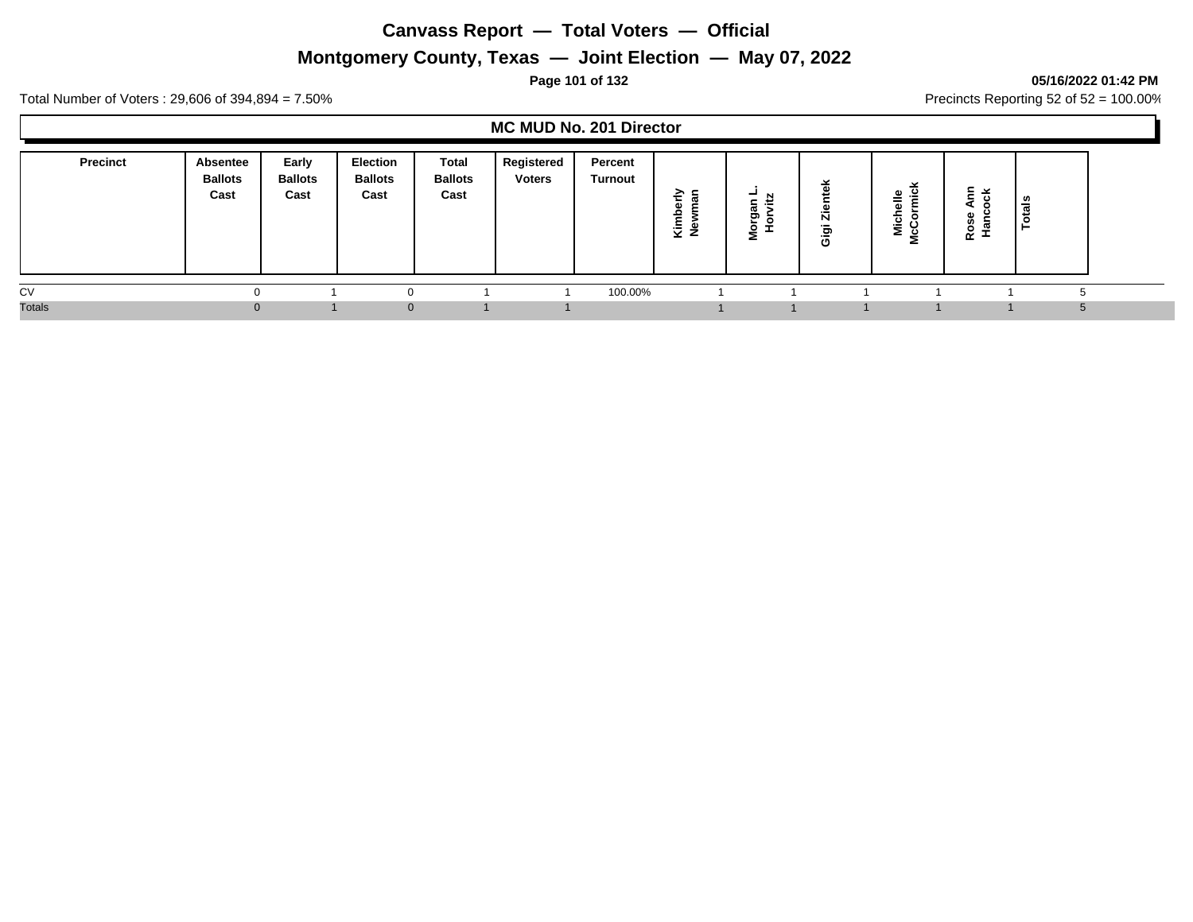# Canvass Report — Total Voters — Official

## Montgomery County, Texas — Joint Election — May 07, 2022

**05/16/2022 01:42 PM**

Total Number of Voters : 29,606 of 394,894 = 7.50%

Precincts Reporting 52 of 52 = 100.00%

### MC MUD No. 201 Director

| Precinct | Absentee Ballots Cast | Early Ballots Cast | Election Ballots Cast | Total Ballots Cast | Registered Voters | Percent Turnout | Kimberly Newman | Morgan L. Horvitz | Gigi Zientek | Michelle McCormick | Rose Ann Hancock | Totals |
|---|---|---|---|---|---|---|---|---|---|---|---|---|
| CV | 0 | 1 | 0 | 1 | 1 | 100.00% | 1 | 1 | 1 | 1 | 1 | 5 |
| Totals | 0 | 1 | 0 | 1 | 1 | | 1 | 1 | 1 | 1 | 1 | 5 |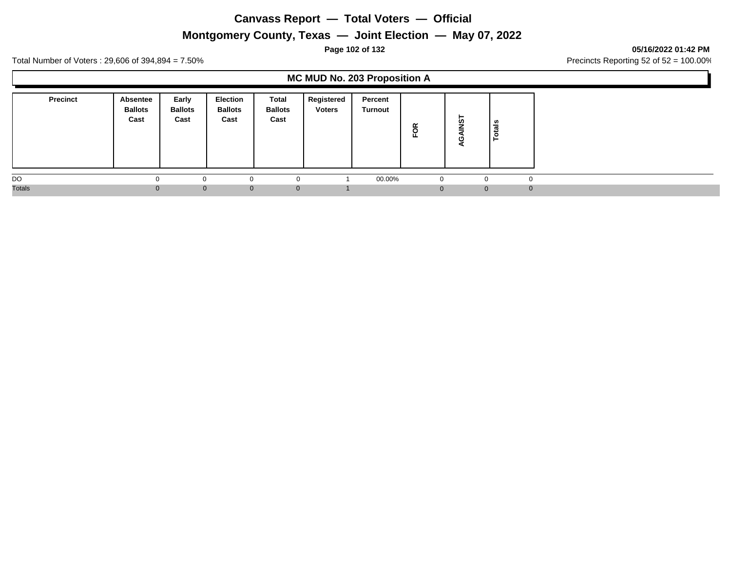# Canvass Report — Total Voters — Official

## Montgomery County, Texas — Joint Election — May 07, 2022

05/16/2022 01:42 PM

Total Number of Voters : 29,606 of 394,894 = 7.50%

Precincts Reporting 52 of 52 = 100.00%

### MC MUD No. 203 Proposition A

| Precinct | Absentee Ballots Cast | Early Ballots Cast | Election Ballots Cast | Total Ballots Cast | Registered Voters | Percent Turnout | FOR | AGAINST | Totals |
|---|---|---|---|---|---|---|---|---|---|
| DO | 0 | 0 | 0 | 0 | 1 | 00.00% | 0 | 0 | 0 |
| Totals | 0 | 0 | 0 | 0 | 1 | | 0 | 0 | 0 |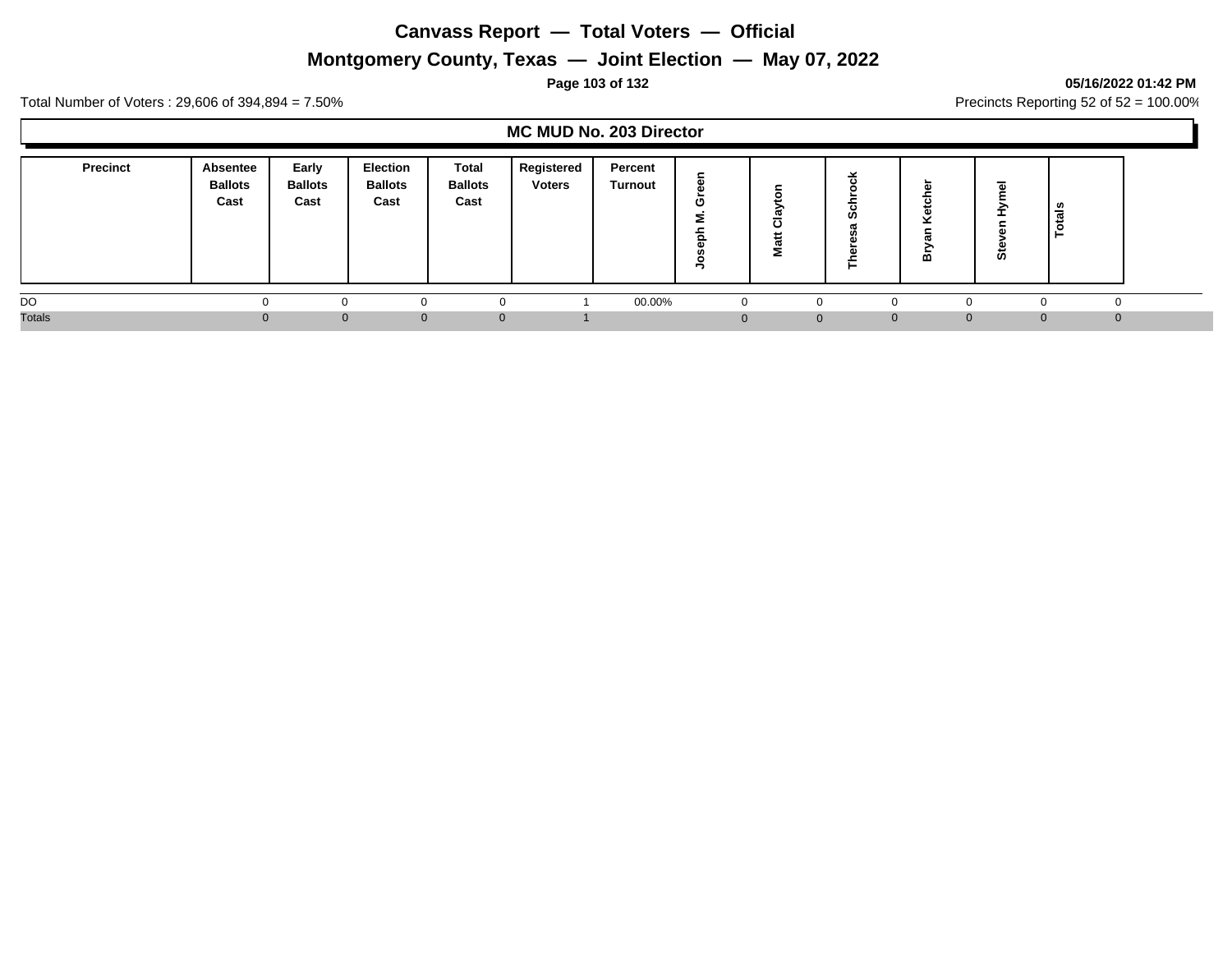# Canvass Report — Total Voters — Official

## Montgomery County, Texas — Joint Election — May 07, 2022

**05/16/2022 01:42 PM**

Total Number of Voters : 29,606 of 394,894 = 7.50%

Precincts Reporting 52 of 52 = 100.00%

### MC MUD No. 203 Director

| Precinct | Absentee Ballots Cast | Early Ballots Cast | Election Ballots Cast | Total Ballots Cast | Registered Voters | Percent Turnout | Joseph M. Green | Matt Clayton | Theresa Schrock | Bryan Ketcher | Steven Hymel | Totals |
|---|---|---|---|---|---|---|---|---|---|---|---|---|
| DO | 0 | 0 | 0 | 0 | 1 | 00.00% | 0 | 0 | 0 | 0 | 0 | 0 |
| Totals | 0 | 0 | 0 | 0 | 1 | | 0 | 0 | 0 | 0 | 0 | 0 |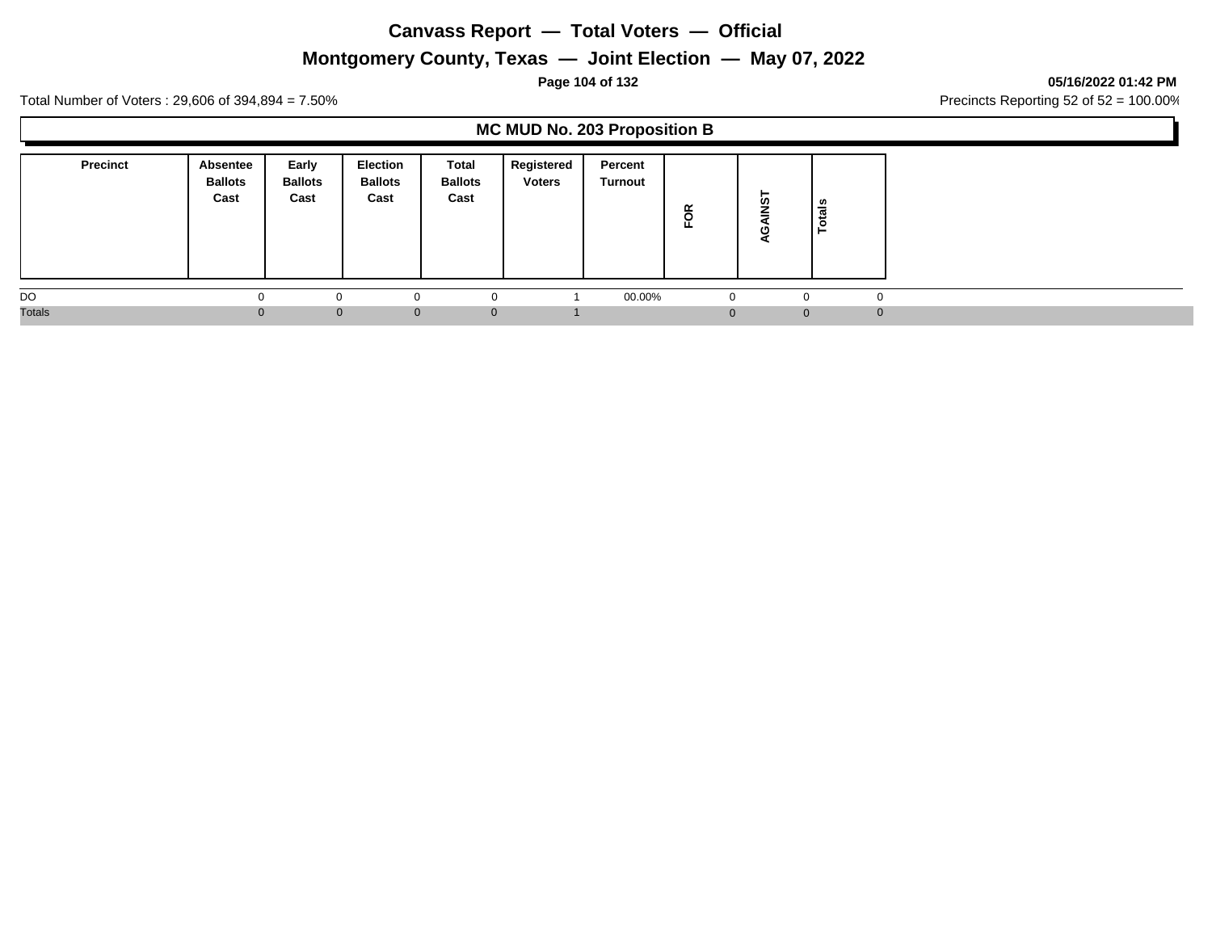# Canvass Report — Total Voters — Official

## Montgomery County, Texas — Joint Election — May 07, 2022

**05/16/2022 01:42 PM**

Total Number of Voters : 29,606 of 394,894 = 7.50%

Precincts Reporting 52 of 52 = 100.00%

### MC MUD No. 203 Proposition B

| Precinct | Absentee Ballots Cast | Early Ballots Cast | Election Ballots Cast | Total Ballots Cast | Registered Voters | Percent Turnout | FOR | AGAINST | Totals |
|---|---|---|---|---|---|---|---|---|---|
| DO | 0 | 0 | 0 | 0 | 1 | 00.00% | 0 | 0 | 0 |
| Totals | 0 | 0 | 0 | 0 | 1 | | 0 | 0 | 0 |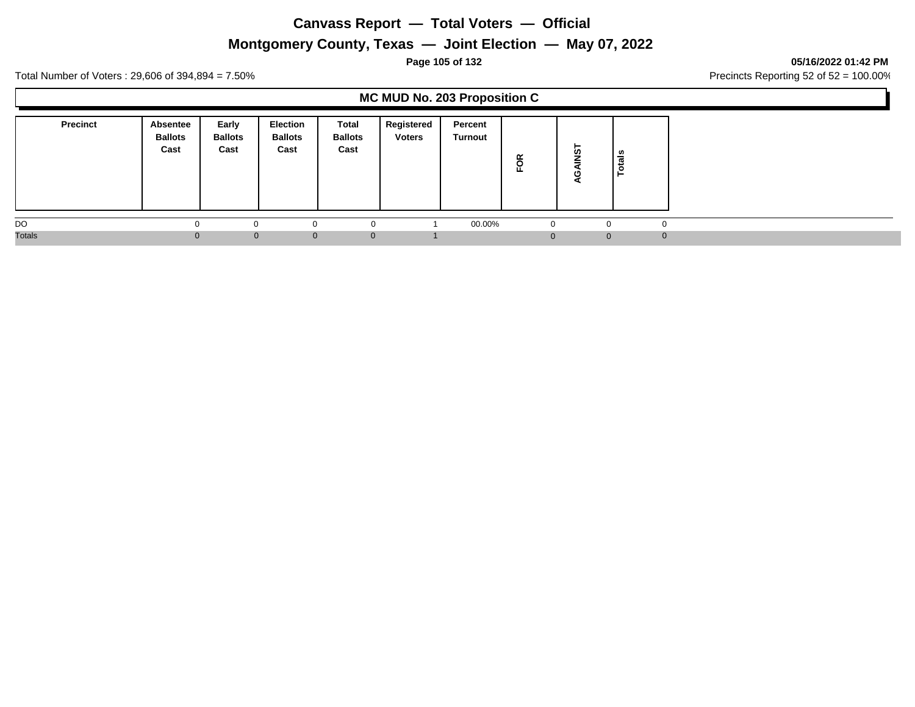# Canvass Report — Total Voters — Official

## Montgomery County, Texas — Joint Election — May 07, 2022

**05/16/2022 01:42 PM**

Total Number of Voters : 29,606 of 394,894 = 7.50%

Precincts Reporting 52 of 52 = 100.00%

### MC MUD No. 203 Proposition C

| Precinct | Absentee Ballots Cast | Early Ballots Cast | Election Ballots Cast | Total Ballots Cast | Registered Voters | Percent Turnout | FOR | AGAINST | Totals |
|---|---|---|---|---|---|---|---|---|---|
| DO | 0 | 0 | 0 | 0 | 1 | 00.00% | 0 | 0 | 0 |
| Totals | 0 | 0 | 0 | 0 | 1 | | 0 | 0 | 0 |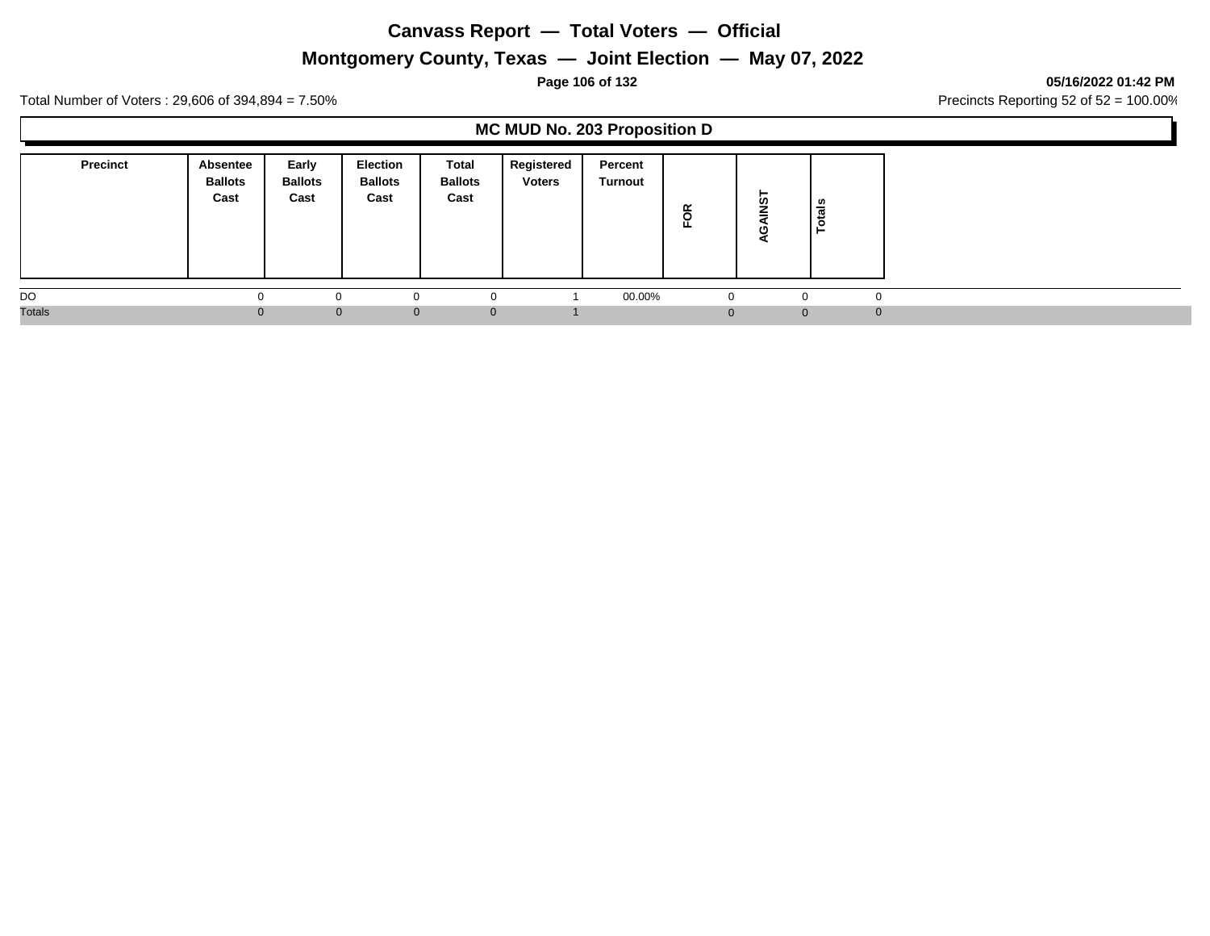# Canvass Report — Total Voters — Official

## Montgomery County, Texas — Joint Election — May 07, 2022

05/16/2022 01:42 PM

Total Number of Voters : 29,606 of 394,894 = 7.50%

Precincts Reporting 52 of 52 = 100.00%

### MC MUD No. 203 Proposition D

| Precinct | Absentee Ballots Cast | Early Ballots Cast | Election Ballots Cast | Total Ballots Cast | Registered Voters | Percent Turnout | FOR | AGAINST | Totals |
|---|---|---|---|---|---|---|---|---|---|
| DO | 0 | 0 | 0 | 0 | 1 | 00.00% | 0 | 0 | 0 |
| Totals | 0 | 0 | 0 | 0 | 1 | | 0 | 0 | 0 |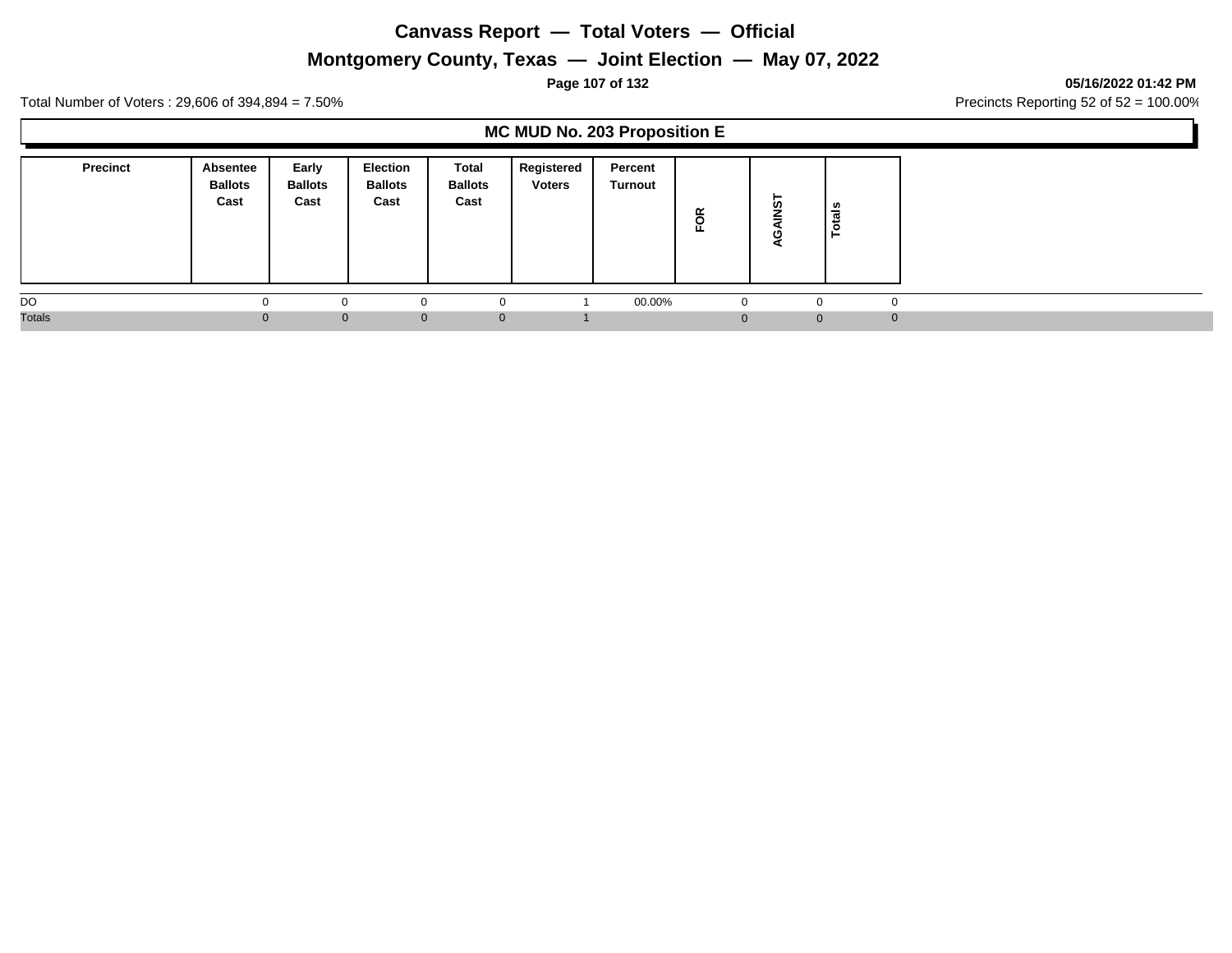# Canvass Report — Total Voters — Official

## Montgomery County, Texas — Joint Election — May 07, 2022

05/16/2022 01:42 PM

Total Number of Voters : 29,606 of 394,894 = 7.50%

Precincts Reporting 52 of 52 = 100.00%

### MC MUD No. 203 Proposition E

| Precinct | Absentee Ballots Cast | Early Ballots Cast | Election Ballots Cast | Total Ballots Cast | Registered Voters | Percent Turnout | FOR | AGAINST | Totals |
|---|---|---|---|---|---|---|---|---|---|
| DO | 0 | 0 | 0 | 0 | 1 | 00.00% | 0 | 0 | 0 |
| Totals | 0 | 0 | 0 | 0 | 1 | | 0 | 0 | 0 |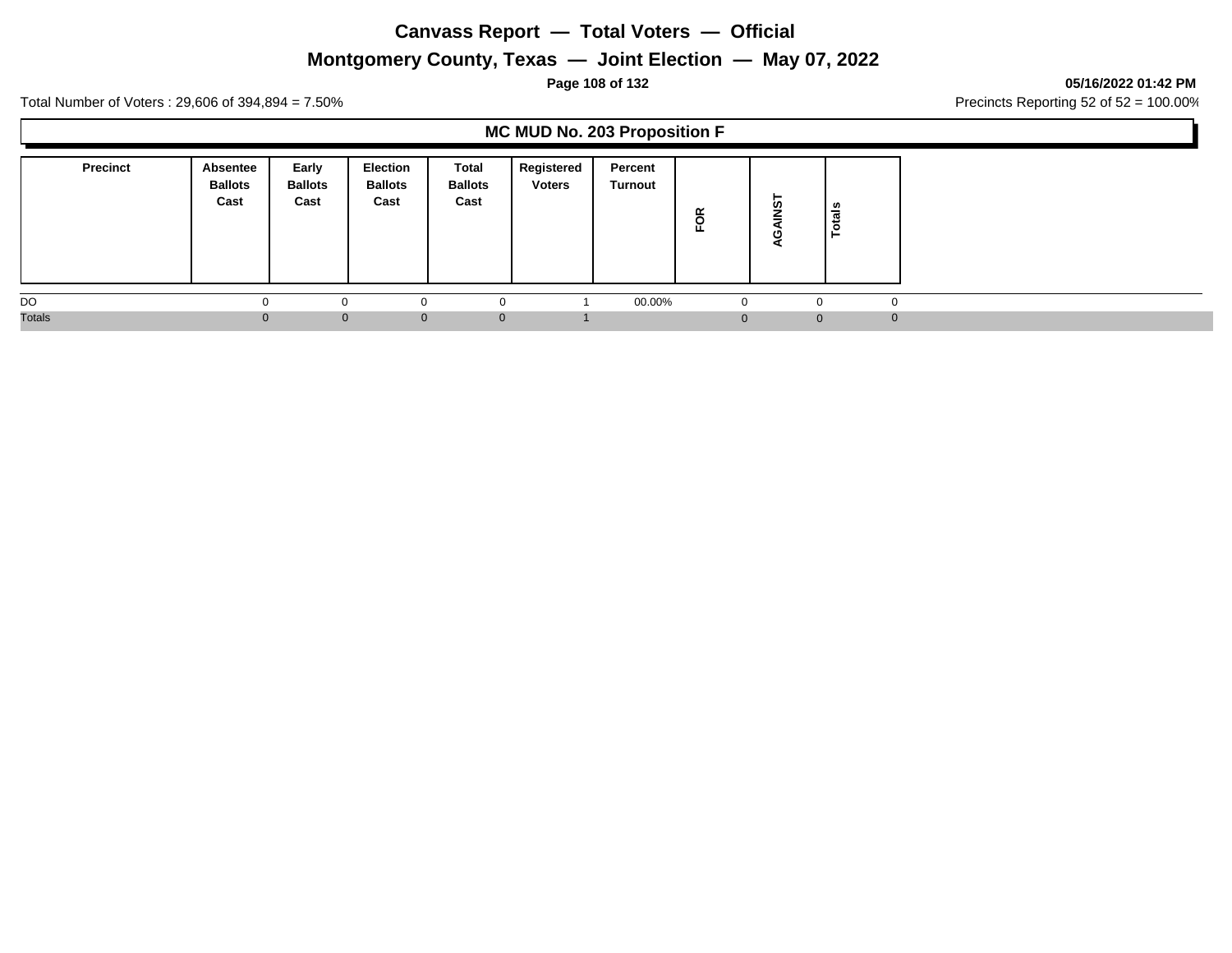# Canvass Report — Total Voters — Official

## Montgomery County, Texas — Joint Election — May 07, 2022

05/16/2022 01:42 PM

Total Number of Voters : 29,606 of 394,894 = 7.50%

Precincts Reporting 52 of 52 = 100.00%

### MC MUD No. 203 Proposition F

| Precinct | Absentee Ballots Cast | Early Ballots Cast | Election Ballots Cast | Total Ballots Cast | Registered Voters | Percent Turnout | FOR | AGAINST | Totals |
|---|---|---|---|---|---|---|---|---|---|
| DO | 0 | 0 | 0 | 0 | 1 | 00.00% | 0 | 0 | 0 |
| Totals | 0 | 0 | 0 | 0 | 1 | | 0 | 0 | 0 |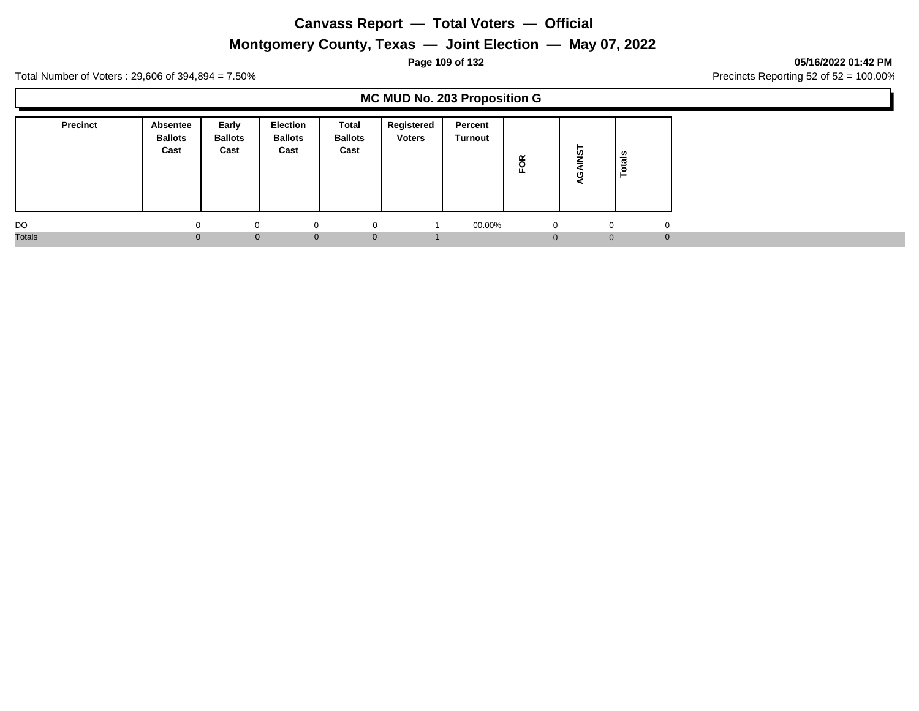# Canvass Report — Total Voters — Official

## Montgomery County, Texas — Joint Election — May 07, 2022

**05/16/2022 01:42 PM**

Total Number of Voters : 29,606 of 394,894 = 7.50%

Precincts Reporting 52 of 52 = 100.00%

### MC MUD No. 203 Proposition G

| Precinct | Absentee Ballots Cast | Early Ballots Cast | Election Ballots Cast | Total Ballots Cast | Registered Voters | Percent Turnout | FOR | AGAINST | Totals |
|---|---|---|---|---|---|---|---|---|---|
| DO | 0 | 0 | 0 | 0 | 1 | 00.00% | 0 | 0 | 0 |
| Totals | 0 | 0 | 0 | 0 | 1 | | 0 | 0 | 0 |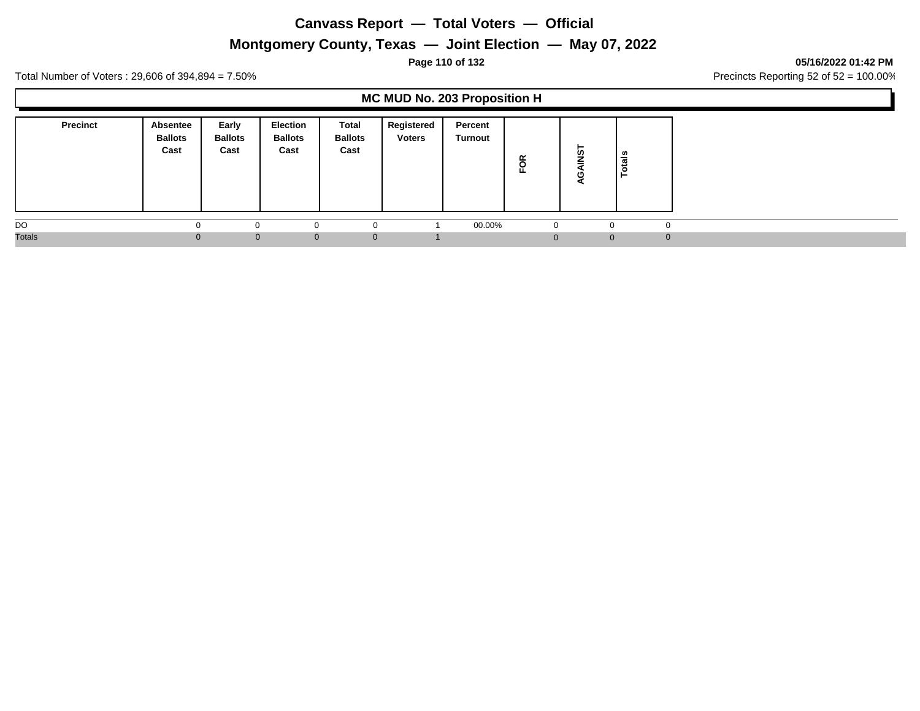# Canvass Report — Total Voters — Official

## Montgomery County, Texas — Joint Election — May 07, 2022

05/16/2022 01:42 PM

Total Number of Voters : 29,606 of 394,894 = 7.50%

Precincts Reporting 52 of 52 = 100.00%

### MC MUD No. 203 Proposition H

| Precinct | Absentee Ballots Cast | Early Ballots Cast | Election Ballots Cast | Total Ballots Cast | Registered Voters | Percent Turnout | FOR | AGAINST | Totals |
|---|---|---|---|---|---|---|---|---|---|
| DO | 0 | 0 | 0 | 0 | 1 | 00.00% | 0 | 0 | 0 |
| Totals | 0 | 0 | 0 | 0 | 1 | | 0 | 0 | 0 |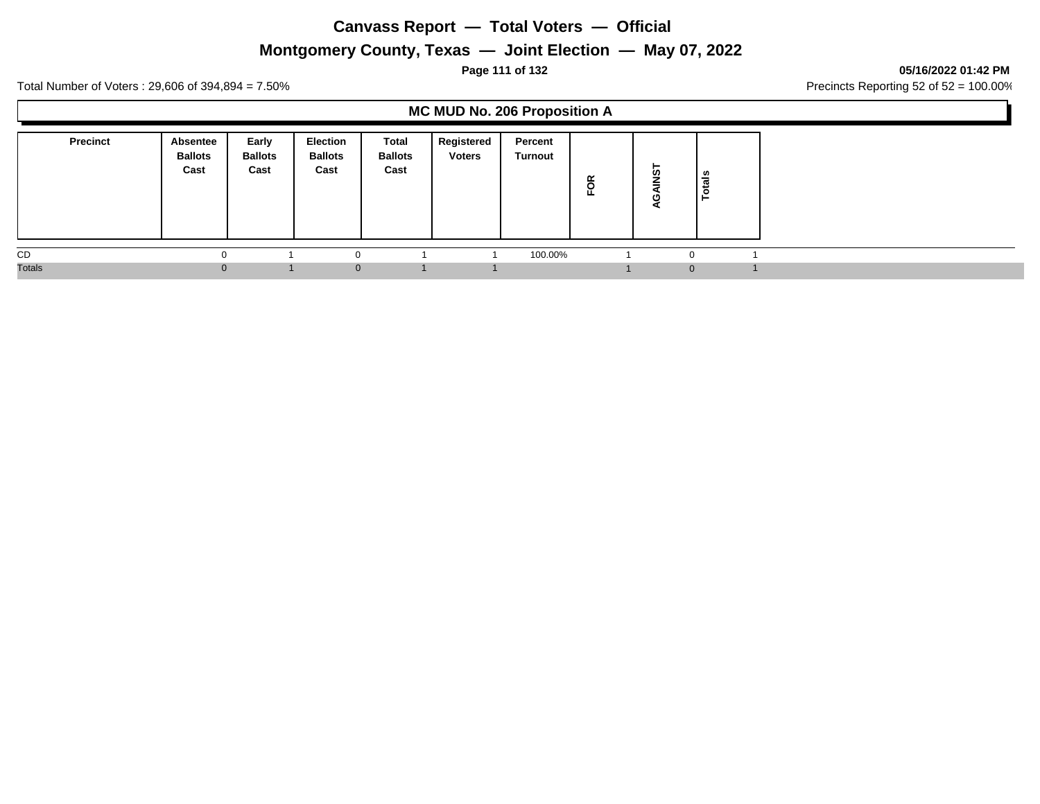# Canvass Report — Total Voters — Official

## Montgomery County, Texas — Joint Election — May 07, 2022

**05/16/2022 01:42 PM**

Total Number of Voters : 29,606 of 394,894 = 7.50%

Precincts Reporting 52 of 52 = 100.00%

### MC MUD No. 206 Proposition A

| Precinct | Absentee Ballots Cast | Early Ballots Cast | Election Ballots Cast | Total Ballots Cast | Registered Voters | Percent Turnout | FOR | AGAINST | Totals |
|---|---|---|---|---|---|---|---|---|---|
| CD | 0 | 1 | 0 | 1 | 1 | 100.00% | 1 | 0 | 1 |
| Totals | 0 | 1 | 0 | 1 | 1 | | 1 | 0 | 1 |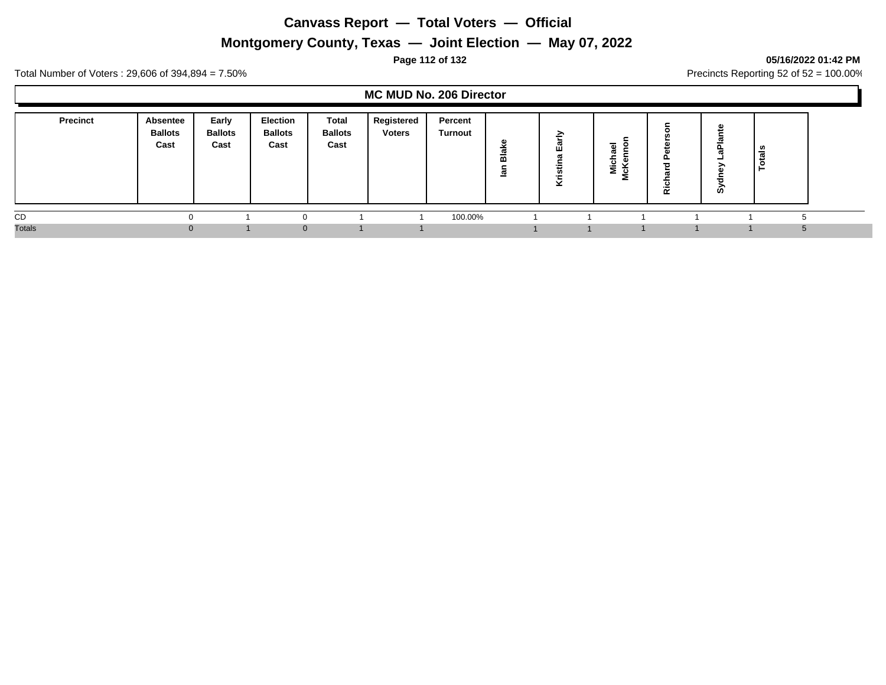# Canvass Report — Total Voters — Official

## Montgomery County, Texas — Joint Election — May 07, 2022

**05/16/2022 01:42 PM**

Total Number of Voters : 29,606 of 394,894 = 7.50%

Precincts Reporting 52 of 52 = 100.00%

### MC MUD No. 206 Director

| Precinct | Absentee Ballots Cast | Early Ballots Cast | Election Ballots Cast | Total Ballots Cast | Registered Voters | Percent Turnout | Ian Blake | Kristina Early | Michael McKennon | Richard Peterson | Sydney LaPlante | Totals |
|---|---|---|---|---|---|---|---|---|---|---|---|---|
| CD | 0 | 1 | 0 | 1 | 1 | 100.00% | 1 | 1 | 1 | 1 | 1 | 5 |
| Totals | 0 | 1 | 0 | 1 | 1 | | 1 | 1 | 1 | 1 | 1 | 5 |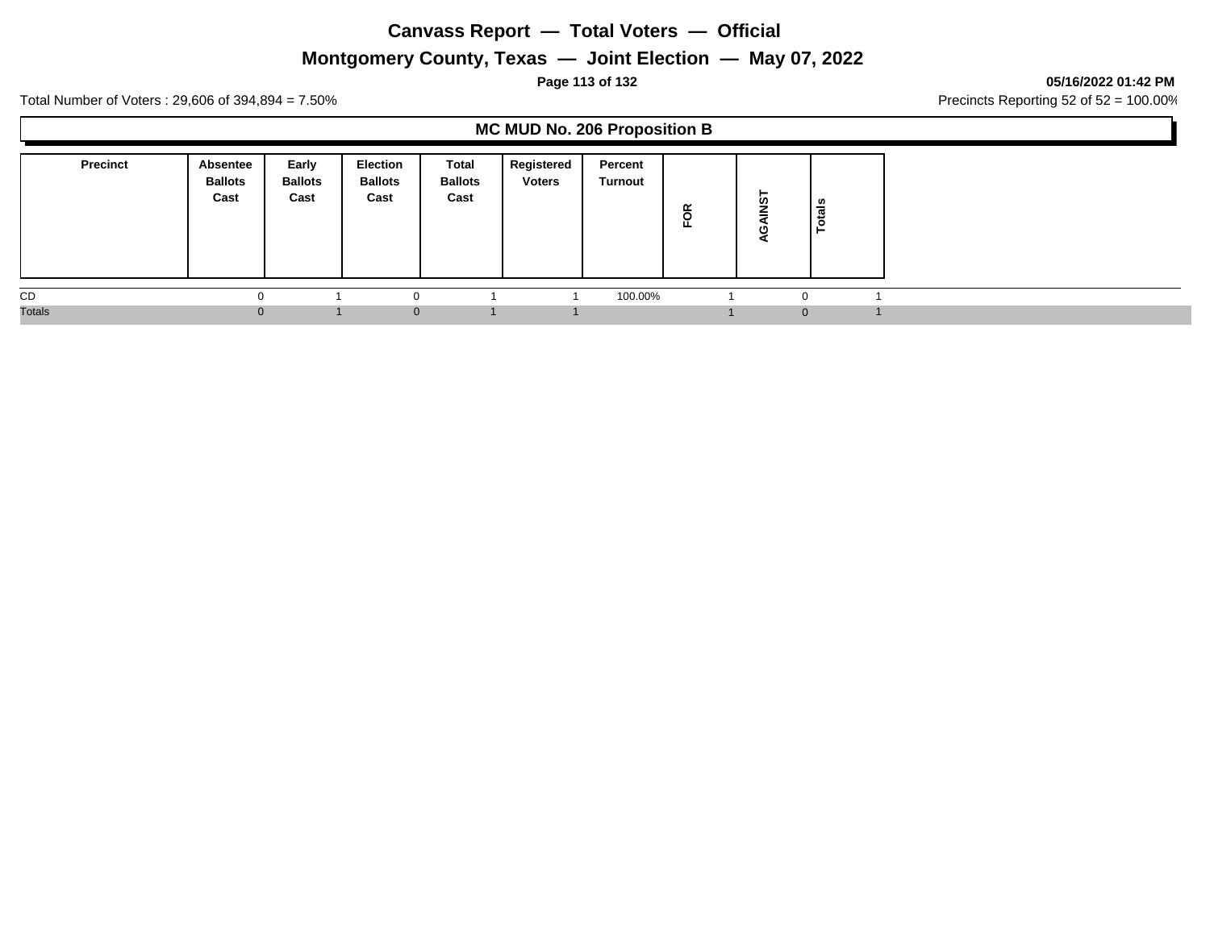# Canvass Report — Total Voters — Official

## Montgomery County, Texas — Joint Election — May 07, 2022

05/16/2022 01:42 PM

Total Number of Voters : 29,606 of 394,894 = 7.50%

Precincts Reporting 52 of 52 = 100.00%

### MC MUD No. 206 Proposition B

| Precinct | Absentee Ballots Cast | Early Ballots Cast | Election Ballots Cast | Total Ballots Cast | Registered Voters | Percent Turnout | FOR | AGAINST | Totals |
|---|---|---|---|---|---|---|---|---|---|
| CD | 0 | 1 | 0 | 1 | 1 | 100.00% | 1 | 0 | 1 |
| Totals | 0 | 1 | 0 | 1 | 1 | | 1 | 0 | 1 |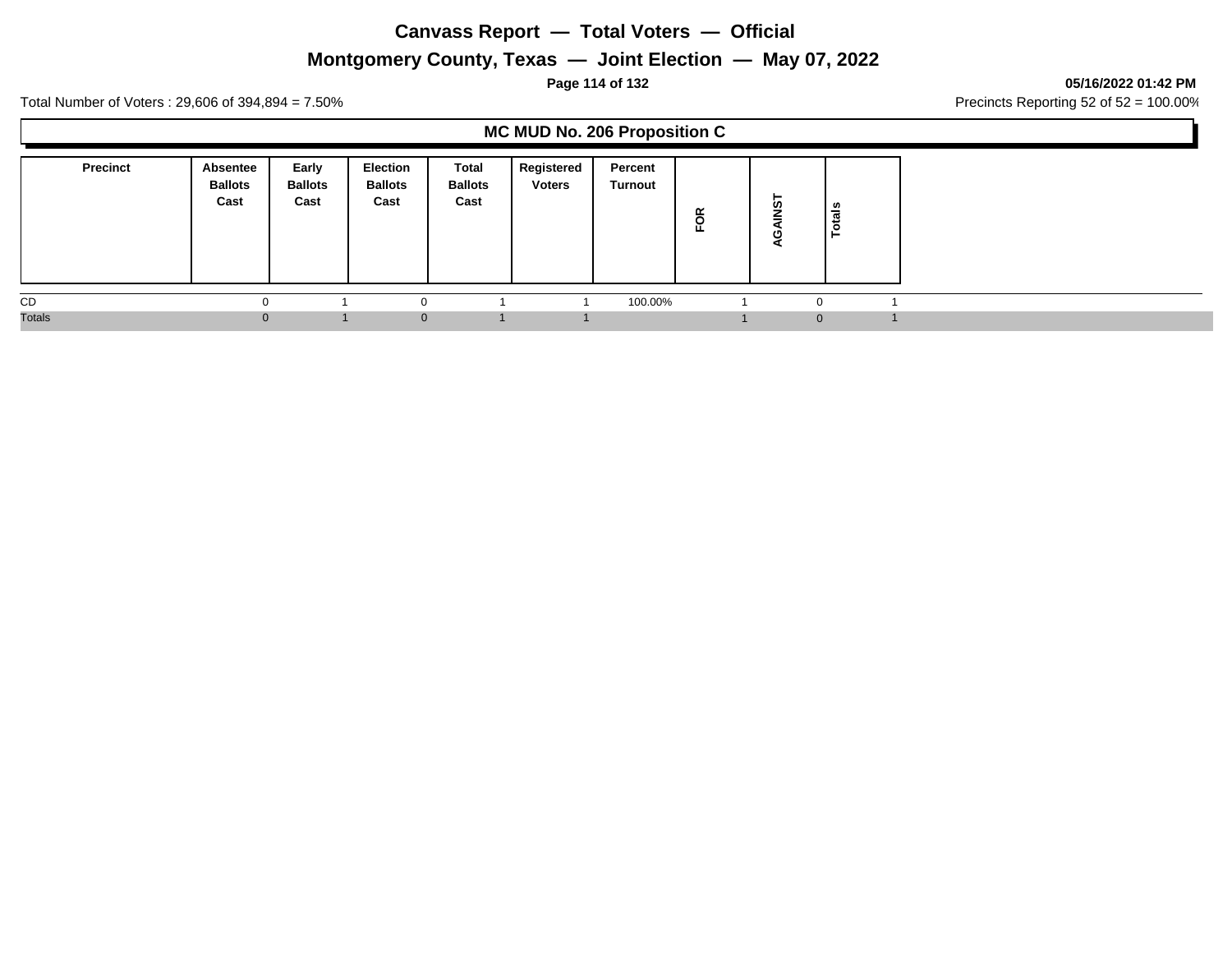# Canvass Report — Total Voters — Official

## Montgomery County, Texas — Joint Election — May 07, 2022

**05/16/2022 01:42 PM**

Total Number of Voters : 29,606 of 394,894 = 7.50%

Precincts Reporting 52 of 52 = 100.00%

### MC MUD No. 206 Proposition C

| Precinct | Absentee Ballots Cast | Early Ballots Cast | Election Ballots Cast | Total Ballots Cast | Registered Voters | Percent Turnout | FOR | AGAINST | Totals |
|---|---|---|---|---|---|---|---|---|---|
| CD | 0 | 1 | 0 | 1 | 1 | 100.00% | 1 | 0 | 1 |
| Totals | 0 | 1 | 0 | 1 | 1 | | 1 | 0 | 1 |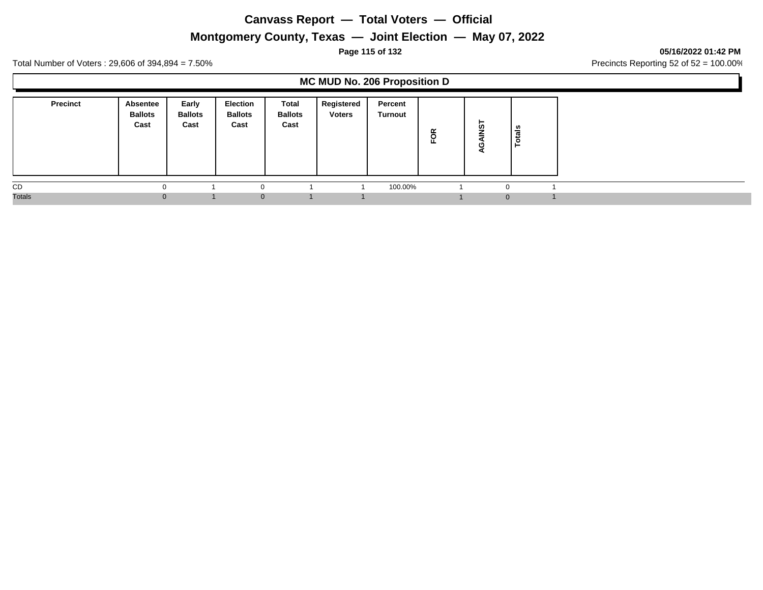# Canvass Report — Total Voters — Official

## Montgomery County, Texas — Joint Election — May 07, 2022

**05/16/2022 01:42 PM**

Total Number of Voters : 29,606 of 394,894 = 7.50%

Precincts Reporting 52 of 52 = 100.00%

### MC MUD No. 206 Proposition D

| Precinct | Absentee Ballots Cast | Early Ballots Cast | Election Ballots Cast | Total Ballots Cast | Registered Voters | Percent Turnout | FOR | AGAINST | Totals |
|---|---|---|---|---|---|---|---|---|---|
| CD | 0 | 1 | 0 | 1 | 1 | 100.00% | 1 | 0 | 1 |
| Totals | 0 | 1 | 0 | 1 | 1 | | 1 | 0 | 1 |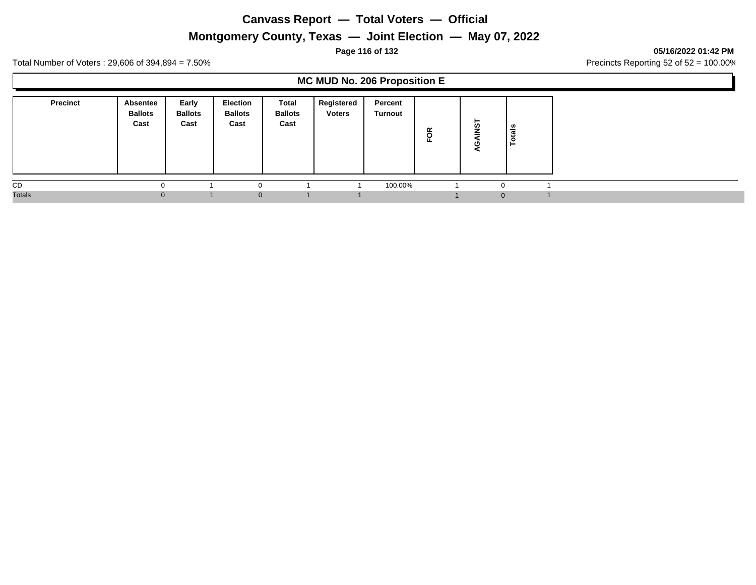# Canvass Report — Total Voters — Official

## Montgomery County, Texas — Joint Election — May 07, 2022

05/16/2022 01:42 PM

Total Number of Voters : 29,606 of 394,894 = 7.50%

Precincts Reporting 52 of 52 = 100.00%

### MC MUD No. 206 Proposition E

| Precinct | Absentee Ballots Cast | Early Ballots Cast | Election Ballots Cast | Total Ballots Cast | Registered Voters | Percent Turnout | FOR | AGAINST | Totals |
|---|---|---|---|---|---|---|---|---|---|
| CD | 0 | 1 | 0 | 1 | 1 | 100.00% | 1 | 0 | 1 |
| Totals | 0 | 1 | 0 | 1 | 1 | | 1 | 0 | 1 |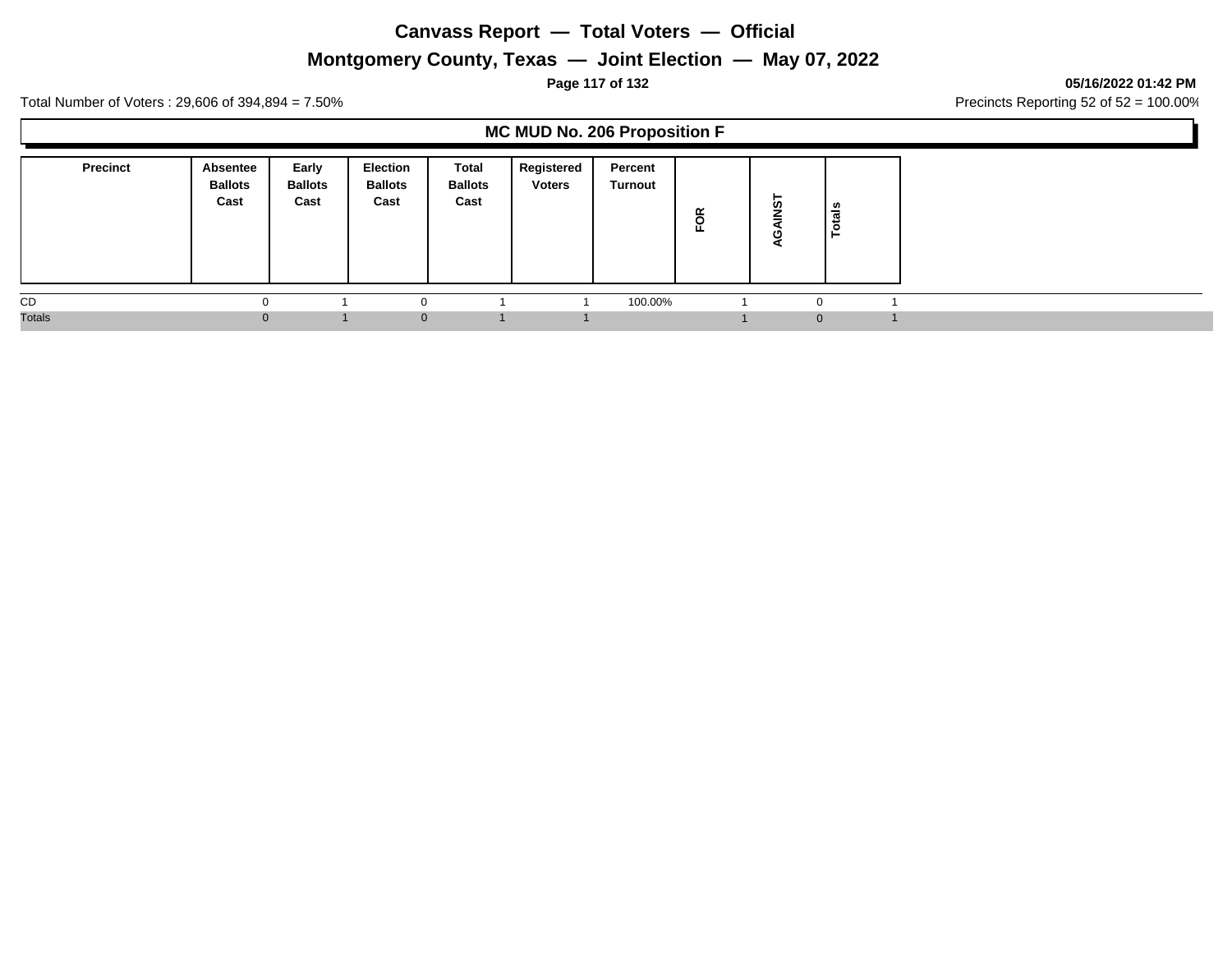# Canvass Report — Total Voters — Official

## Montgomery County, Texas — Joint Election — May 07, 2022

05/16/2022 01:42 PM

Total Number of Voters : 29,606 of 394,894 = 7.50%

Precincts Reporting 52 of 52 = 100.00%

### MC MUD No. 206 Proposition F

| Precinct | Absentee Ballots Cast | Early Ballots Cast | Election Ballots Cast | Total Ballots Cast | Registered Voters | Percent Turnout | FOR | AGAINST | Totals |
|---|---|---|---|---|---|---|---|---|---|
| CD | 0 | 1 | 0 | 1 | 1 | 100.00% | 1 | 0 | 1 |
| Totals | 0 | 1 | 0 | 1 | 1 | | 1 | 0 | 1 |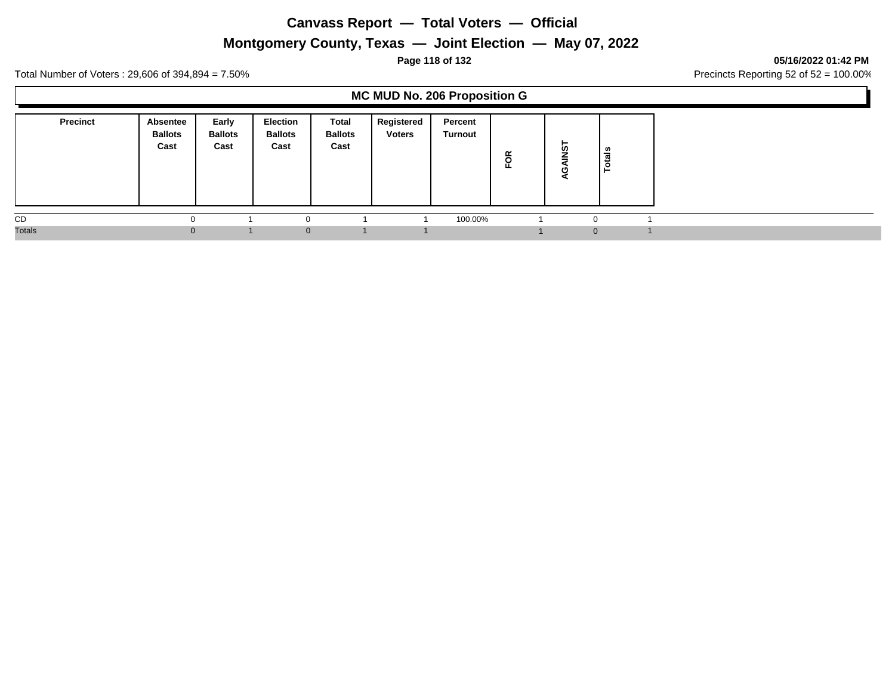# Canvass Report — Total Voters — Official

## Montgomery County, Texas — Joint Election — May 07, 2022

**05/16/2022 01:42 PM**

Total Number of Voters : 29,606 of 394,894 = 7.50%

Precincts Reporting 52 of 52 = 100.00%

### MC MUD No. 206 Proposition G

| Precinct | Absentee Ballots Cast | Early Ballots Cast | Election Ballots Cast | Total Ballots Cast | Registered Voters | Percent Turnout | FOR | AGAINST | Totals |
|---|---|---|---|---|---|---|---|---|---|
| CD | 0 | 1 | 0 | 1 | 1 | 100.00% | 1 | 0 | 1 |
| Totals | 0 | 1 | 0 | 1 | 1 | | 1 | 0 | 1 |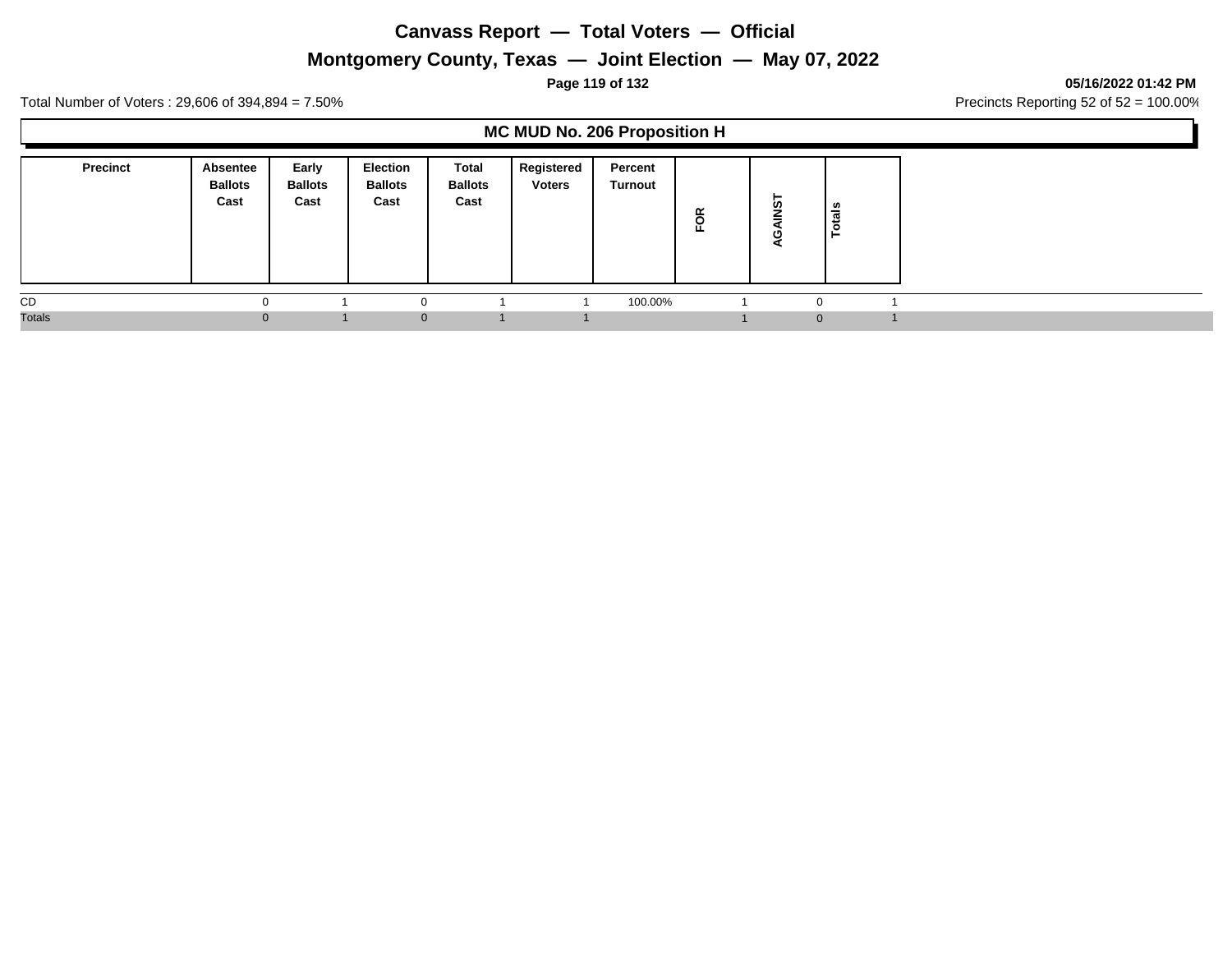# Canvass Report — Total Voters — Official

## Montgomery County, Texas — Joint Election — May 07, 2022

05/16/2022 01:42 PM

Total Number of Voters : 29,606 of 394,894 = 7.50%

Precincts Reporting 52 of 52 = 100.00%

### MC MUD No. 206 Proposition H

| Precinct | Absentee Ballots Cast | Early Ballots Cast | Election Ballots Cast | Total Ballots Cast | Registered Voters | Percent Turnout | FOR | AGAINST | Totals |
|---|---|---|---|---|---|---|---|---|---|
| CD | 0 | 1 | 0 | 1 | 1 | 100.00% | 1 | 0 | 1 |
| Totals | 0 | 1 | 0 | 1 | 1 | | 1 | 0 | 1 |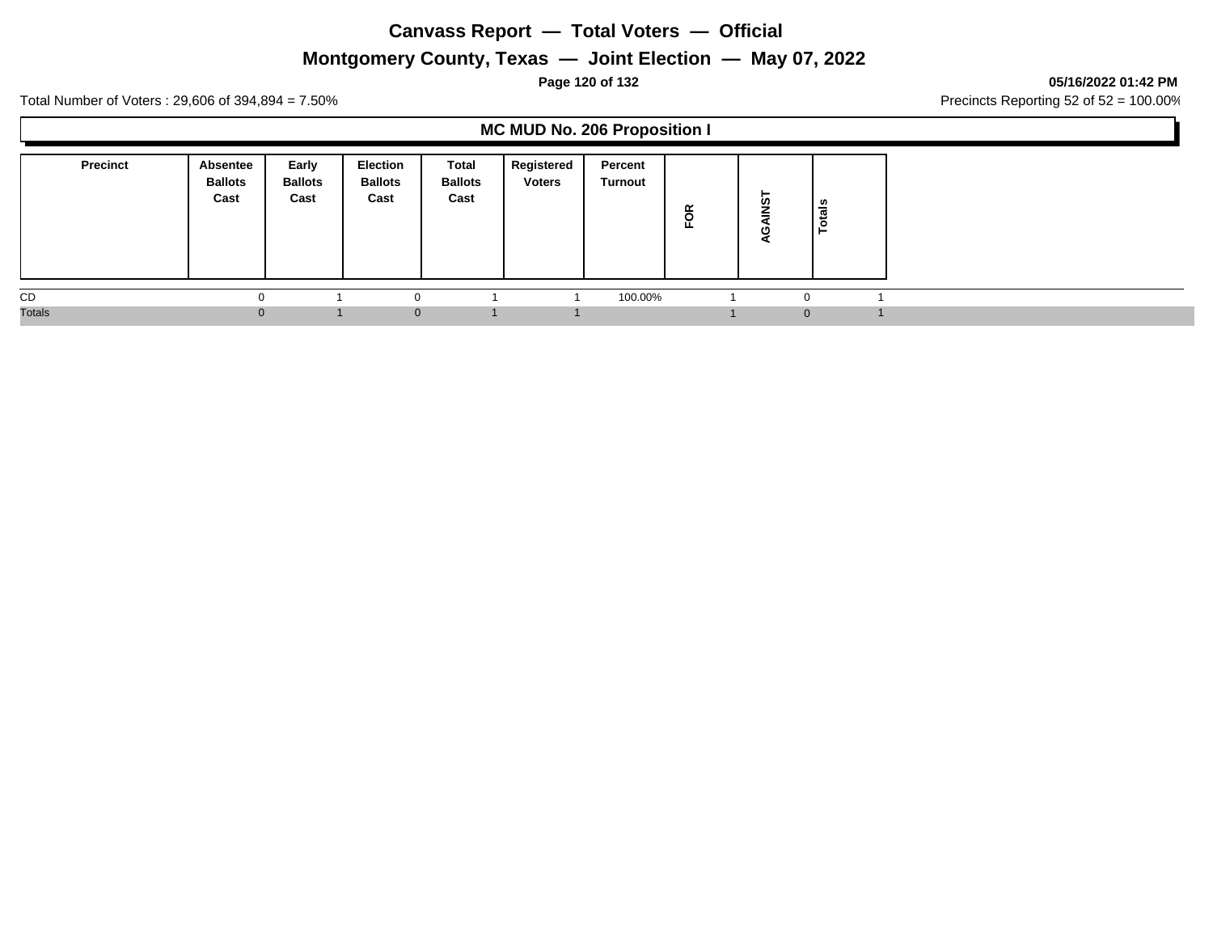# Canvass Report — Total Voters — Official

## Montgomery County, Texas — Joint Election — May 07, 2022

**05/16/2022 01:42 PM**

Total Number of Voters : 29,606 of 394,894 = 7.50%

Precincts Reporting 52 of 52 = 100.00%

### MC MUD No. 206 Proposition I

| Precinct | Absentee Ballots Cast | Early Ballots Cast | Election Ballots Cast | Total Ballots Cast | Registered Voters | Percent Turnout | FOR | AGAINST | Totals |
|---|---|---|---|---|---|---|---|---|---|
| CD | 0 | 1 | 0 | 1 | 1 | 100.00% | 1 | 0 | 1 |
| Totals | 0 | 1 | 0 | 1 | 1 | | 1 | 0 | 1 |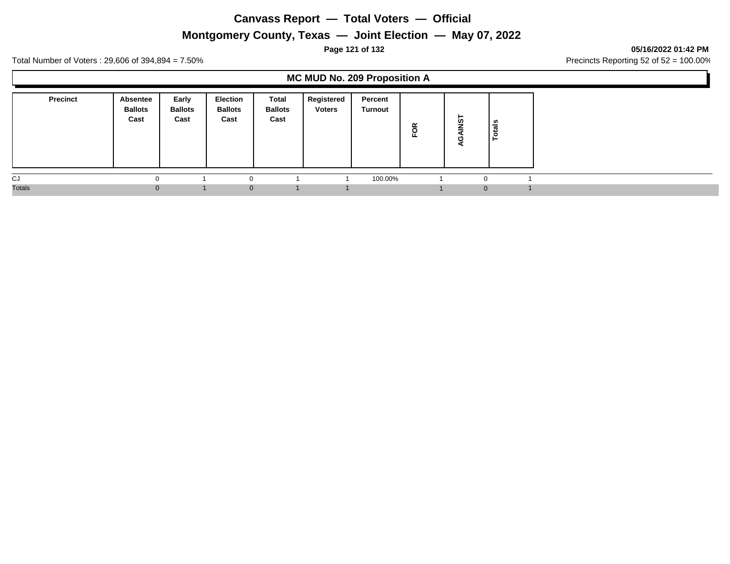# Canvass Report — Total Voters — Official

## Montgomery County, Texas — Joint Election — May 07, 2022

05/16/2022 01:42 PM

Total Number of Voters : 29,606 of 394,894 = 7.50%

Precincts Reporting 52 of 52 = 100.00%

### MC MUD No. 209 Proposition A

| Precinct | Absentee Ballots Cast | Early Ballots Cast | Election Ballots Cast | Total Ballots Cast | Registered Voters | Percent Turnout | FOR | AGAINST | Totals |
|---|---|---|---|---|---|---|---|---|---|
| CJ | 0 | 1 | 0 | 1 | 1 | 100.00% | 1 | 0 | 1 |
| Totals | 0 | 1 | 0 | 1 | 1 | | 1 | 0 | 1 |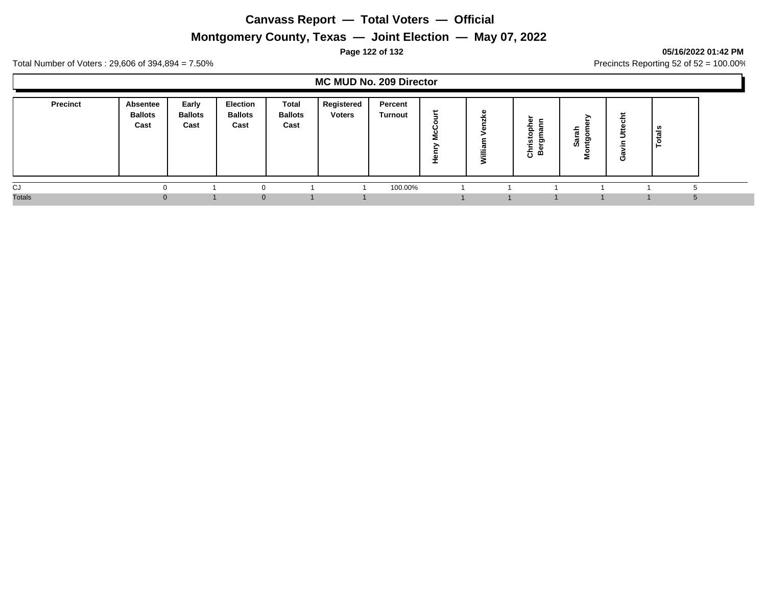# Canvass Report — Total Voters — Official

## Montgomery County, Texas — Joint Election — May 07, 2022

**05/16/2022 01:42 PM**

Total Number of Voters : 29,606 of 394,894 = 7.50%

Precincts Reporting 52 of 52 = 100.00%

### MC MUD No. 209 Director

| Precinct | Absentee Ballots Cast | Early Ballots Cast | Election Ballots Cast | Total Ballots Cast | Registered Voters | Percent Turnout | Henry McCourt | William Venzke | Christopher Bergmann | Sarah Montgomery | Gavin Uttecht | Totals |
|---|---|---|---|---|---|---|---|---|---|---|---|---|
| CJ | 0 | 1 | 0 | 1 | 1 | 100.00% | 1 | 1 | 1 | 1 | 1 | 5 |
| Totals | 0 | 1 | 0 | 1 | 1 | | 1 | 1 | 1 | 1 | 1 | 5 |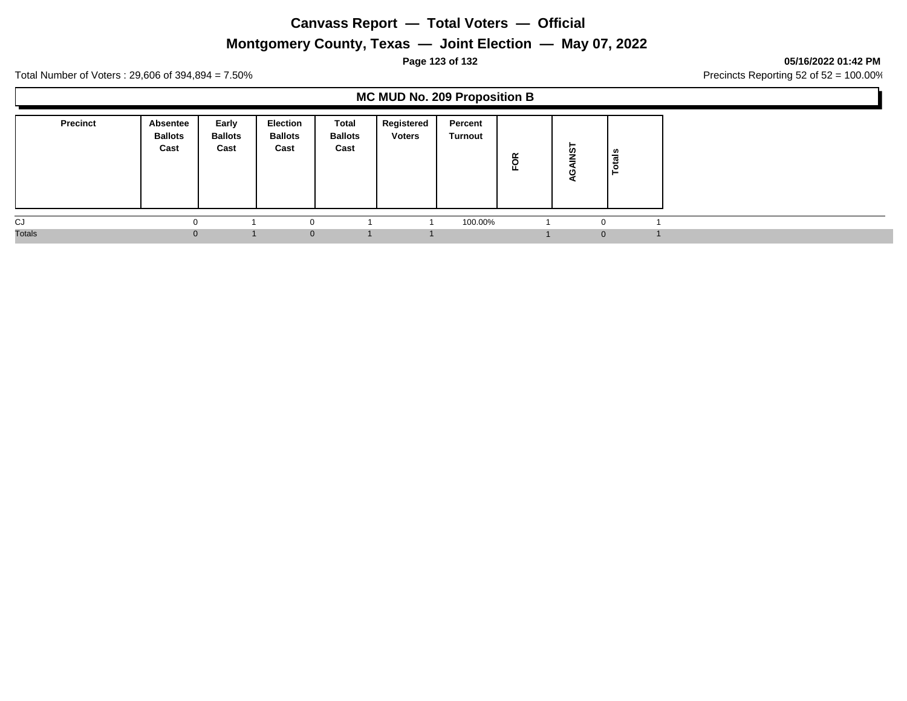# Canvass Report — Total Voters — Official

## Montgomery County, Texas — Joint Election — May 07, 2022

**05/16/2022 01:42 PM**

Total Number of Voters : 29,606 of 394,894 = 7.50%

Precincts Reporting 52 of 52 = 100.00%

### MC MUD No. 209 Proposition B

| Precinct | Absentee Ballots Cast | Early Ballots Cast | Election Ballots Cast | Total Ballots Cast | Registered Voters | Percent Turnout | FOR | AGAINST | Totals |
|---|---|---|---|---|---|---|---|---|---|
| CJ | 0 | 1 | 0 | 1 | 1 | 100.00% | 1 | 0 | 1 |
| Totals | 0 | 1 | 0 | 1 | 1 | | 1 | 0 | 1 |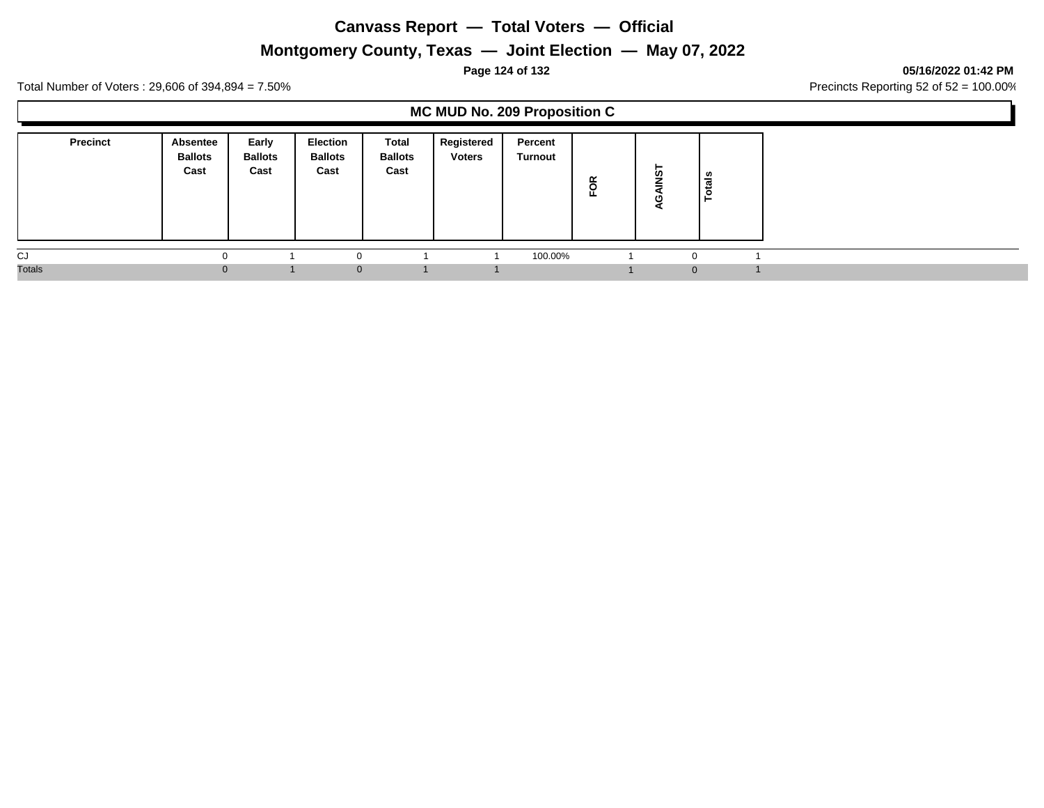# Canvass Report — Total Voters — Official

## Montgomery County, Texas — Joint Election — May 07, 2022

05/16/2022 01:42 PM

Total Number of Voters : 29,606 of 394,894 = 7.50%

Precincts Reporting 52 of 52 = 100.00%

### MC MUD No. 209 Proposition C

| Precinct | Absentee Ballots Cast | Early Ballots Cast | Election Ballots Cast | Total Ballots Cast | Registered Voters | Percent Turnout | FOR | AGAINST | Totals |
|---|---|---|---|---|---|---|---|---|---|
| CJ | 0 | 1 | 0 | 1 | 1 | 100.00% | 1 | 0 | 1 |
| Totals | 0 | 1 | 0 | 1 | 1 | | 1 | 0 | 1 |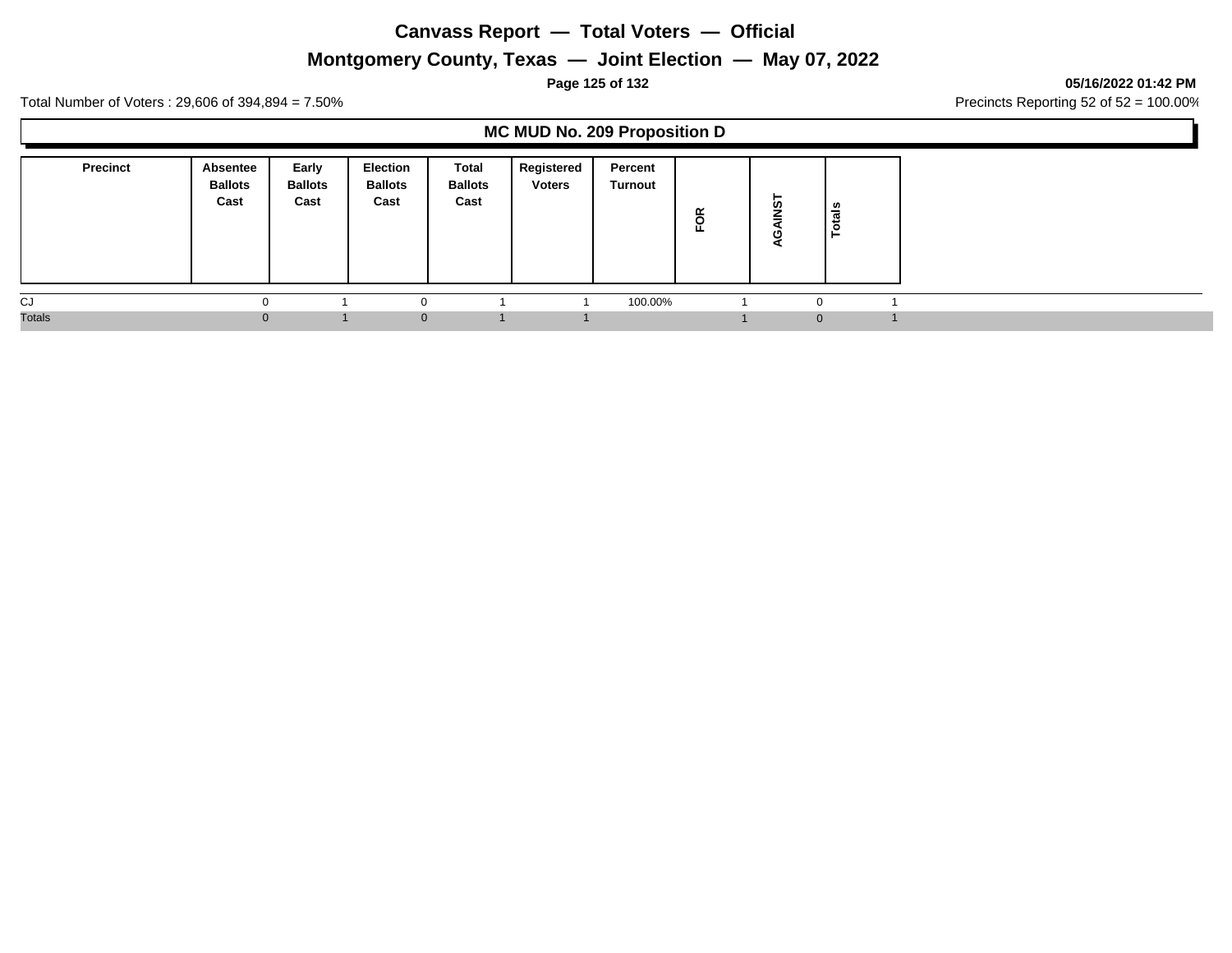# Canvass Report — Total Voters — Official

## Montgomery County, Texas — Joint Election — May 07, 2022

05/16/2022 01:42 PM

Total Number of Voters : 29,606 of 394,894 = 7.50%

Precincts Reporting 52 of 52 = 100.00%

### MC MUD No. 209 Proposition D

| Precinct | Absentee Ballots Cast | Early Ballots Cast | Election Ballots Cast | Total Ballots Cast | Registered Voters | Percent Turnout | FOR | AGAINST | Totals |
|---|---|---|---|---|---|---|---|---|---|
| CJ | 0 | 1 | 0 | 1 | 1 | 100.00% | 1 | 0 | 1 |
| Totals | 0 | 1 | 0 | 1 | 1 | | 1 | 0 | 1 |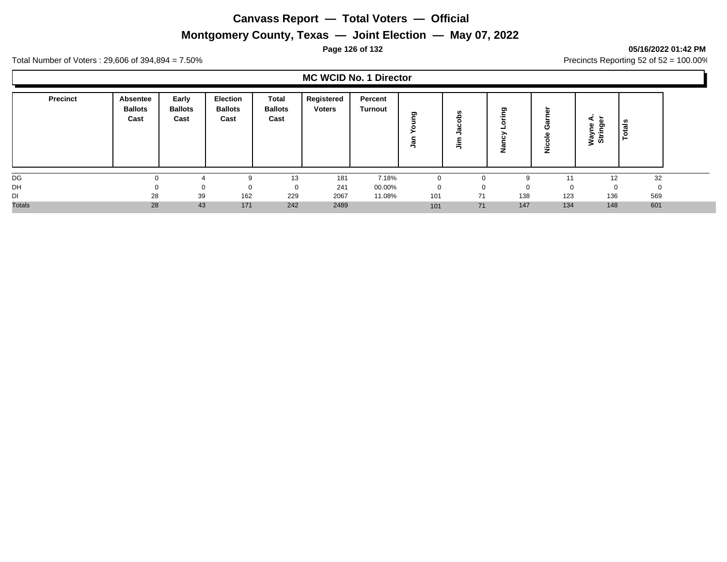# Canvass Report — Total Voters — Official

## Montgomery County, Texas — Joint Election — May 07, 2022

**05/16/2022 01:42 PM**

Total Number of Voters : 29,606 of 394,894 = 7.50%

Precincts Reporting 52 of 52 = 100.00%

### MC WCID No. 1 Director

| Precinct | Absentee Ballots Cast | Early Ballots Cast | Election Ballots Cast | Total Ballots Cast | Registered Voters | Percent Turnout | Jan Young | Jim Jacobs | Nancy Loring | Nicole Garner | Wayne A. Stringer | Totals |
|---|---|---|---|---|---|---|---|---|---|---|---|---|
| DG | 0 | 4 | 9 | 13 | 181 | 7.18% | 0 | 0 | 9 | 11 | 12 | 32 |
| DH | 0 | 0 | 0 | 0 | 241 | 00.00% | 0 | 0 | 0 | 0 | 0 | 0 |
| DI | 28 | 39 | 162 | 229 | 2067 | 11.08% | 101 | 71 | 138 | 123 | 136 | 569 |
| Totals | 28 | 43 | 171 | 242 | 2489 | | 101 | 71 | 147 | 134 | 148 | 601 |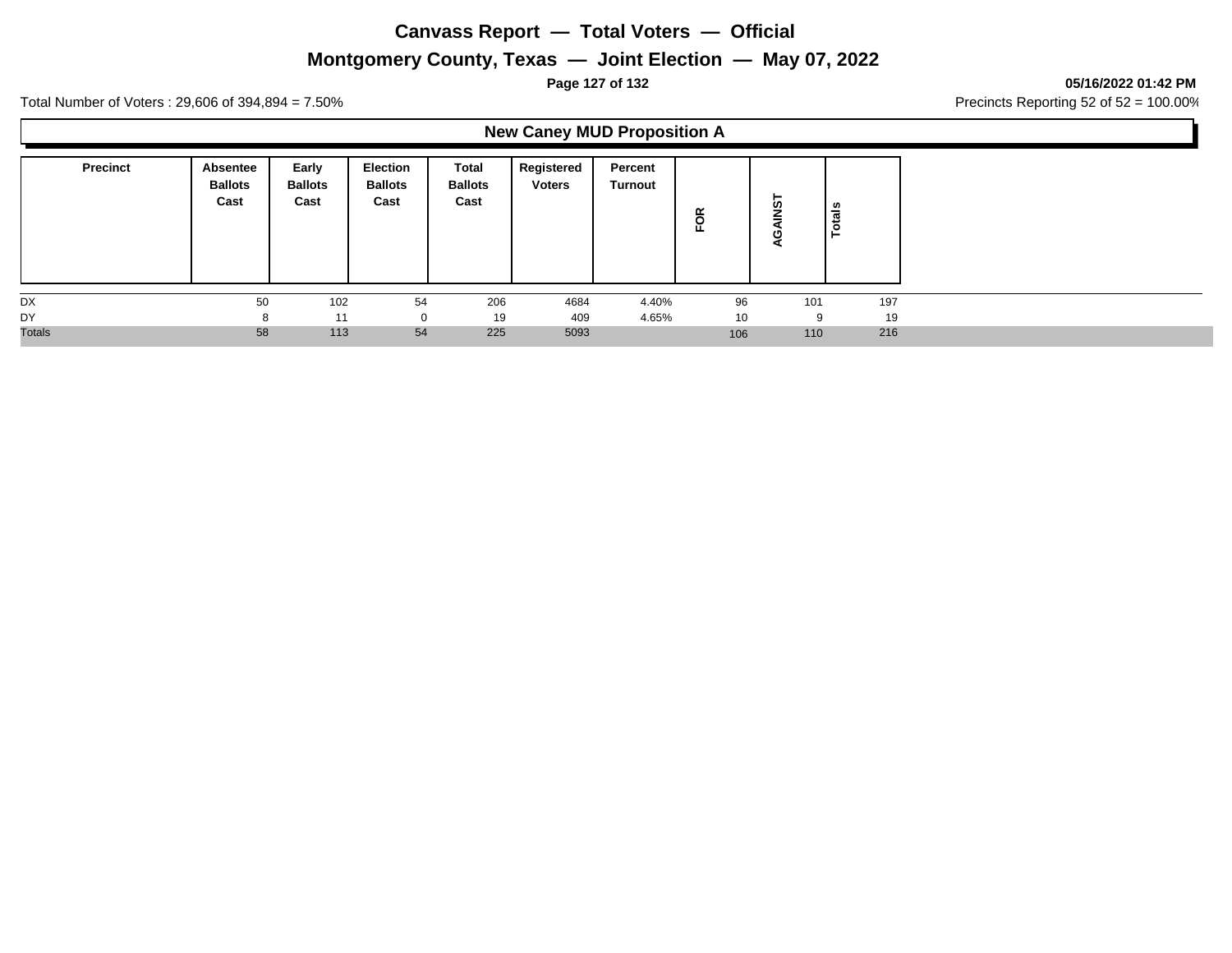# Canvass Report — Total Voters — Official

## Montgomery County, Texas — Joint Election — May 07, 2022

**05/16/2022 01:42 PM**

Total Number of Voters : 29,606 of 394,894 = 7.50%

Precincts Reporting 52 of 52 = 100.00%

### New Caney MUD Proposition A

| Precinct | Absentee Ballots Cast | Early Ballots Cast | Election Ballots Cast | Total Ballots Cast | Registered Voters | Percent Turnout | FOR | AGAINST | Totals |
|---|---|---|---|---|---|---|---|---|---|
| DX | 50 | 102 | 54 | 206 | 4684 | 4.40% | 96 | 101 | 197 |
| DY | 8 | 11 | 0 | 19 | 409 | 4.65% | 10 | 9 | 19 |
| Totals | 58 | 113 | 54 | 225 | 5093 | | 106 | 110 | 216 |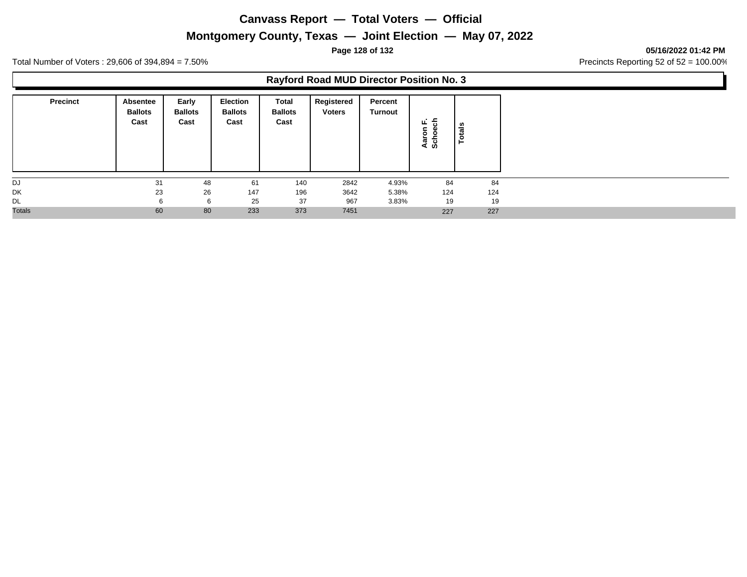# Canvass Report — Total Voters — Official

## Montgomery County, Texas — Joint Election — May 07, 2022

**05/16/2022 01:42 PM**

Total Number of Voters : 29,606 of 394,894 = 7.50%

Precincts Reporting 52 of 52 = 100.00%

### Rayford Road MUD Director Position No. 3

| Precinct | Absentee Ballots Cast | Early Ballots Cast | Election Ballots Cast | Total Ballots Cast | Registered Voters | Percent Turnout | Aaron F. Schoech | Totals |
|---|---|---|---|---|---|---|---|---|
| DJ | 31 | 48 | 61 | 140 | 2842 | 4.93% | 84 | 84 |
| DK | 23 | 26 | 147 | 196 | 3642 | 5.38% | 124 | 124 |
| DL | 6 | 6 | 25 | 37 | 967 | 3.83% | 19 | 19 |
| Totals | 60 | 80 | 233 | 373 | 7451 | | 227 | 227 |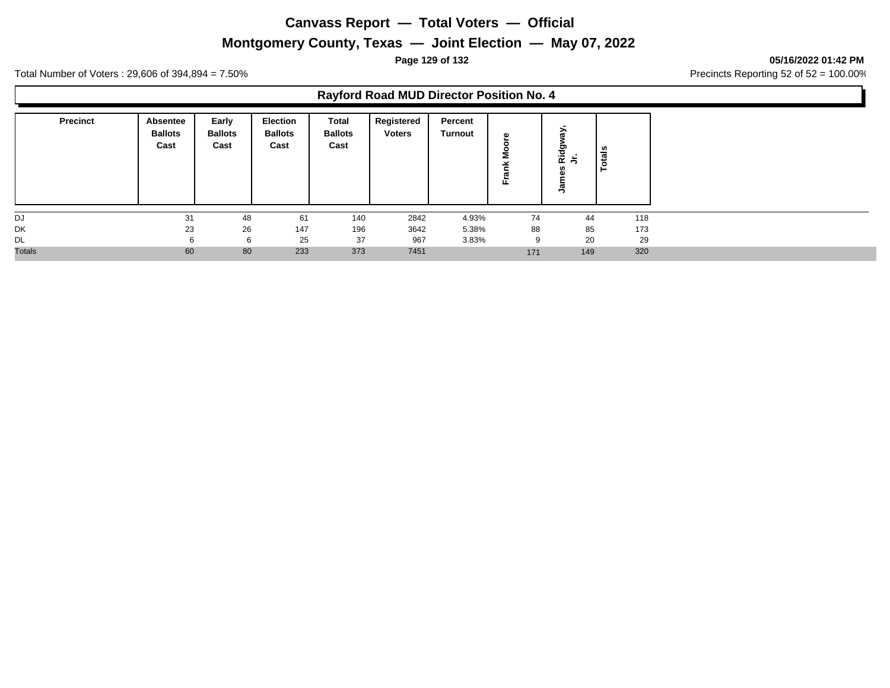# Canvass Report — Total Voters — Official

## Montgomery County, Texas — Joint Election — May 07, 2022

Total Number of Voters : 29,606 of 394,894 = 7.50%

Precincts Reporting 52 of 52 = 100.00%

### Rayford Road MUD Director Position No. 4

| Precinct | Absentee Ballots Cast | Early Ballots Cast | Election Ballots Cast | Total Ballots Cast | Registered Voters | Percent Turnout | Frank Moore | James Ridgway, Jr. | Totals |
|---|---|---|---|---|---|---|---|---|---|
| DJ | 31 | 48 | 61 | 140 | 2842 | 4.93% | 74 | 44 | 118 |
| DK | 23 | 26 | 147 | 196 | 3642 | 5.38% | 88 | 85 | 173 |
| DL | 6 | 6 | 25 | 37 | 967 | 3.83% | 9 | 20 | 29 |
| Totals | 60 | 80 | 233 | 373 | 7451 | | 171 | 149 | 320 |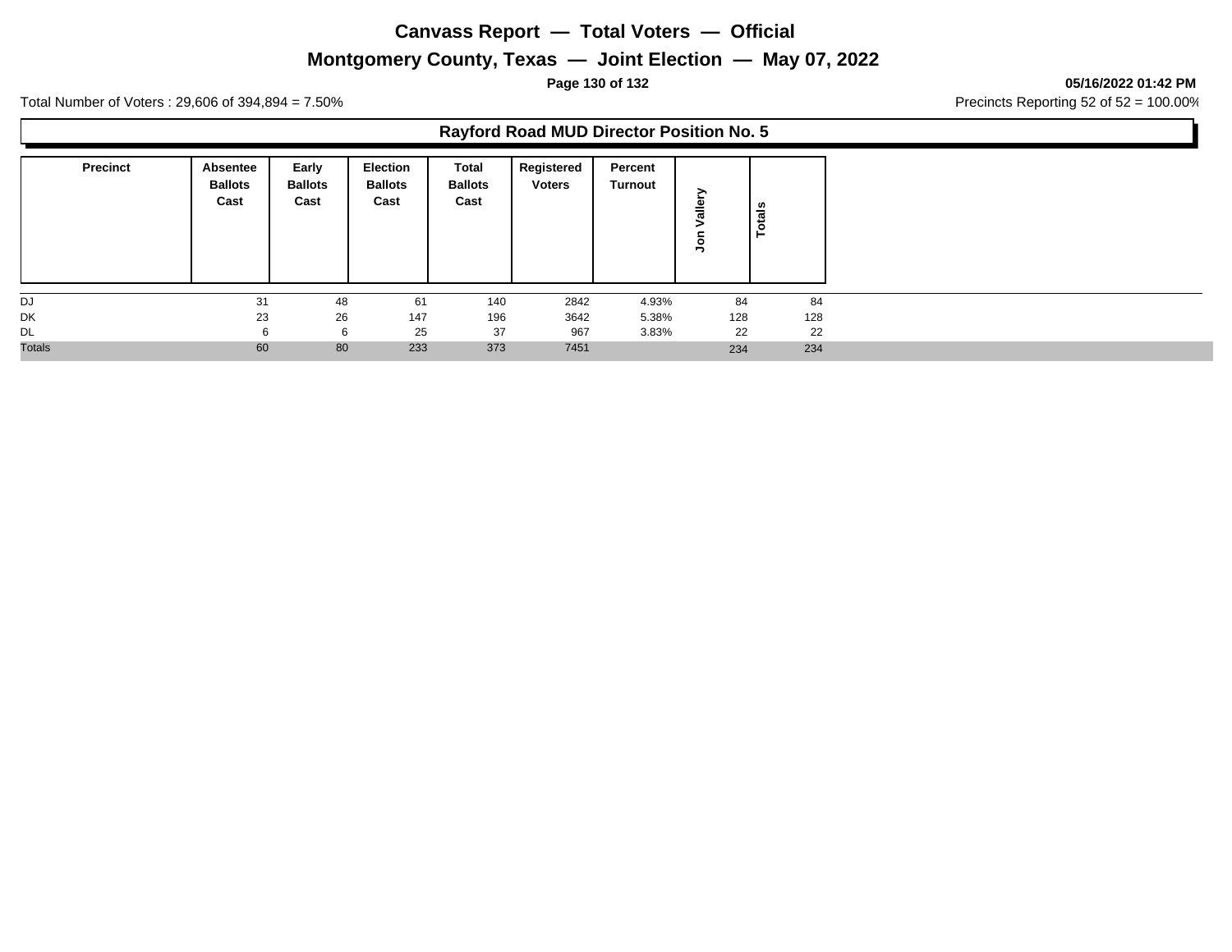# Canvass Report — Total Voters — Official

## Montgomery County, Texas — Joint Election — May 07, 2022

05/16/2022 01:42 PM

Total Number of Voters : 29,606 of 394,894 = 7.50%

Precincts Reporting 52 of 52 = 100.00%

### Rayford Road MUD Director Position No. 5

| Precinct | Absentee Ballots Cast | Early Ballots Cast | Election Ballots Cast | Total Ballots Cast | Registered Voters | Percent Turnout | Jon Vallery | Totals |
|---|---|---|---|---|---|---|---|---|
| DJ | 31 | 48 | 61 | 140 | 2842 | 4.93% | 84 | 84 |
| DK | 23 | 26 | 147 | 196 | 3642 | 5.38% | 128 | 128 |
| DL | 6 | 6 | 25 | 37 | 967 | 3.83% | 22 | 22 |
| Totals | 60 | 80 | 233 | 373 | 7451 | | 234 | 234 |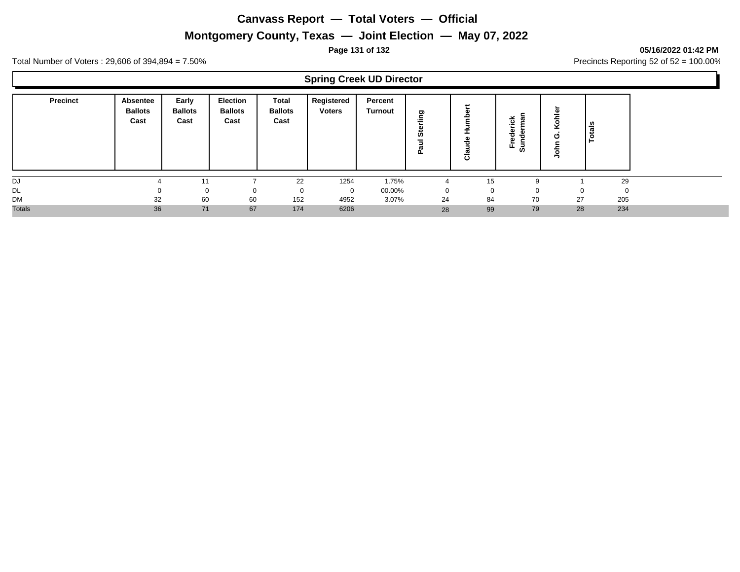# Canvass Report — Total Voters — Official

## Montgomery County, Texas — Joint Election — May 07, 2022

**05/16/2022 01:42 PM**

Total Number of Voters : 29,606 of 394,894 = 7.50%

Precincts Reporting 52 of 52 = 100.00%

### Spring Creek UD Director

| Precinct | Absentee Ballots Cast | Early Ballots Cast | Election Ballots Cast | Total Ballots Cast | Registered Voters | Percent Turnout | Paul Sterling | Claude Humbert | Frederick Sunderman | John G. Kohler | Totals |
|---|---|---|---|---|---|---|---|---|---|---|---|
| DJ | 4 | 11 | 7 | 22 | 1254 | 1.75% | 4 | 15 | 9 | 1 | 29 |
| DL | 0 | 0 | 0 | 0 | 0 | 00.00% | 0 | 0 | 0 | 0 | 0 |
| DM | 32 | 60 | 60 | 152 | 4952 | 3.07% | 24 | 84 | 70 | 27 | 205 |
| Totals | 36 | 71 | 67 | 174 | 6206 | | 28 | 99 | 79 | 28 | 234 |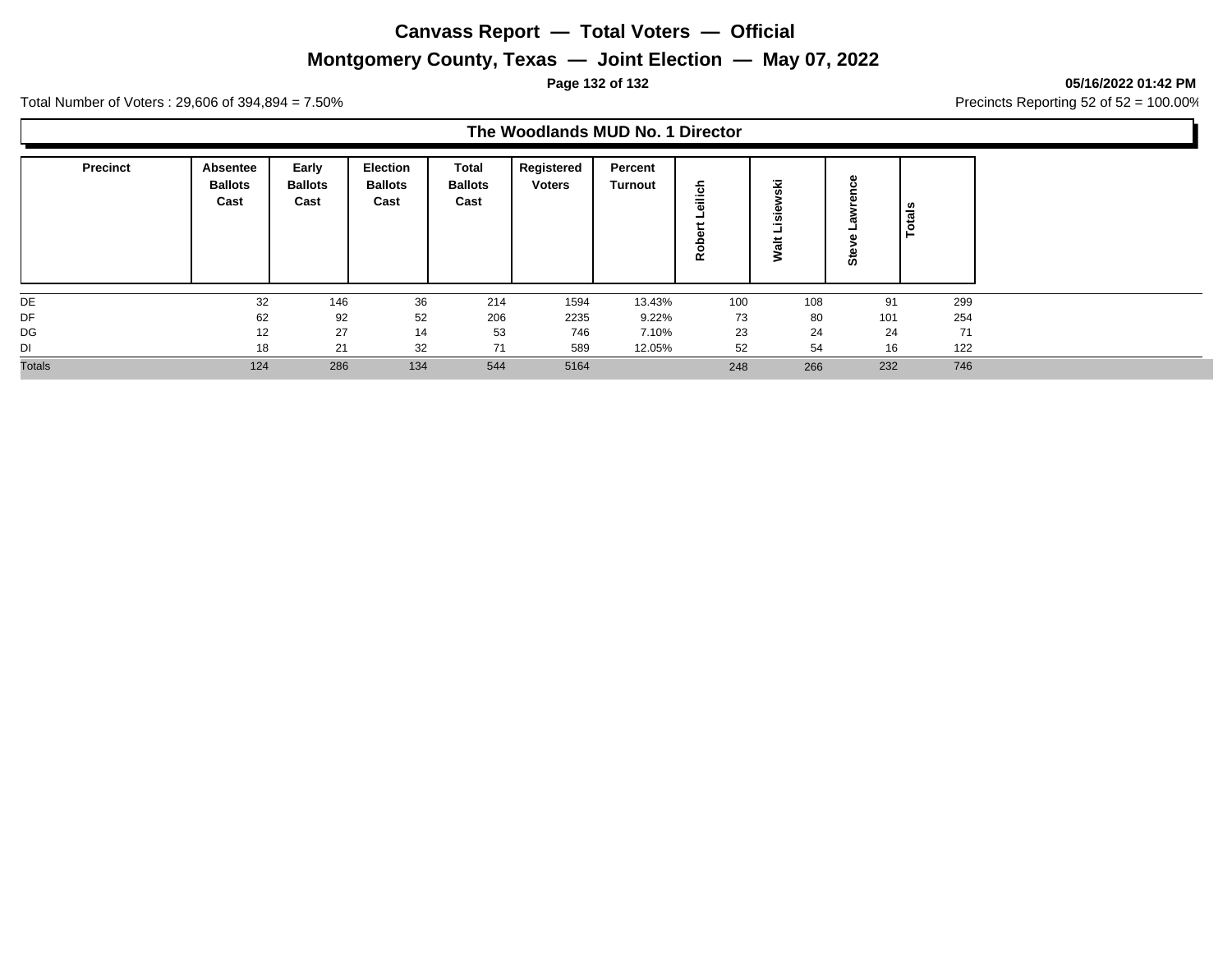# Canvass Report — Total Voters — Official

## Montgomery County, Texas — Joint Election — May 07, 2022

**05/16/2022 01:42 PM**

Total Number of Voters : 29,606 of 394,894 = 7.50%

Precincts Reporting 52 of 52 = 100.00%

### The Woodlands MUD No. 1 Director

| Precinct | Absentee Ballots Cast | Early Ballots Cast | Election Ballots Cast | Total Ballots Cast | Registered Voters | Percent Turnout | Robert Leilich | Walt Lisiewski | Steve Lawrence | Totals |
|---|---|---|---|---|---|---|---|---|---|---|
| DE | 32 | 146 | 36 | 214 | 1594 | 13.43% | 100 | 108 | 91 | 299 |
| DF | 62 | 92 | 52 | 206 | 2235 | 9.22% | 73 | 80 | 101 | 254 |
| DG | 12 | 27 | 14 | 53 | 746 | 7.10% | 23 | 24 | 24 | 71 |
| DI | 18 | 21 | 32 | 71 | 589 | 12.05% | 52 | 54 | 16 | 122 |
| Totals | 124 | 286 | 134 | 544 | 5164 | | 248 | 266 | 232 | 746 |